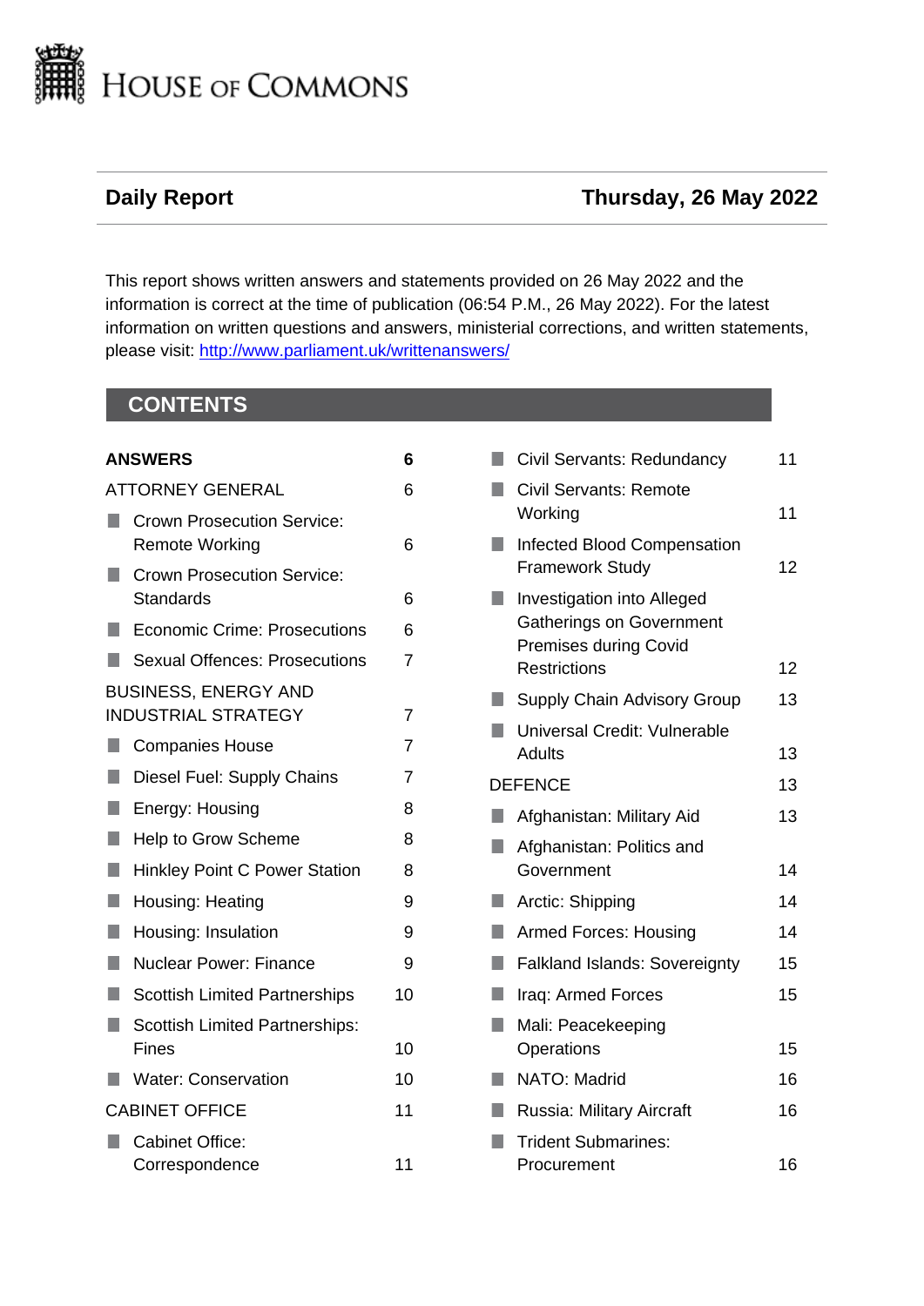# House of Commons

**Daily Report** | **Thursday, 26 May 2022**

This report shows written answers and statements provided on 26 May 2022 and the information is correct at the time of publication (06:54 P.M., 26 May 2022). For the latest information on written questions and answers, ministerial corrections, and written statements, please visit: http://www.parliament.uk/writtenanswers/

## CONTENTS

| | |
|---|---|
| **ANSWERS** | **6** |
| ATTORNEY GENERAL | 6 |
| Crown Prosecution Service: Remote Working | 6 |
| Crown Prosecution Service: Standards | 6 |
| Economic Crime: Prosecutions | 6 |
| Sexual Offences: Prosecutions | 7 |
| BUSINESS, ENERGY AND INDUSTRIAL STRATEGY | 7 |
| Companies House | 7 |
| Diesel Fuel: Supply Chains | 7 |
| Energy: Housing | 8 |
| Help to Grow Scheme | 8 |
| Hinkley Point C Power Station | 8 |
| Housing: Heating | 9 |
| Housing: Insulation | 9 |
| Nuclear Power: Finance | 9 |
| Scottish Limited Partnerships | 10 |
| Scottish Limited Partnerships: Fines | 10 |
| Water: Conservation | 10 |
| CABINET OFFICE | 11 |
| Cabinet Office: Correspondence | 11 |
| Civil Servants: Redundancy | 11 |
| Civil Servants: Remote Working | 11 |
| Infected Blood Compensation Framework Study | 12 |
| Investigation into Alleged Gatherings on Government Premises during Covid Restrictions | 12 |
| Supply Chain Advisory Group | 13 |
| Universal Credit: Vulnerable Adults | 13 |
| DEFENCE | 13 |
| Afghanistan: Military Aid | 13 |
| Afghanistan: Politics and Government | 14 |
| Arctic: Shipping | 14 |
| Armed Forces: Housing | 14 |
| Falkland Islands: Sovereignty | 15 |
| Iraq: Armed Forces | 15 |
| Mali: Peacekeeping Operations | 15 |
| NATO: Madrid | 16 |
| Russia: Military Aircraft | 16 |
| Trident Submarines: Procurement | 16 |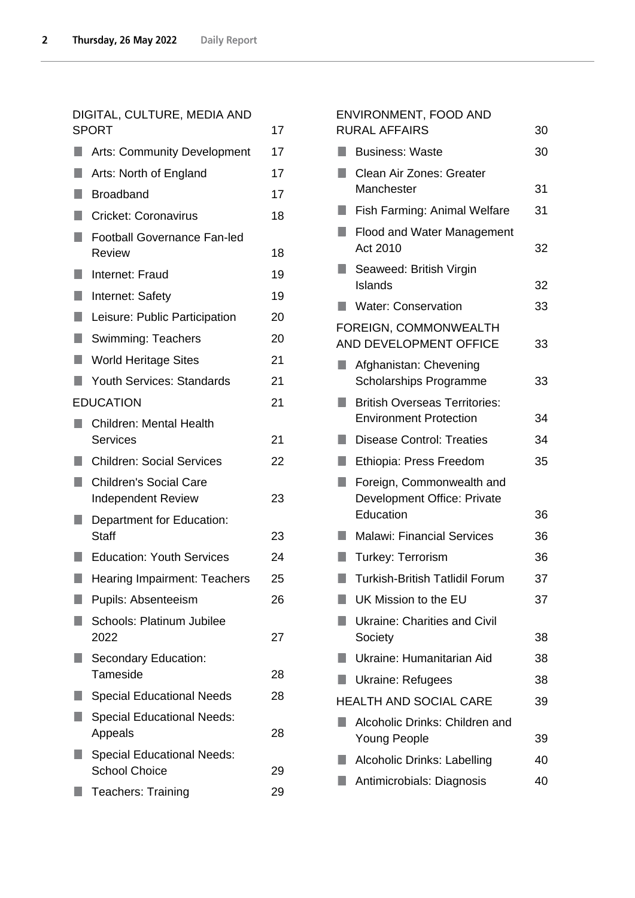DIGITAL, CULTURE, MEDIA AND SPORT 17

- Arts: Community Development 17
- Arts: North of England 17
- Broadband 17
- Cricket: Coronavirus 18
- Football Governance Fan-led Review 18
- Internet: Fraud 19
- Internet: Safety 19
- Leisure: Public Participation 20
- Swimming: Teachers 20
- World Heritage Sites 21
- Youth Services: Standards 21

EDUCATION 21

- Children: Mental Health Services 21
- Children: Social Services 22
- Children's Social Care Independent Review 23
- Department for Education: Staff 23
- Education: Youth Services 24
- Hearing Impairment: Teachers 25
- Pupils: Absenteeism 26
- Schools: Platinum Jubilee 2022 27
- Secondary Education: Tameside 28
- Special Educational Needs 28
- Special Educational Needs: Appeals 28
- Special Educational Needs: School Choice 29
- Teachers: Training 29

ENVIRONMENT, FOOD AND RURAL AFFAIRS 30

- Business: Waste 30
- Clean Air Zones: Greater Manchester 31
- Fish Farming: Animal Welfare 31
- Flood and Water Management Act 2010 32
- Seaweed: British Virgin Islands 32
- Water: Conservation 33

FOREIGN, COMMONWEALTH AND DEVELOPMENT OFFICE 33

- Afghanistan: Chevening Scholarships Programme 33
- British Overseas Territories: Environment Protection 34
- Disease Control: Treaties 34
- Ethiopia: Press Freedom 35
- Foreign, Commonwealth and Development Office: Private Education 36
- Malawi: Financial Services 36
- Turkey: Terrorism 36
- Turkish-British Tatlidil Forum 37
- UK Mission to the EU 37
- Ukraine: Charities and Civil Society 38
- Ukraine: Humanitarian Aid 38
- Ukraine: Refugees 38

HEALTH AND SOCIAL CARE 39

- Alcoholic Drinks: Children and Young People 39
- Alcoholic Drinks: Labelling 40
- Antimicrobials: Diagnosis 40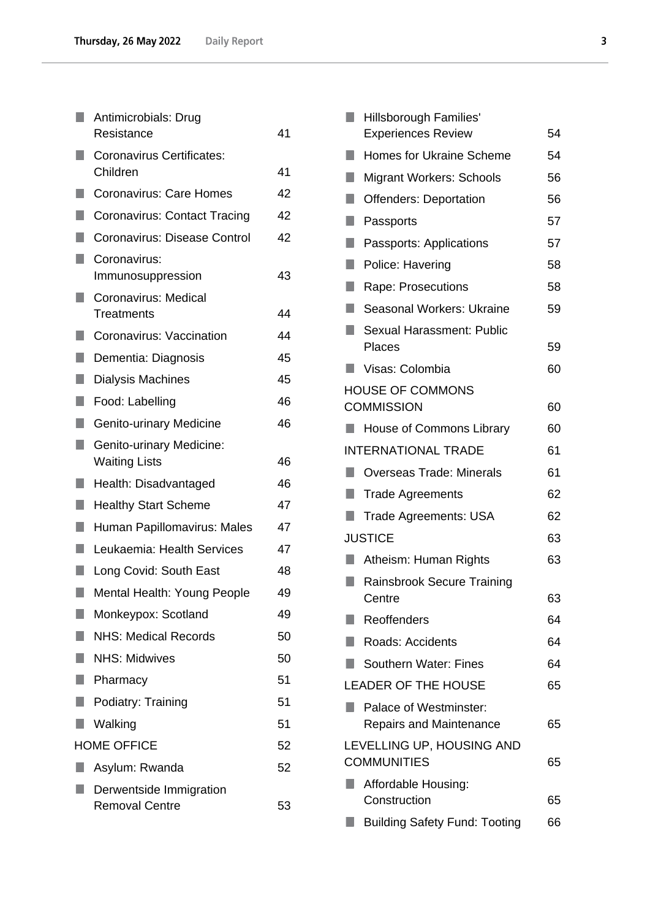- Antimicrobials: Drug Resistance 41
- Coronavirus Certificates: Children 41
- Coronavirus: Care Homes 42
- Coronavirus: Contact Tracing 42
- Coronavirus: Disease Control 42
- Coronavirus: Immunosuppression 43
- Coronavirus: Medical Treatments 44
- Coronavirus: Vaccination 44
- Dementia: Diagnosis 45
- Dialysis Machines 45
- Food: Labelling 46
- Genito-urinary Medicine 46
- Genito-urinary Medicine: Waiting Lists 46
- Health: Disadvantaged 46
- Healthy Start Scheme 47
- Human Papillomavirus: Males 47
- Leukaemia: Health Services 47
- Long Covid: South East 48
- Mental Health: Young People 49
- Monkeypox: Scotland 49
- NHS: Medical Records 50
- NHS: Midwives 50
- Pharmacy 51
- Podiatry: Training 51
- Walking 51

HOME OFFICE 52

- Asylum: Rwanda 52
- Derwentside Immigration Removal Centre 53
- Hillsborough Families' Experiences Review 54
- Homes for Ukraine Scheme 54
- Migrant Workers: Schools 56
- Offenders: Deportation 56
- Passports 57
- Passports: Applications 57
- Police: Havering 58
- Rape: Prosecutions 58
- Seasonal Workers: Ukraine 59
- Sexual Harassment: Public Places 59
- Visas: Colombia 60

HOUSE OF COMMONS COMMISSION 60

- House of Commons Library 60

INTERNATIONAL TRADE 61

- Overseas Trade: Minerals 61
- Trade Agreements 62
- Trade Agreements: USA 62

JUSTICE 63

- Atheism: Human Rights 63
- Rainsbrook Secure Training Centre 63
- Reoffenders 64
- Roads: Accidents 64
- Southern Water: Fines 64

LEADER OF THE HOUSE 65

- Palace of Westminster: Repairs and Maintenance 65

LEVELLING UP, HOUSING AND COMMUNITIES 65

- Affordable Housing: Construction 65
- Building Safety Fund: Tooting 66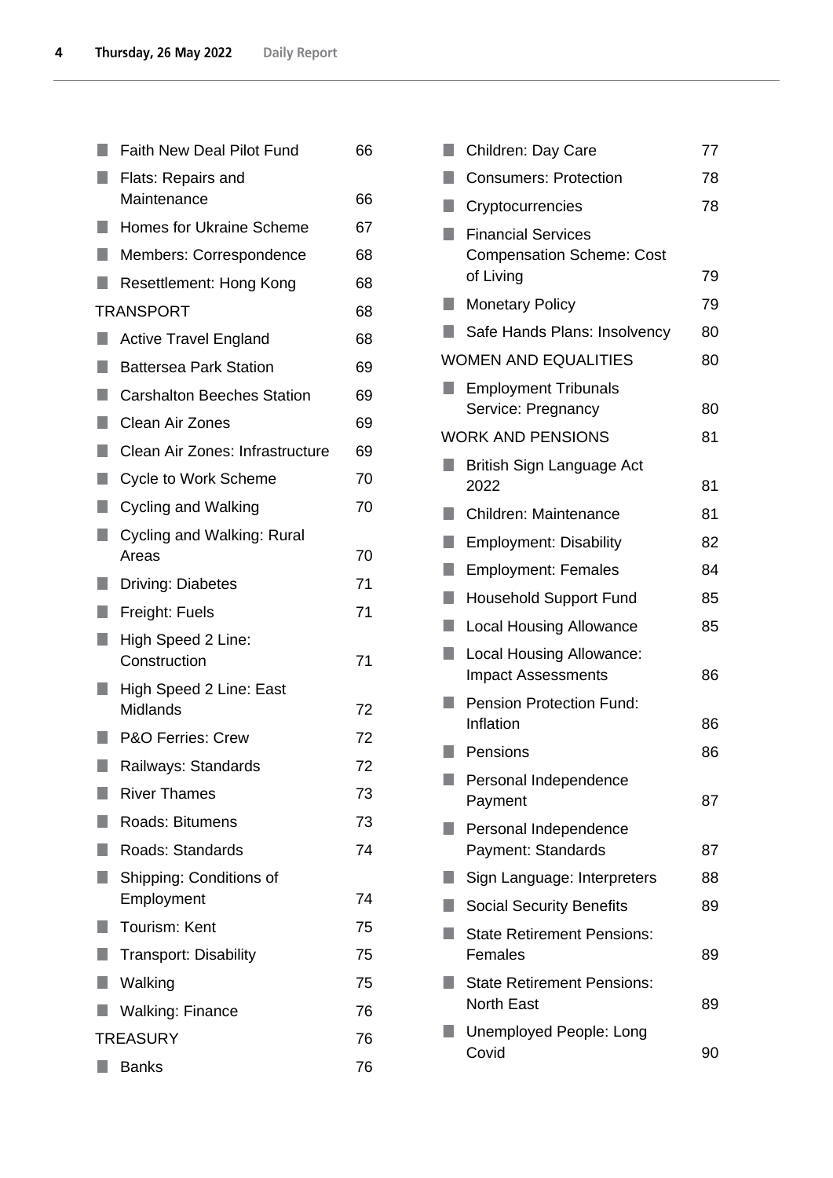- Faith New Deal Pilot Fund 66
- Flats: Repairs and Maintenance 66
- Homes for Ukraine Scheme 67
- Members: Correspondence 68
- Resettlement: Hong Kong 68

TRANSPORT 68

- Active Travel England 68
- Battersea Park Station 69
- Carshalton Beeches Station 69
- Clean Air Zones 69
- Clean Air Zones: Infrastructure 69
- Cycle to Work Scheme 70
- Cycling and Walking 70
- Cycling and Walking: Rural Areas 70
- Driving: Diabetes 71
- Freight: Fuels 71
- High Speed 2 Line: Construction 71
- High Speed 2 Line: East Midlands 72
- P&O Ferries: Crew 72
- Railways: Standards 72
- River Thames 73
- Roads: Bitumens 73
- Roads: Standards 74
- Shipping: Conditions of Employment 74
- Tourism: Kent 75
- Transport: Disability 75
- Walking 75
- Walking: Finance 76

TREASURY 76

- Banks 76
- Children: Day Care 77
- Consumers: Protection 78
- Cryptocurrencies 78
- Financial Services Compensation Scheme: Cost of Living 79
- Monetary Policy 79
- Safe Hands Plans: Insolvency 80

WOMEN AND EQUALITIES 80

- Employment Tribunals Service: Pregnancy 80

WORK AND PENSIONS 81

- British Sign Language Act 2022 81
- Children: Maintenance 81
- Employment: Disability 82
- Employment: Females 84
- Household Support Fund 85
- Local Housing Allowance 85
- Local Housing Allowance: Impact Assessments 86
- Pension Protection Fund: Inflation 86
- Pensions 86
- Personal Independence Payment 87
- Personal Independence Payment: Standards 87
- Sign Language: Interpreters 88
- Social Security Benefits 89
- State Retirement Pensions: Females 89
- State Retirement Pensions: North East 89
- Unemployed People: Long Covid 90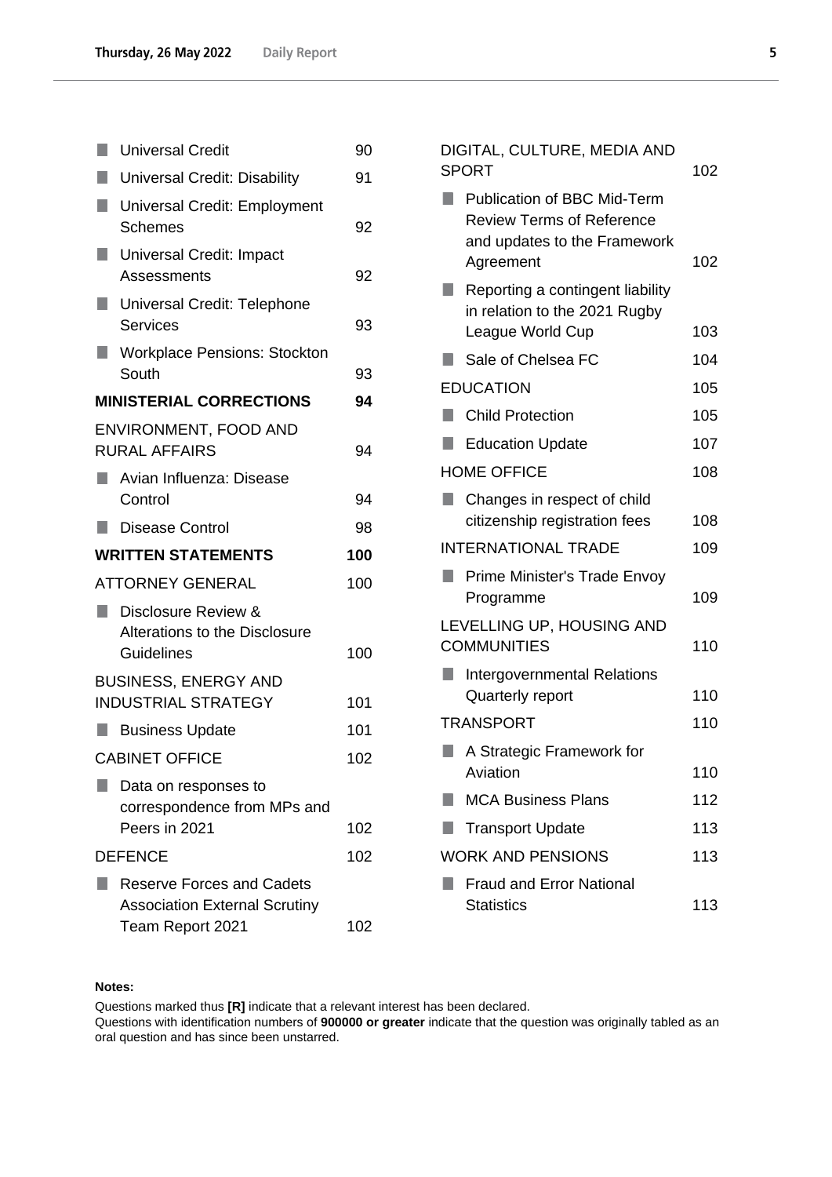- Universal Credit 90
- Universal Credit: Disability 91
- Universal Credit: Employment Schemes 92
- Universal Credit: Impact Assessments 92
- Universal Credit: Telephone Services 93
- Workplace Pensions: Stockton South 93

**MINISTERIAL CORRECTIONS 94**

ENVIRONMENT, FOOD AND RURAL AFFAIRS 94

- Avian Influenza: Disease Control 94
- Disease Control 98

**WRITTEN STATEMENTS 100**

ATTORNEY GENERAL 100

- Disclosure Review & Alterations to the Disclosure Guidelines 100

BUSINESS, ENERGY AND INDUSTRIAL STRATEGY 101

- Business Update 101

CABINET OFFICE 102

- Data on responses to correspondence from MPs and Peers in 2021 102

DEFENCE 102

- Reserve Forces and Cadets Association External Scrutiny Team Report 2021 102

DIGITAL, CULTURE, MEDIA AND SPORT 102

- Publication of BBC Mid-Term Review Terms of Reference and updates to the Framework Agreement 102
- Reporting a contingent liability in relation to the 2021 Rugby League World Cup 103
- Sale of Chelsea FC 104

EDUCATION 105

- Child Protection 105
- Education Update 107

HOME OFFICE 108

- Changes in respect of child citizenship registration fees 108

INTERNATIONAL TRADE 109

- Prime Minister's Trade Envoy Programme 109

LEVELLING UP, HOUSING AND COMMUNITIES 110

- Intergovernmental Relations Quarterly report 110

TRANSPORT 110

- A Strategic Framework for Aviation 110
- MCA Business Plans 112
- Transport Update 113

WORK AND PENSIONS 113

- Fraud and Error National Statistics 113

**Notes:**

Questions marked thus **[R]** indicate that a relevant interest has been declared.

Questions with identification numbers of **900000 or greater** indicate that the question was originally tabled as an oral question and has since been unstarred.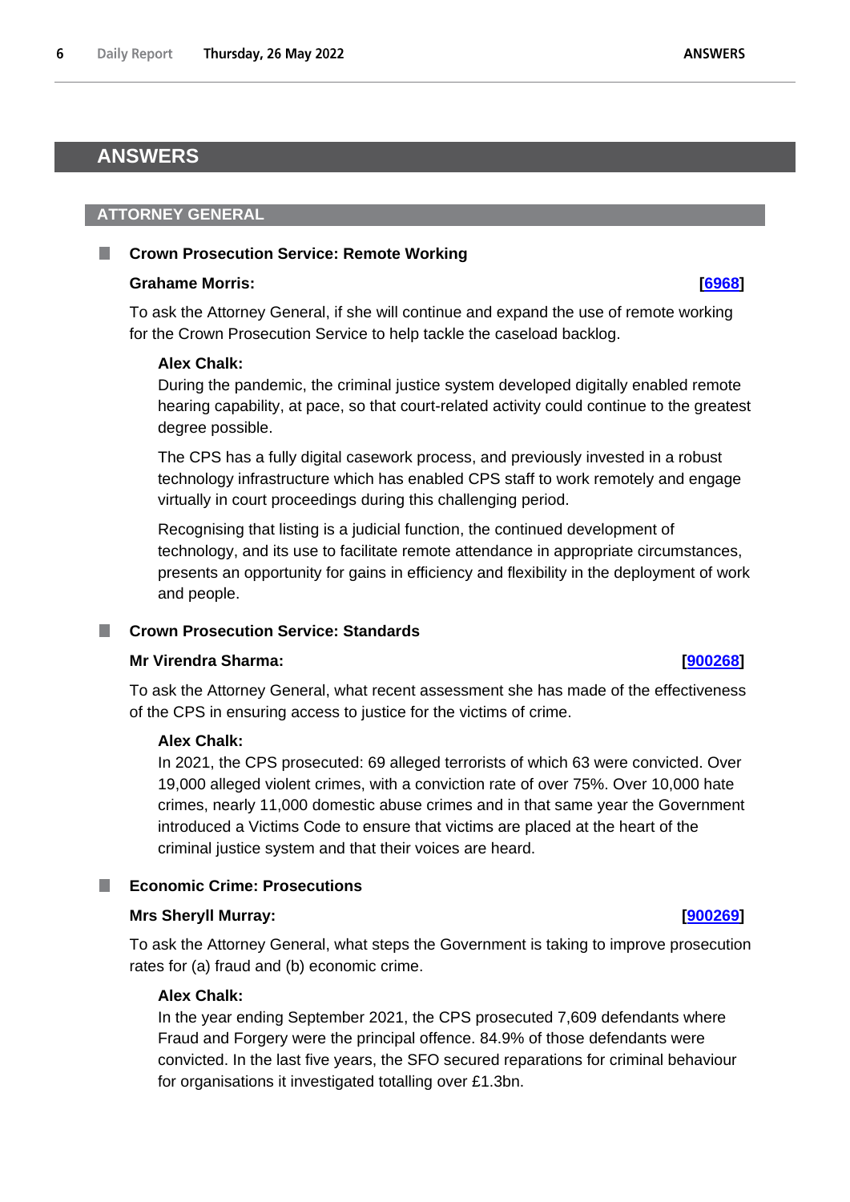# ANSWERS

## ATTORNEY GENERAL

### Crown Prosecution Service: Remote Working

**Grahame Morris:** **[6968]**

To ask the Attorney General, if she will continue and expand the use of remote working for the Crown Prosecution Service to help tackle the caseload backlog.

**Alex Chalk:**

During the pandemic, the criminal justice system developed digitally enabled remote hearing capability, at pace, so that court-related activity could continue to the greatest degree possible.

The CPS has a fully digital casework process, and previously invested in a robust technology infrastructure which has enabled CPS staff to work remotely and engage virtually in court proceedings during this challenging period.

Recognising that listing is a judicial function, the continued development of technology, and its use to facilitate remote attendance in appropriate circumstances, presents an opportunity for gains in efficiency and flexibility in the deployment of work and people.

### Crown Prosecution Service: Standards

**Mr Virendra Sharma:** **[900268]**

To ask the Attorney General, what recent assessment she has made of the effectiveness of the CPS in ensuring access to justice for the victims of crime.

**Alex Chalk:**

In 2021, the CPS prosecuted: 69 alleged terrorists of which 63 were convicted. Over 19,000 alleged violent crimes, with a conviction rate of over 75%. Over 10,000 hate crimes, nearly 11,000 domestic abuse crimes and in that same year the Government introduced a Victims Code to ensure that victims are placed at the heart of the criminal justice system and that their voices are heard.

### Economic Crime: Prosecutions

**Mrs Sheryll Murray:** **[900269]**

To ask the Attorney General, what steps the Government is taking to improve prosecution rates for (a) fraud and (b) economic crime.

**Alex Chalk:**

In the year ending September 2021, the CPS prosecuted 7,609 defendants where Fraud and Forgery were the principal offence. 84.9% of those defendants were convicted. In the last five years, the SFO secured reparations for criminal behaviour for organisations it investigated totalling over £1.3bn.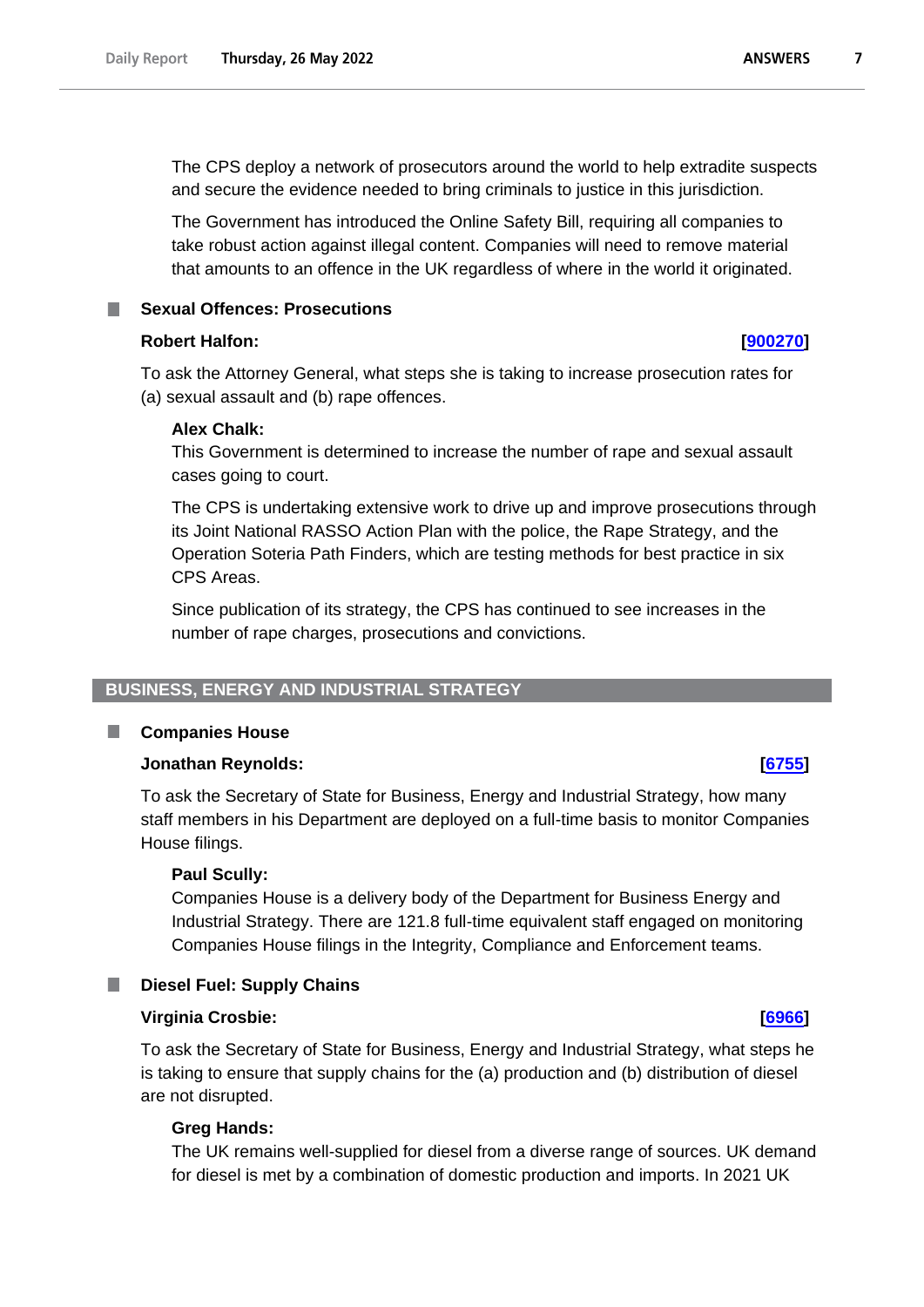The CPS deploy a network of prosecutors around the world to help extradite suspects and secure the evidence needed to bring criminals to justice in this jurisdiction.

The Government has introduced the Online Safety Bill, requiring all companies to take robust action against illegal content. Companies will need to remove material that amounts to an offence in the UK regardless of where in the world it originated.

### Sexual Offences: Prosecutions

**Robert Halfon:** **[900270]**

To ask the Attorney General, what steps she is taking to increase prosecution rates for (a) sexual assault and (b) rape offences.

**Alex Chalk:**

This Government is determined to increase the number of rape and sexual assault cases going to court.

The CPS is undertaking extensive work to drive up and improve prosecutions through its Joint National RASSO Action Plan with the police, the Rape Strategy, and the Operation Soteria Path Finders, which are testing methods for best practice in six CPS Areas.

Since publication of its strategy, the CPS has continued to see increases in the number of rape charges, prosecutions and convictions.

## BUSINESS, ENERGY AND INDUSTRIAL STRATEGY

### Companies House

**Jonathan Reynolds:** **[6755]**

To ask the Secretary of State for Business, Energy and Industrial Strategy, how many staff members in his Department are deployed on a full-time basis to monitor Companies House filings.

**Paul Scully:**

Companies House is a delivery body of the Department for Business Energy and Industrial Strategy. There are 121.8 full-time equivalent staff engaged on monitoring Companies House filings in the Integrity, Compliance and Enforcement teams.

### Diesel Fuel: Supply Chains

**Virginia Crosbie:** **[6966]**

To ask the Secretary of State for Business, Energy and Industrial Strategy, what steps he is taking to ensure that supply chains for the (a) production and (b) distribution of diesel are not disrupted.

**Greg Hands:**

The UK remains well-supplied for diesel from a diverse range of sources. UK demand for diesel is met by a combination of domestic production and imports. In 2021 UK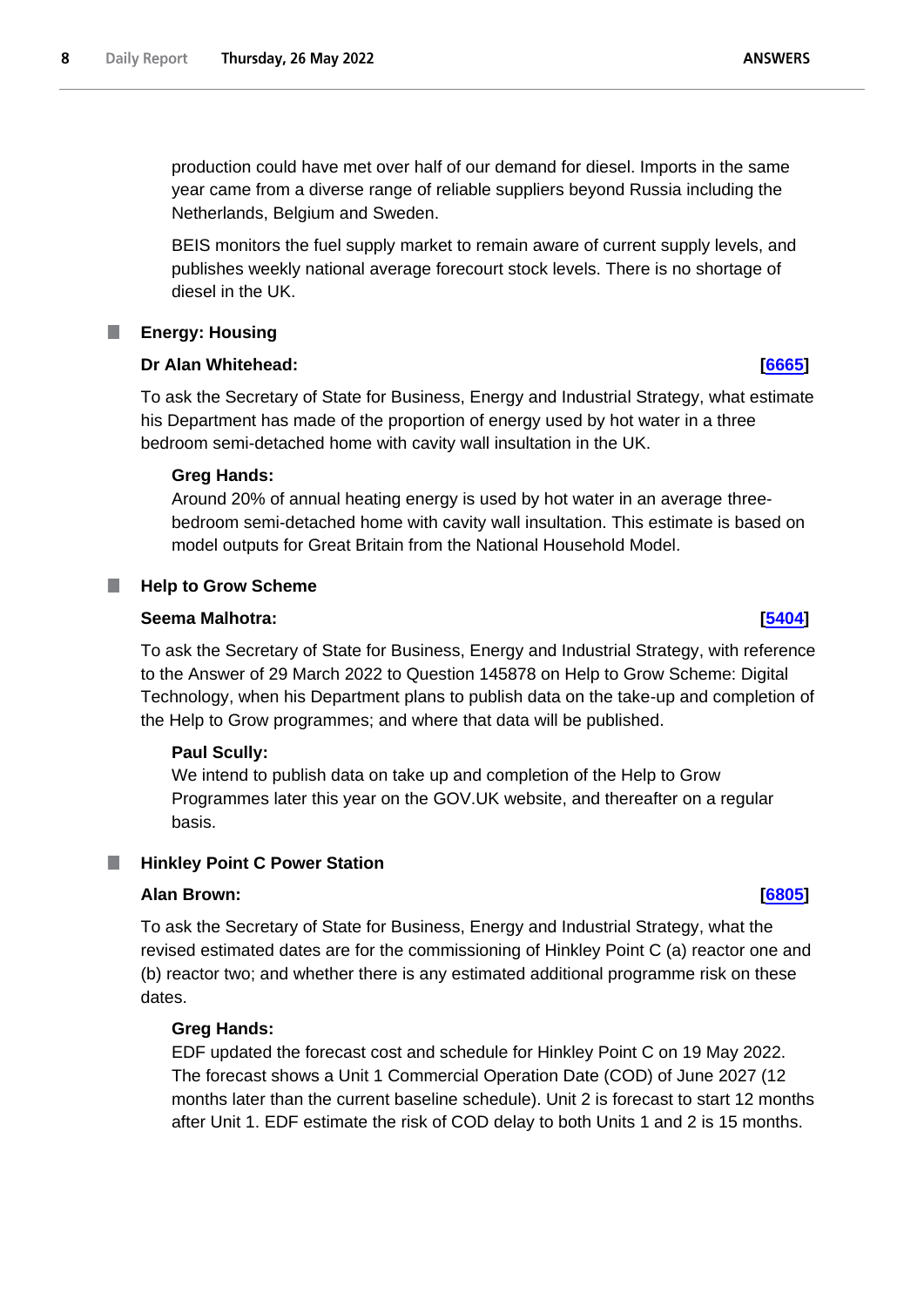production could have met over half of our demand for diesel. Imports in the same year came from a diverse range of reliable suppliers beyond Russia including the Netherlands, Belgium and Sweden.

BEIS monitors the fuel supply market to remain aware of current supply levels, and publishes weekly national average forecourt stock levels. There is no shortage of diesel in the UK.

### Energy: Housing

**Dr Alan Whitehead:** **[6665]**

To ask the Secretary of State for Business, Energy and Industrial Strategy, what estimate his Department has made of the proportion of energy used by hot water in a three bedroom semi-detached home with cavity wall insultation in the UK.

**Greg Hands:**

Around 20% of annual heating energy is used by hot water in an average three-bedroom semi-detached home with cavity wall insultation. This estimate is based on model outputs for Great Britain from the National Household Model.

### Help to Grow Scheme

**Seema Malhotra:** **[5404]**

To ask the Secretary of State for Business, Energy and Industrial Strategy, with reference to the Answer of 29 March 2022 to Question 145878 on Help to Grow Scheme: Digital Technology, when his Department plans to publish data on the take-up and completion of the Help to Grow programmes; and where that data will be published.

**Paul Scully:**

We intend to publish data on take up and completion of the Help to Grow Programmes later this year on the GOV.UK website, and thereafter on a regular basis.

### Hinkley Point C Power Station

**Alan Brown:** **[6805]**

To ask the Secretary of State for Business, Energy and Industrial Strategy, what the revised estimated dates are for the commissioning of Hinkley Point C (a) reactor one and (b) reactor two; and whether there is any estimated additional programme risk on these dates.

**Greg Hands:**

EDF updated the forecast cost and schedule for Hinkley Point C on 19 May 2022. The forecast shows a Unit 1 Commercial Operation Date (COD) of June 2027 (12 months later than the current baseline schedule). Unit 2 is forecast to start 12 months after Unit 1. EDF estimate the risk of COD delay to both Units 1 and 2 is 15 months.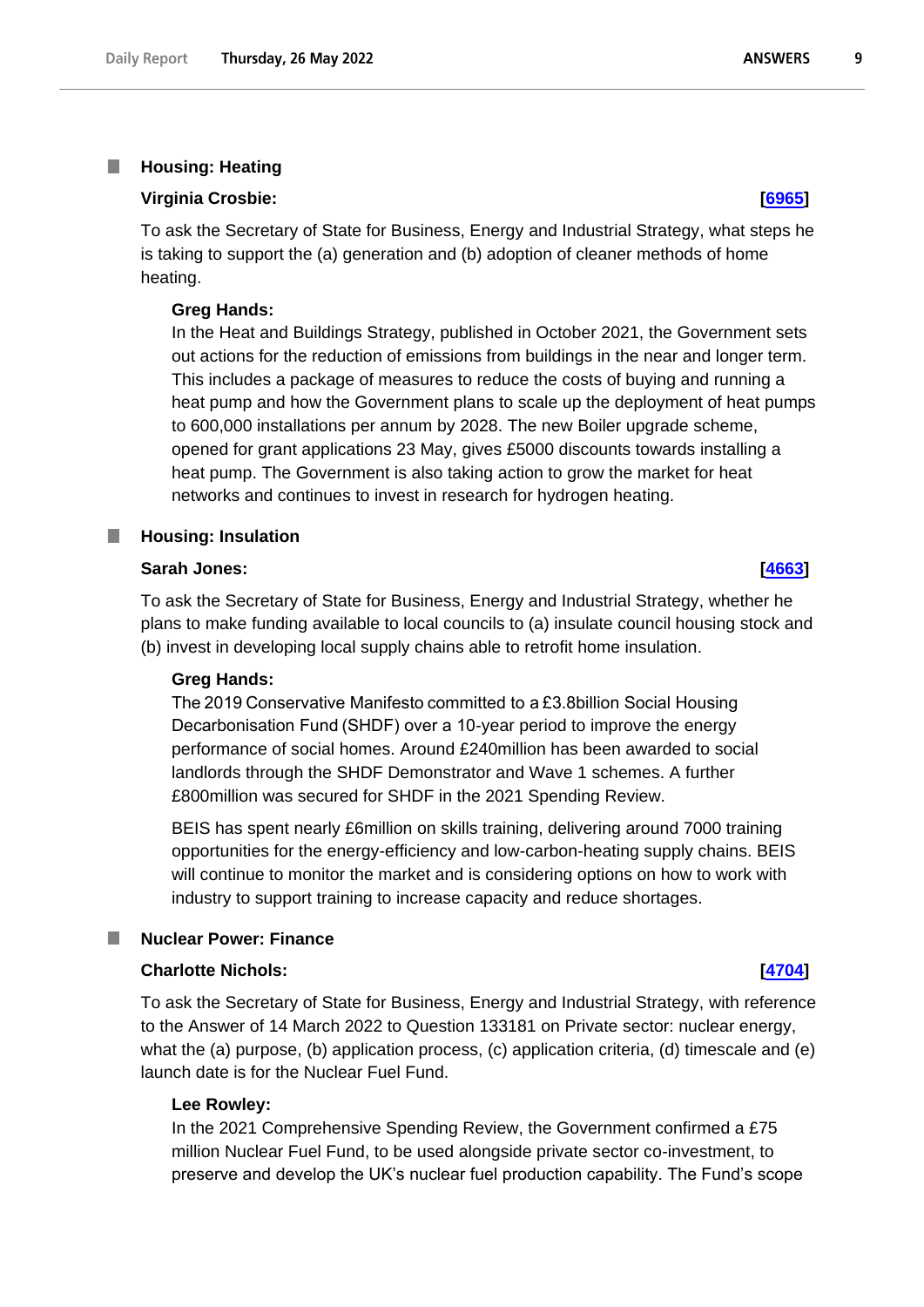## Housing: Heating

**Virginia Crosbie:** **[6965]**

To ask the Secretary of State for Business, Energy and Industrial Strategy, what steps he is taking to support the (a) generation and (b) adoption of cleaner methods of home heating.

**Greg Hands:**

In the Heat and Buildings Strategy, published in October 2021, the Government sets out actions for the reduction of emissions from buildings in the near and longer term. This includes a package of measures to reduce the costs of buying and running a heat pump and how the Government plans to scale up the deployment of heat pumps to 600,000 installations per annum by 2028. The new Boiler upgrade scheme, opened for grant applications 23 May, gives £5000 discounts towards installing a heat pump. The Government is also taking action to grow the market for heat networks and continues to invest in research for hydrogen heating.

## Housing: Insulation

**Sarah Jones:** **[4663]**

To ask the Secretary of State for Business, Energy and Industrial Strategy, whether he plans to make funding available to local councils to (a) insulate council housing stock and (b) invest in developing local supply chains able to retrofit home insulation.

**Greg Hands:**

The 2019 Conservative Manifesto committed to a £3.8billion Social Housing Decarbonisation Fund (SHDF) over a 10-year period to improve the energy performance of social homes. Around £240million has been awarded to social landlords through the SHDF Demonstrator and Wave 1 schemes. A further £800million was secured for SHDF in the 2021 Spending Review.

BEIS has spent nearly £6million on skills training, delivering around 7000 training opportunities for the energy-efficiency and low-carbon-heating supply chains. BEIS will continue to monitor the market and is considering options on how to work with industry to support training to increase capacity and reduce shortages.

## Nuclear Power: Finance

**Charlotte Nichols:** **[4704]**

To ask the Secretary of State for Business, Energy and Industrial Strategy, with reference to the Answer of 14 March 2022 to Question 133181 on Private sector: nuclear energy, what the (a) purpose, (b) application process, (c) application criteria, (d) timescale and (e) launch date is for the Nuclear Fuel Fund.

**Lee Rowley:**

In the 2021 Comprehensive Spending Review, the Government confirmed a £75 million Nuclear Fuel Fund, to be used alongside private sector co-investment, to preserve and develop the UK's nuclear fuel production capability. The Fund's scope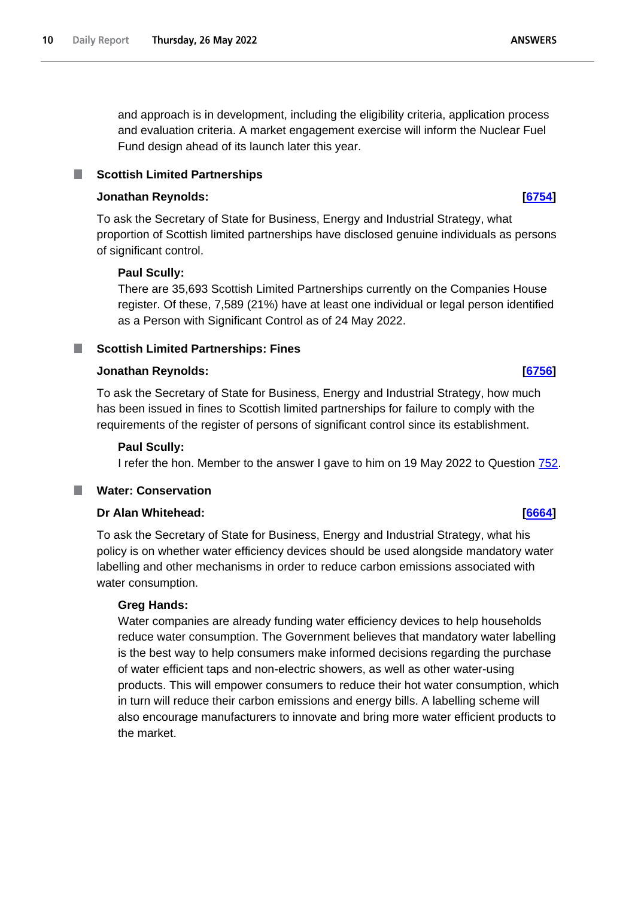and approach is in development, including the eligibility criteria, application process and evaluation criteria. A market engagement exercise will inform the Nuclear Fuel Fund design ahead of its launch later this year.

### Scottish Limited Partnerships

**Jonathan Reynolds:** **[6754]**

To ask the Secretary of State for Business, Energy and Industrial Strategy, what proportion of Scottish limited partnerships have disclosed genuine individuals as persons of significant control.

**Paul Scully:**

There are 35,693 Scottish Limited Partnerships currently on the Companies House register. Of these, 7,589 (21%) have at least one individual or legal person identified as a Person with Significant Control as of 24 May 2022.

### Scottish Limited Partnerships: Fines

**Jonathan Reynolds:** **[6756]**

To ask the Secretary of State for Business, Energy and Industrial Strategy, how much has been issued in fines to Scottish limited partnerships for failure to comply with the requirements of the register of persons of significant control since its establishment.

**Paul Scully:**

I refer the hon. Member to the answer I gave to him on 19 May 2022 to Question 752.

### Water: Conservation

**Dr Alan Whitehead:** **[6664]**

To ask the Secretary of State for Business, Energy and Industrial Strategy, what his policy is on whether water efficiency devices should be used alongside mandatory water labelling and other mechanisms in order to reduce carbon emissions associated with water consumption.

**Greg Hands:**

Water companies are already funding water efficiency devices to help households reduce water consumption. The Government believes that mandatory water labelling is the best way to help consumers make informed decisions regarding the purchase of water efficient taps and non-electric showers, as well as other water-using products. This will empower consumers to reduce their hot water consumption, which in turn will reduce their carbon emissions and energy bills. A labelling scheme will also encourage manufacturers to innovate and bring more water efficient products to the market.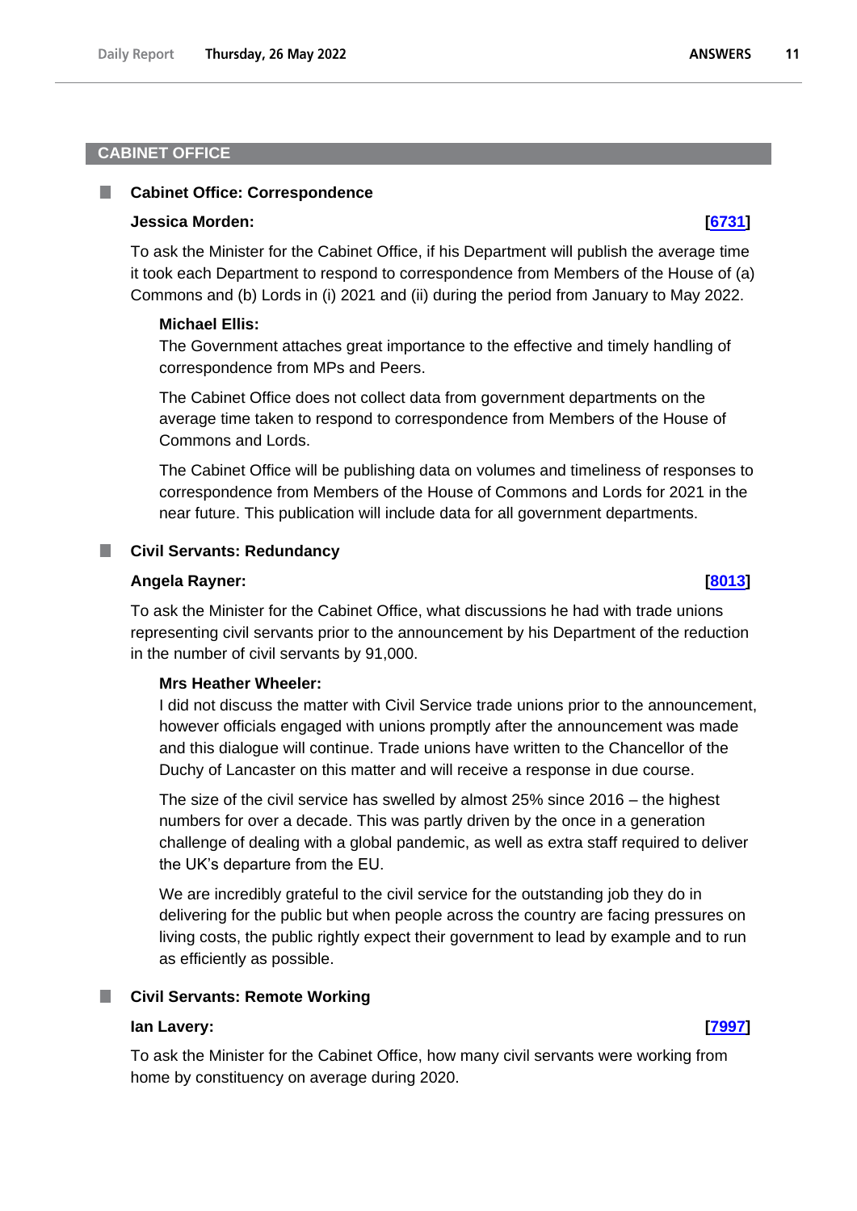## CABINET OFFICE

### Cabinet Office: Correspondence

**Jessica Morden:** **[6731]**

To ask the Minister for the Cabinet Office, if his Department will publish the average time it took each Department to respond to correspondence from Members of the House of (a) Commons and (b) Lords in (i) 2021 and (ii) during the period from January to May 2022.

**Michael Ellis:**

The Government attaches great importance to the effective and timely handling of correspondence from MPs and Peers.

The Cabinet Office does not collect data from government departments on the average time taken to respond to correspondence from Members of the House of Commons and Lords.

The Cabinet Office will be publishing data on volumes and timeliness of responses to correspondence from Members of the House of Commons and Lords for 2021 in the near future. This publication will include data for all government departments.

### Civil Servants: Redundancy

**Angela Rayner:** **[8013]**

To ask the Minister for the Cabinet Office, what discussions he had with trade unions representing civil servants prior to the announcement by his Department of the reduction in the number of civil servants by 91,000.

**Mrs Heather Wheeler:**

I did not discuss the matter with Civil Service trade unions prior to the announcement, however officials engaged with unions promptly after the announcement was made and this dialogue will continue. Trade unions have written to the Chancellor of the Duchy of Lancaster on this matter and will receive a response in due course.

The size of the civil service has swelled by almost 25% since 2016 – the highest numbers for over a decade. This was partly driven by the once in a generation challenge of dealing with a global pandemic, as well as extra staff required to deliver the UK's departure from the EU.

We are incredibly grateful to the civil service for the outstanding job they do in delivering for the public but when people across the country are facing pressures on living costs, the public rightly expect their government to lead by example and to run as efficiently as possible.

### Civil Servants: Remote Working

**Ian Lavery:** **[7997]**

To ask the Minister for the Cabinet Office, how many civil servants were working from home by constituency on average during 2020.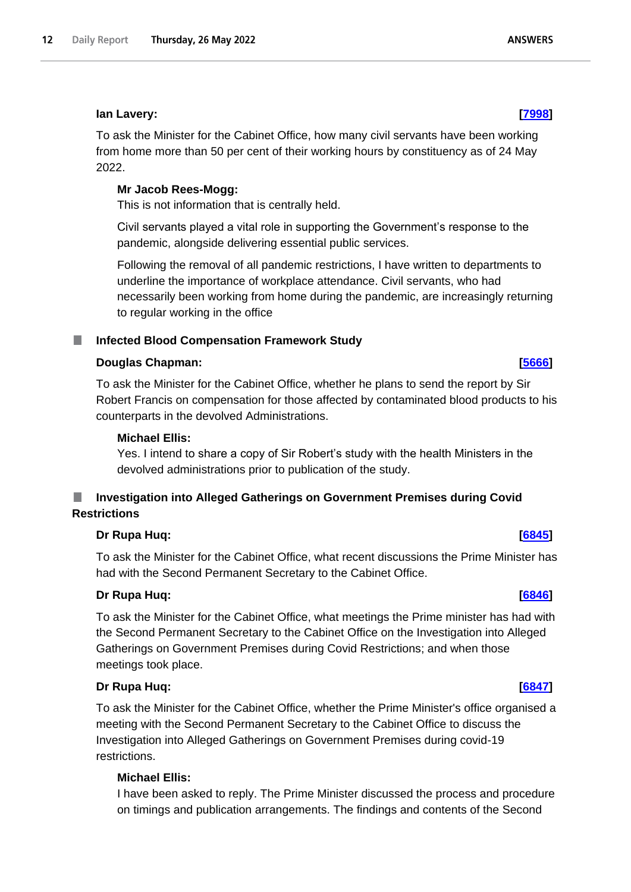**Ian Lavery:** **[7998]**

To ask the Minister for the Cabinet Office, how many civil servants have been working from home more than 50 per cent of their working hours by constituency as of 24 May 2022.

**Mr Jacob Rees-Mogg:**
This is not information that is centrally held.

Civil servants played a vital role in supporting the Government's response to the pandemic, alongside delivering essential public services.

Following the removal of all pandemic restrictions, I have written to departments to underline the importance of workplace attendance. Civil servants, who had necessarily been working from home during the pandemic, are increasingly returning to regular working in the office

## Infected Blood Compensation Framework Study

**Douglas Chapman:** **[5666]**

To ask the Minister for the Cabinet Office, whether he plans to send the report by Sir Robert Francis on compensation for those affected by contaminated blood products to his counterparts in the devolved Administrations.

**Michael Ellis:**
Yes. I intend to share a copy of Sir Robert's study with the health Ministers in the devolved administrations prior to publication of the study.

## Investigation into Alleged Gatherings on Government Premises during Covid Restrictions

**Dr Rupa Huq:** **[6845]**

To ask the Minister for the Cabinet Office, what recent discussions the Prime Minister has had with the Second Permanent Secretary to the Cabinet Office.

**Dr Rupa Huq:** **[6846]**

To ask the Minister for the Cabinet Office, what meetings the Prime minister has had with the Second Permanent Secretary to the Cabinet Office on the Investigation into Alleged Gatherings on Government Premises during Covid Restrictions; and when those meetings took place.

**Dr Rupa Huq:** **[6847]**

To ask the Minister for the Cabinet Office, whether the Prime Minister's office organised a meeting with the Second Permanent Secretary to the Cabinet Office to discuss the Investigation into Alleged Gatherings on Government Premises during covid-19 restrictions.

**Michael Ellis:**
I have been asked to reply. The Prime Minister discussed the process and procedure on timings and publication arrangements. The findings and contents of the Second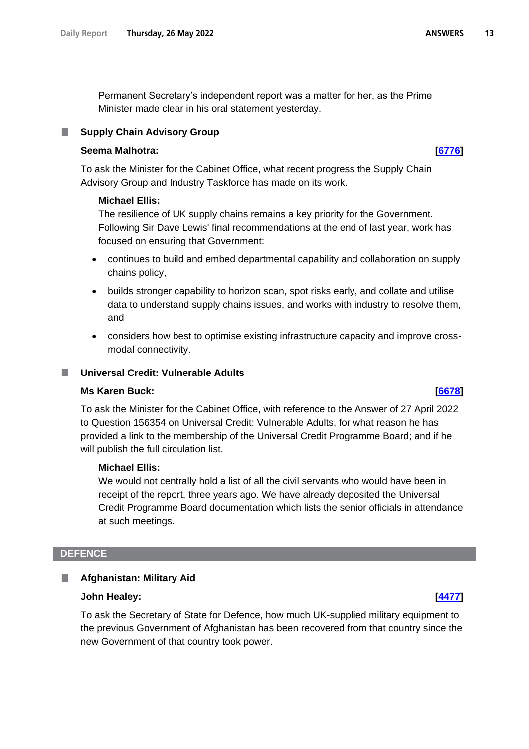Permanent Secretary's independent report was a matter for her, as the Prime Minister made clear in his oral statement yesterday.

### Supply Chain Advisory Group

**Seema Malhotra:** **[6776]**

To ask the Minister for the Cabinet Office, what recent progress the Supply Chain Advisory Group and Industry Taskforce has made on its work.

**Michael Ellis:**

The resilience of UK supply chains remains a key priority for the Government. Following Sir Dave Lewis' final recommendations at the end of last year, work has focused on ensuring that Government:

- continues to build and embed departmental capability and collaboration on supply chains policy,
- builds stronger capability to horizon scan, spot risks early, and collate and utilise data to understand supply chains issues, and works with industry to resolve them, and
- considers how best to optimise existing infrastructure capacity and improve cross-modal connectivity.

### Universal Credit: Vulnerable Adults

**Ms Karen Buck:** **[6678]**

To ask the Minister for the Cabinet Office, with reference to the Answer of 27 April 2022 to Question 156354 on Universal Credit: Vulnerable Adults, for what reason he has provided a link to the membership of the Universal Credit Programme Board; and if he will publish the full circulation list.

**Michael Ellis:**

We would not centrally hold a list of all the civil servants who would have been in receipt of the report, three years ago. We have already deposited the Universal Credit Programme Board documentation which lists the senior officials in attendance at such meetings.

## DEFENCE

### Afghanistan: Military Aid

**John Healey:** **[4477]**

To ask the Secretary of State for Defence, how much UK-supplied military equipment to the previous Government of Afghanistan has been recovered from that country since the new Government of that country took power.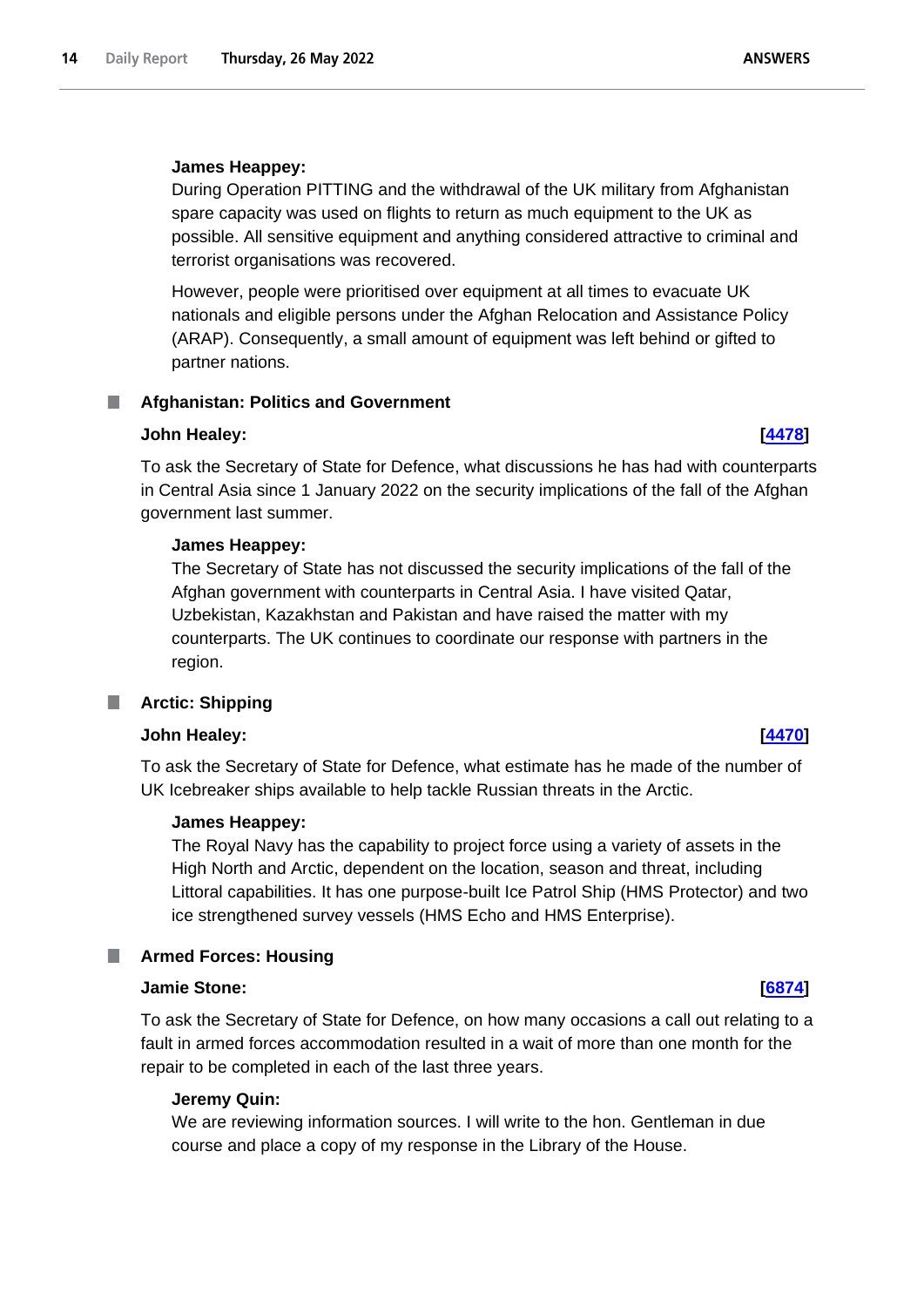**James Heappey:**

During Operation PITTING and the withdrawal of the UK military from Afghanistan spare capacity was used on flights to return as much equipment to the UK as possible. All sensitive equipment and anything considered attractive to criminal and terrorist organisations was recovered.

However, people were prioritised over equipment at all times to evacuate UK nationals and eligible persons under the Afghan Relocation and Assistance Policy (ARAP). Consequently, a small amount of equipment was left behind or gifted to partner nations.

### Afghanistan: Politics and Government

**John Healey:** **[4478]**

To ask the Secretary of State for Defence, what discussions he has had with counterparts in Central Asia since 1 January 2022 on the security implications of the fall of the Afghan government last summer.

**James Heappey:**

The Secretary of State has not discussed the security implications of the fall of the Afghan government with counterparts in Central Asia. I have visited Qatar, Uzbekistan, Kazakhstan and Pakistan and have raised the matter with my counterparts. The UK continues to coordinate our response with partners in the region.

### Arctic: Shipping

**John Healey:** **[4470]**

To ask the Secretary of State for Defence, what estimate has he made of the number of UK Icebreaker ships available to help tackle Russian threats in the Arctic.

**James Heappey:**

The Royal Navy has the capability to project force using a variety of assets in the High North and Arctic, dependent on the location, season and threat, including Littoral capabilities. It has one purpose-built Ice Patrol Ship (HMS Protector) and two ice strengthened survey vessels (HMS Echo and HMS Enterprise).

### Armed Forces: Housing

**Jamie Stone:** **[6874]**

To ask the Secretary of State for Defence, on how many occasions a call out relating to a fault in armed forces accommodation resulted in a wait of more than one month for the repair to be completed in each of the last three years.

**Jeremy Quin:**

We are reviewing information sources. I will write to the hon. Gentleman in due course and place a copy of my response in the Library of the House.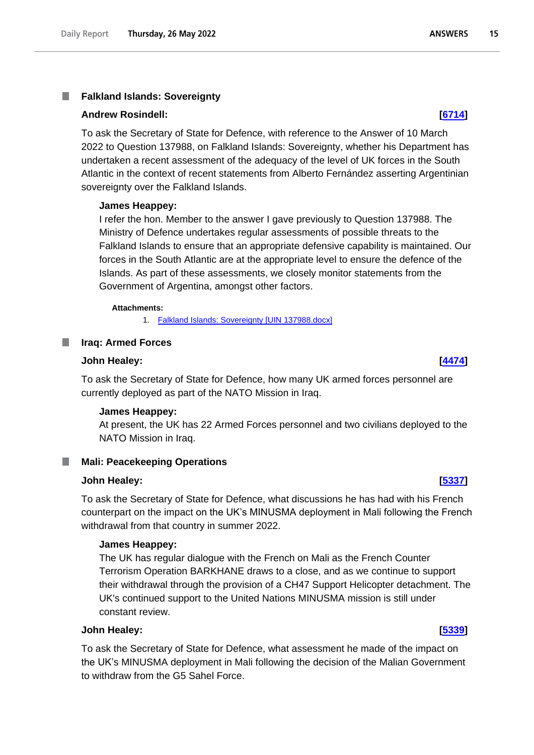### Falkland Islands: Sovereignty

**Andrew Rosindell:** **[6714]**

To ask the Secretary of State for Defence, with reference to the Answer of 10 March 2022 to Question 137988, on Falkland Islands: Sovereignty, whether his Department has undertaken a recent assessment of the adequacy of the level of UK forces in the South Atlantic in the context of recent statements from Alberto Fernández asserting Argentinian sovereignty over the Falkland Islands.

**James Heappey:**

I refer the hon. Member to the answer I gave previously to Question 137988. The Ministry of Defence undertakes regular assessments of possible threats to the Falkland Islands to ensure that an appropriate defensive capability is maintained. Our forces in the South Atlantic are at the appropriate level to ensure the defence of the Islands. As part of these assessments, we closely monitor statements from the Government of Argentina, amongst other factors.

**Attachments:**

1. Falkland Islands: Sovereignty [UIN 137988.docx]

### Iraq: Armed Forces

**John Healey:** **[4474]**

To ask the Secretary of State for Defence, how many UK armed forces personnel are currently deployed as part of the NATO Mission in Iraq.

**James Heappey:**

At present, the UK has 22 Armed Forces personnel and two civilians deployed to the NATO Mission in Iraq.

### Mali: Peacekeeping Operations

**John Healey:** **[5337]**

To ask the Secretary of State for Defence, what discussions he has had with his French counterpart on the impact on the UK's MINUSMA deployment in Mali following the French withdrawal from that country in summer 2022.

**James Heappey:**

The UK has regular dialogue with the French on Mali as the French Counter Terrorism Operation BARKHANE draws to a close, and as we continue to support their withdrawal through the provision of a CH47 Support Helicopter detachment. The UK's continued support to the United Nations MINUSMA mission is still under constant review.

**John Healey:** **[5339]**

To ask the Secretary of State for Defence, what assessment he made of the impact on the UK's MINUSMA deployment in Mali following the decision of the Malian Government to withdraw from the G5 Sahel Force.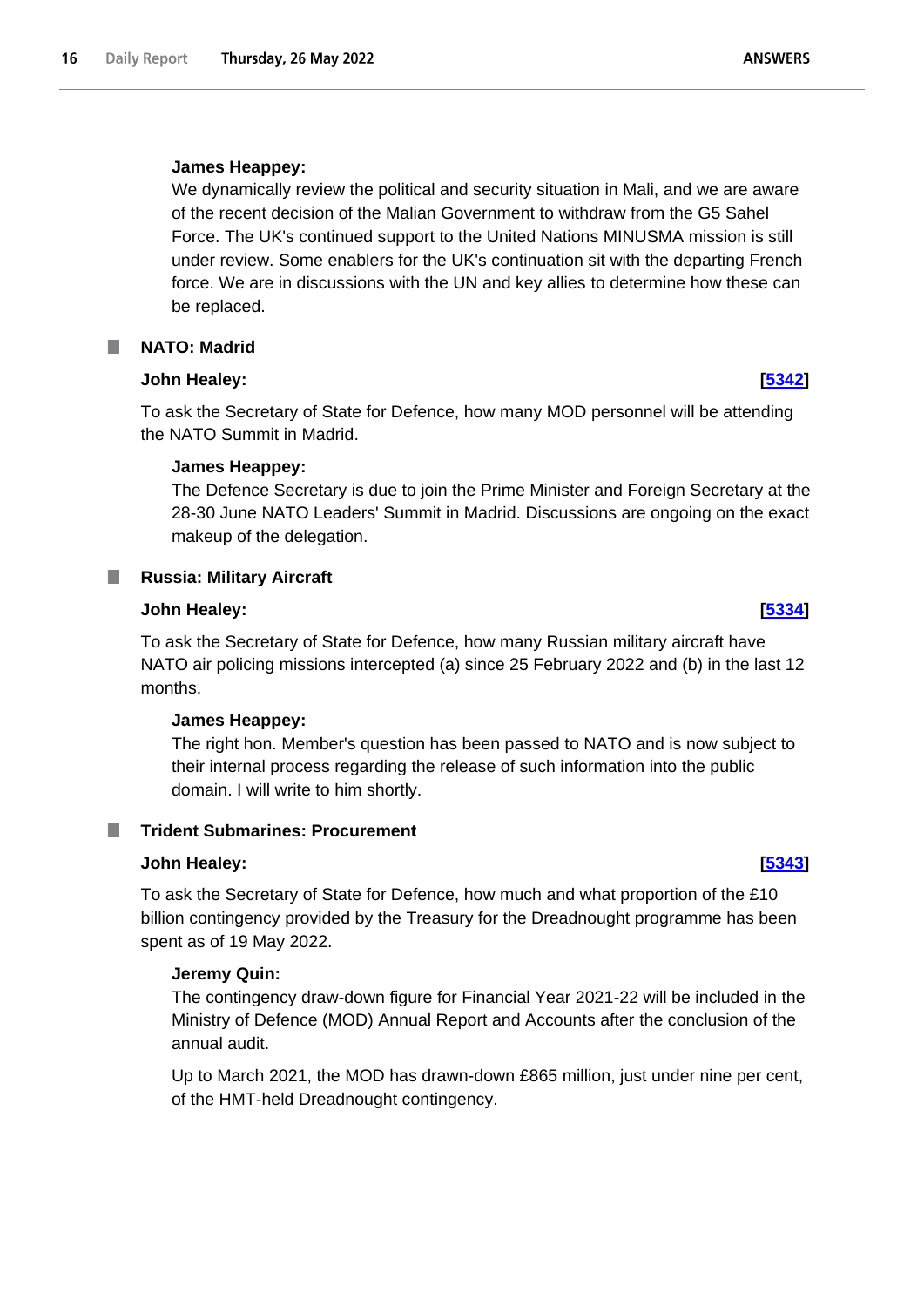**James Heappey:**

We dynamically review the political and security situation in Mali, and we are aware of the recent decision of the Malian Government to withdraw from the G5 Sahel Force. The UK's continued support to the United Nations MINUSMA mission is still under review. Some enablers for the UK's continuation sit with the departing French force. We are in discussions with the UN and key allies to determine how these can be replaced.

### NATO: Madrid

**John Healey:** [5342]

To ask the Secretary of State for Defence, how many MOD personnel will be attending the NATO Summit in Madrid.

**James Heappey:**

The Defence Secretary is due to join the Prime Minister and Foreign Secretary at the 28-30 June NATO Leaders' Summit in Madrid. Discussions are ongoing on the exact makeup of the delegation.

### Russia: Military Aircraft

**John Healey:** [5334]

To ask the Secretary of State for Defence, how many Russian military aircraft have NATO air policing missions intercepted (a) since 25 February 2022 and (b) in the last 12 months.

**James Heappey:**

The right hon. Member's question has been passed to NATO and is now subject to their internal process regarding the release of such information into the public domain. I will write to him shortly.

### Trident Submarines: Procurement

**John Healey:** [5343]

To ask the Secretary of State for Defence, how much and what proportion of the £10 billion contingency provided by the Treasury for the Dreadnought programme has been spent as of 19 May 2022.

**Jeremy Quin:**

The contingency draw-down figure for Financial Year 2021-22 will be included in the Ministry of Defence (MOD) Annual Report and Accounts after the conclusion of the annual audit.

Up to March 2021, the MOD has drawn-down £865 million, just under nine per cent, of the HMT-held Dreadnought contingency.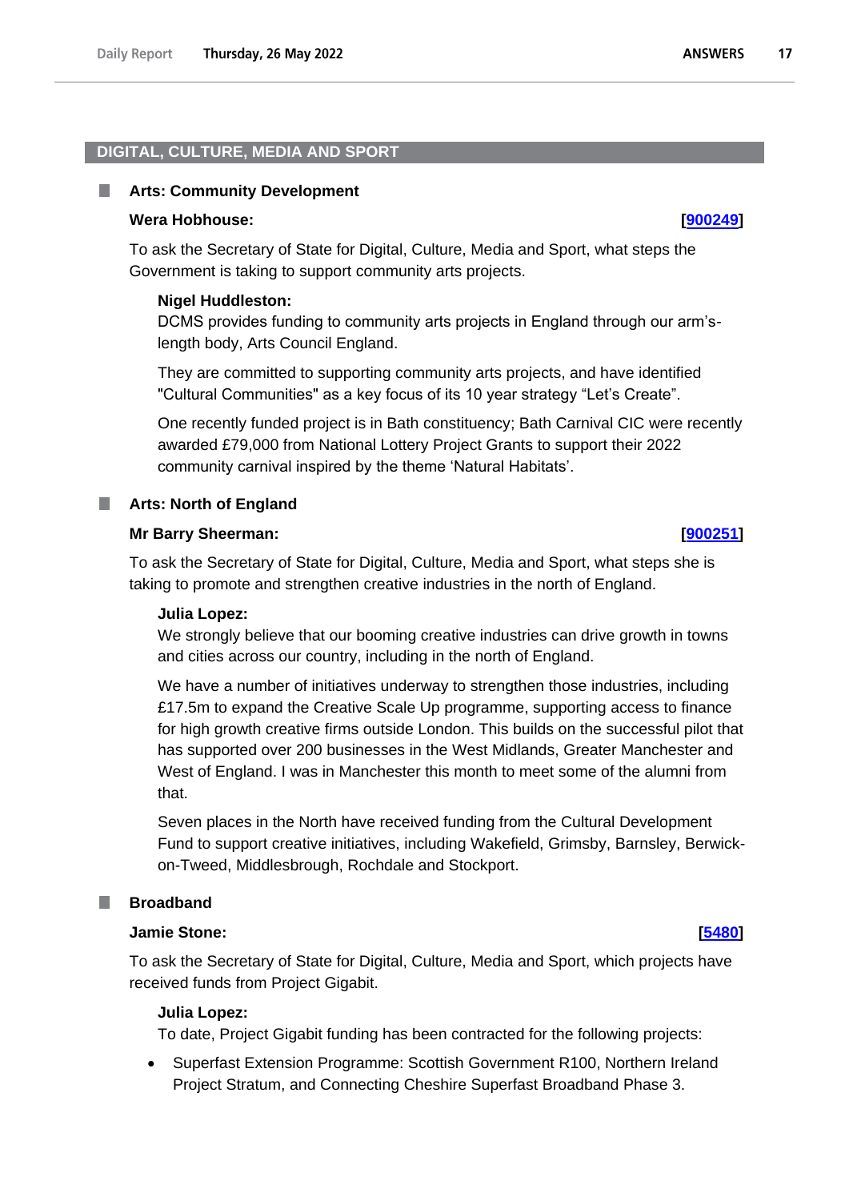## DIGITAL, CULTURE, MEDIA AND SPORT

### Arts: Community Development

**Wera Hobhouse:** **[900249]**

To ask the Secretary of State for Digital, Culture, Media and Sport, what steps the Government is taking to support community arts projects.

**Nigel Huddleston:**

DCMS provides funding to community arts projects in England through our arm's-length body, Arts Council England.

They are committed to supporting community arts projects, and have identified "Cultural Communities" as a key focus of its 10 year strategy "Let's Create".

One recently funded project is in Bath constituency; Bath Carnival CIC were recently awarded £79,000 from National Lottery Project Grants to support their 2022 community carnival inspired by the theme 'Natural Habitats'.

### Arts: North of England

**Mr Barry Sheerman:** **[900251]**

To ask the Secretary of State for Digital, Culture, Media and Sport, what steps she is taking to promote and strengthen creative industries in the north of England.

**Julia Lopez:**

We strongly believe that our booming creative industries can drive growth in towns and cities across our country, including in the north of England.

We have a number of initiatives underway to strengthen those industries, including £17.5m to expand the Creative Scale Up programme, supporting access to finance for high growth creative firms outside London. This builds on the successful pilot that has supported over 200 businesses in the West Midlands, Greater Manchester and West of England. I was in Manchester this month to meet some of the alumni from that.

Seven places in the North have received funding from the Cultural Development Fund to support creative initiatives, including Wakefield, Grimsby, Barnsley, Berwick-on-Tweed, Middlesbrough, Rochdale and Stockport.

### Broadband

**Jamie Stone:** **[5480]**

To ask the Secretary of State for Digital, Culture, Media and Sport, which projects have received funds from Project Gigabit.

**Julia Lopez:**

To date, Project Gigabit funding has been contracted for the following projects:

- Superfast Extension Programme: Scottish Government R100, Northern Ireland Project Stratum, and Connecting Cheshire Superfast Broadband Phase 3.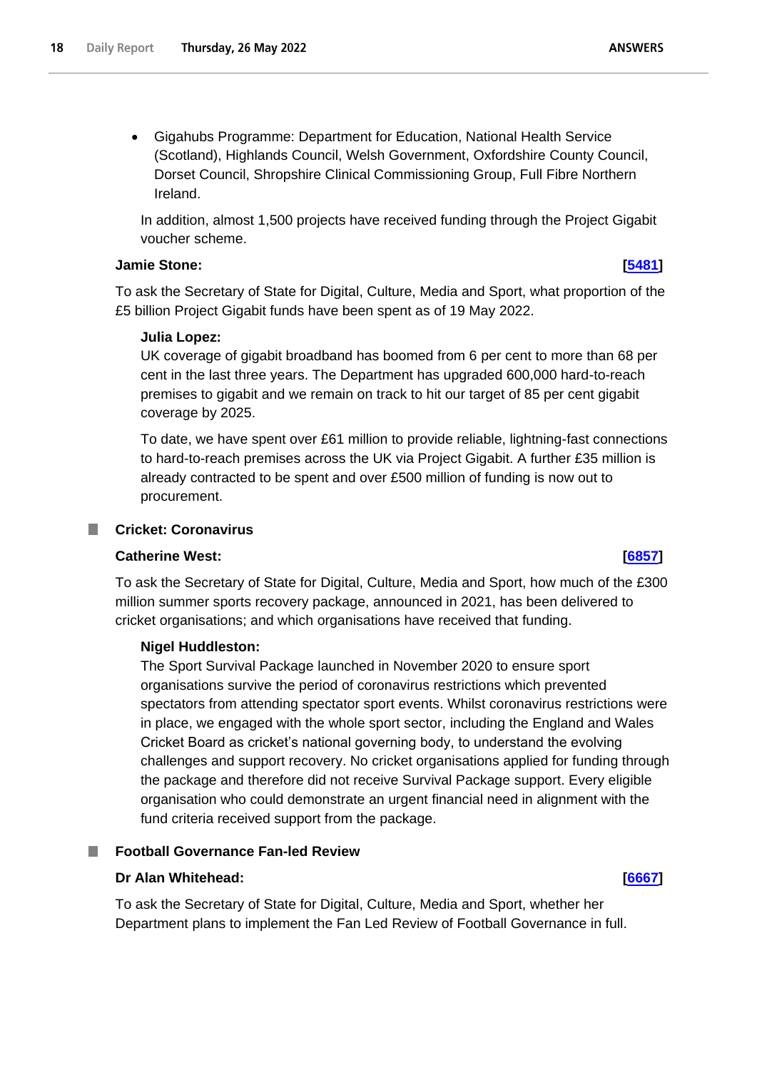- Gigahubs Programme: Department for Education, National Health Service (Scotland), Highlands Council, Welsh Government, Oxfordshire County Council, Dorset Council, Shropshire Clinical Commissioning Group, Full Fibre Northern Ireland.

In addition, almost 1,500 projects have received funding through the Project Gigabit voucher scheme.

**Jamie Stone:** **[5481]**

To ask the Secretary of State for Digital, Culture, Media and Sport, what proportion of the £5 billion Project Gigabit funds have been spent as of 19 May 2022.

**Julia Lopez:**

UK coverage of gigabit broadband has boomed from 6 per cent to more than 68 per cent in the last three years. The Department has upgraded 600,000 hard-to-reach premises to gigabit and we remain on track to hit our target of 85 per cent gigabit coverage by 2025.

To date, we have spent over £61 million to provide reliable, lightning-fast connections to hard-to-reach premises across the UK via Project Gigabit. A further £35 million is already contracted to be spent and over £500 million of funding is now out to procurement.

## Cricket: Coronavirus

**Catherine West:** **[6857]**

To ask the Secretary of State for Digital, Culture, Media and Sport, how much of the £300 million summer sports recovery package, announced in 2021, has been delivered to cricket organisations; and which organisations have received that funding.

**Nigel Huddleston:**

The Sport Survival Package launched in November 2020 to ensure sport organisations survive the period of coronavirus restrictions which prevented spectators from attending spectator sport events. Whilst coronavirus restrictions were in place, we engaged with the whole sport sector, including the England and Wales Cricket Board as cricket's national governing body, to understand the evolving challenges and support recovery. No cricket organisations applied for funding through the package and therefore did not receive Survival Package support. Every eligible organisation who could demonstrate an urgent financial need in alignment with the fund criteria received support from the package.

## Football Governance Fan-led Review

**Dr Alan Whitehead:** **[6667]**

To ask the Secretary of State for Digital, Culture, Media and Sport, whether her Department plans to implement the Fan Led Review of Football Governance in full.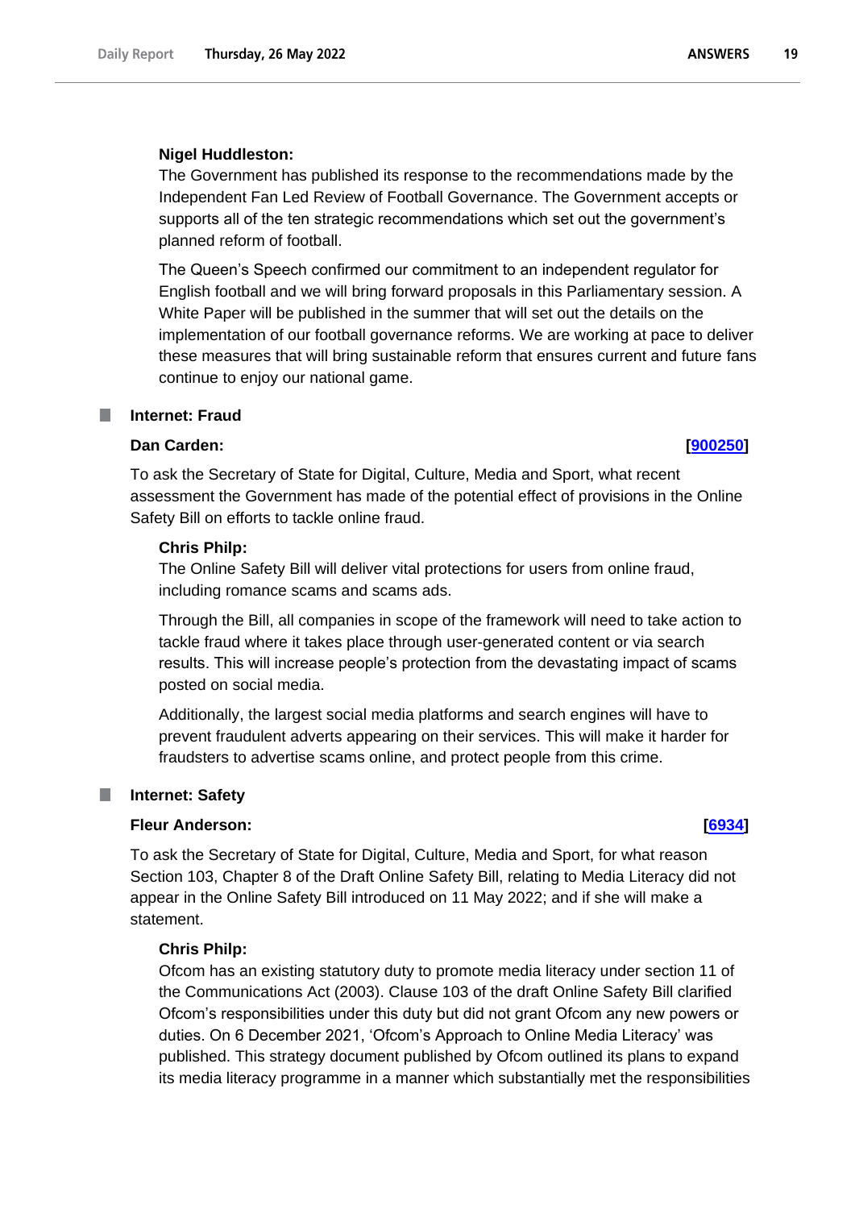**Nigel Huddleston:**

The Government has published its response to the recommendations made by the Independent Fan Led Review of Football Governance. The Government accepts or supports all of the ten strategic recommendations which set out the government's planned reform of football.

The Queen's Speech confirmed our commitment to an independent regulator for English football and we will bring forward proposals in this Parliamentary session. A White Paper will be published in the summer that will set out the details on the implementation of our football governance reforms. We are working at pace to deliver these measures that will bring sustainable reform that ensures current and future fans continue to enjoy our national game.

## Internet: Fraud

**Dan Carden:** **[900250]**

To ask the Secretary of State for Digital, Culture, Media and Sport, what recent assessment the Government has made of the potential effect of provisions in the Online Safety Bill on efforts to tackle online fraud.

**Chris Philp:**

The Online Safety Bill will deliver vital protections for users from online fraud, including romance scams and scams ads.

Through the Bill, all companies in scope of the framework will need to take action to tackle fraud where it takes place through user-generated content or via search results. This will increase people's protection from the devastating impact of scams posted on social media.

Additionally, the largest social media platforms and search engines will have to prevent fraudulent adverts appearing on their services. This will make it harder for fraudsters to advertise scams online, and protect people from this crime.

## Internet: Safety

**Fleur Anderson:** **[6934]**

To ask the Secretary of State for Digital, Culture, Media and Sport, for what reason Section 103, Chapter 8 of the Draft Online Safety Bill, relating to Media Literacy did not appear in the Online Safety Bill introduced on 11 May 2022; and if she will make a statement.

**Chris Philp:**

Ofcom has an existing statutory duty to promote media literacy under section 11 of the Communications Act (2003). Clause 103 of the draft Online Safety Bill clarified Ofcom's responsibilities under this duty but did not grant Ofcom any new powers or duties. On 6 December 2021, 'Ofcom's Approach to Online Media Literacy' was published. This strategy document published by Ofcom outlined its plans to expand its media literacy programme in a manner which substantially met the responsibilities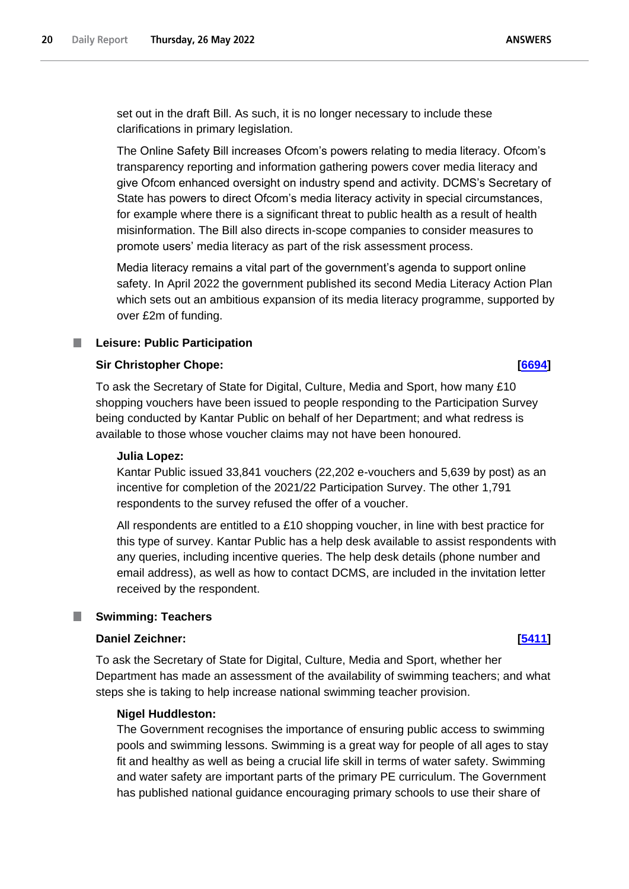set out in the draft Bill. As such, it is no longer necessary to include these clarifications in primary legislation.

The Online Safety Bill increases Ofcom's powers relating to media literacy. Ofcom's transparency reporting and information gathering powers cover media literacy and give Ofcom enhanced oversight on industry spend and activity. DCMS's Secretary of State has powers to direct Ofcom's media literacy activity in special circumstances, for example where there is a significant threat to public health as a result of health misinformation. The Bill also directs in-scope companies to consider measures to promote users' media literacy as part of the risk assessment process.

Media literacy remains a vital part of the government's agenda to support online safety. In April 2022 the government published its second Media Literacy Action Plan which sets out an ambitious expansion of its media literacy programme, supported by over £2m of funding.

### Leisure: Public Participation

**Sir Christopher Chope:** **[6694]**

To ask the Secretary of State for Digital, Culture, Media and Sport, how many £10 shopping vouchers have been issued to people responding to the Participation Survey being conducted by Kantar Public on behalf of her Department; and what redress is available to those whose voucher claims may not have been honoured.

**Julia Lopez:**

Kantar Public issued 33,841 vouchers (22,202 e-vouchers and 5,639 by post) as an incentive for completion of the 2021/22 Participation Survey. The other 1,791 respondents to the survey refused the offer of a voucher.

All respondents are entitled to a £10 shopping voucher, in line with best practice for this type of survey. Kantar Public has a help desk available to assist respondents with any queries, including incentive queries. The help desk details (phone number and email address), as well as how to contact DCMS, are included in the invitation letter received by the respondent.

### Swimming: Teachers

**Daniel Zeichner:** **[5411]**

To ask the Secretary of State for Digital, Culture, Media and Sport, whether her Department has made an assessment of the availability of swimming teachers; and what steps she is taking to help increase national swimming teacher provision.

**Nigel Huddleston:**

The Government recognises the importance of ensuring public access to swimming pools and swimming lessons. Swimming is a great way for people of all ages to stay fit and healthy as well as being a crucial life skill in terms of water safety. Swimming and water safety are important parts of the primary PE curriculum. The Government has published national guidance encouraging primary schools to use their share of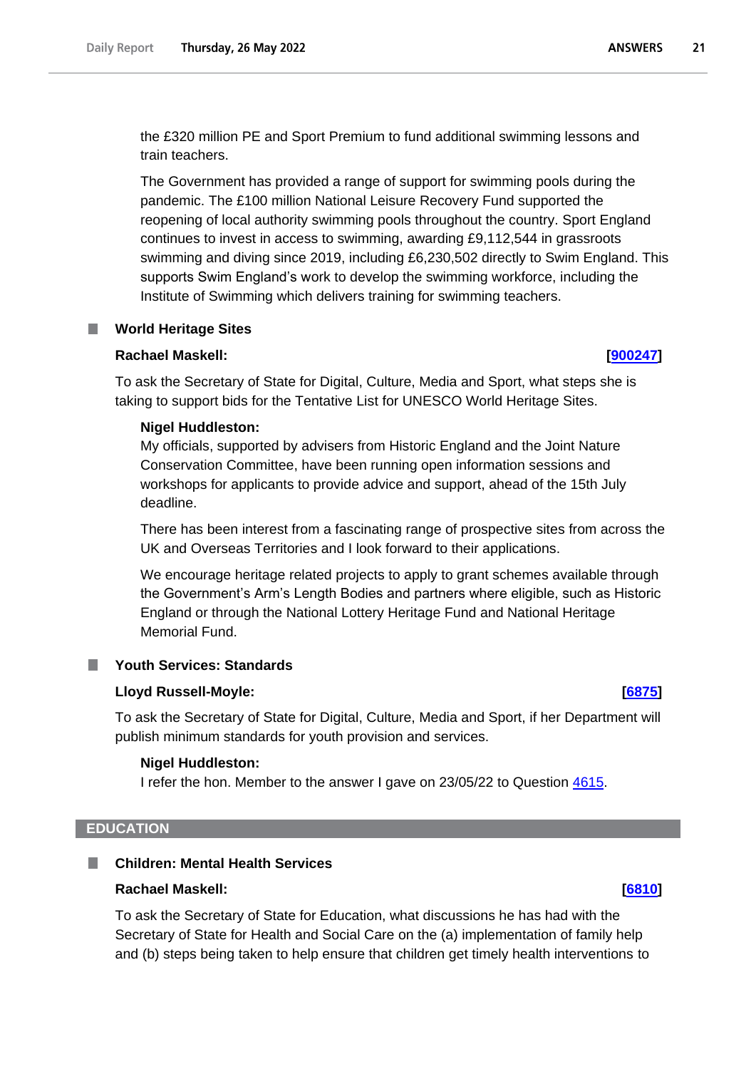the £320 million PE and Sport Premium to fund additional swimming lessons and train teachers.

The Government has provided a range of support for swimming pools during the pandemic. The £100 million National Leisure Recovery Fund supported the reopening of local authority swimming pools throughout the country. Sport England continues to invest in access to swimming, awarding £9,112,544 in grassroots swimming and diving since 2019, including £6,230,502 directly to Swim England. This supports Swim England's work to develop the swimming workforce, including the Institute of Swimming which delivers training for swimming teachers.

### World Heritage Sites

**Rachael Maskell:** **[900247]**

To ask the Secretary of State for Digital, Culture, Media and Sport, what steps she is taking to support bids for the Tentative List for UNESCO World Heritage Sites.

**Nigel Huddleston:**

My officials, supported by advisers from Historic England and the Joint Nature Conservation Committee, have been running open information sessions and workshops for applicants to provide advice and support, ahead of the 15th July deadline.

There has been interest from a fascinating range of prospective sites from across the UK and Overseas Territories and I look forward to their applications.

We encourage heritage related projects to apply to grant schemes available through the Government's Arm's Length Bodies and partners where eligible, such as Historic England or through the National Lottery Heritage Fund and National Heritage Memorial Fund.

### Youth Services: Standards

**Lloyd Russell-Moyle:** **[6875]**

To ask the Secretary of State for Digital, Culture, Media and Sport, if her Department will publish minimum standards for youth provision and services.

**Nigel Huddleston:**

I refer the hon. Member to the answer I gave on 23/05/22 to Question 4615.

## EDUCATION

### Children: Mental Health Services

**Rachael Maskell:** **[6810]**

To ask the Secretary of State for Education, what discussions he has had with the Secretary of State for Health and Social Care on the (a) implementation of family help and (b) steps being taken to help ensure that children get timely health interventions to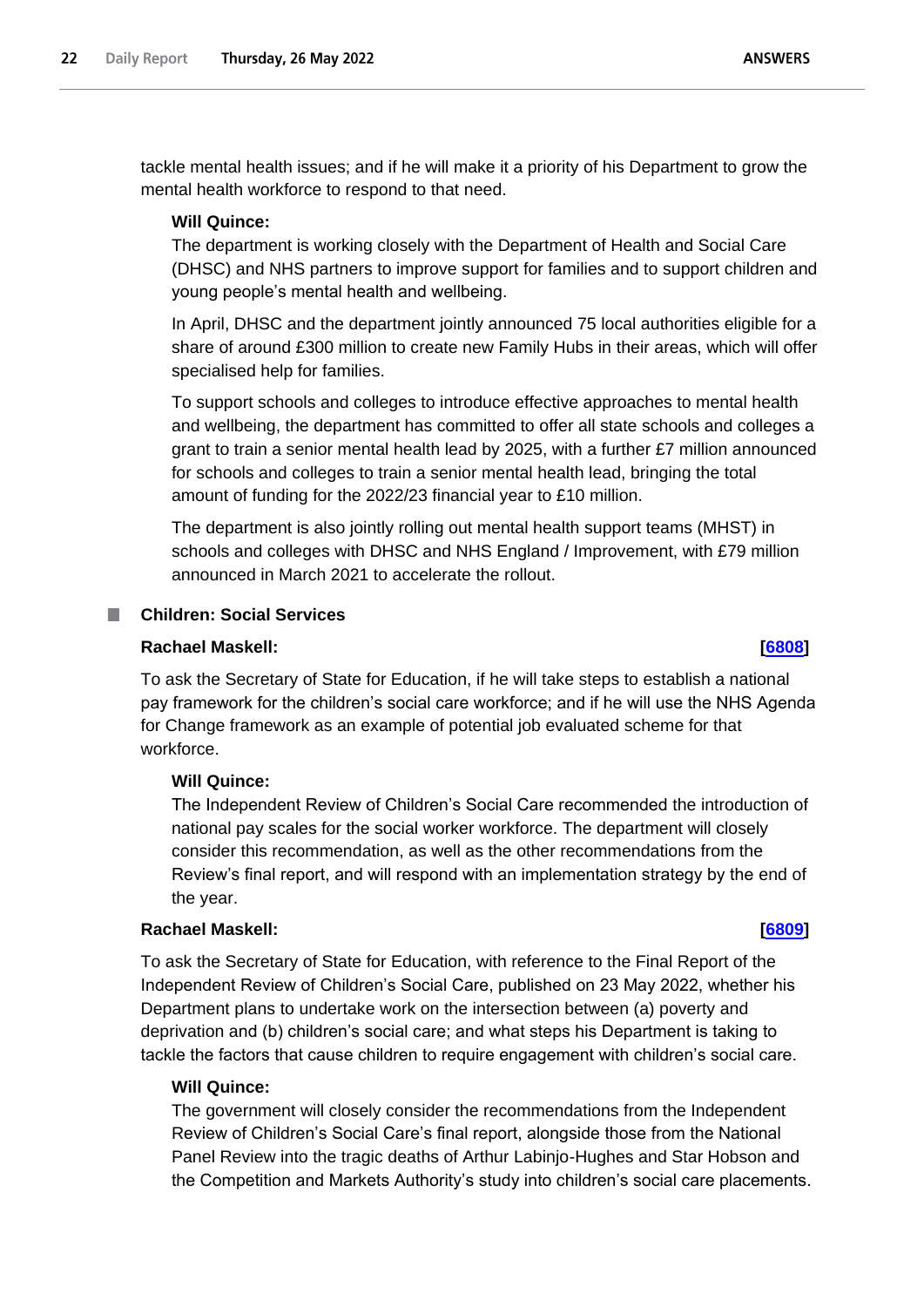tackle mental health issues; and if he will make it a priority of his Department to grow the mental health workforce to respond to that need.

**Will Quince:**

The department is working closely with the Department of Health and Social Care (DHSC) and NHS partners to improve support for families and to support children and young people's mental health and wellbeing.

In April, DHSC and the department jointly announced 75 local authorities eligible for a share of around £300 million to create new Family Hubs in their areas, which will offer specialised help for families.

To support schools and colleges to introduce effective approaches to mental health and wellbeing, the department has committed to offer all state schools and colleges a grant to train a senior mental health lead by 2025, with a further £7 million announced for schools and colleges to train a senior mental health lead, bringing the total amount of funding for the 2022/23 financial year to £10 million.

The department is also jointly rolling out mental health support teams (MHST) in schools and colleges with DHSC and NHS England / Improvement, with £79 million announced in March 2021 to accelerate the rollout.

## Children: Social Services

**Rachael Maskell:** **[6808]**

To ask the Secretary of State for Education, if he will take steps to establish a national pay framework for the children's social care workforce; and if he will use the NHS Agenda for Change framework as an example of potential job evaluated scheme for that workforce.

**Will Quince:**

The Independent Review of Children's Social Care recommended the introduction of national pay scales for the social worker workforce. The department will closely consider this recommendation, as well as the other recommendations from the Review's final report, and will respond with an implementation strategy by the end of the year.

**Rachael Maskell:** **[6809]**

To ask the Secretary of State for Education, with reference to the Final Report of the Independent Review of Children's Social Care, published on 23 May 2022, whether his Department plans to undertake work on the intersection between (a) poverty and deprivation and (b) children's social care; and what steps his Department is taking to tackle the factors that cause children to require engagement with children's social care.

**Will Quince:**

The government will closely consider the recommendations from the Independent Review of Children's Social Care's final report, alongside those from the National Panel Review into the tragic deaths of Arthur Labinjo-Hughes and Star Hobson and the Competition and Markets Authority's study into children's social care placements.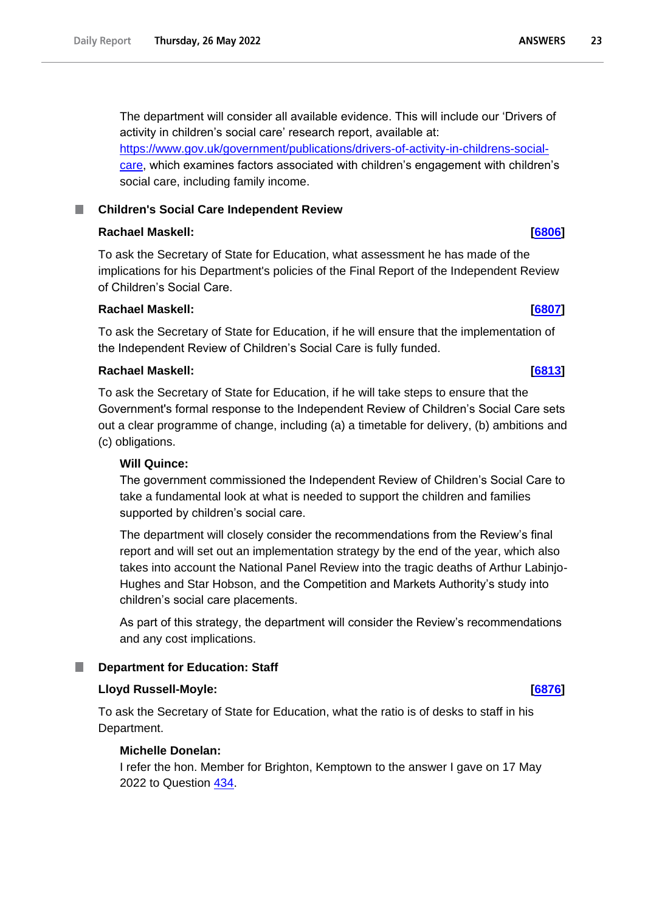The department will consider all available evidence. This will include our 'Drivers of activity in children's social care' research report, available at: [https://www.gov.uk/government/publications/drivers-of-activity-in-childrens-social-care](https://www.gov.uk/government/publications/drivers-of-activity-in-childrens-social-care), which examines factors associated with children's engagement with children's social care, including family income.

## Children's Social Care Independent Review

**Rachael Maskell:** **[6806]**

To ask the Secretary of State for Education, what assessment he has made of the implications for his Department's policies of the Final Report of the Independent Review of Children's Social Care.

**Rachael Maskell:** **[6807]**

To ask the Secretary of State for Education, if he will ensure that the implementation of the Independent Review of Children's Social Care is fully funded.

**Rachael Maskell:** **[6813]**

To ask the Secretary of State for Education, if he will take steps to ensure that the Government's formal response to the Independent Review of Children's Social Care sets out a clear programme of change, including (a) a timetable for delivery, (b) ambitions and (c) obligations.

**Will Quince:**

The government commissioned the Independent Review of Children's Social Care to take a fundamental look at what is needed to support the children and families supported by children's social care.

The department will closely consider the recommendations from the Review's final report and will set out an implementation strategy by the end of the year, which also takes into account the National Panel Review into the tragic deaths of Arthur Labinjo-Hughes and Star Hobson, and the Competition and Markets Authority's study into children's social care placements.

As part of this strategy, the department will consider the Review's recommendations and any cost implications.

## Department for Education: Staff

**Lloyd Russell-Moyle:** **[6876]**

To ask the Secretary of State for Education, what the ratio is of desks to staff in his Department.

**Michelle Donelan:**

I refer the hon. Member for Brighton, Kemptown to the answer I gave on 17 May 2022 to Question 434.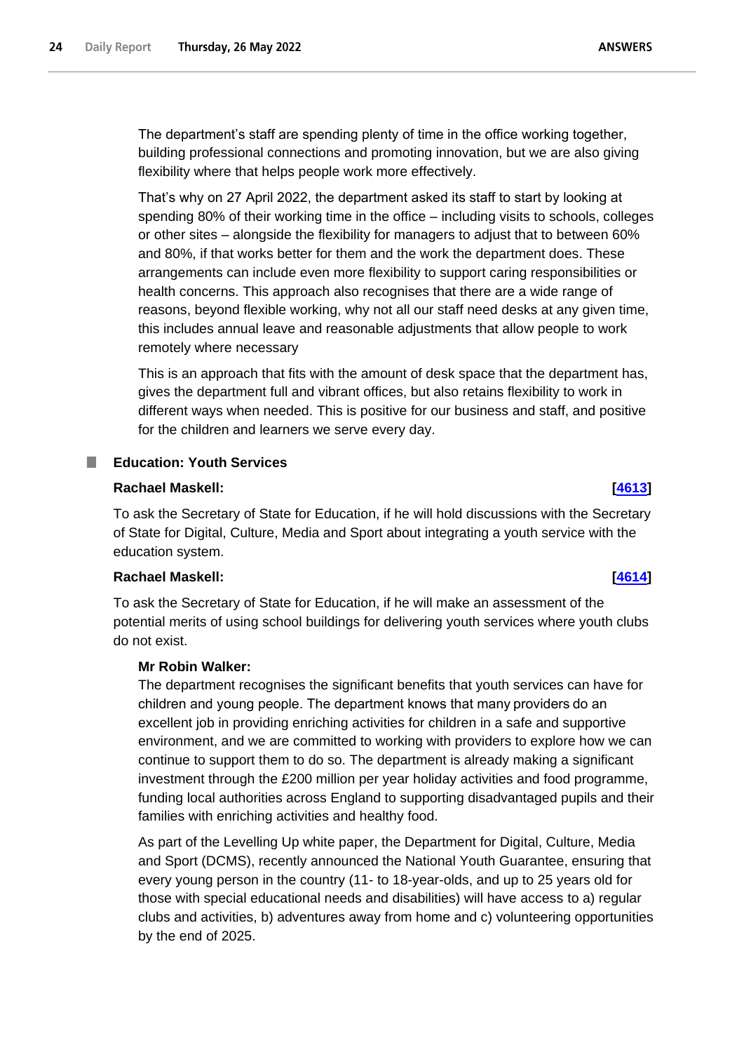The department's staff are spending plenty of time in the office working together, building professional connections and promoting innovation, but we are also giving flexibility where that helps people work more effectively.

That's why on 27 April 2022, the department asked its staff to start by looking at spending 80% of their working time in the office – including visits to schools, colleges or other sites – alongside the flexibility for managers to adjust that to between 60% and 80%, if that works better for them and the work the department does. These arrangements can include even more flexibility to support caring responsibilities or health concerns. This approach also recognises that there are a wide range of reasons, beyond flexible working, why not all our staff need desks at any given time, this includes annual leave and reasonable adjustments that allow people to work remotely where necessary

This is an approach that fits with the amount of desk space that the department has, gives the department full and vibrant offices, but also retains flexibility to work in different ways when needed. This is positive for our business and staff, and positive for the children and learners we serve every day.

### Education: Youth Services

**Rachael Maskell:** **[4613]**

To ask the Secretary of State for Education, if he will hold discussions with the Secretary of State for Digital, Culture, Media and Sport about integrating a youth service with the education system.

**Rachael Maskell:** **[4614]**

To ask the Secretary of State for Education, if he will make an assessment of the potential merits of using school buildings for delivering youth services where youth clubs do not exist.

**Mr Robin Walker:**

The department recognises the significant benefits that youth services can have for children and young people. The department knows that many providers do an excellent job in providing enriching activities for children in a safe and supportive environment, and we are committed to working with providers to explore how we can continue to support them to do so. The department is already making a significant investment through the £200 million per year holiday activities and food programme, funding local authorities across England to supporting disadvantaged pupils and their families with enriching activities and healthy food.

As part of the Levelling Up white paper, the Department for Digital, Culture, Media and Sport (DCMS), recently announced the National Youth Guarantee, ensuring that every young person in the country (11- to 18-year-olds, and up to 25 years old for those with special educational needs and disabilities) will have access to a) regular clubs and activities, b) adventures away from home and c) volunteering opportunities by the end of 2025.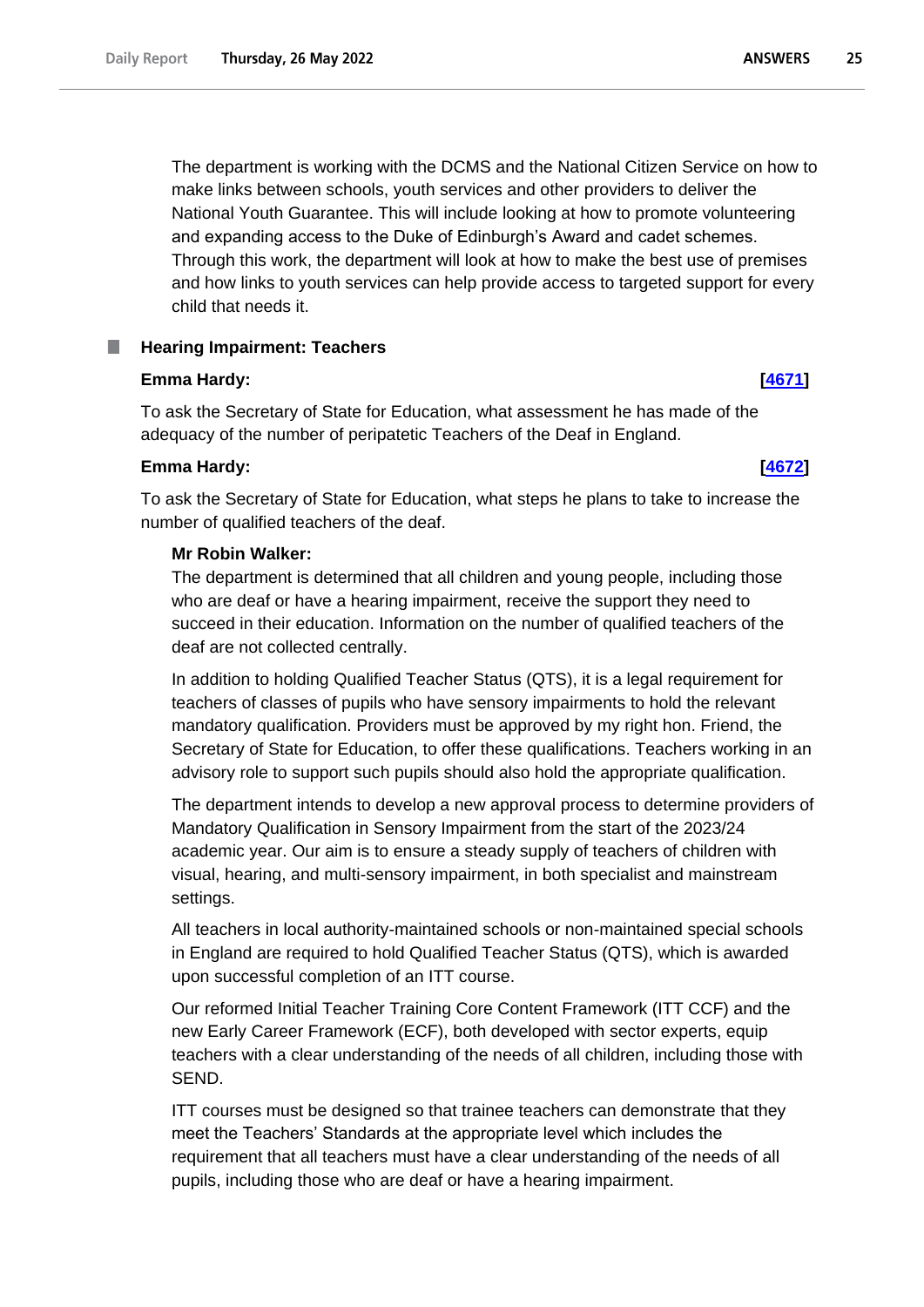The department is working with the DCMS and the National Citizen Service on how to make links between schools, youth services and other providers to deliver the National Youth Guarantee. This will include looking at how to promote volunteering and expanding access to the Duke of Edinburgh's Award and cadet schemes. Through this work, the department will look at how to make the best use of premises and how links to youth services can help provide access to targeted support for every child that needs it.

## Hearing Impairment: Teachers

**Emma Hardy:** **[4671]**

To ask the Secretary of State for Education, what assessment he has made of the adequacy of the number of peripatetic Teachers of the Deaf in England.

**Emma Hardy:** **[4672]**

To ask the Secretary of State for Education, what steps he plans to take to increase the number of qualified teachers of the deaf.

**Mr Robin Walker:**

The department is determined that all children and young people, including those who are deaf or have a hearing impairment, receive the support they need to succeed in their education. Information on the number of qualified teachers of the deaf are not collected centrally.

In addition to holding Qualified Teacher Status (QTS), it is a legal requirement for teachers of classes of pupils who have sensory impairments to hold the relevant mandatory qualification. Providers must be approved by my right hon. Friend, the Secretary of State for Education, to offer these qualifications. Teachers working in an advisory role to support such pupils should also hold the appropriate qualification.

The department intends to develop a new approval process to determine providers of Mandatory Qualification in Sensory Impairment from the start of the 2023/24 academic year. Our aim is to ensure a steady supply of teachers of children with visual, hearing, and multi-sensory impairment, in both specialist and mainstream settings.

All teachers in local authority-maintained schools or non-maintained special schools in England are required to hold Qualified Teacher Status (QTS), which is awarded upon successful completion of an ITT course.

Our reformed Initial Teacher Training Core Content Framework (ITT CCF) and the new Early Career Framework (ECF), both developed with sector experts, equip teachers with a clear understanding of the needs of all children, including those with SEND.

ITT courses must be designed so that trainee teachers can demonstrate that they meet the Teachers' Standards at the appropriate level which includes the requirement that all teachers must have a clear understanding of the needs of all pupils, including those who are deaf or have a hearing impairment.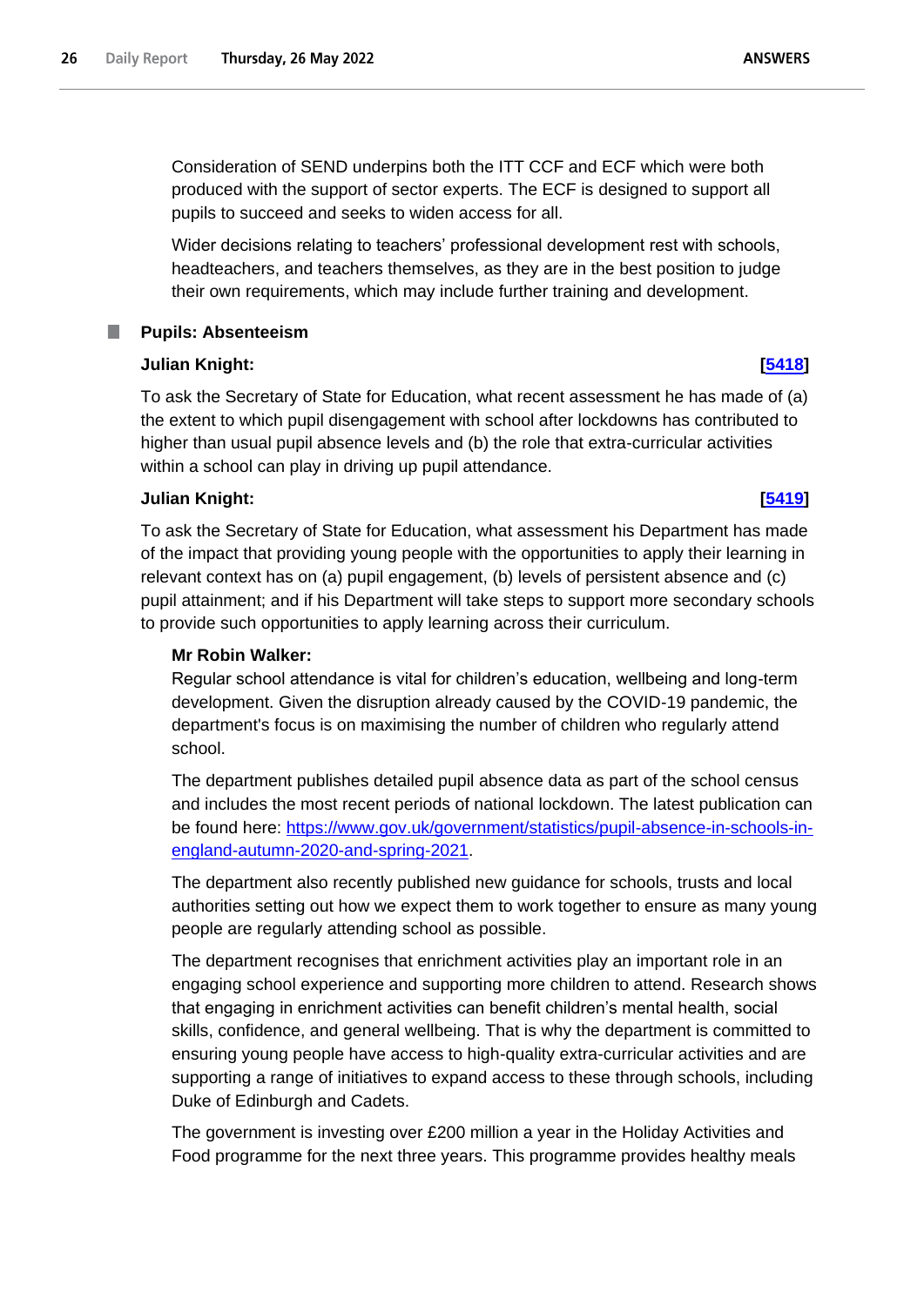Consideration of SEND underpins both the ITT CCF and ECF which were both produced with the support of sector experts. The ECF is designed to support all pupils to succeed and seeks to widen access for all.

Wider decisions relating to teachers' professional development rest with schools, headteachers, and teachers themselves, as they are in the best position to judge their own requirements, which may include further training and development.

### Pupils: Absenteeism

**Julian Knight:** **[5418]**

To ask the Secretary of State for Education, what recent assessment he has made of (a) the extent to which pupil disengagement with school after lockdowns has contributed to higher than usual pupil absence levels and (b) the role that extra-curricular activities within a school can play in driving up pupil attendance.

**Julian Knight:** **[5419]**

To ask the Secretary of State for Education, what assessment his Department has made of the impact that providing young people with the opportunities to apply their learning in relevant context has on (a) pupil engagement, (b) levels of persistent absence and (c) pupil attainment; and if his Department will take steps to support more secondary schools to provide such opportunities to apply learning across their curriculum.

**Mr Robin Walker:**

Regular school attendance is vital for children's education, wellbeing and long-term development. Given the disruption already caused by the COVID-19 pandemic, the department's focus is on maximising the number of children who regularly attend school.

The department publishes detailed pupil absence data as part of the school census and includes the most recent periods of national lockdown. The latest publication can be found here: https://www.gov.uk/government/statistics/pupil-absence-in-schools-in-england-autumn-2020-and-spring-2021.

The department also recently published new guidance for schools, trusts and local authorities setting out how we expect them to work together to ensure as many young people are regularly attending school as possible.

The department recognises that enrichment activities play an important role in an engaging school experience and supporting more children to attend. Research shows that engaging in enrichment activities can benefit children's mental health, social skills, confidence, and general wellbeing. That is why the department is committed to ensuring young people have access to high-quality extra-curricular activities and are supporting a range of initiatives to expand access to these through schools, including Duke of Edinburgh and Cadets.

The government is investing over £200 million a year in the Holiday Activities and Food programme for the next three years. This programme provides healthy meals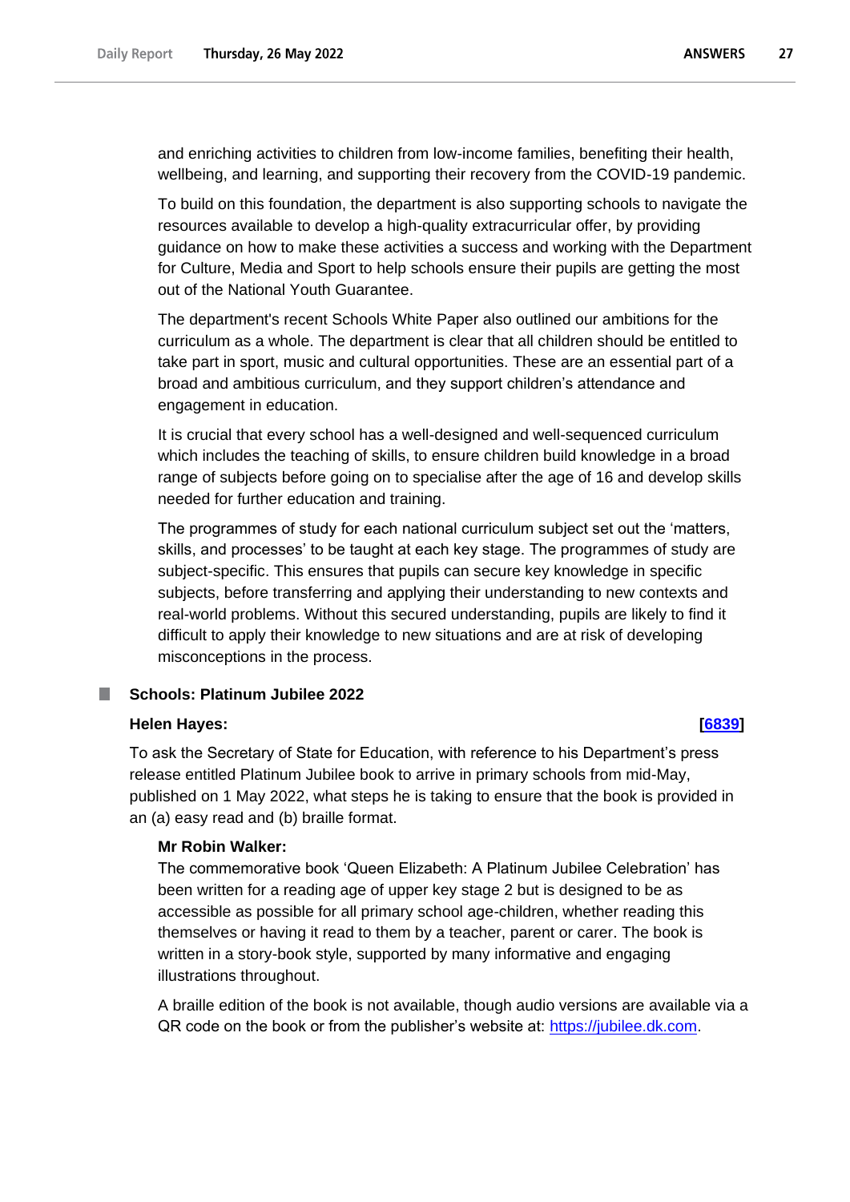and enriching activities to children from low-income families, benefiting their health, wellbeing, and learning, and supporting their recovery from the COVID-19 pandemic.

To build on this foundation, the department is also supporting schools to navigate the resources available to develop a high-quality extracurricular offer, by providing guidance on how to make these activities a success and working with the Department for Culture, Media and Sport to help schools ensure their pupils are getting the most out of the National Youth Guarantee.

The department's recent Schools White Paper also outlined our ambitions for the curriculum as a whole. The department is clear that all children should be entitled to take part in sport, music and cultural opportunities. These are an essential part of a broad and ambitious curriculum, and they support children's attendance and engagement in education.

It is crucial that every school has a well-designed and well-sequenced curriculum which includes the teaching of skills, to ensure children build knowledge in a broad range of subjects before going on to specialise after the age of 16 and develop skills needed for further education and training.

The programmes of study for each national curriculum subject set out the 'matters, skills, and processes' to be taught at each key stage. The programmes of study are subject-specific. This ensures that pupils can secure key knowledge in specific subjects, before transferring and applying their understanding to new contexts and real-world problems. Without this secured understanding, pupils are likely to find it difficult to apply their knowledge to new situations and are at risk of developing misconceptions in the process.

## Schools: Platinum Jubilee 2022

**Helen Hayes:** **[6839]**

To ask the Secretary of State for Education, with reference to his Department's press release entitled Platinum Jubilee book to arrive in primary schools from mid-May, published on 1 May 2022, what steps he is taking to ensure that the book is provided in an (a) easy read and (b) braille format.

**Mr Robin Walker:**

The commemorative book 'Queen Elizabeth: A Platinum Jubilee Celebration' has been written for a reading age of upper key stage 2 but is designed to be as accessible as possible for all primary school age-children, whether reading this themselves or having it read to them by a teacher, parent or carer. The book is written in a story-book style, supported by many informative and engaging illustrations throughout.

A braille edition of the book is not available, though audio versions are available via a QR code on the book or from the publisher's website at: https://jubilee.dk.com.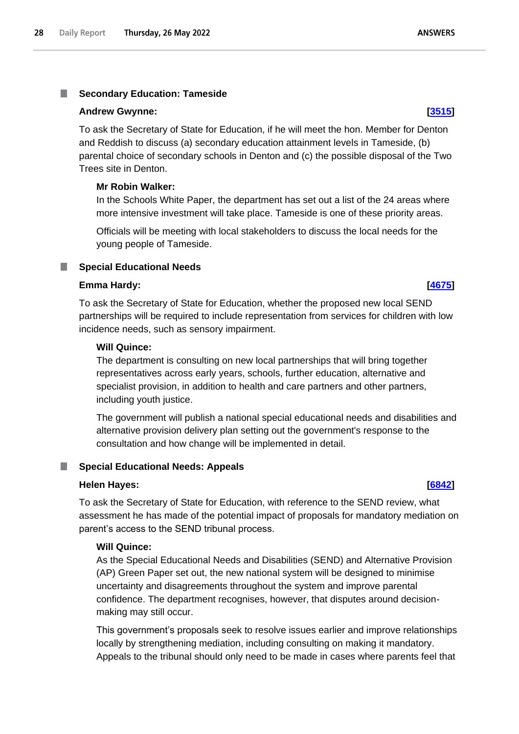### Secondary Education: Tameside

**Andrew Gwynne:** **[3515]**

To ask the Secretary of State for Education, if he will meet the hon. Member for Denton and Reddish to discuss (a) secondary education attainment levels in Tameside, (b) parental choice of secondary schools in Denton and (c) the possible disposal of the Two Trees site in Denton.

**Mr Robin Walker:**

In the Schools White Paper, the department has set out a list of the 24 areas where more intensive investment will take place. Tameside is one of these priority areas.

Officials will be meeting with local stakeholders to discuss the local needs for the young people of Tameside.

### Special Educational Needs

**Emma Hardy:** **[4675]**

To ask the Secretary of State for Education, whether the proposed new local SEND partnerships will be required to include representation from services for children with low incidence needs, such as sensory impairment.

**Will Quince:**

The department is consulting on new local partnerships that will bring together representatives across early years, schools, further education, alternative and specialist provision, in addition to health and care partners and other partners, including youth justice.

The government will publish a national special educational needs and disabilities and alternative provision delivery plan setting out the government's response to the consultation and how change will be implemented in detail.

### Special Educational Needs: Appeals

**Helen Hayes:** **[6842]**

To ask the Secretary of State for Education, with reference to the SEND review, what assessment he has made of the potential impact of proposals for mandatory mediation on parent's access to the SEND tribunal process.

**Will Quince:**

As the Special Educational Needs and Disabilities (SEND) and Alternative Provision (AP) Green Paper set out, the new national system will be designed to minimise uncertainty and disagreements throughout the system and improve parental confidence. The department recognises, however, that disputes around decision-making may still occur.

This government's proposals seek to resolve issues earlier and improve relationships locally by strengthening mediation, including consulting on making it mandatory. Appeals to the tribunal should only need to be made in cases where parents feel that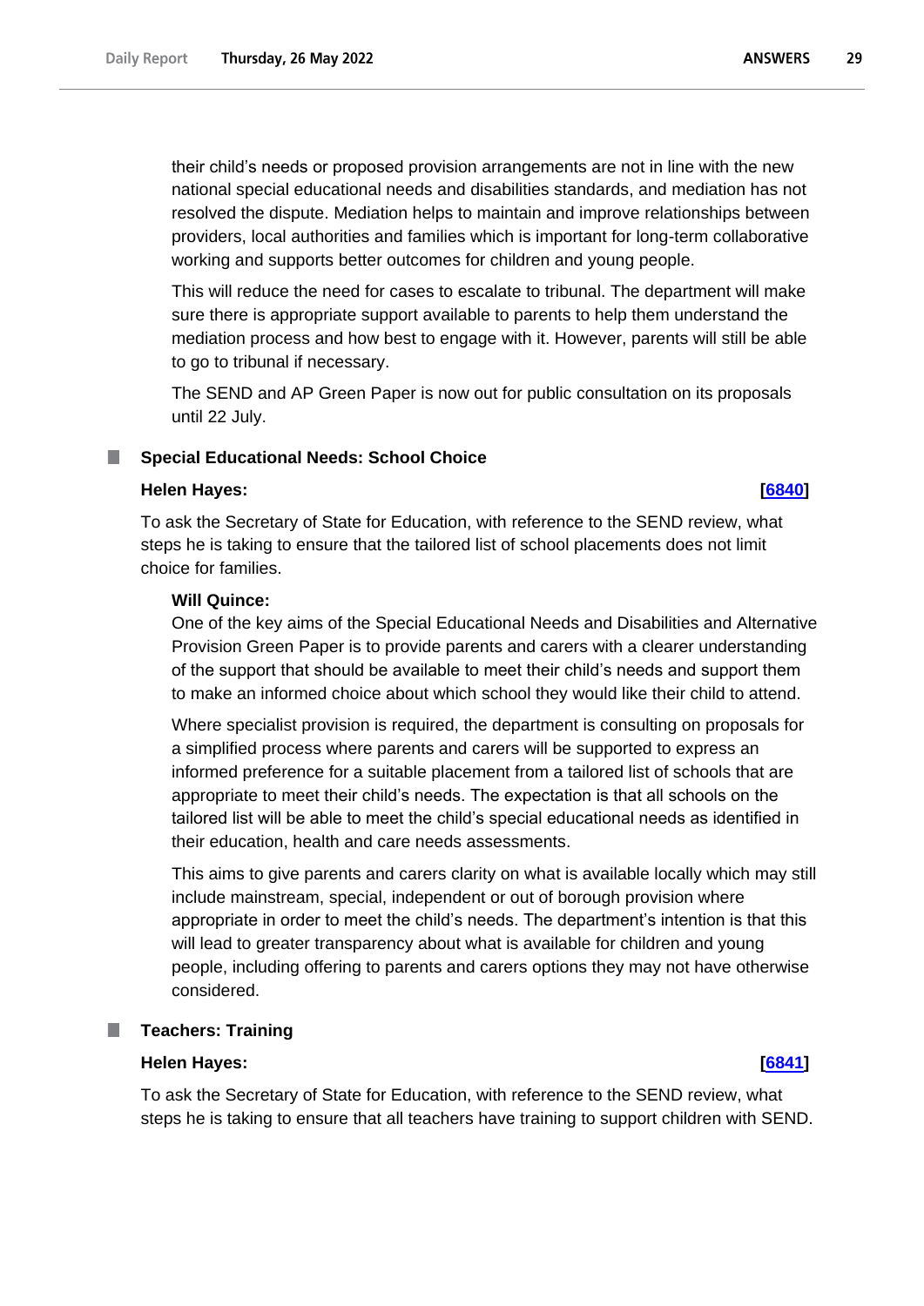their child's needs or proposed provision arrangements are not in line with the new national special educational needs and disabilities standards, and mediation has not resolved the dispute. Mediation helps to maintain and improve relationships between providers, local authorities and families which is important for long-term collaborative working and supports better outcomes for children and young people.

This will reduce the need for cases to escalate to tribunal. The department will make sure there is appropriate support available to parents to help them understand the mediation process and how best to engage with it. However, parents will still be able to go to tribunal if necessary.

The SEND and AP Green Paper is now out for public consultation on its proposals until 22 July.

### Special Educational Needs: School Choice

**Helen Hayes:** **[6840]**

To ask the Secretary of State for Education, with reference to the SEND review, what steps he is taking to ensure that the tailored list of school placements does not limit choice for families.

**Will Quince:**

One of the key aims of the Special Educational Needs and Disabilities and Alternative Provision Green Paper is to provide parents and carers with a clearer understanding of the support that should be available to meet their child's needs and support them to make an informed choice about which school they would like their child to attend.

Where specialist provision is required, the department is consulting on proposals for a simplified process where parents and carers will be supported to express an informed preference for a suitable placement from a tailored list of schools that are appropriate to meet their child's needs. The expectation is that all schools on the tailored list will be able to meet the child's special educational needs as identified in their education, health and care needs assessments.

This aims to give parents and carers clarity on what is available locally which may still include mainstream, special, independent or out of borough provision where appropriate in order to meet the child's needs. The department's intention is that this will lead to greater transparency about what is available for children and young people, including offering to parents and carers options they may not have otherwise considered.

### Teachers: Training

**Helen Hayes:** **[6841]**

To ask the Secretary of State for Education, with reference to the SEND review, what steps he is taking to ensure that all teachers have training to support children with SEND.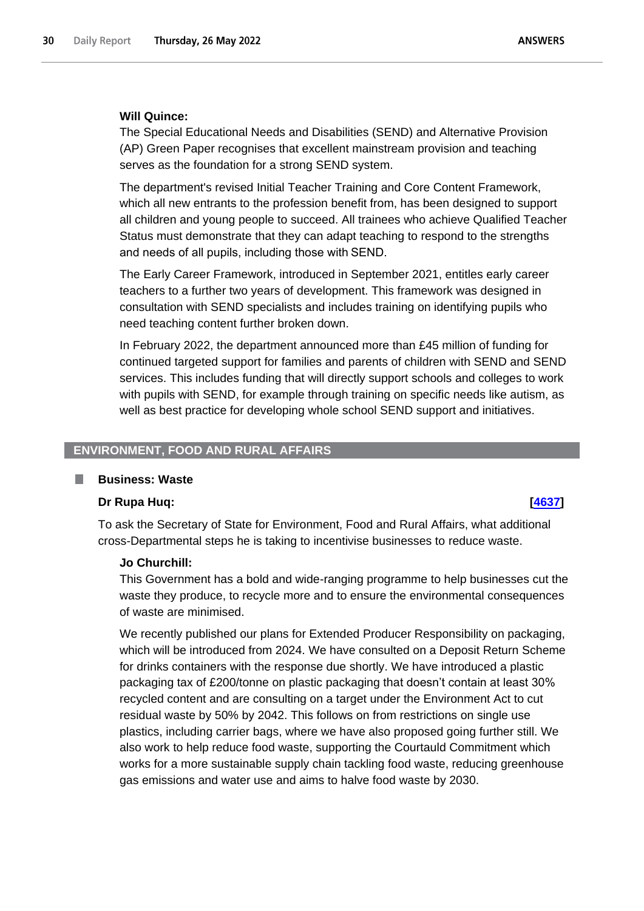**Will Quince:**

The Special Educational Needs and Disabilities (SEND) and Alternative Provision (AP) Green Paper recognises that excellent mainstream provision and teaching serves as the foundation for a strong SEND system.

The department's revised Initial Teacher Training and Core Content Framework, which all new entrants to the profession benefit from, has been designed to support all children and young people to succeed. All trainees who achieve Qualified Teacher Status must demonstrate that they can adapt teaching to respond to the strengths and needs of all pupils, including those with SEND.

The Early Career Framework, introduced in September 2021, entitles early career teachers to a further two years of development. This framework was designed in consultation with SEND specialists and includes training on identifying pupils who need teaching content further broken down.

In February 2022, the department announced more than £45 million of funding for continued targeted support for families and parents of children with SEND and SEND services. This includes funding that will directly support schools and colleges to work with pupils with SEND, for example through training on specific needs like autism, as well as best practice for developing whole school SEND support and initiatives.

## ENVIRONMENT, FOOD AND RURAL AFFAIRS

### Business: Waste

**Dr Rupa Huq:** **[4637]**

To ask the Secretary of State for Environment, Food and Rural Affairs, what additional cross-Departmental steps he is taking to incentivise businesses to reduce waste.

**Jo Churchill:**

This Government has a bold and wide-ranging programme to help businesses cut the waste they produce, to recycle more and to ensure the environmental consequences of waste are minimised.

We recently published our plans for Extended Producer Responsibility on packaging, which will be introduced from 2024. We have consulted on a Deposit Return Scheme for drinks containers with the response due shortly. We have introduced a plastic packaging tax of £200/tonne on plastic packaging that doesn't contain at least 30% recycled content and are consulting on a target under the Environment Act to cut residual waste by 50% by 2042. This follows on from restrictions on single use plastics, including carrier bags, where we have also proposed going further still. We also work to help reduce food waste, supporting the Courtauld Commitment which works for a more sustainable supply chain tackling food waste, reducing greenhouse gas emissions and water use and aims to halve food waste by 2030.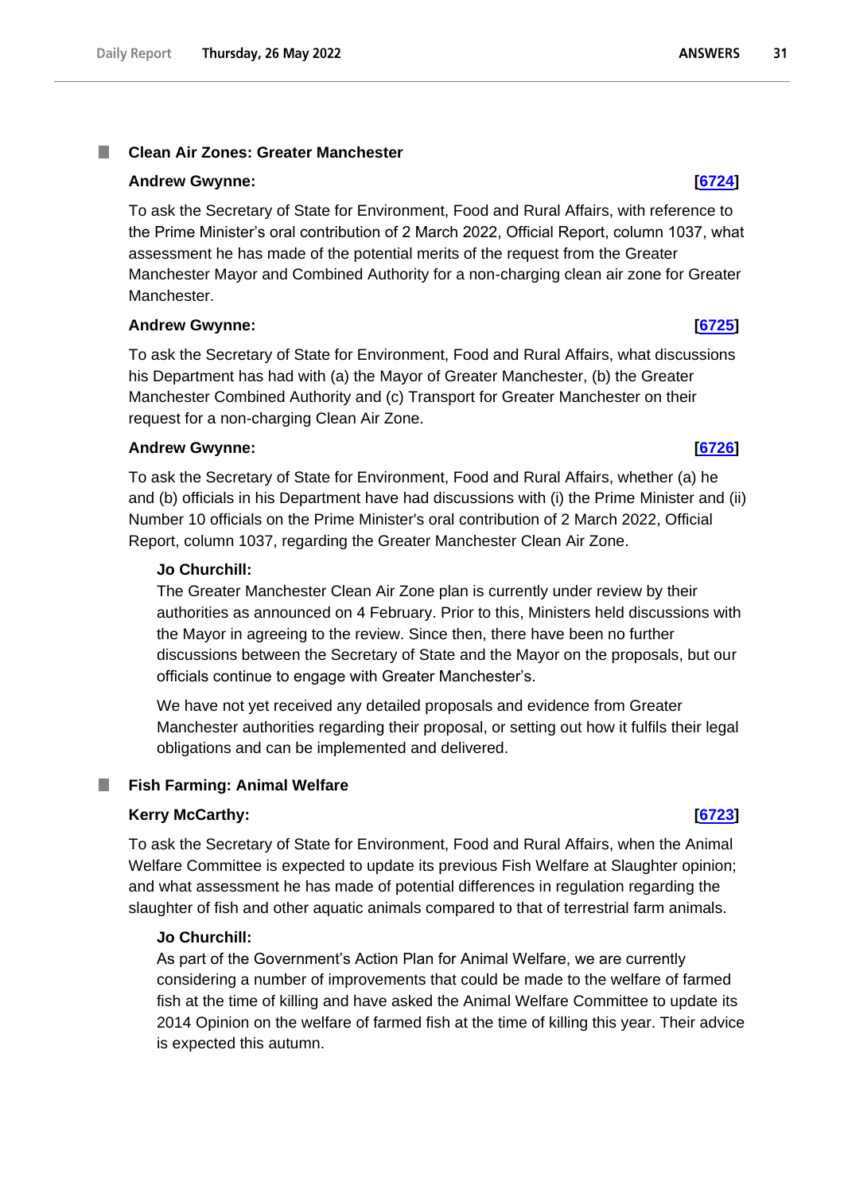## Clean Air Zones: Greater Manchester

**Andrew Gwynne:** **[6724]**

To ask the Secretary of State for Environment, Food and Rural Affairs, with reference to the Prime Minister's oral contribution of 2 March 2022, Official Report, column 1037, what assessment he has made of the potential merits of the request from the Greater Manchester Mayor and Combined Authority for a non-charging clean air zone for Greater Manchester.

**Andrew Gwynne:** **[6725]**

To ask the Secretary of State for Environment, Food and Rural Affairs, what discussions his Department has had with (a) the Mayor of Greater Manchester, (b) the Greater Manchester Combined Authority and (c) Transport for Greater Manchester on their request for a non-charging Clean Air Zone.

**Andrew Gwynne:** **[6726]**

To ask the Secretary of State for Environment, Food and Rural Affairs, whether (a) he and (b) officials in his Department have had discussions with (i) the Prime Minister and (ii) Number 10 officials on the Prime Minister's oral contribution of 2 March 2022, Official Report, column 1037, regarding the Greater Manchester Clean Air Zone.

**Jo Churchill:**

The Greater Manchester Clean Air Zone plan is currently under review by their authorities as announced on 4 February. Prior to this, Ministers held discussions with the Mayor in agreeing to the review. Since then, there have been no further discussions between the Secretary of State and the Mayor on the proposals, but our officials continue to engage with Greater Manchester's.

We have not yet received any detailed proposals and evidence from Greater Manchester authorities regarding their proposal, or setting out how it fulfils their legal obligations and can be implemented and delivered.

## Fish Farming: Animal Welfare

**Kerry McCarthy:** **[6723]**

To ask the Secretary of State for Environment, Food and Rural Affairs, when the Animal Welfare Committee is expected to update its previous Fish Welfare at Slaughter opinion; and what assessment he has made of potential differences in regulation regarding the slaughter of fish and other aquatic animals compared to that of terrestrial farm animals.

**Jo Churchill:**

As part of the Government's Action Plan for Animal Welfare, we are currently considering a number of improvements that could be made to the welfare of farmed fish at the time of killing and have asked the Animal Welfare Committee to update its 2014 Opinion on the welfare of farmed fish at the time of killing this year. Their advice is expected this autumn.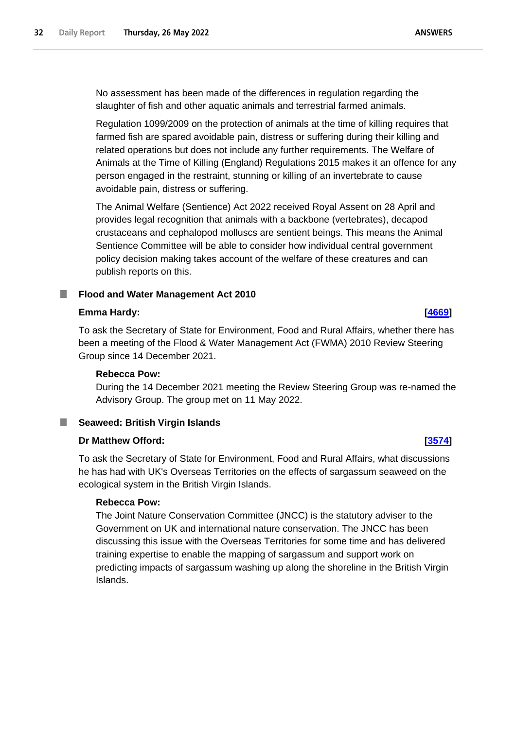No assessment has been made of the differences in regulation regarding the slaughter of fish and other aquatic animals and terrestrial farmed animals.

Regulation 1099/2009 on the protection of animals at the time of killing requires that farmed fish are spared avoidable pain, distress or suffering during their killing and related operations but does not include any further requirements. The Welfare of Animals at the Time of Killing (England) Regulations 2015 makes it an offence for any person engaged in the restraint, stunning or killing of an invertebrate to cause avoidable pain, distress or suffering.

The Animal Welfare (Sentience) Act 2022 received Royal Assent on 28 April and provides legal recognition that animals with a backbone (vertebrates), decapod crustaceans and cephalopod molluscs are sentient beings. This means the Animal Sentience Committee will be able to consider how individual central government policy decision making takes account of the welfare of these creatures and can publish reports on this.

## Flood and Water Management Act 2010

**Emma Hardy:** **[4669]**

To ask the Secretary of State for Environment, Food and Rural Affairs, whether there has been a meeting of the Flood & Water Management Act (FWMA) 2010 Review Steering Group since 14 December 2021.

**Rebecca Pow:**

During the 14 December 2021 meeting the Review Steering Group was re-named the Advisory Group. The group met on 11 May 2022.

## Seaweed: British Virgin Islands

**Dr Matthew Offord:** **[3574]**

To ask the Secretary of State for Environment, Food and Rural Affairs, what discussions he has had with UK's Overseas Territories on the effects of sargassum seaweed on the ecological system in the British Virgin Islands.

**Rebecca Pow:**

The Joint Nature Conservation Committee (JNCC) is the statutory adviser to the Government on UK and international nature conservation. The JNCC has been discussing this issue with the Overseas Territories for some time and has delivered training expertise to enable the mapping of sargassum and support work on predicting impacts of sargassum washing up along the shoreline in the British Virgin Islands.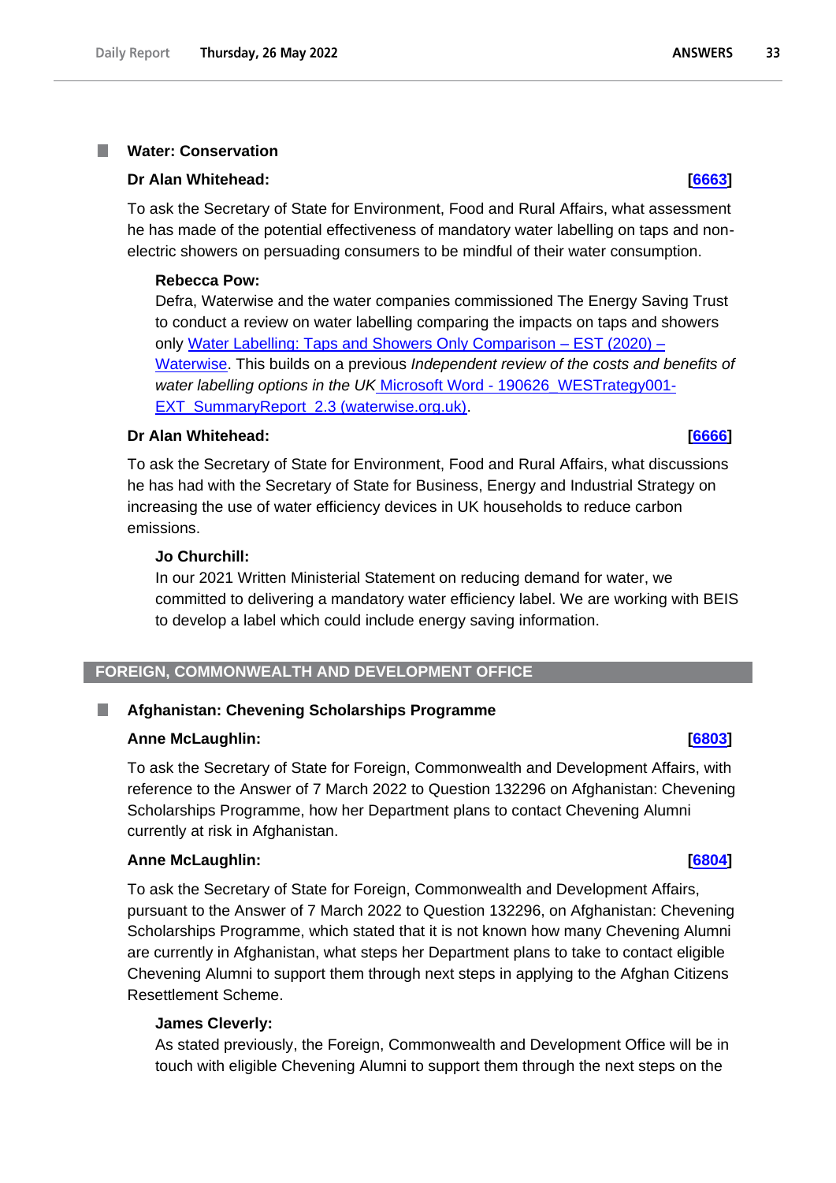### Water: Conservation

**Dr Alan Whitehead:** **[6663]**

To ask the Secretary of State for Environment, Food and Rural Affairs, what assessment he has made of the potential effectiveness of mandatory water labelling on taps and non-electric showers on persuading consumers to be mindful of their water consumption.

**Rebecca Pow:**

Defra, Waterwise and the water companies commissioned The Energy Saving Trust to conduct a review on water labelling comparing the impacts on taps and showers only Water Labelling: Taps and Showers Only Comparison – EST (2020) – Waterwise. This builds on a previous *Independent review of the costs and benefits of water labelling options in the UK* Microsoft Word - 190626_WESTrategy001-EXT_SummaryReport_2.3 (waterwise.org.uk).

**Dr Alan Whitehead:** **[6666]**

To ask the Secretary of State for Environment, Food and Rural Affairs, what discussions he has had with the Secretary of State for Business, Energy and Industrial Strategy on increasing the use of water efficiency devices in UK households to reduce carbon emissions.

**Jo Churchill:**

In our 2021 Written Ministerial Statement on reducing demand for water, we committed to delivering a mandatory water efficiency label. We are working with BEIS to develop a label which could include energy saving information.

## FOREIGN, COMMONWEALTH AND DEVELOPMENT OFFICE

### Afghanistan: Chevening Scholarships Programme

**Anne McLaughlin:** **[6803]**

To ask the Secretary of State for Foreign, Commonwealth and Development Affairs, with reference to the Answer of 7 March 2022 to Question 132296 on Afghanistan: Chevening Scholarships Programme, how her Department plans to contact Chevening Alumni currently at risk in Afghanistan.

**Anne McLaughlin:** **[6804]**

To ask the Secretary of State for Foreign, Commonwealth and Development Affairs, pursuant to the Answer of 7 March 2022 to Question 132296, on Afghanistan: Chevening Scholarships Programme, which stated that it is not known how many Chevening Alumni are currently in Afghanistan, what steps her Department plans to take to contact eligible Chevening Alumni to support them through next steps in applying to the Afghan Citizens Resettlement Scheme.

**James Cleverly:**

As stated previously, the Foreign, Commonwealth and Development Office will be in touch with eligible Chevening Alumni to support them through the next steps on the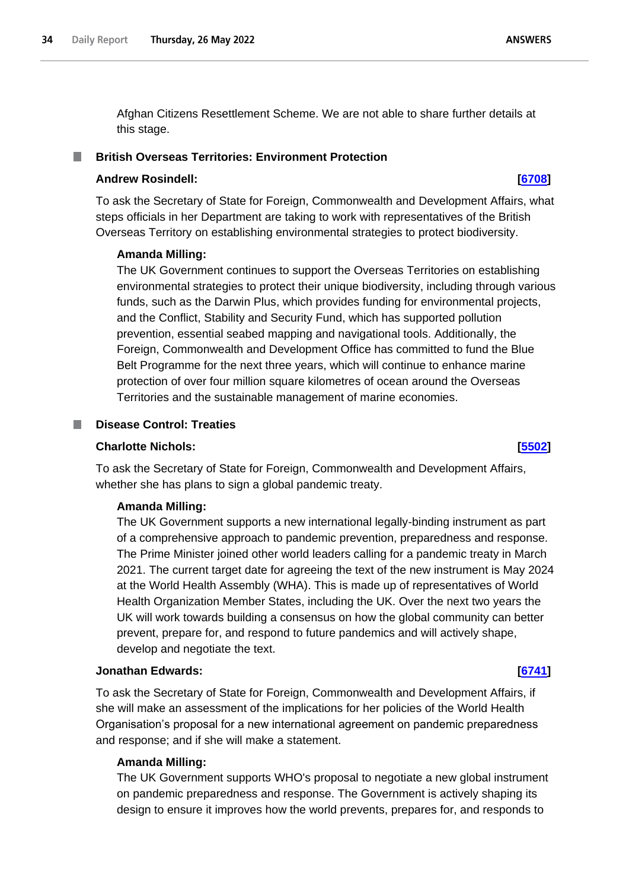Afghan Citizens Resettlement Scheme. We are not able to share further details at this stage.

## British Overseas Territories: Environment Protection

**Andrew Rosindell:** **[6708]**

To ask the Secretary of State for Foreign, Commonwealth and Development Affairs, what steps officials in her Department are taking to work with representatives of the British Overseas Territory on establishing environmental strategies to protect biodiversity.

**Amanda Milling:**

The UK Government continues to support the Overseas Territories on establishing environmental strategies to protect their unique biodiversity, including through various funds, such as the Darwin Plus, which provides funding for environmental projects, and the Conflict, Stability and Security Fund, which has supported pollution prevention, essential seabed mapping and navigational tools. Additionally, the Foreign, Commonwealth and Development Office has committed to fund the Blue Belt Programme for the next three years, which will continue to enhance marine protection of over four million square kilometres of ocean around the Overseas Territories and the sustainable management of marine economies.

## Disease Control: Treaties

**Charlotte Nichols:** **[5502]**

To ask the Secretary of State for Foreign, Commonwealth and Development Affairs, whether she has plans to sign a global pandemic treaty.

**Amanda Milling:**

The UK Government supports a new international legally-binding instrument as part of a comprehensive approach to pandemic prevention, preparedness and response. The Prime Minister joined other world leaders calling for a pandemic treaty in March 2021. The current target date for agreeing the text of the new instrument is May 2024 at the World Health Assembly (WHA). This is made up of representatives of World Health Organization Member States, including the UK. Over the next two years the UK will work towards building a consensus on how the global community can better prevent, prepare for, and respond to future pandemics and will actively shape, develop and negotiate the text.

**Jonathan Edwards:** **[6741]**

To ask the Secretary of State for Foreign, Commonwealth and Development Affairs, if she will make an assessment of the implications for her policies of the World Health Organisation's proposal for a new international agreement on pandemic preparedness and response; and if she will make a statement.

**Amanda Milling:**

The UK Government supports WHO's proposal to negotiate a new global instrument on pandemic preparedness and response. The Government is actively shaping its design to ensure it improves how the world prevents, prepares for, and responds to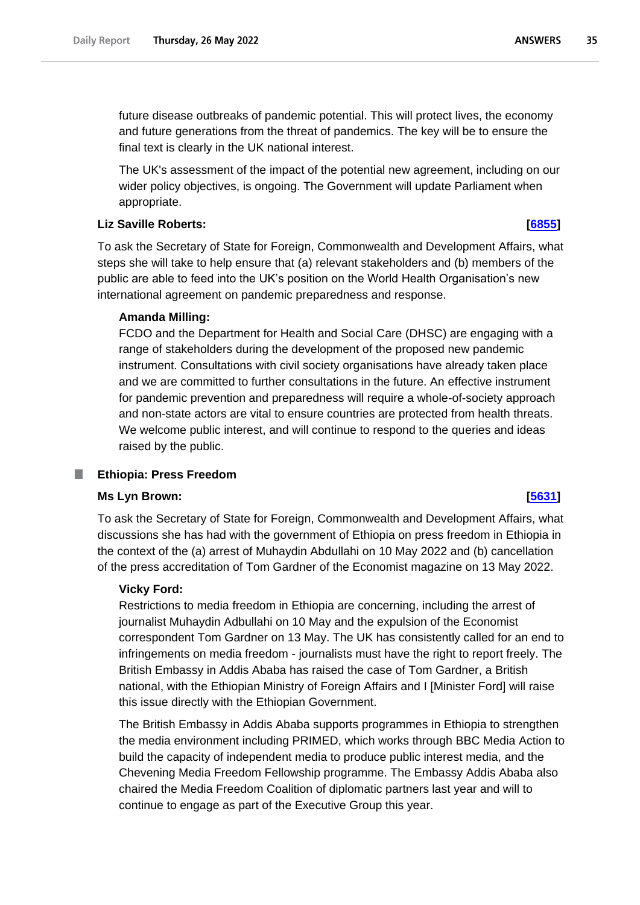future disease outbreaks of pandemic potential. This will protect lives, the economy and future generations from the threat of pandemics. The key will be to ensure the final text is clearly in the UK national interest.

The UK's assessment of the impact of the potential new agreement, including on our wider policy objectives, is ongoing. The Government will update Parliament when appropriate.

**Liz Saville Roberts:** **[6855]**

To ask the Secretary of State for Foreign, Commonwealth and Development Affairs, what steps she will take to help ensure that (a) relevant stakeholders and (b) members of the public are able to feed into the UK's position on the World Health Organisation's new international agreement on pandemic preparedness and response.

**Amanda Milling:**

FCDO and the Department for Health and Social Care (DHSC) are engaging with a range of stakeholders during the development of the proposed new pandemic instrument. Consultations with civil society organisations have already taken place and we are committed to further consultations in the future. An effective instrument for pandemic prevention and preparedness will require a whole-of-society approach and non-state actors are vital to ensure countries are protected from health threats. We welcome public interest, and will continue to respond to the queries and ideas raised by the public.

## Ethiopia: Press Freedom

**Ms Lyn Brown:** **[5631]**

To ask the Secretary of State for Foreign, Commonwealth and Development Affairs, what discussions she has had with the government of Ethiopia on press freedom in Ethiopia in the context of the (a) arrest of Muhaydin Abdullahi on 10 May 2022 and (b) cancellation of the press accreditation of Tom Gardner of the Economist magazine on 13 May 2022.

**Vicky Ford:**

Restrictions to media freedom in Ethiopia are concerning, including the arrest of journalist Muhaydin Adbullahi on 10 May and the expulsion of the Economist correspondent Tom Gardner on 13 May. The UK has consistently called for an end to infringements on media freedom - journalists must have the right to report freely. The British Embassy in Addis Ababa has raised the case of Tom Gardner, a British national, with the Ethiopian Ministry of Foreign Affairs and I [Minister Ford] will raise this issue directly with the Ethiopian Government.

The British Embassy in Addis Ababa supports programmes in Ethiopia to strengthen the media environment including PRIMED, which works through BBC Media Action to build the capacity of independent media to produce public interest media, and the Chevening Media Freedom Fellowship programme. The Embassy Addis Ababa also chaired the Media Freedom Coalition of diplomatic partners last year and will to continue to engage as part of the Executive Group this year.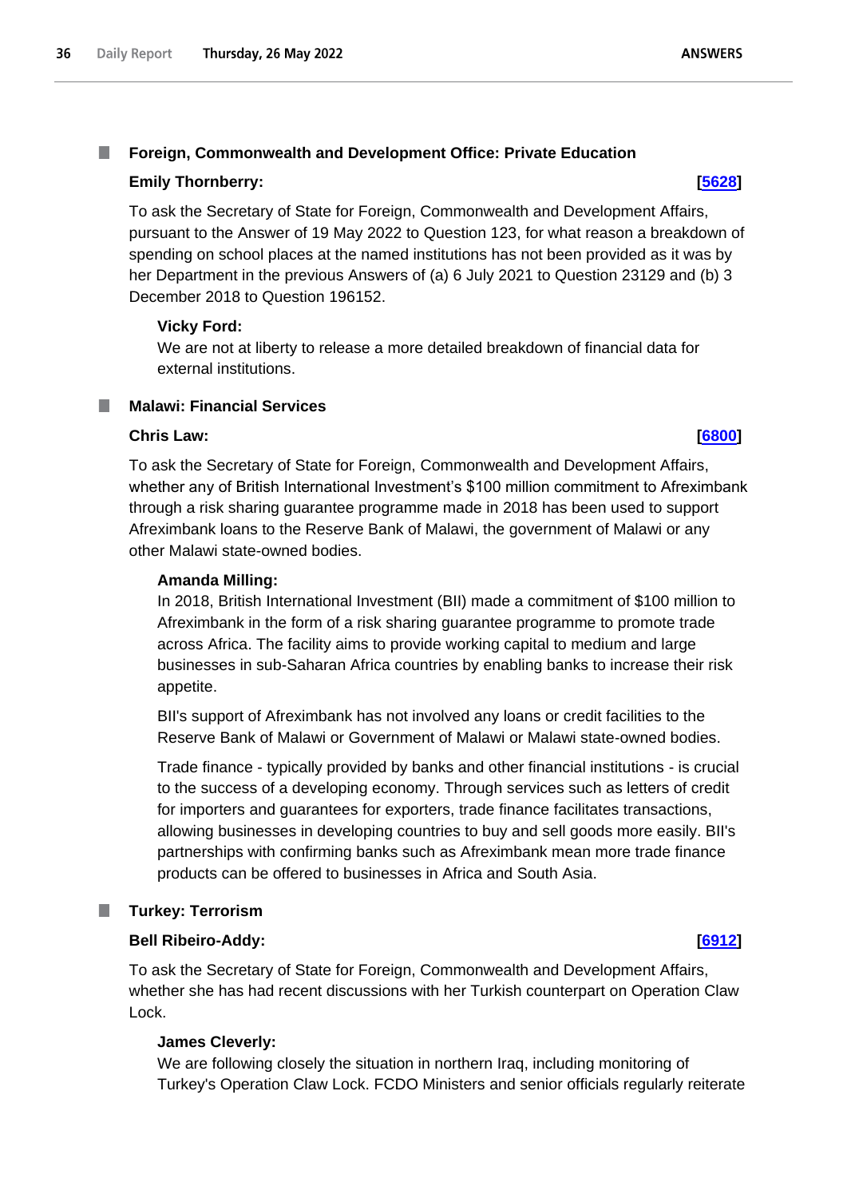### Foreign, Commonwealth and Development Office: Private Education

**Emily Thornberry:** **[5628]**

To ask the Secretary of State for Foreign, Commonwealth and Development Affairs, pursuant to the Answer of 19 May 2022 to Question 123, for what reason a breakdown of spending on school places at the named institutions has not been provided as it was by her Department in the previous Answers of (a) 6 July 2021 to Question 23129 and (b) 3 December 2018 to Question 196152.

**Vicky Ford:**

We are not at liberty to release a more detailed breakdown of financial data for external institutions.

### Malawi: Financial Services

**Chris Law:** **[6800]**

To ask the Secretary of State for Foreign, Commonwealth and Development Affairs, whether any of British International Investment's $100 million commitment to Afreximbank through a risk sharing guarantee programme made in 2018 has been used to support Afreximbank loans to the Reserve Bank of Malawi, the government of Malawi or any other Malawi state-owned bodies.

**Amanda Milling:**

In 2018, British International Investment (BII) made a commitment of $100 million to Afreximbank in the form of a risk sharing guarantee programme to promote trade across Africa. The facility aims to provide working capital to medium and large businesses in sub-Saharan Africa countries by enabling banks to increase their risk appetite.

BII's support of Afreximbank has not involved any loans or credit facilities to the Reserve Bank of Malawi or Government of Malawi or Malawi state-owned bodies.

Trade finance - typically provided by banks and other financial institutions - is crucial to the success of a developing economy. Through services such as letters of credit for importers and guarantees for exporters, trade finance facilitates transactions, allowing businesses in developing countries to buy and sell goods more easily. BII's partnerships with confirming banks such as Afreximbank mean more trade finance products can be offered to businesses in Africa and South Asia.

### Turkey: Terrorism

**Bell Ribeiro-Addy:** **[6912]**

To ask the Secretary of State for Foreign, Commonwealth and Development Affairs, whether she has had recent discussions with her Turkish counterpart on Operation Claw Lock.

**James Cleverly:**

We are following closely the situation in northern Iraq, including monitoring of Turkey's Operation Claw Lock. FCDO Ministers and senior officials regularly reiterate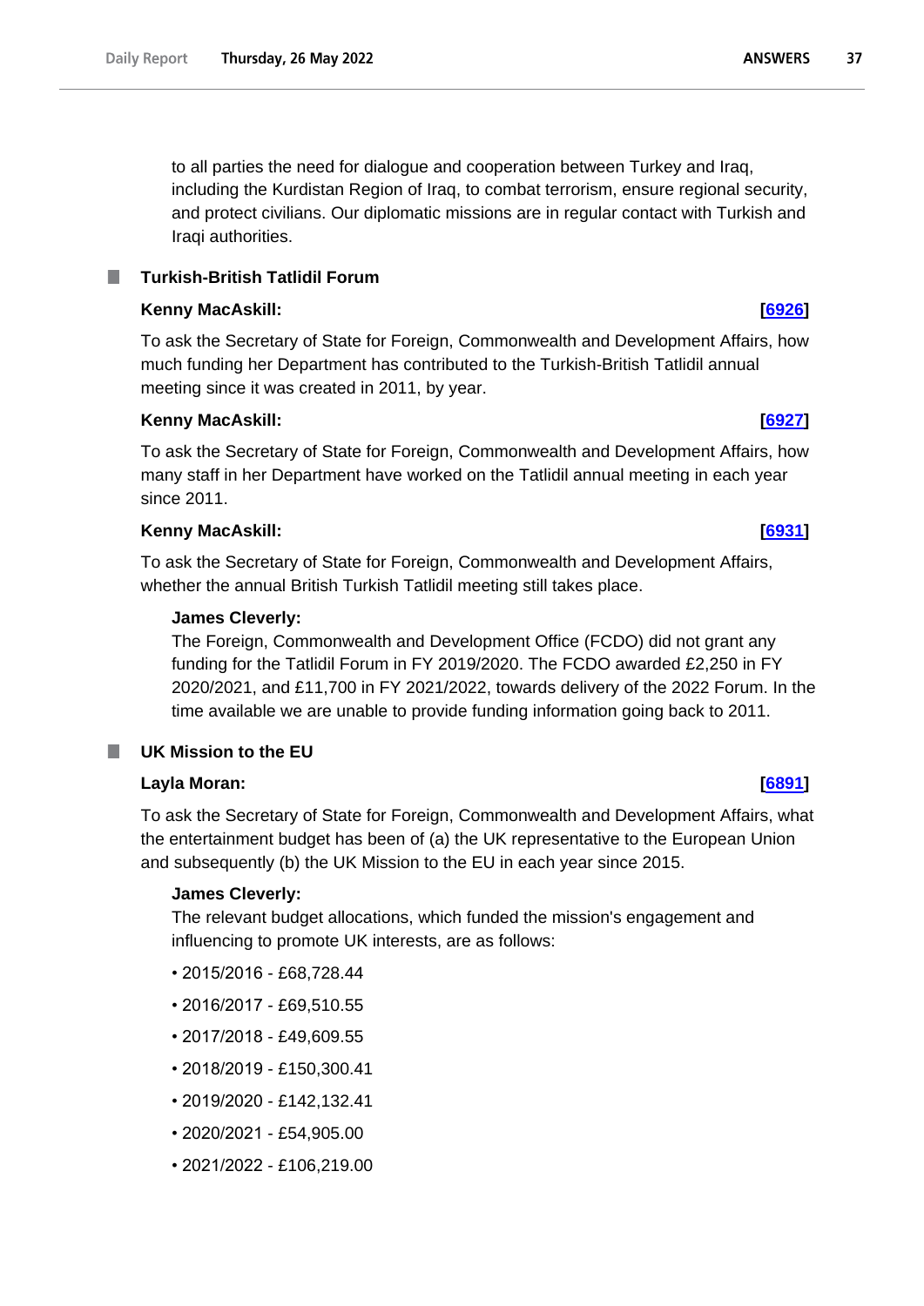to all parties the need for dialogue and cooperation between Turkey and Iraq, including the Kurdistan Region of Iraq, to combat terrorism, ensure regional security, and protect civilians. Our diplomatic missions are in regular contact with Turkish and Iraqi authorities.

## Turkish-British Tatlidil Forum

**Kenny MacAskill:** **[6926]**

To ask the Secretary of State for Foreign, Commonwealth and Development Affairs, how much funding her Department has contributed to the Turkish-British Tatlidil annual meeting since it was created in 2011, by year.

**Kenny MacAskill:** **[6927]**

To ask the Secretary of State for Foreign, Commonwealth and Development Affairs, how many staff in her Department have worked on the Tatlidil annual meeting in each year since 2011.

**Kenny MacAskill:** **[6931]**

To ask the Secretary of State for Foreign, Commonwealth and Development Affairs, whether the annual British Turkish Tatlidil meeting still takes place.

**James Cleverly:**

The Foreign, Commonwealth and Development Office (FCDO) did not grant any funding for the Tatlidil Forum in FY 2019/2020. The FCDO awarded £2,250 in FY 2020/2021, and £11,700 in FY 2021/2022, towards delivery of the 2022 Forum. In the time available we are unable to provide funding information going back to 2011.

## UK Mission to the EU

**Layla Moran:** **[6891]**

To ask the Secretary of State for Foreign, Commonwealth and Development Affairs, what the entertainment budget has been of (a) the UK representative to the European Union and subsequently (b) the UK Mission to the EU in each year since 2015.

**James Cleverly:**

The relevant budget allocations, which funded the mission's engagement and influencing to promote UK interests, are as follows:

- 2015/2016 - £68,728.44
- 2016/2017 - £69,510.55
- 2017/2018 - £49,609.55
- 2018/2019 - £150,300.41
- 2019/2020 - £142,132.41
- 2020/2021 - £54,905.00
- 2021/2022 - £106,219.00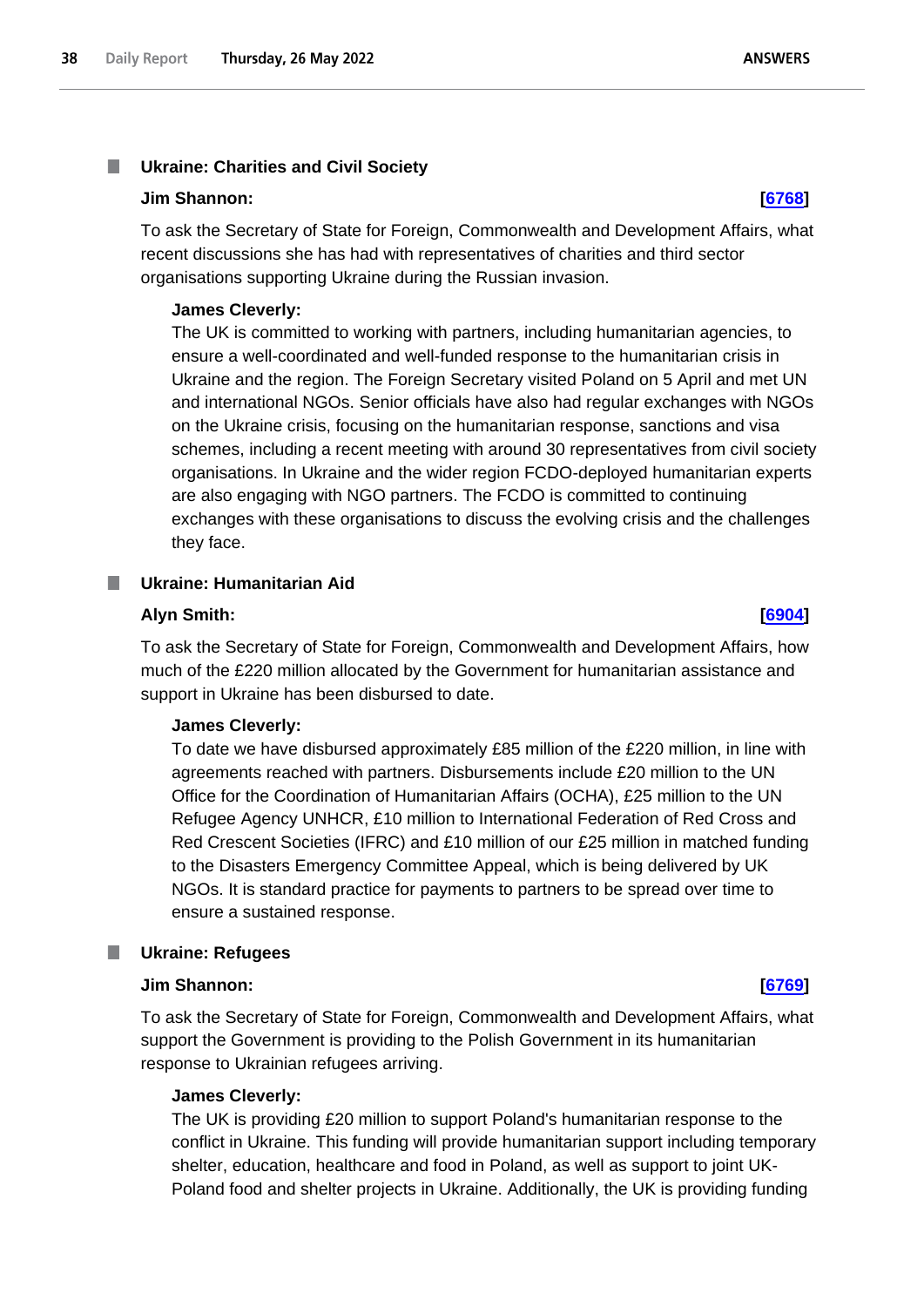### Ukraine: Charities and Civil Society

**Jim Shannon:** **[6768]**

To ask the Secretary of State for Foreign, Commonwealth and Development Affairs, what recent discussions she has had with representatives of charities and third sector organisations supporting Ukraine during the Russian invasion.

**James Cleverly:**

The UK is committed to working with partners, including humanitarian agencies, to ensure a well-coordinated and well-funded response to the humanitarian crisis in Ukraine and the region. The Foreign Secretary visited Poland on 5 April and met UN and international NGOs. Senior officials have also had regular exchanges with NGOs on the Ukraine crisis, focusing on the humanitarian response, sanctions and visa schemes, including a recent meeting with around 30 representatives from civil society organisations. In Ukraine and the wider region FCDO-deployed humanitarian experts are also engaging with NGO partners. The FCDO is committed to continuing exchanges with these organisations to discuss the evolving crisis and the challenges they face.

### Ukraine: Humanitarian Aid

**Alyn Smith:** **[6904]**

To ask the Secretary of State for Foreign, Commonwealth and Development Affairs, how much of the £220 million allocated by the Government for humanitarian assistance and support in Ukraine has been disbursed to date.

**James Cleverly:**

To date we have disbursed approximately £85 million of the £220 million, in line with agreements reached with partners. Disbursements include £20 million to the UN Office for the Coordination of Humanitarian Affairs (OCHA), £25 million to the UN Refugee Agency UNHCR, £10 million to International Federation of Red Cross and Red Crescent Societies (IFRC) and £10 million of our £25 million in matched funding to the Disasters Emergency Committee Appeal, which is being delivered by UK NGOs. It is standard practice for payments to partners to be spread over time to ensure a sustained response.

### Ukraine: Refugees

**Jim Shannon:** **[6769]**

To ask the Secretary of State for Foreign, Commonwealth and Development Affairs, what support the Government is providing to the Polish Government in its humanitarian response to Ukrainian refugees arriving.

**James Cleverly:**

The UK is providing £20 million to support Poland's humanitarian response to the conflict in Ukraine. This funding will provide humanitarian support including temporary shelter, education, healthcare and food in Poland, as well as support to joint UK-Poland food and shelter projects in Ukraine. Additionally, the UK is providing funding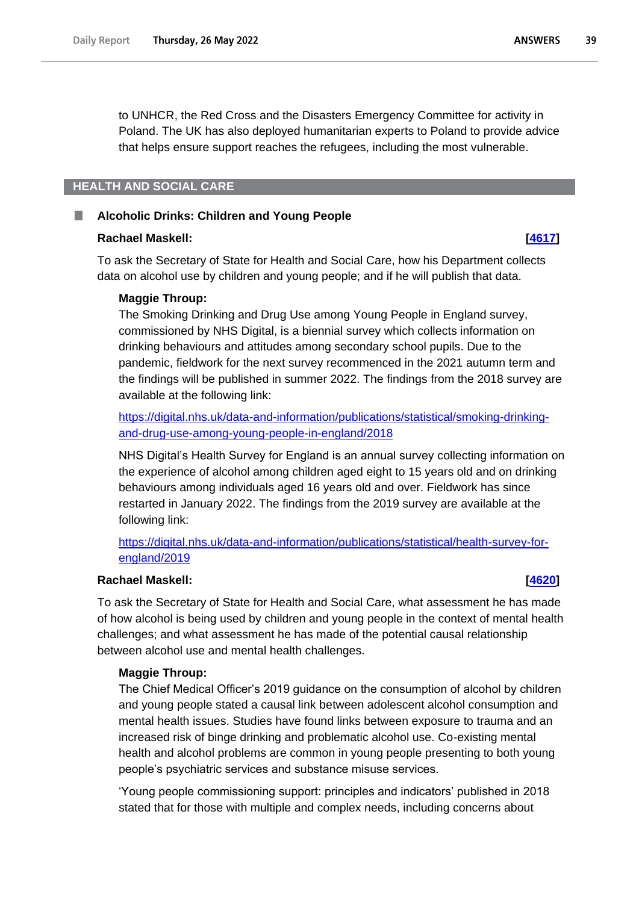to UNHCR, the Red Cross and the Disasters Emergency Committee for activity in Poland. The UK has also deployed humanitarian experts to Poland to provide advice that helps ensure support reaches the refugees, including the most vulnerable.

## HEALTH AND SOCIAL CARE

### Alcoholic Drinks: Children and Young People

**Rachael Maskell:** **[4617]**

To ask the Secretary of State for Health and Social Care, how his Department collects data on alcohol use by children and young people; and if he will publish that data.

**Maggie Throup:**
The Smoking Drinking and Drug Use among Young People in England survey, commissioned by NHS Digital, is a biennial survey which collects information on drinking behaviours and attitudes among secondary school pupils. Due to the pandemic, fieldwork for the next survey recommenced in the 2021 autumn term and the findings will be published in summer 2022. The findings from the 2018 survey are available at the following link:

https://digital.nhs.uk/data-and-information/publications/statistical/smoking-drinking-and-drug-use-among-young-people-in-england/2018

NHS Digital's Health Survey for England is an annual survey collecting information on the experience of alcohol among children aged eight to 15 years old and on drinking behaviours among individuals aged 16 years old and over. Fieldwork has since restarted in January 2022. The findings from the 2019 survey are available at the following link:

https://digital.nhs.uk/data-and-information/publications/statistical/health-survey-for-england/2019

**Rachael Maskell:** **[4620]**

To ask the Secretary of State for Health and Social Care, what assessment he has made of how alcohol is being used by children and young people in the context of mental health challenges; and what assessment he has made of the potential causal relationship between alcohol use and mental health challenges.

**Maggie Throup:**
The Chief Medical Officer's 2019 guidance on the consumption of alcohol by children and young people stated a causal link between adolescent alcohol consumption and mental health issues. Studies have found links between exposure to trauma and an increased risk of binge drinking and problematic alcohol use. Co-existing mental health and alcohol problems are common in young people presenting to both young people's psychiatric services and substance misuse services.

'Young people commissioning support: principles and indicators' published in 2018 stated that for those with multiple and complex needs, including concerns about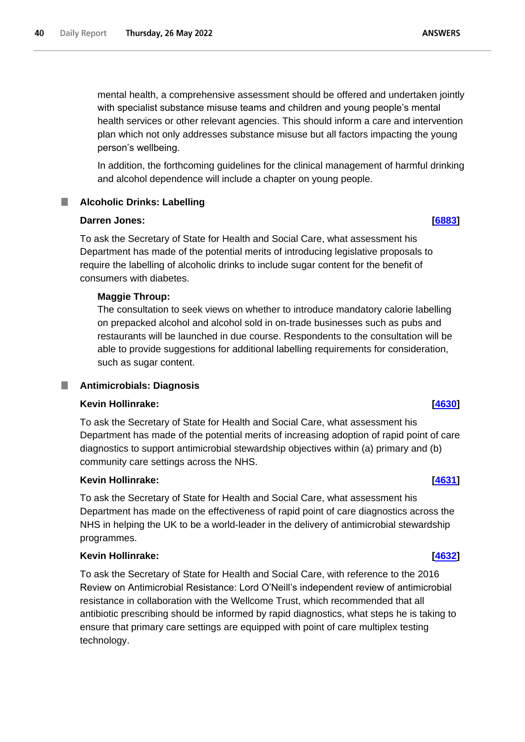mental health, a comprehensive assessment should be offered and undertaken jointly with specialist substance misuse teams and children and young people's mental health services or other relevant agencies. This should inform a care and intervention plan which not only addresses substance misuse but all factors impacting the young person's wellbeing.

In addition, the forthcoming guidelines for the clinical management of harmful drinking and alcohol dependence will include a chapter on young people.

## Alcoholic Drinks: Labelling

**Darren Jones:** **[6883]**

To ask the Secretary of State for Health and Social Care, what assessment his Department has made of the potential merits of introducing legislative proposals to require the labelling of alcoholic drinks to include sugar content for the benefit of consumers with diabetes.

**Maggie Throup:**

The consultation to seek views on whether to introduce mandatory calorie labelling on prepacked alcohol and alcohol sold in on-trade businesses such as pubs and restaurants will be launched in due course. Respondents to the consultation will be able to provide suggestions for additional labelling requirements for consideration, such as sugar content.

## Antimicrobials: Diagnosis

**Kevin Hollinrake:** **[4630]**

To ask the Secretary of State for Health and Social Care, what assessment his Department has made of the potential merits of increasing adoption of rapid point of care diagnostics to support antimicrobial stewardship objectives within (a) primary and (b) community care settings across the NHS.

**Kevin Hollinrake:** **[4631]**

To ask the Secretary of State for Health and Social Care, what assessment his Department has made on the effectiveness of rapid point of care diagnostics across the NHS in helping the UK to be a world-leader in the delivery of antimicrobial stewardship programmes.

**Kevin Hollinrake:** **[4632]**

To ask the Secretary of State for Health and Social Care, with reference to the 2016 Review on Antimicrobial Resistance: Lord O'Neill's independent review of antimicrobial resistance in collaboration with the Wellcome Trust, which recommended that all antibiotic prescribing should be informed by rapid diagnostics, what steps he is taking to ensure that primary care settings are equipped with point of care multiplex testing technology.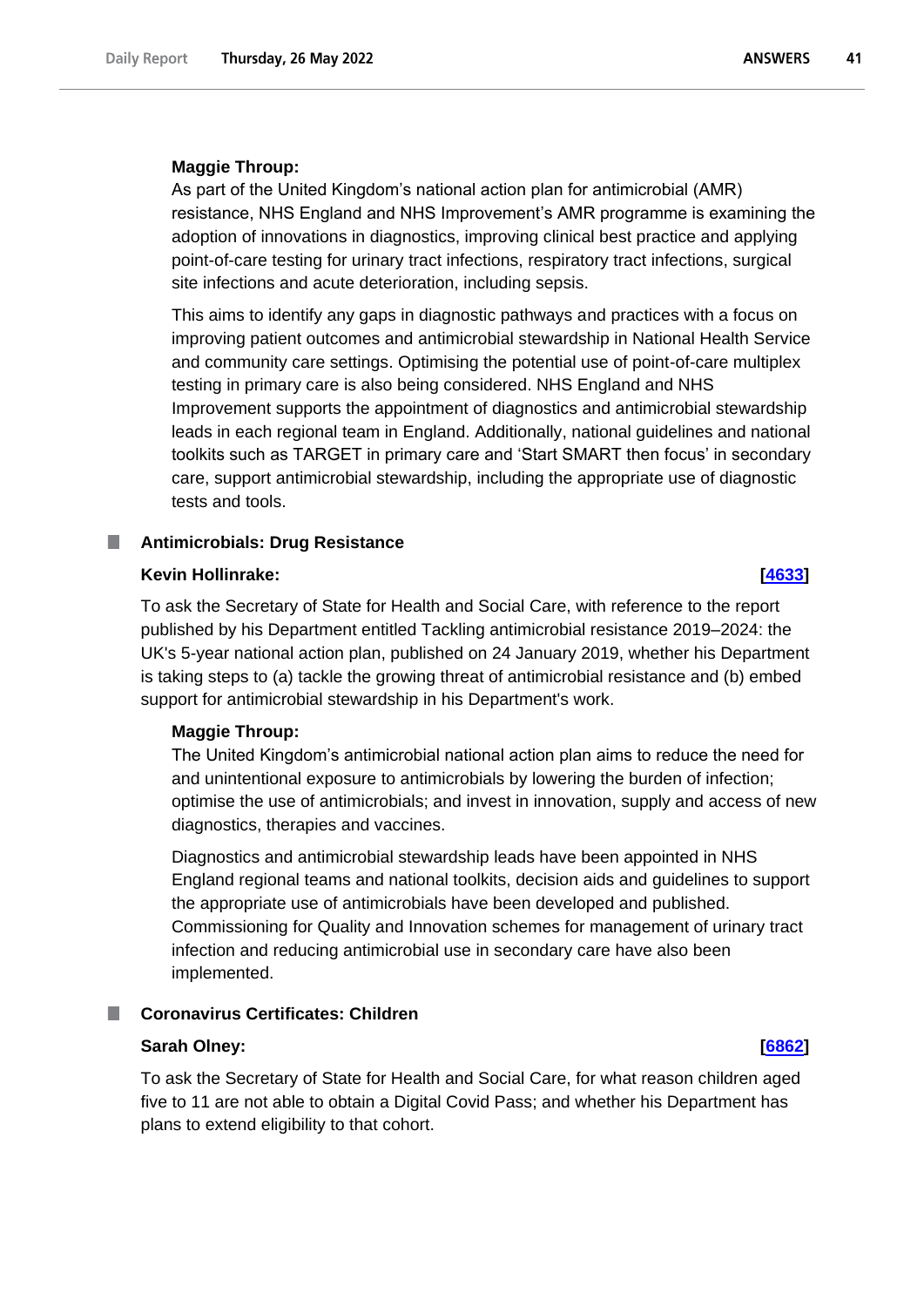**Maggie Throup:**

As part of the United Kingdom's national action plan for antimicrobial (AMR) resistance, NHS England and NHS Improvement's AMR programme is examining the adoption of innovations in diagnostics, improving clinical best practice and applying point-of-care testing for urinary tract infections, respiratory tract infections, surgical site infections and acute deterioration, including sepsis.

This aims to identify any gaps in diagnostic pathways and practices with a focus on improving patient outcomes and antimicrobial stewardship in National Health Service and community care settings. Optimising the potential use of point-of-care multiplex testing in primary care is also being considered. NHS England and NHS Improvement supports the appointment of diagnostics and antimicrobial stewardship leads in each regional team in England. Additionally, national guidelines and national toolkits such as TARGET in primary care and 'Start SMART then focus' in secondary care, support antimicrobial stewardship, including the appropriate use of diagnostic tests and tools.

## Antimicrobials: Drug Resistance

**Kevin Hollinrake:** **[4633]**

To ask the Secretary of State for Health and Social Care, with reference to the report published by his Department entitled Tackling antimicrobial resistance 2019–2024: the UK's 5-year national action plan, published on 24 January 2019, whether his Department is taking steps to (a) tackle the growing threat of antimicrobial resistance and (b) embed support for antimicrobial stewardship in his Department's work.

**Maggie Throup:**

The United Kingdom's antimicrobial national action plan aims to reduce the need for and unintentional exposure to antimicrobials by lowering the burden of infection; optimise the use of antimicrobials; and invest in innovation, supply and access of new diagnostics, therapies and vaccines.

Diagnostics and antimicrobial stewardship leads have been appointed in NHS England regional teams and national toolkits, decision aids and guidelines to support the appropriate use of antimicrobials have been developed and published. Commissioning for Quality and Innovation schemes for management of urinary tract infection and reducing antimicrobial use in secondary care have also been implemented.

## Coronavirus Certificates: Children

**Sarah Olney:** **[6862]**

To ask the Secretary of State for Health and Social Care, for what reason children aged five to 11 are not able to obtain a Digital Covid Pass; and whether his Department has plans to extend eligibility to that cohort.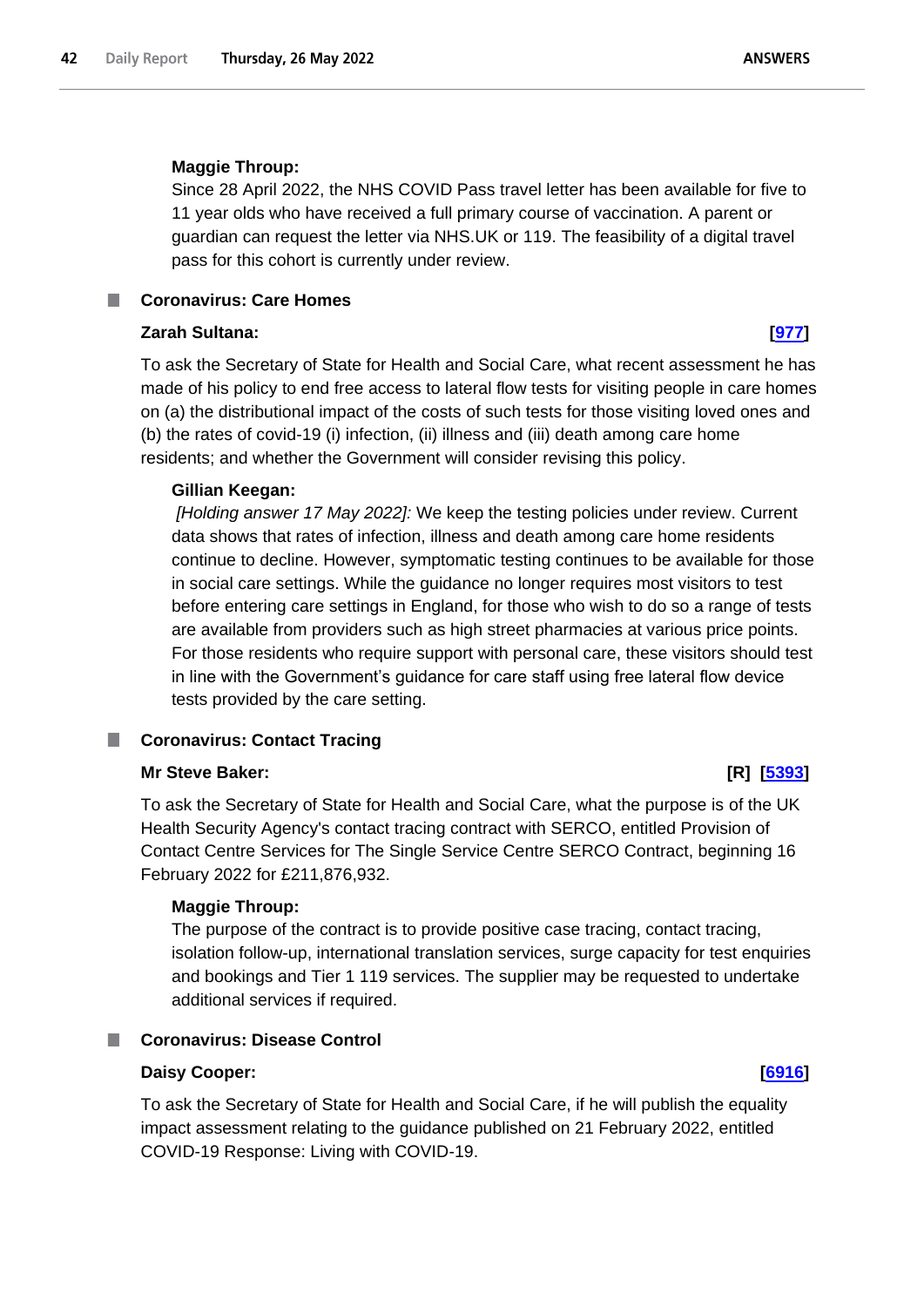**Maggie Throup:**

Since 28 April 2022, the NHS COVID Pass travel letter has been available for five to 11 year olds who have received a full primary course of vaccination. A parent or guardian can request the letter via NHS.UK or 119. The feasibility of a digital travel pass for this cohort is currently under review.

### Coronavirus: Care Homes

**Zarah Sultana:** **[977]**

To ask the Secretary of State for Health and Social Care, what recent assessment he has made of his policy to end free access to lateral flow tests for visiting people in care homes on (a) the distributional impact of the costs of such tests for those visiting loved ones and (b) the rates of covid-19 (i) infection, (ii) illness and (iii) death among care home residents; and whether the Government will consider revising this policy.

**Gillian Keegan:**

*[Holding answer 17 May 2022]:* We keep the testing policies under review. Current data shows that rates of infection, illness and death among care home residents continue to decline. However, symptomatic testing continues to be available for those in social care settings. While the guidance no longer requires most visitors to test before entering care settings in England, for those who wish to do so a range of tests are available from providers such as high street pharmacies at various price points. For those residents who require support with personal care, these visitors should test in line with the Government's guidance for care staff using free lateral flow device tests provided by the care setting.

### Coronavirus: Contact Tracing

**Mr Steve Baker:** **[R] [5393]**

To ask the Secretary of State for Health and Social Care, what the purpose is of the UK Health Security Agency's contact tracing contract with SERCO, entitled Provision of Contact Centre Services for The Single Service Centre SERCO Contract, beginning 16 February 2022 for £211,876,932.

**Maggie Throup:**

The purpose of the contract is to provide positive case tracing, contact tracing, isolation follow-up, international translation services, surge capacity for test enquiries and bookings and Tier 1 119 services. The supplier may be requested to undertake additional services if required.

### Coronavirus: Disease Control

**Daisy Cooper:** **[6916]**

To ask the Secretary of State for Health and Social Care, if he will publish the equality impact assessment relating to the guidance published on 21 February 2022, entitled COVID-19 Response: Living with COVID-19.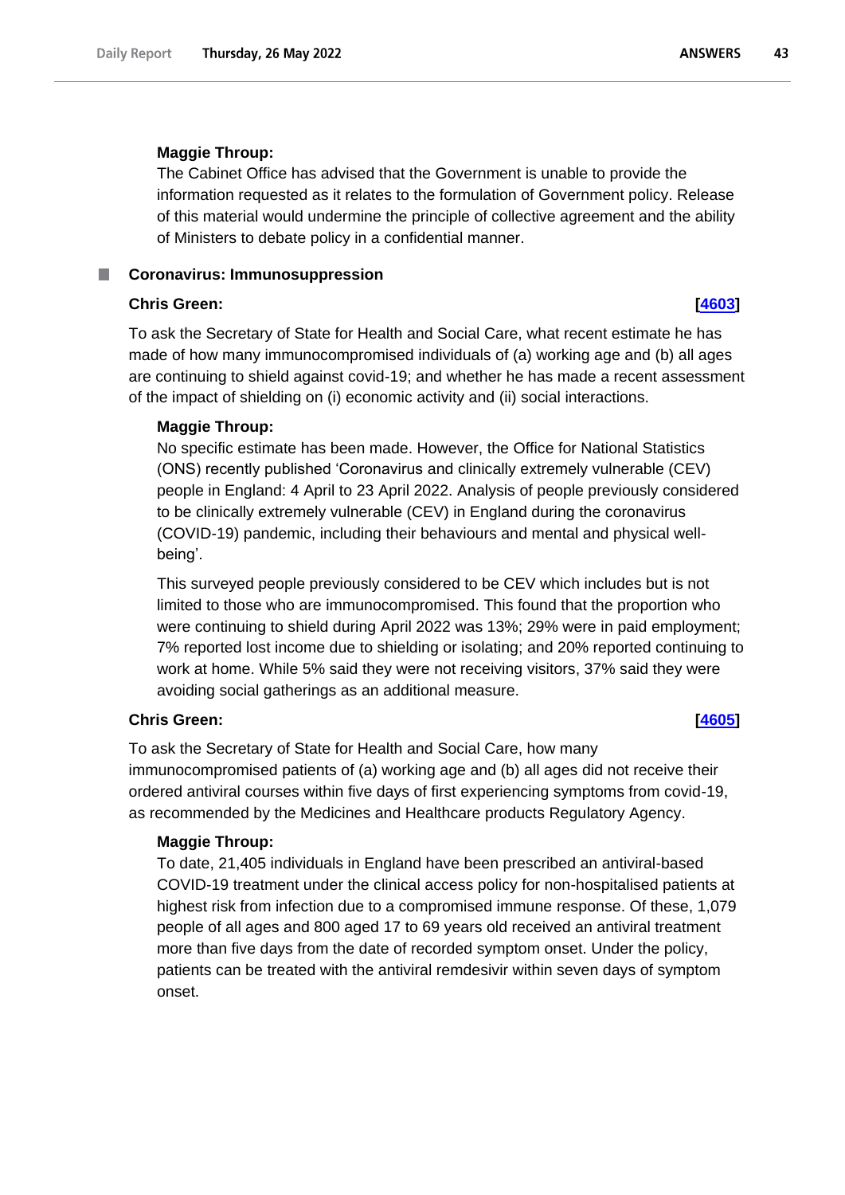**Maggie Throup:**

The Cabinet Office has advised that the Government is unable to provide the information requested as it relates to the formulation of Government policy. Release of this material would undermine the principle of collective agreement and the ability of Ministers to debate policy in a confidential manner.

## Coronavirus: Immunosuppression

**Chris Green:** **[4603]**

To ask the Secretary of State for Health and Social Care, what recent estimate he has made of how many immunocompromised individuals of (a) working age and (b) all ages are continuing to shield against covid-19; and whether he has made a recent assessment of the impact of shielding on (i) economic activity and (ii) social interactions.

**Maggie Throup:**

No specific estimate has been made. However, the Office for National Statistics (ONS) recently published 'Coronavirus and clinically extremely vulnerable (CEV) people in England: 4 April to 23 April 2022. Analysis of people previously considered to be clinically extremely vulnerable (CEV) in England during the coronavirus (COVID-19) pandemic, including their behaviours and mental and physical well-being'.

This surveyed people previously considered to be CEV which includes but is not limited to those who are immunocompromised. This found that the proportion who were continuing to shield during April 2022 was 13%; 29% were in paid employment; 7% reported lost income due to shielding or isolating; and 20% reported continuing to work at home. While 5% said they were not receiving visitors, 37% said they were avoiding social gatherings as an additional measure.

**Chris Green:** **[4605]**

To ask the Secretary of State for Health and Social Care, how many immunocompromised patients of (a) working age and (b) all ages did not receive their ordered antiviral courses within five days of first experiencing symptoms from covid-19, as recommended by the Medicines and Healthcare products Regulatory Agency.

**Maggie Throup:**

To date, 21,405 individuals in England have been prescribed an antiviral-based COVID-19 treatment under the clinical access policy for non-hospitalised patients at highest risk from infection due to a compromised immune response. Of these, 1,079 people of all ages and 800 aged 17 to 69 years old received an antiviral treatment more than five days from the date of recorded symptom onset. Under the policy, patients can be treated with the antiviral remdesivir within seven days of symptom onset.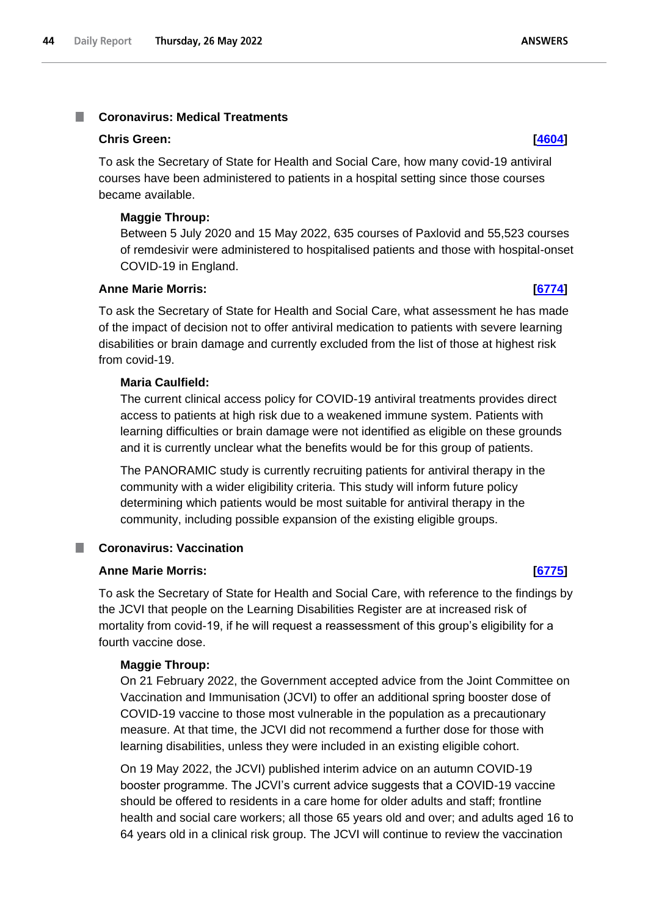## Coronavirus: Medical Treatments

**Chris Green:** **[4604]**

To ask the Secretary of State for Health and Social Care, how many covid-19 antiviral courses have been administered to patients in a hospital setting since those courses became available.

**Maggie Throup:**

Between 5 July 2020 and 15 May 2022, 635 courses of Paxlovid and 55,523 courses of remdesivir were administered to hospitalised patients and those with hospital-onset COVID-19 in England.

**Anne Marie Morris:** **[6774]**

To ask the Secretary of State for Health and Social Care, what assessment he has made of the impact of decision not to offer antiviral medication to patients with severe learning disabilities or brain damage and currently excluded from the list of those at highest risk from covid-19.

**Maria Caulfield:**

The current clinical access policy for COVID-19 antiviral treatments provides direct access to patients at high risk due to a weakened immune system. Patients with learning difficulties or brain damage were not identified as eligible on these grounds and it is currently unclear what the benefits would be for this group of patients.

The PANORAMIC study is currently recruiting patients for antiviral therapy in the community with a wider eligibility criteria. This study will inform future policy determining which patients would be most suitable for antiviral therapy in the community, including possible expansion of the existing eligible groups.

## Coronavirus: Vaccination

**Anne Marie Morris:** **[6775]**

To ask the Secretary of State for Health and Social Care, with reference to the findings by the JCVI that people on the Learning Disabilities Register are at increased risk of mortality from covid-19, if he will request a reassessment of this group's eligibility for a fourth vaccine dose.

**Maggie Throup:**

On 21 February 2022, the Government accepted advice from the Joint Committee on Vaccination and Immunisation (JCVI) to offer an additional spring booster dose of COVID-19 vaccine to those most vulnerable in the population as a precautionary measure. At that time, the JCVI did not recommend a further dose for those with learning disabilities, unless they were included in an existing eligible cohort.

On 19 May 2022, the JCVI) published interim advice on an autumn COVID-19 booster programme. The JCVI's current advice suggests that a COVID-19 vaccine should be offered to residents in a care home for older adults and staff; frontline health and social care workers; all those 65 years old and over; and adults aged 16 to 64 years old in a clinical risk group. The JCVI will continue to review the vaccination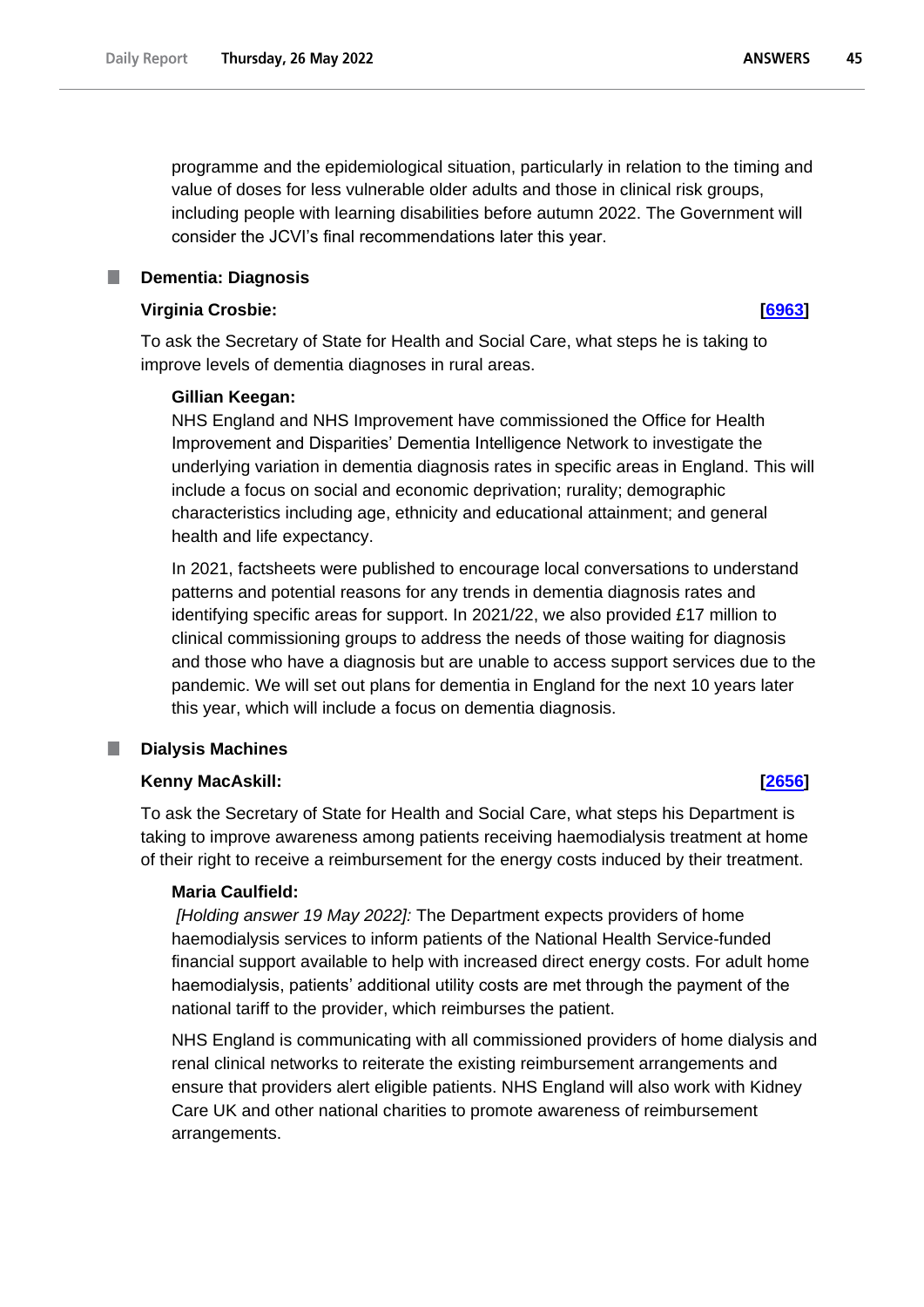programme and the epidemiological situation, particularly in relation to the timing and value of doses for less vulnerable older adults and those in clinical risk groups, including people with learning disabilities before autumn 2022. The Government will consider the JCVI's final recommendations later this year.

## Dementia: Diagnosis

**Virginia Crosbie:** **[6963]**

To ask the Secretary of State for Health and Social Care, what steps he is taking to improve levels of dementia diagnoses in rural areas.

**Gillian Keegan:**

NHS England and NHS Improvement have commissioned the Office for Health Improvement and Disparities' Dementia Intelligence Network to investigate the underlying variation in dementia diagnosis rates in specific areas in England. This will include a focus on social and economic deprivation; rurality; demographic characteristics including age, ethnicity and educational attainment; and general health and life expectancy.

In 2021, factsheets were published to encourage local conversations to understand patterns and potential reasons for any trends in dementia diagnosis rates and identifying specific areas for support. In 2021/22, we also provided £17 million to clinical commissioning groups to address the needs of those waiting for diagnosis and those who have a diagnosis but are unable to access support services due to the pandemic. We will set out plans for dementia in England for the next 10 years later this year, which will include a focus on dementia diagnosis.

## Dialysis Machines

**Kenny MacAskill:** **[2656]**

To ask the Secretary of State for Health and Social Care, what steps his Department is taking to improve awareness among patients receiving haemodialysis treatment at home of their right to receive a reimbursement for the energy costs induced by their treatment.

**Maria Caulfield:**

*[Holding answer 19 May 2022]:* The Department expects providers of home haemodialysis services to inform patients of the National Health Service-funded financial support available to help with increased direct energy costs. For adult home haemodialysis, patients' additional utility costs are met through the payment of the national tariff to the provider, which reimburses the patient.

NHS England is communicating with all commissioned providers of home dialysis and renal clinical networks to reiterate the existing reimbursement arrangements and ensure that providers alert eligible patients. NHS England will also work with Kidney Care UK and other national charities to promote awareness of reimbursement arrangements.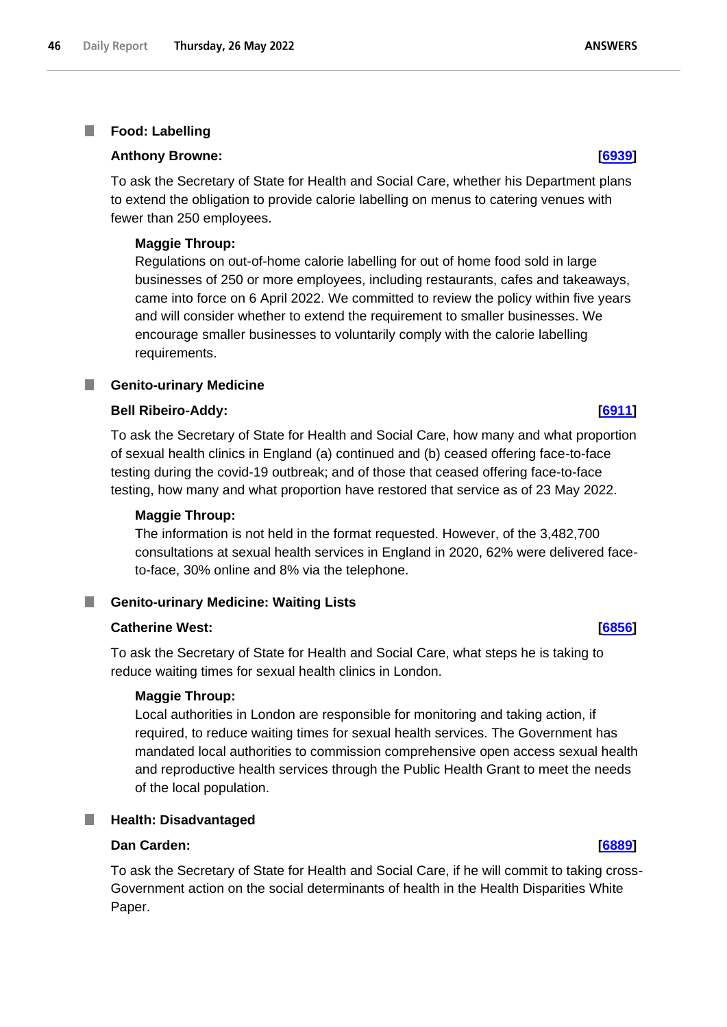### Food: Labelling

**Anthony Browne:** **[6939]**

To ask the Secretary of State for Health and Social Care, whether his Department plans to extend the obligation to provide calorie labelling on menus to catering venues with fewer than 250 employees.

**Maggie Throup:**
Regulations on out-of-home calorie labelling for out of home food sold in large businesses of 250 or more employees, including restaurants, cafes and takeaways, came into force on 6 April 2022. We committed to review the policy within five years and will consider whether to extend the requirement to smaller businesses. We encourage smaller businesses to voluntarily comply with the calorie labelling requirements.

### Genito-urinary Medicine

**Bell Ribeiro-Addy:** **[6911]**

To ask the Secretary of State for Health and Social Care, how many and what proportion of sexual health clinics in England (a) continued and (b) ceased offering face-to-face testing during the covid-19 outbreak; and of those that ceased offering face-to-face testing, how many and what proportion have restored that service as of 23 May 2022.

**Maggie Throup:**
The information is not held in the format requested. However, of the 3,482,700 consultations at sexual health services in England in 2020, 62% were delivered face-to-face, 30% online and 8% via the telephone.

### Genito-urinary Medicine: Waiting Lists

**Catherine West:** **[6856]**

To ask the Secretary of State for Health and Social Care, what steps he is taking to reduce waiting times for sexual health clinics in London.

**Maggie Throup:**
Local authorities in London are responsible for monitoring and taking action, if required, to reduce waiting times for sexual health services. The Government has mandated local authorities to commission comprehensive open access sexual health and reproductive health services through the Public Health Grant to meet the needs of the local population.

### Health: Disadvantaged

**Dan Carden:** **[6889]**

To ask the Secretary of State for Health and Social Care, if he will commit to taking cross-Government action on the social determinants of health in the Health Disparities White Paper.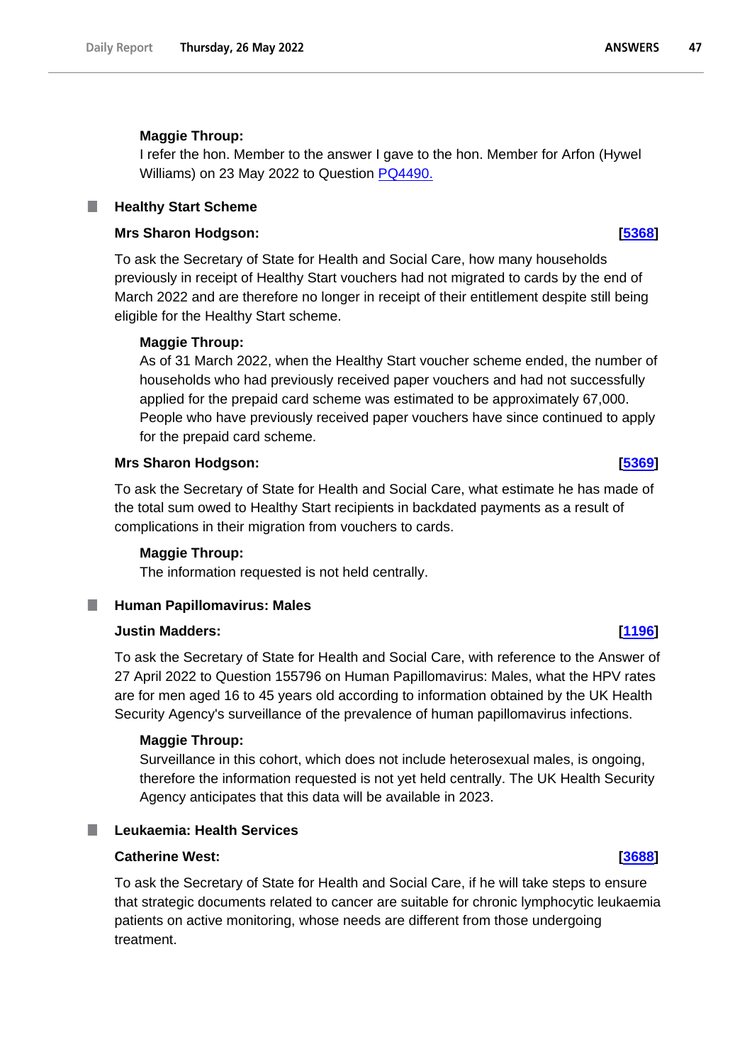**Maggie Throup:**

I refer the hon. Member to the answer I gave to the hon. Member for Arfon (Hywel Williams) on 23 May 2022 to Question PQ4490.

## Healthy Start Scheme

**Mrs Sharon Hodgson:** **[5368]**

To ask the Secretary of State for Health and Social Care, how many households previously in receipt of Healthy Start vouchers had not migrated to cards by the end of March 2022 and are therefore no longer in receipt of their entitlement despite still being eligible for the Healthy Start scheme.

**Maggie Throup:**

As of 31 March 2022, when the Healthy Start voucher scheme ended, the number of households who had previously received paper vouchers and had not successfully applied for the prepaid card scheme was estimated to be approximately 67,000. People who have previously received paper vouchers have since continued to apply for the prepaid card scheme.

**Mrs Sharon Hodgson:** **[5369]**

To ask the Secretary of State for Health and Social Care, what estimate he has made of the total sum owed to Healthy Start recipients in backdated payments as a result of complications in their migration from vouchers to cards.

**Maggie Throup:**

The information requested is not held centrally.

## Human Papillomavirus: Males

**Justin Madders:** **[1196]**

To ask the Secretary of State for Health and Social Care, with reference to the Answer of 27 April 2022 to Question 155796 on Human Papillomavirus: Males, what the HPV rates are for men aged 16 to 45 years old according to information obtained by the UK Health Security Agency's surveillance of the prevalence of human papillomavirus infections.

**Maggie Throup:**

Surveillance in this cohort, which does not include heterosexual males, is ongoing, therefore the information requested is not yet held centrally. The UK Health Security Agency anticipates that this data will be available in 2023.

## Leukaemia: Health Services

**Catherine West:** **[3688]**

To ask the Secretary of State for Health and Social Care, if he will take steps to ensure that strategic documents related to cancer are suitable for chronic lymphocytic leukaemia patients on active monitoring, whose needs are different from those undergoing treatment.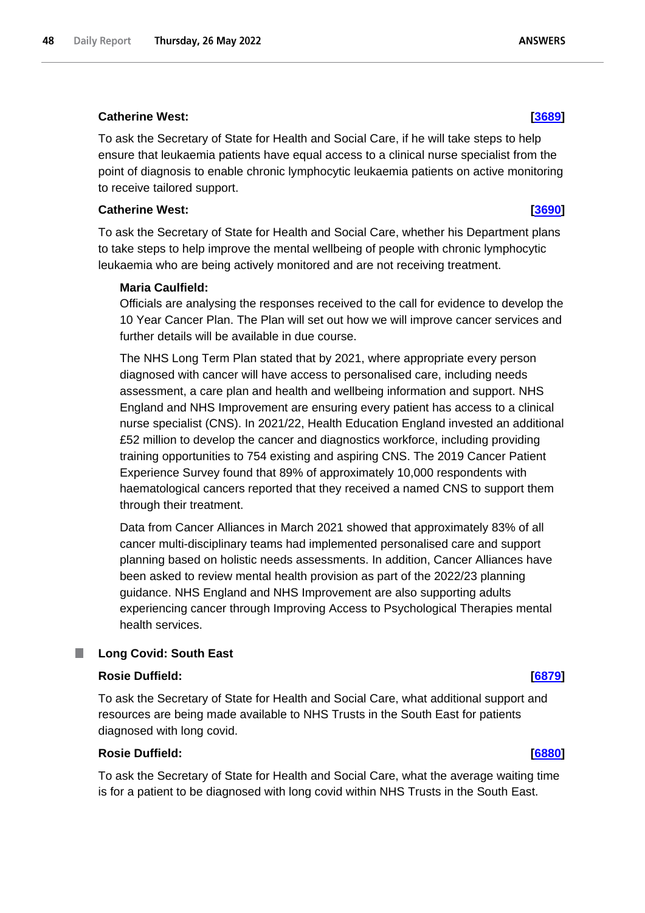**Catherine West:** **[3689]**

To ask the Secretary of State for Health and Social Care, if he will take steps to help ensure that leukaemia patients have equal access to a clinical nurse specialist from the point of diagnosis to enable chronic lymphocytic leukaemia patients on active monitoring to receive tailored support.

**Catherine West:** **[3690]**

To ask the Secretary of State for Health and Social Care, whether his Department plans to take steps to help improve the mental wellbeing of people with chronic lymphocytic leukaemia who are being actively monitored and are not receiving treatment.

**Maria Caulfield:**

Officials are analysing the responses received to the call for evidence to develop the 10 Year Cancer Plan. The Plan will set out how we will improve cancer services and further details will be available in due course.

The NHS Long Term Plan stated that by 2021, where appropriate every person diagnosed with cancer will have access to personalised care, including needs assessment, a care plan and health and wellbeing information and support. NHS England and NHS Improvement are ensuring every patient has access to a clinical nurse specialist (CNS). In 2021/22, Health Education England invested an additional £52 million to develop the cancer and diagnostics workforce, including providing training opportunities to 754 existing and aspiring CNS. The 2019 Cancer Patient Experience Survey found that 89% of approximately 10,000 respondents with haematological cancers reported that they received a named CNS to support them through their treatment.

Data from Cancer Alliances in March 2021 showed that approximately 83% of all cancer multi-disciplinary teams had implemented personalised care and support planning based on holistic needs assessments. In addition, Cancer Alliances have been asked to review mental health provision as part of the 2022/23 planning guidance. NHS England and NHS Improvement are also supporting adults experiencing cancer through Improving Access to Psychological Therapies mental health services.

## Long Covid: South East

**Rosie Duffield:** **[6879]**

To ask the Secretary of State for Health and Social Care, what additional support and resources are being made available to NHS Trusts in the South East for patients diagnosed with long covid.

**Rosie Duffield:** **[6880]**

To ask the Secretary of State for Health and Social Care, what the average waiting time is for a patient to be diagnosed with long covid within NHS Trusts in the South East.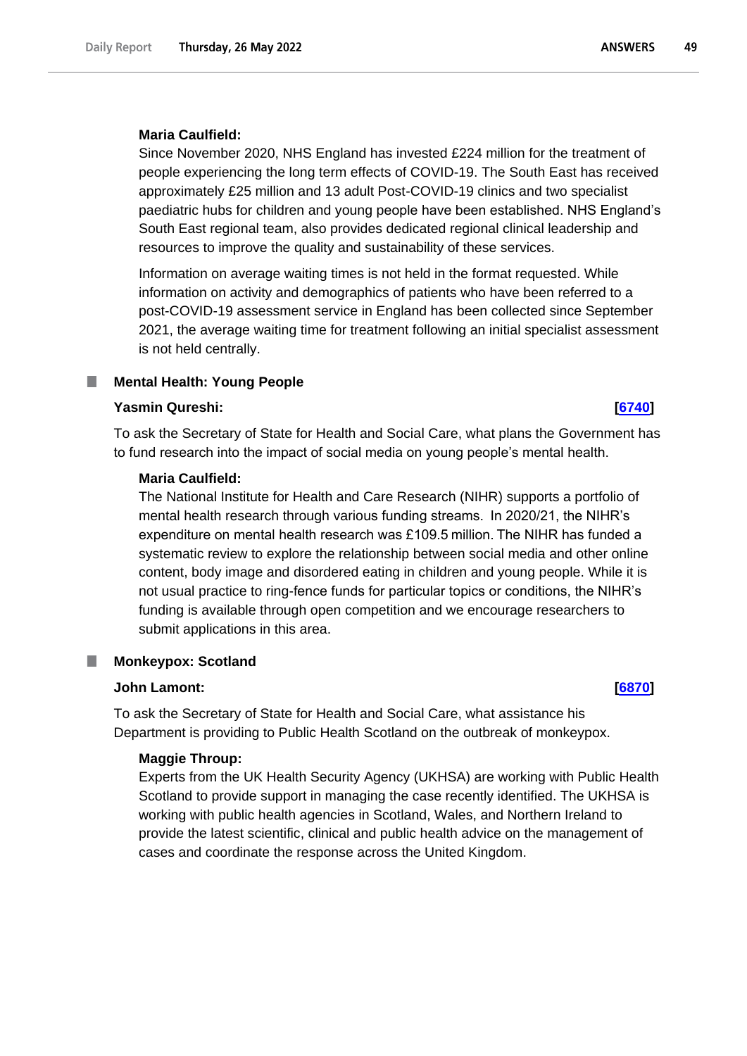**Maria Caulfield:**

Since November 2020, NHS England has invested £224 million for the treatment of people experiencing the long term effects of COVID-19. The South East has received approximately £25 million and 13 adult Post-COVID-19 clinics and two specialist paediatric hubs for children and young people have been established. NHS England's South East regional team, also provides dedicated regional clinical leadership and resources to improve the quality and sustainability of these services.

Information on average waiting times is not held in the format requested. While information on activity and demographics of patients who have been referred to a post-COVID-19 assessment service in England has been collected since September 2021, the average waiting time for treatment following an initial specialist assessment is not held centrally.

### Mental Health: Young People

**Yasmin Qureshi:** **[6740]**

To ask the Secretary of State for Health and Social Care, what plans the Government has to fund research into the impact of social media on young people's mental health.

**Maria Caulfield:**

The National Institute for Health and Care Research (NIHR) supports a portfolio of mental health research through various funding streams. In 2020/21, the NIHR's expenditure on mental health research was £109.5 million. The NIHR has funded a systematic review to explore the relationship between social media and other online content, body image and disordered eating in children and young people. While it is not usual practice to ring-fence funds for particular topics or conditions, the NIHR's funding is available through open competition and we encourage researchers to submit applications in this area.

### Monkeypox: Scotland

**John Lamont:** **[6870]**

To ask the Secretary of State for Health and Social Care, what assistance his Department is providing to Public Health Scotland on the outbreak of monkeypox.

**Maggie Throup:**

Experts from the UK Health Security Agency (UKHSA) are working with Public Health Scotland to provide support in managing the case recently identified. The UKHSA is working with public health agencies in Scotland, Wales, and Northern Ireland to provide the latest scientific, clinical and public health advice on the management of cases and coordinate the response across the United Kingdom.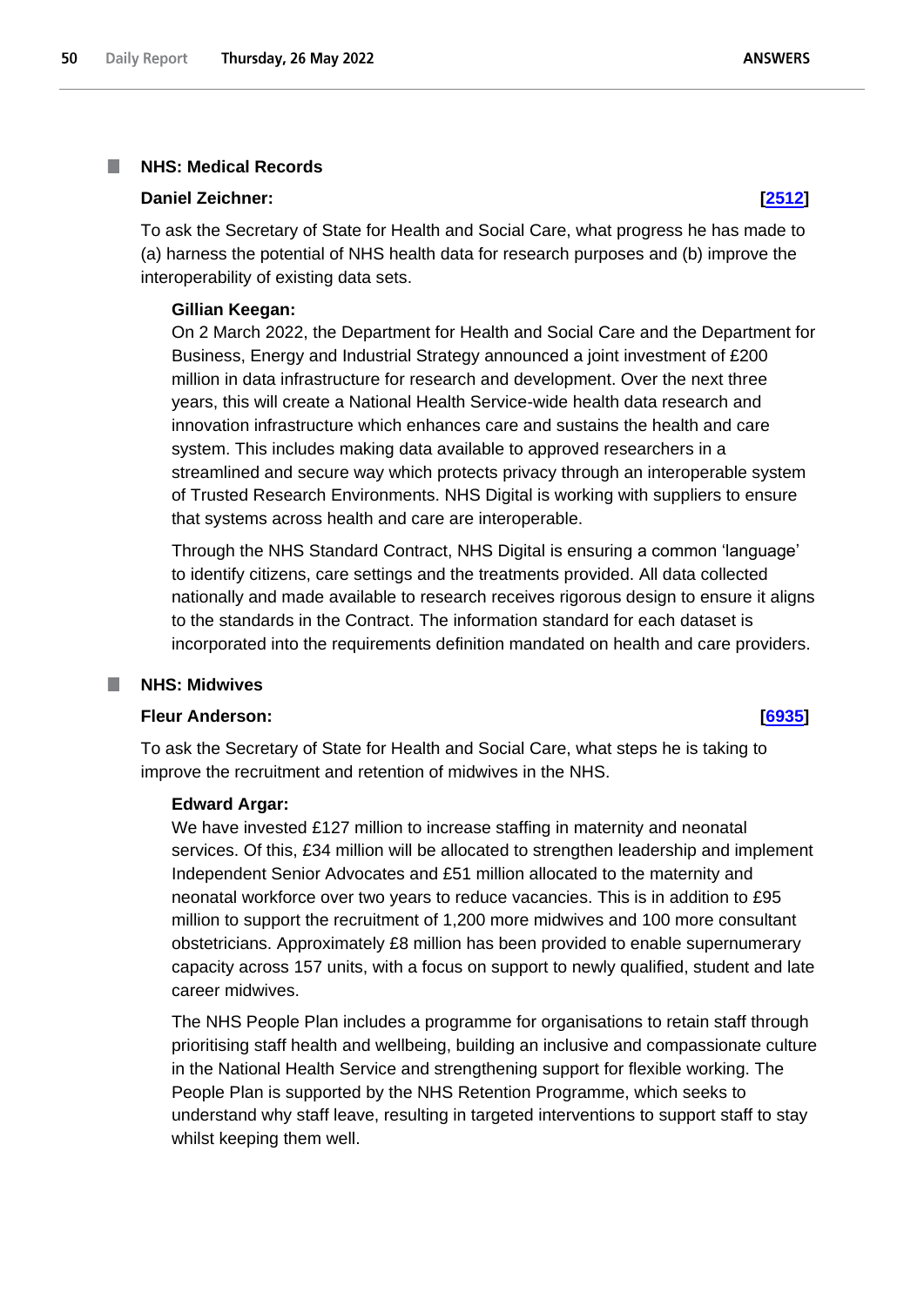## NHS: Medical Records

**Daniel Zeichner:** **[2512]**

To ask the Secretary of State for Health and Social Care, what progress he has made to (a) harness the potential of NHS health data for research purposes and (b) improve the interoperability of existing data sets.

**Gillian Keegan:**

On 2 March 2022, the Department for Health and Social Care and the Department for Business, Energy and Industrial Strategy announced a joint investment of £200 million in data infrastructure for research and development. Over the next three years, this will create a National Health Service-wide health data research and innovation infrastructure which enhances care and sustains the health and care system. This includes making data available to approved researchers in a streamlined and secure way which protects privacy through an interoperable system of Trusted Research Environments. NHS Digital is working with suppliers to ensure that systems across health and care are interoperable.

Through the NHS Standard Contract, NHS Digital is ensuring a common 'language' to identify citizens, care settings and the treatments provided. All data collected nationally and made available to research receives rigorous design to ensure it aligns to the standards in the Contract. The information standard for each dataset is incorporated into the requirements definition mandated on health and care providers.

## NHS: Midwives

**Fleur Anderson:** **[6935]**

To ask the Secretary of State for Health and Social Care, what steps he is taking to improve the recruitment and retention of midwives in the NHS.

**Edward Argar:**

We have invested £127 million to increase staffing in maternity and neonatal services. Of this, £34 million will be allocated to strengthen leadership and implement Independent Senior Advocates and £51 million allocated to the maternity and neonatal workforce over two years to reduce vacancies. This is in addition to £95 million to support the recruitment of 1,200 more midwives and 100 more consultant obstetricians. Approximately £8 million has been provided to enable supernumerary capacity across 157 units, with a focus on support to newly qualified, student and late career midwives.

The NHS People Plan includes a programme for organisations to retain staff through prioritising staff health and wellbeing, building an inclusive and compassionate culture in the National Health Service and strengthening support for flexible working. The People Plan is supported by the NHS Retention Programme, which seeks to understand why staff leave, resulting in targeted interventions to support staff to stay whilst keeping them well.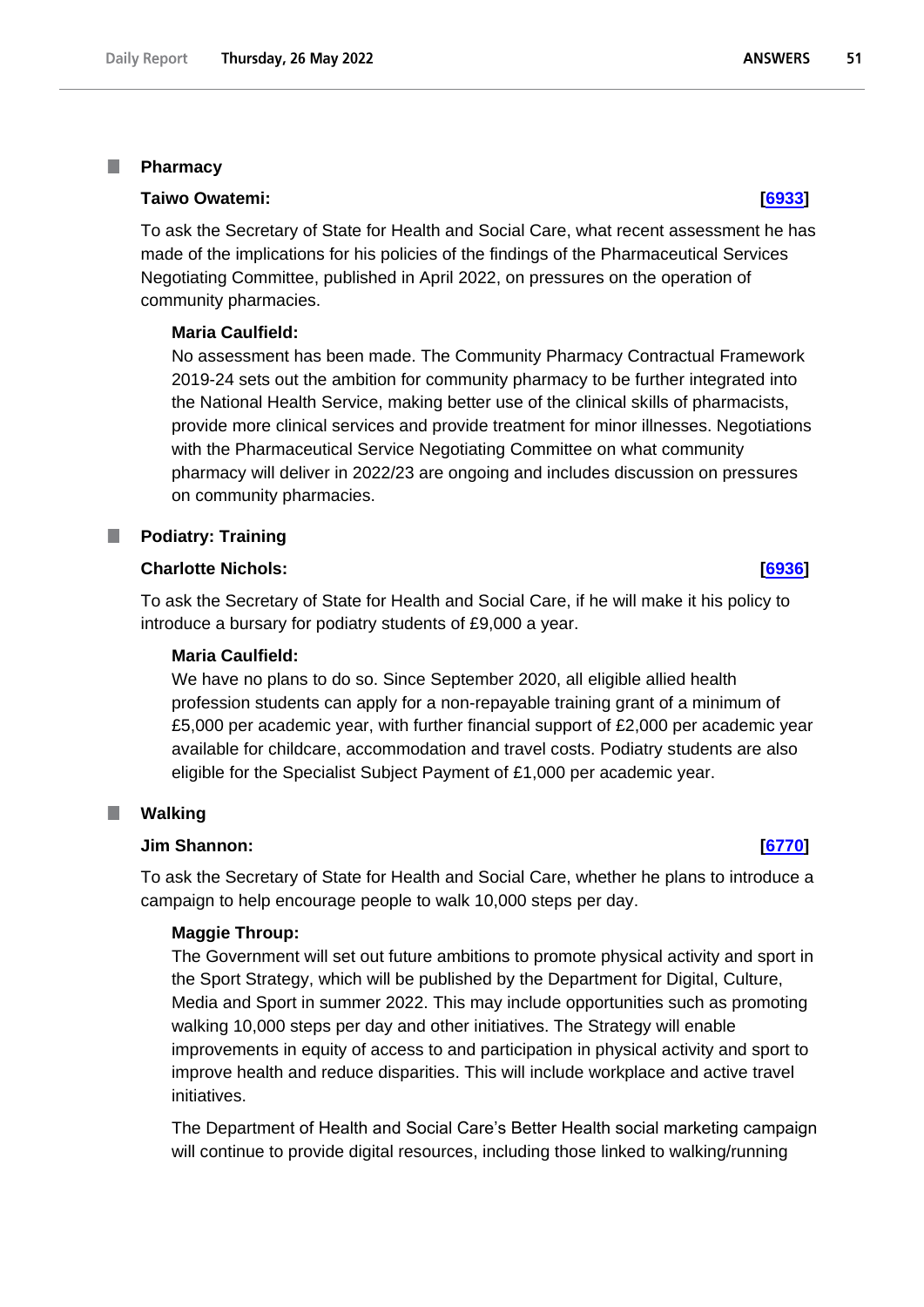### Pharmacy

**Taiwo Owatemi:** **[6933]**

To ask the Secretary of State for Health and Social Care, what recent assessment he has made of the implications for his policies of the findings of the Pharmaceutical Services Negotiating Committee, published in April 2022, on pressures on the operation of community pharmacies.

**Maria Caulfield:**

No assessment has been made. The Community Pharmacy Contractual Framework 2019-24 sets out the ambition for community pharmacy to be further integrated into the National Health Service, making better use of the clinical skills of pharmacists, provide more clinical services and provide treatment for minor illnesses. Negotiations with the Pharmaceutical Service Negotiating Committee on what community pharmacy will deliver in 2022/23 are ongoing and includes discussion on pressures on community pharmacies.

### Podiatry: Training

**Charlotte Nichols:** **[6936]**

To ask the Secretary of State for Health and Social Care, if he will make it his policy to introduce a bursary for podiatry students of £9,000 a year.

**Maria Caulfield:**

We have no plans to do so. Since September 2020, all eligible allied health profession students can apply for a non-repayable training grant of a minimum of £5,000 per academic year, with further financial support of £2,000 per academic year available for childcare, accommodation and travel costs. Podiatry students are also eligible for the Specialist Subject Payment of £1,000 per academic year.

### Walking

**Jim Shannon:** **[6770]**

To ask the Secretary of State for Health and Social Care, whether he plans to introduce a campaign to help encourage people to walk 10,000 steps per day.

**Maggie Throup:**

The Government will set out future ambitions to promote physical activity and sport in the Sport Strategy, which will be published by the Department for Digital, Culture, Media and Sport in summer 2022. This may include opportunities such as promoting walking 10,000 steps per day and other initiatives. The Strategy will enable improvements in equity of access to and participation in physical activity and sport to improve health and reduce disparities. This will include workplace and active travel initiatives.

The Department of Health and Social Care's Better Health social marketing campaign will continue to provide digital resources, including those linked to walking/running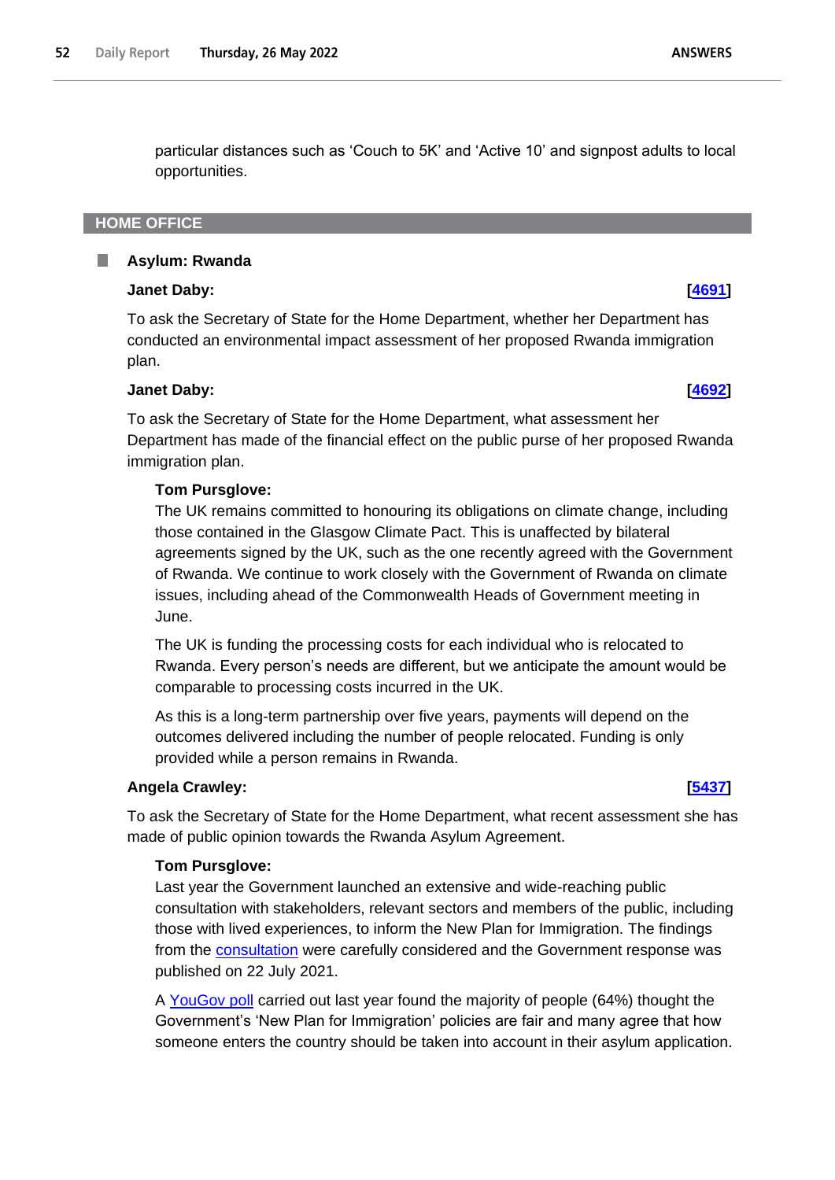particular distances such as 'Couch to 5K' and 'Active 10' and signpost adults to local opportunities.

## HOME OFFICE

### Asylum: Rwanda

**Janet Daby:** **[4691]**

To ask the Secretary of State for the Home Department, whether her Department has conducted an environmental impact assessment of her proposed Rwanda immigration plan.

**Janet Daby:** **[4692]**

To ask the Secretary of State for the Home Department, what assessment her Department has made of the financial effect on the public purse of her proposed Rwanda immigration plan.

**Tom Pursglove:**

The UK remains committed to honouring its obligations on climate change, including those contained in the Glasgow Climate Pact. This is unaffected by bilateral agreements signed by the UK, such as the one recently agreed with the Government of Rwanda. We continue to work closely with the Government of Rwanda on climate issues, including ahead of the Commonwealth Heads of Government meeting in June.

The UK is funding the processing costs for each individual who is relocated to Rwanda. Every person's needs are different, but we anticipate the amount would be comparable to processing costs incurred in the UK.

As this is a long-term partnership over five years, payments will depend on the outcomes delivered including the number of people relocated. Funding is only provided while a person remains in Rwanda.

**Angela Crawley:** **[5437]**

To ask the Secretary of State for the Home Department, what recent assessment she has made of public opinion towards the Rwanda Asylum Agreement.

**Tom Pursglove:**

Last year the Government launched an extensive and wide-reaching public consultation with stakeholders, relevant sectors and members of the public, including those with lived experiences, to inform the New Plan for Immigration. The findings from the consultation were carefully considered and the Government response was published on 22 July 2021.

A YouGov poll carried out last year found the majority of people (64%) thought the Government's 'New Plan for Immigration' policies are fair and many agree that how someone enters the country should be taken into account in their asylum application.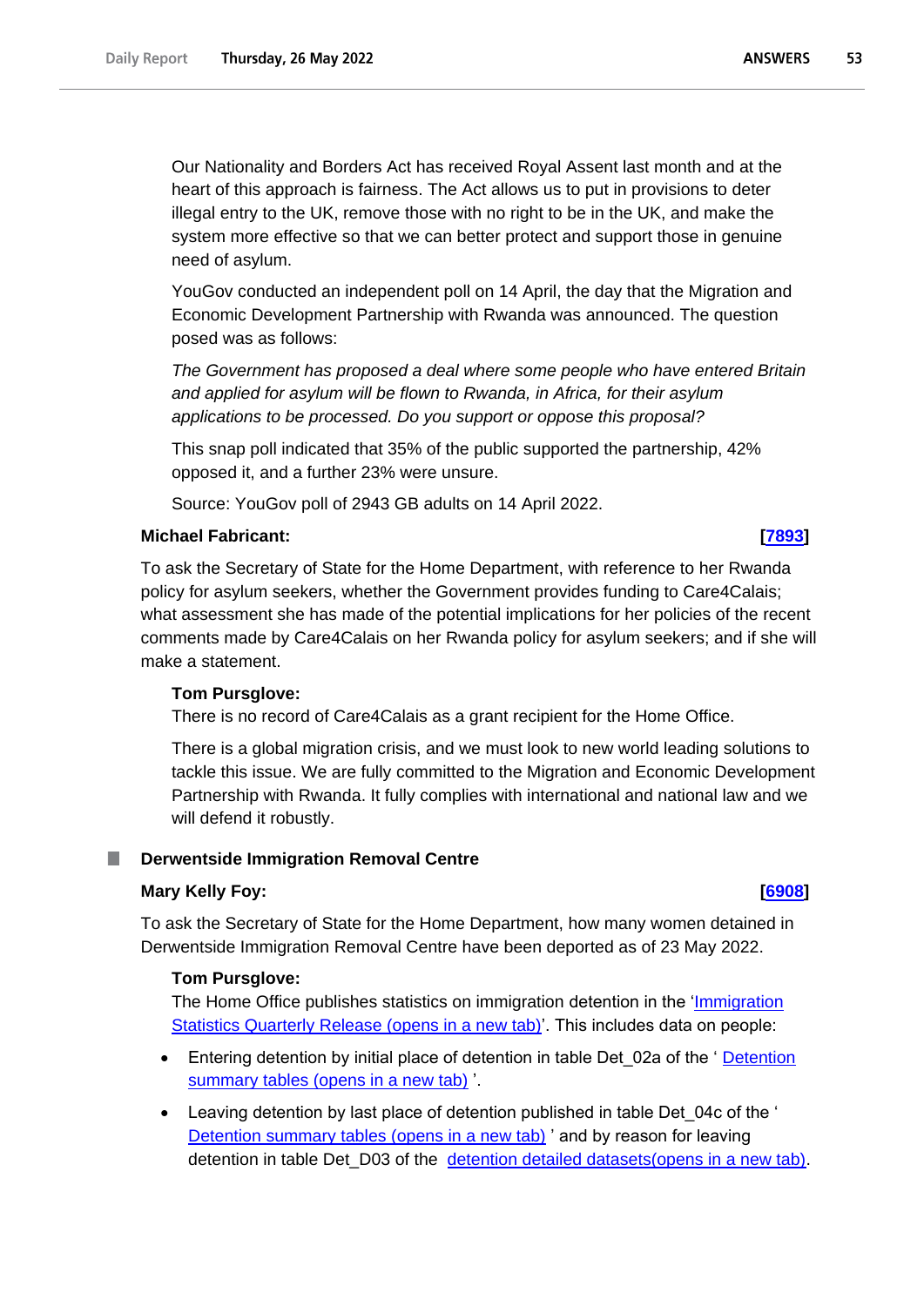Our Nationality and Borders Act has received Royal Assent last month and at the heart of this approach is fairness. The Act allows us to put in provisions to deter illegal entry to the UK, remove those with no right to be in the UK, and make the system more effective so that we can better protect and support those in genuine need of asylum.

YouGov conducted an independent poll on 14 April, the day that the Migration and Economic Development Partnership with Rwanda was announced. The question posed was as follows:

*The Government has proposed a deal where some people who have entered Britain and applied for asylum will be flown to Rwanda, in Africa, for their asylum applications to be processed. Do you support or oppose this proposal?*

This snap poll indicated that 35% of the public supported the partnership, 42% opposed it, and a further 23% were unsure.

Source: YouGov poll of 2943 GB adults on 14 April 2022.

**Michael Fabricant:** **[7893]**

To ask the Secretary of State for the Home Department, with reference to her Rwanda policy for asylum seekers, whether the Government provides funding to Care4Calais; what assessment she has made of the potential implications for her policies of the recent comments made by Care4Calais on her Rwanda policy for asylum seekers; and if she will make a statement.

**Tom Pursglove:**

There is no record of Care4Calais as a grant recipient for the Home Office.

There is a global migration crisis, and we must look to new world leading solutions to tackle this issue. We are fully committed to the Migration and Economic Development Partnership with Rwanda. It fully complies with international and national law and we will defend it robustly.

## Derwentside Immigration Removal Centre

**Mary Kelly Foy:** **[6908]**

To ask the Secretary of State for the Home Department, how many women detained in Derwentside Immigration Removal Centre have been deported as of 23 May 2022.

**Tom Pursglove:**

The Home Office publishes statistics on immigration detention in the 'Immigration Statistics Quarterly Release (opens in a new tab)'. This includes data on people:

- Entering detention by initial place of detention in table Det_02a of the ' Detention summary tables (opens in a new tab) '.
- Leaving detention by last place of detention published in table Det_04c of the ' Detention summary tables (opens in a new tab) ' and by reason for leaving detention in table Det_D03 of the detention detailed datasets(opens in a new tab).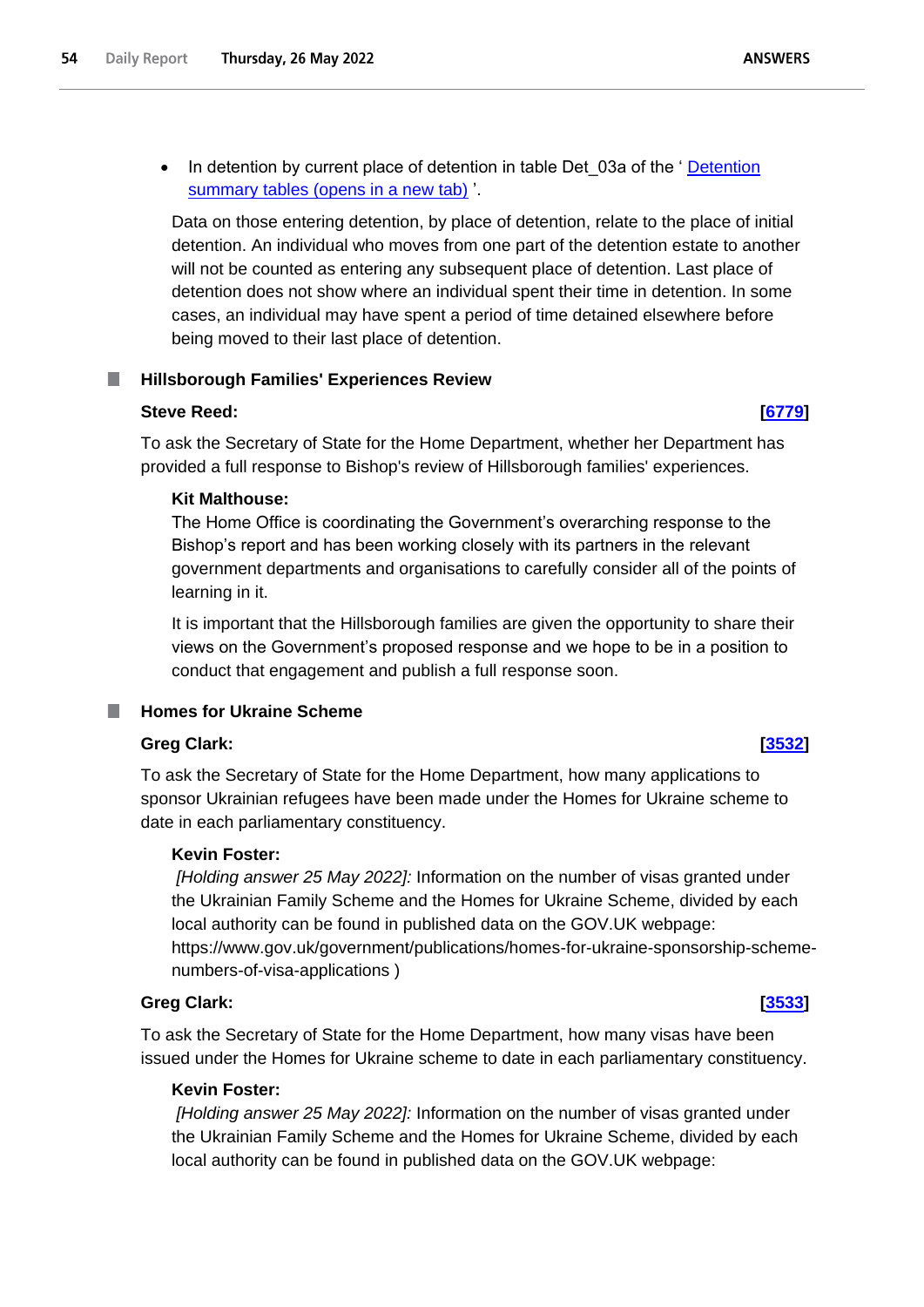- In detention by current place of detention in table Det_03a of the ' [Detention summary tables (opens in a new tab)](#) '.

Data on those entering detention, by place of detention, relate to the place of initial detention. An individual who moves from one part of the detention estate to another will not be counted as entering any subsequent place of detention. Last place of detention does not show where an individual spent their time in detention. In some cases, an individual may have spent a period of time detained elsewhere before being moved to their last place of detention.

## Hillsborough Families' Experiences Review

**Steve Reed:** **[6779]**

To ask the Secretary of State for the Home Department, whether her Department has provided a full response to Bishop's review of Hillsborough families' experiences.

**Kit Malthouse:**

The Home Office is coordinating the Government's overarching response to the Bishop's report and has been working closely with its partners in the relevant government departments and organisations to carefully consider all of the points of learning in it.

It is important that the Hillsborough families are given the opportunity to share their views on the Government's proposed response and we hope to be in a position to conduct that engagement and publish a full response soon.

## Homes for Ukraine Scheme

**Greg Clark:** **[3532]**

To ask the Secretary of State for the Home Department, how many applications to sponsor Ukrainian refugees have been made under the Homes for Ukraine scheme to date in each parliamentary constituency.

**Kevin Foster:**

*[Holding answer 25 May 2022]:* Information on the number of visas granted under the Ukrainian Family Scheme and the Homes for Ukraine Scheme, divided by each local authority can be found in published data on the GOV.UK webpage: https://www.gov.uk/government/publications/homes-for-ukraine-sponsorship-scheme-numbers-of-visa-applications )

**Greg Clark:** **[3533]**

To ask the Secretary of State for the Home Department, how many visas have been issued under the Homes for Ukraine scheme to date in each parliamentary constituency.

**Kevin Foster:**

*[Holding answer 25 May 2022]:* Information on the number of visas granted under the Ukrainian Family Scheme and the Homes for Ukraine Scheme, divided by each local authority can be found in published data on the GOV.UK webpage: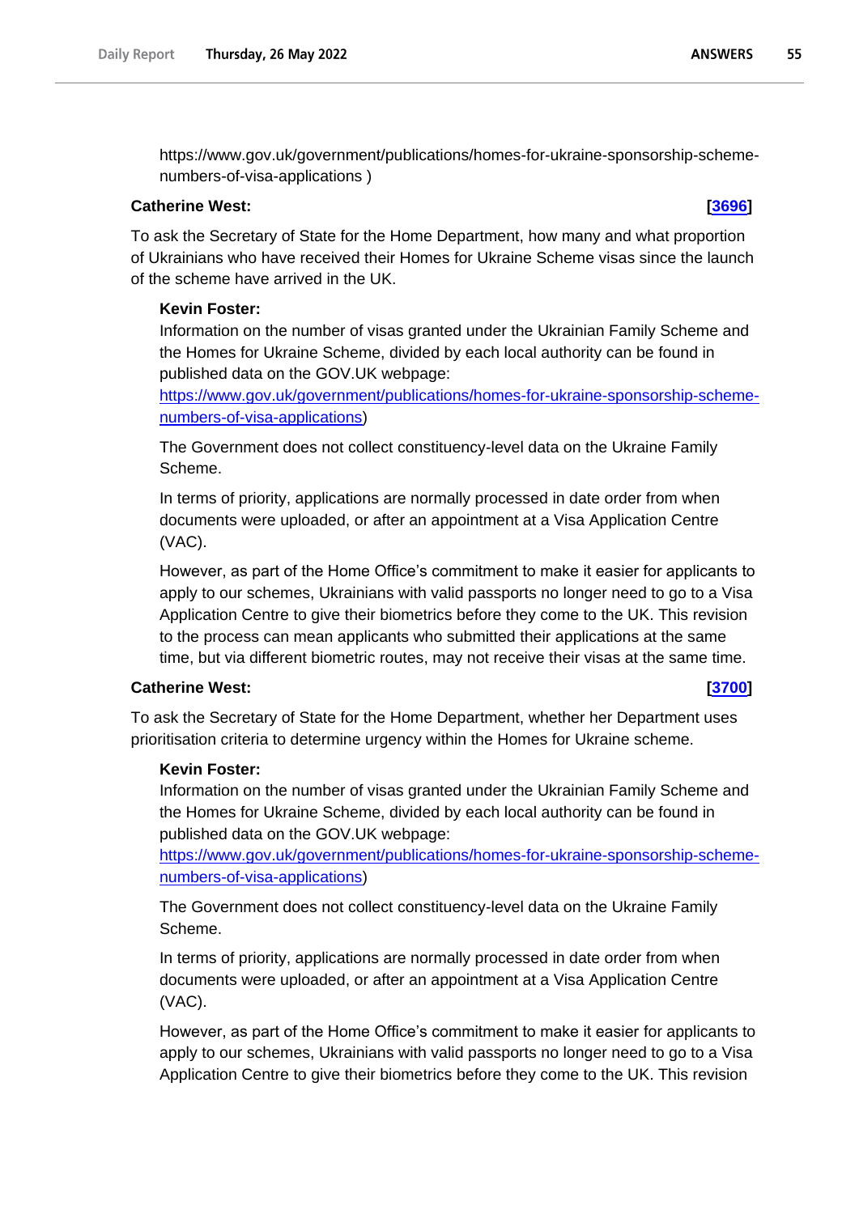https://www.gov.uk/government/publications/homes-for-ukraine-sponsorship-scheme-numbers-of-visa-applications )

**Catherine West:** **[[3696](https://questions-statements.parliament.uk/written-questions/detail/2022-05-16/3696)]**

To ask the Secretary of State for the Home Department, how many and what proportion of Ukrainians who have received their Homes for Ukraine Scheme visas since the launch of the scheme have arrived in the UK.

**Kevin Foster:**

Information on the number of visas granted under the Ukrainian Family Scheme and the Homes for Ukraine Scheme, divided by each local authority can be found in published data on the GOV.UK webpage: [https://www.gov.uk/government/publications/homes-for-ukraine-sponsorship-scheme-numbers-of-visa-applications](https://www.gov.uk/government/publications/homes-for-ukraine-sponsorship-scheme-numbers-of-visa-applications))

The Government does not collect constituency-level data on the Ukraine Family Scheme.

In terms of priority, applications are normally processed in date order from when documents were uploaded, or after an appointment at a Visa Application Centre (VAC).

However, as part of the Home Office's commitment to make it easier for applicants to apply to our schemes, Ukrainians with valid passports no longer need to go to a Visa Application Centre to give their biometrics before they come to the UK. This revision to the process can mean applicants who submitted their applications at the same time, but via different biometric routes, may not receive their visas at the same time.

**Catherine West:** **[[3700](https://questions-statements.parliament.uk/written-questions/detail/2022-05-16/3700)]**

To ask the Secretary of State for the Home Department, whether her Department uses prioritisation criteria to determine urgency within the Homes for Ukraine scheme.

**Kevin Foster:**

Information on the number of visas granted under the Ukrainian Family Scheme and the Homes for Ukraine Scheme, divided by each local authority can be found in published data on the GOV.UK webpage: [https://www.gov.uk/government/publications/homes-for-ukraine-sponsorship-scheme-numbers-of-visa-applications](https://www.gov.uk/government/publications/homes-for-ukraine-sponsorship-scheme-numbers-of-visa-applications))

The Government does not collect constituency-level data on the Ukraine Family Scheme.

In terms of priority, applications are normally processed in date order from when documents were uploaded, or after an appointment at a Visa Application Centre (VAC).

However, as part of the Home Office's commitment to make it easier for applicants to apply to our schemes, Ukrainians with valid passports no longer need to go to a Visa Application Centre to give their biometrics before they come to the UK. This revision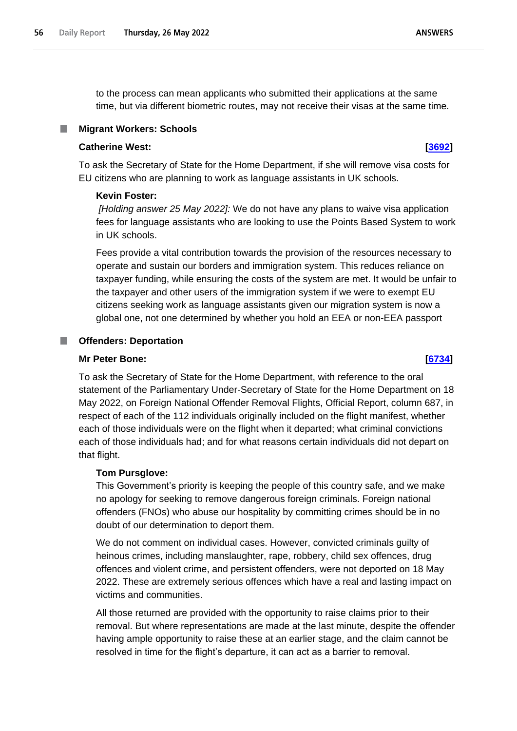to the process can mean applicants who submitted their applications at the same time, but via different biometric routes, may not receive their visas at the same time.

### Migrant Workers: Schools

**Catherine West:** **[3692]**

To ask the Secretary of State for the Home Department, if she will remove visa costs for EU citizens who are planning to work as language assistants in UK schools.

**Kevin Foster:**

*[Holding answer 25 May 2022]:* We do not have any plans to waive visa application fees for language assistants who are looking to use the Points Based System to work in UK schools.

Fees provide a vital contribution towards the provision of the resources necessary to operate and sustain our borders and immigration system. This reduces reliance on taxpayer funding, while ensuring the costs of the system are met. It would be unfair to the taxpayer and other users of the immigration system if we were to exempt EU citizens seeking work as language assistants given our migration system is now a global one, not one determined by whether you hold an EEA or non-EEA passport

### Offenders: Deportation

**Mr Peter Bone:** **[6734]**

To ask the Secretary of State for the Home Department, with reference to the oral statement of the Parliamentary Under-Secretary of State for the Home Department on 18 May 2022, on Foreign National Offender Removal Flights, Official Report, column 687, in respect of each of the 112 individuals originally included on the flight manifest, whether each of those individuals were on the flight when it departed; what criminal convictions each of those individuals had; and for what reasons certain individuals did not depart on that flight.

**Tom Pursglove:**

This Government's priority is keeping the people of this country safe, and we make no apology for seeking to remove dangerous foreign criminals. Foreign national offenders (FNOs) who abuse our hospitality by committing crimes should be in no doubt of our determination to deport them.

We do not comment on individual cases. However, convicted criminals guilty of heinous crimes, including manslaughter, rape, robbery, child sex offences, drug offences and violent crime, and persistent offenders, were not deported on 18 May 2022. These are extremely serious offences which have a real and lasting impact on victims and communities.

All those returned are provided with the opportunity to raise claims prior to their removal. But where representations are made at the last minute, despite the offender having ample opportunity to raise these at an earlier stage, and the claim cannot be resolved in time for the flight's departure, it can act as a barrier to removal.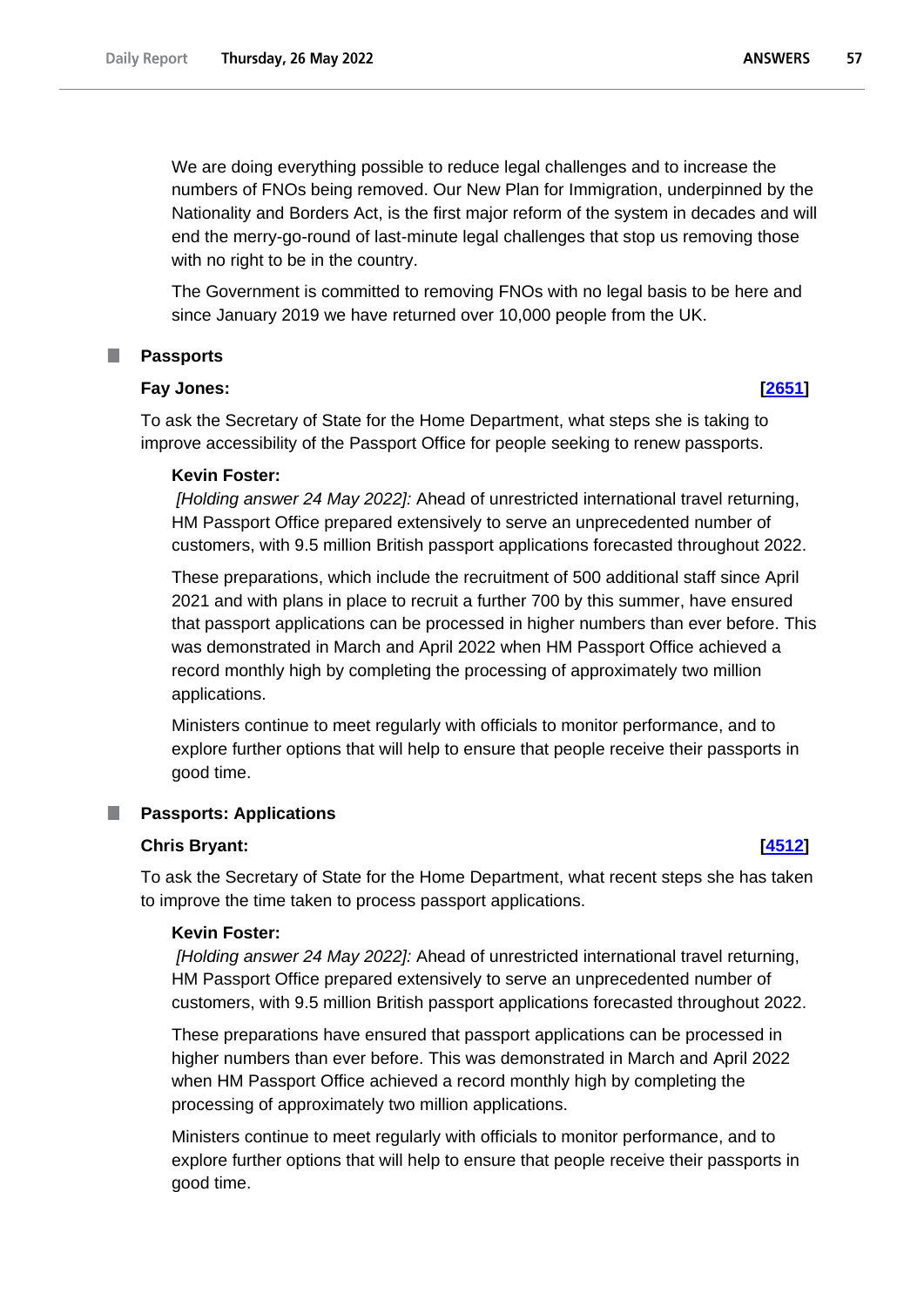We are doing everything possible to reduce legal challenges and to increase the numbers of FNOs being removed. Our New Plan for Immigration, underpinned by the Nationality and Borders Act, is the first major reform of the system in decades and will end the merry-go-round of last-minute legal challenges that stop us removing those with no right to be in the country.

The Government is committed to removing FNOs with no legal basis to be here and since January 2019 we have returned over 10,000 people from the UK.

## Passports

**Fay Jones:** **[2651]**

To ask the Secretary of State for the Home Department, what steps she is taking to improve accessibility of the Passport Office for people seeking to renew passports.

**Kevin Foster:**

*[Holding answer 24 May 2022]:* Ahead of unrestricted international travel returning, HM Passport Office prepared extensively to serve an unprecedented number of customers, with 9.5 million British passport applications forecasted throughout 2022.

These preparations, which include the recruitment of 500 additional staff since April 2021 and with plans in place to recruit a further 700 by this summer, have ensured that passport applications can be processed in higher numbers than ever before. This was demonstrated in March and April 2022 when HM Passport Office achieved a record monthly high by completing the processing of approximately two million applications.

Ministers continue to meet regularly with officials to monitor performance, and to explore further options that will help to ensure that people receive their passports in good time.

## Passports: Applications

**Chris Bryant:** **[4512]**

To ask the Secretary of State for the Home Department, what recent steps she has taken to improve the time taken to process passport applications.

**Kevin Foster:**

*[Holding answer 24 May 2022]:* Ahead of unrestricted international travel returning, HM Passport Office prepared extensively to serve an unprecedented number of customers, with 9.5 million British passport applications forecasted throughout 2022.

These preparations have ensured that passport applications can be processed in higher numbers than ever before. This was demonstrated in March and April 2022 when HM Passport Office achieved a record monthly high by completing the processing of approximately two million applications.

Ministers continue to meet regularly with officials to monitor performance, and to explore further options that will help to ensure that people receive their passports in good time.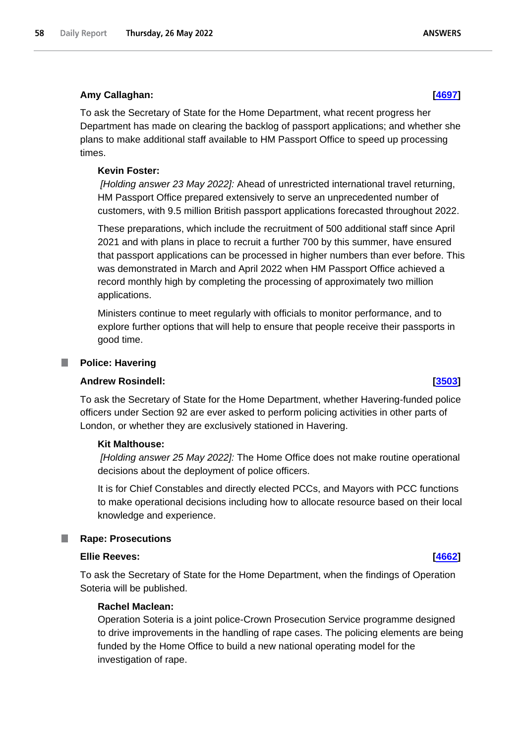**Amy Callaghan:** **[4697]**

To ask the Secretary of State for the Home Department, what recent progress her Department has made on clearing the backlog of passport applications; and whether she plans to make additional staff available to HM Passport Office to speed up processing times.

**Kevin Foster:**

*[Holding answer 23 May 2022]:* Ahead of unrestricted international travel returning, HM Passport Office prepared extensively to serve an unprecedented number of customers, with 9.5 million British passport applications forecasted throughout 2022.

These preparations, which include the recruitment of 500 additional staff since April 2021 and with plans in place to recruit a further 700 by this summer, have ensured that passport applications can be processed in higher numbers than ever before. This was demonstrated in March and April 2022 when HM Passport Office achieved a record monthly high by completing the processing of approximately two million applications.

Ministers continue to meet regularly with officials to monitor performance, and to explore further options that will help to ensure that people receive their passports in good time.

## Police: Havering

**Andrew Rosindell:** **[3503]**

To ask the Secretary of State for the Home Department, whether Havering-funded police officers under Section 92 are ever asked to perform policing activities in other parts of London, or whether they are exclusively stationed in Havering.

**Kit Malthouse:**

*[Holding answer 25 May 2022]:* The Home Office does not make routine operational decisions about the deployment of police officers.

It is for Chief Constables and directly elected PCCs, and Mayors with PCC functions to make operational decisions including how to allocate resource based on their local knowledge and experience.

## Rape: Prosecutions

**Ellie Reeves:** **[4662]**

To ask the Secretary of State for the Home Department, when the findings of Operation Soteria will be published.

**Rachel Maclean:**

Operation Soteria is a joint police-Crown Prosecution Service programme designed to drive improvements in the handling of rape cases. The policing elements are being funded by the Home Office to build a new national operating model for the investigation of rape.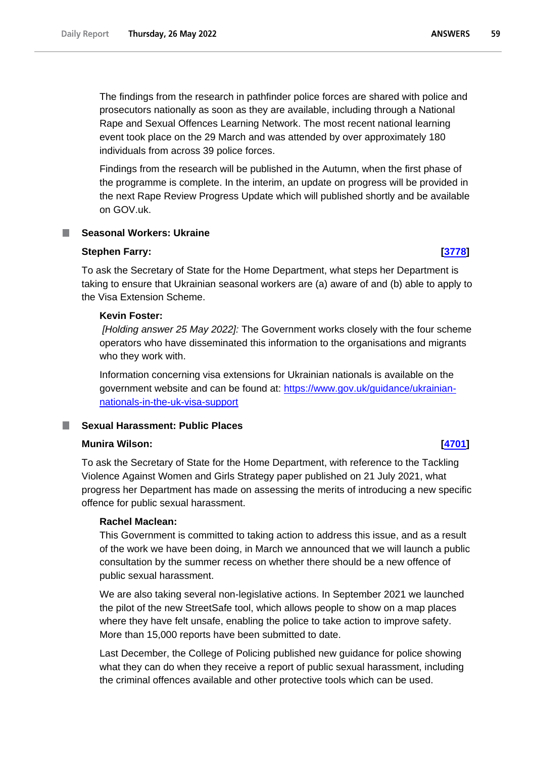The findings from the research in pathfinder police forces are shared with police and prosecutors nationally as soon as they are available, including through a National Rape and Sexual Offences Learning Network. The most recent national learning event took place on the 29 March and was attended by over approximately 180 individuals from across 39 police forces.

Findings from the research will be published in the Autumn, when the first phase of the programme is complete. In the interim, an update on progress will be provided in the next Rape Review Progress Update which will published shortly and be available on GOV.uk.

## Seasonal Workers: Ukraine

**Stephen Farry: [3778]**

To ask the Secretary of State for the Home Department, what steps her Department is taking to ensure that Ukrainian seasonal workers are (a) aware of and (b) able to apply to the Visa Extension Scheme.

**Kevin Foster:**

*[Holding answer 25 May 2022]:* The Government works closely with the four scheme operators who have disseminated this information to the organisations and migrants who they work with.

Information concerning visa extensions for Ukrainian nationals is available on the government website and can be found at: https://www.gov.uk/guidance/ukrainian-nationals-in-the-uk-visa-support

## Sexual Harassment: Public Places

**Munira Wilson: [4701]**

To ask the Secretary of State for the Home Department, with reference to the Tackling Violence Against Women and Girls Strategy paper published on 21 July 2021, what progress her Department has made on assessing the merits of introducing a new specific offence for public sexual harassment.

**Rachel Maclean:**

This Government is committed to taking action to address this issue, and as a result of the work we have been doing, in March we announced that we will launch a public consultation by the summer recess on whether there should be a new offence of public sexual harassment.

We are also taking several non-legislative actions. In September 2021 we launched the pilot of the new StreetSafe tool, which allows people to show on a map places where they have felt unsafe, enabling the police to take action to improve safety. More than 15,000 reports have been submitted to date.

Last December, the College of Policing published new guidance for police showing what they can do when they receive a report of public sexual harassment, including the criminal offences available and other protective tools which can be used.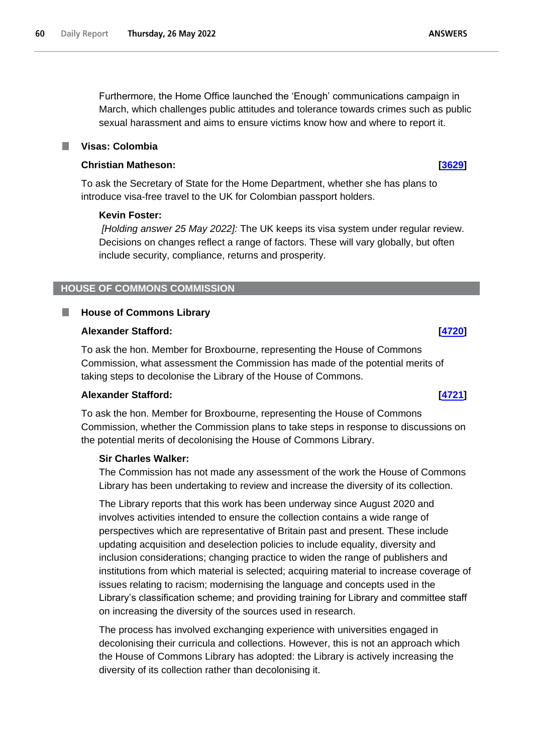Furthermore, the Home Office launched the ‘Enough’ communications campaign in March, which challenges public attitudes and tolerance towards crimes such as public sexual harassment and aims to ensure victims know how and where to report it.

### Visas: Colombia

**Christian Matheson:** **[3629]**

To ask the Secretary of State for the Home Department, whether she has plans to introduce visa-free travel to the UK for Colombian passport holders.

**Kevin Foster:**

*[Holding answer 25 May 2022]:* The UK keeps its visa system under regular review. Decisions on changes reflect a range of factors. These will vary globally, but often include security, compliance, returns and prosperity.

## HOUSE OF COMMONS COMMISSION

### House of Commons Library

**Alexander Stafford:** **[4720]**

To ask the hon. Member for Broxbourne, representing the House of Commons Commission, what assessment the Commission has made of the potential merits of taking steps to decolonise the Library of the House of Commons.

**Alexander Stafford:** **[4721]**

To ask the hon. Member for Broxbourne, representing the House of Commons Commission, whether the Commission plans to take steps in response to discussions on the potential merits of decolonising the House of Commons Library.

**Sir Charles Walker:**

The Commission has not made any assessment of the work the House of Commons Library has been undertaking to review and increase the diversity of its collection.

The Library reports that this work has been underway since August 2020 and involves activities intended to ensure the collection contains a wide range of perspectives which are representative of Britain past and present. These include updating acquisition and deselection policies to include equality, diversity and inclusion considerations; changing practice to widen the range of publishers and institutions from which material is selected; acquiring material to increase coverage of issues relating to racism; modernising the language and concepts used in the Library’s classification scheme; and providing training for Library and committee staff on increasing the diversity of the sources used in research.

The process has involved exchanging experience with universities engaged in decolonising their curricula and collections. However, this is not an approach which the House of Commons Library has adopted: the Library is actively increasing the diversity of its collection rather than decolonising it.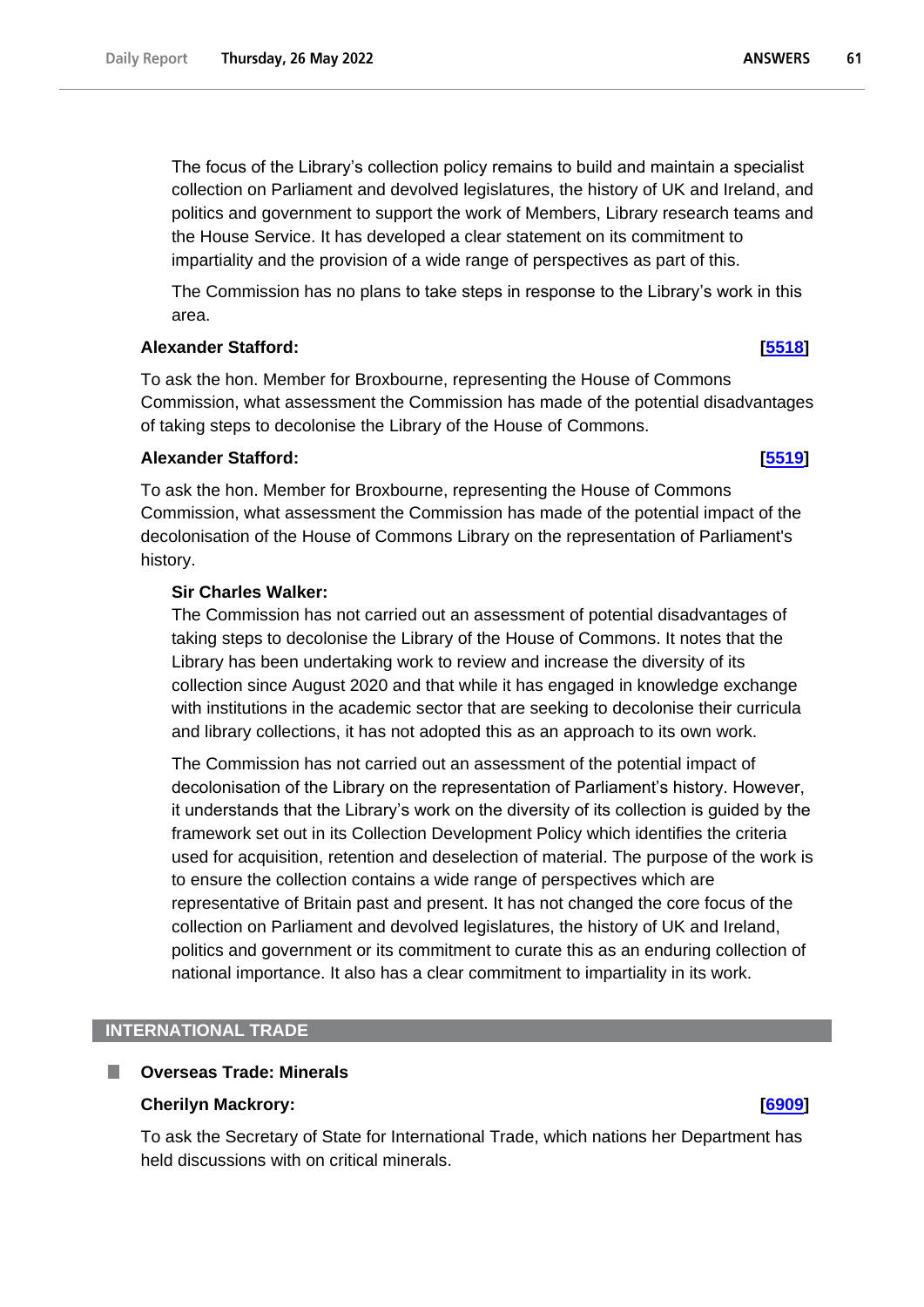The focus of the Library's collection policy remains to build and maintain a specialist collection on Parliament and devolved legislatures, the history of UK and Ireland, and politics and government to support the work of Members, Library research teams and the House Service. It has developed a clear statement on its commitment to impartiality and the provision of a wide range of perspectives as part of this.

The Commission has no plans to take steps in response to the Library's work in this area.

**Alexander Stafford:** **[5518]**

To ask the hon. Member for Broxbourne, representing the House of Commons Commission, what assessment the Commission has made of the potential disadvantages of taking steps to decolonise the Library of the House of Commons.

**Alexander Stafford:** **[5519]**

To ask the hon. Member for Broxbourne, representing the House of Commons Commission, what assessment the Commission has made of the potential impact of the decolonisation of the House of Commons Library on the representation of Parliament's history.

**Sir Charles Walker:**

The Commission has not carried out an assessment of potential disadvantages of taking steps to decolonise the Library of the House of Commons. It notes that the Library has been undertaking work to review and increase the diversity of its collection since August 2020 and that while it has engaged in knowledge exchange with institutions in the academic sector that are seeking to decolonise their curricula and library collections, it has not adopted this as an approach to its own work.

The Commission has not carried out an assessment of the potential impact of decolonisation of the Library on the representation of Parliament's history. However, it understands that the Library's work on the diversity of its collection is guided by the framework set out in its Collection Development Policy which identifies the criteria used for acquisition, retention and deselection of material. The purpose of the work is to ensure the collection contains a wide range of perspectives which are representative of Britain past and present. It has not changed the core focus of the collection on Parliament and devolved legislatures, the history of UK and Ireland, politics and government or its commitment to curate this as an enduring collection of national importance. It also has a clear commitment to impartiality in its work.

## INTERNATIONAL TRADE

### Overseas Trade: Minerals

**Cherilyn Mackrory:** **[6909]**

To ask the Secretary of State for International Trade, which nations her Department has held discussions with on critical minerals.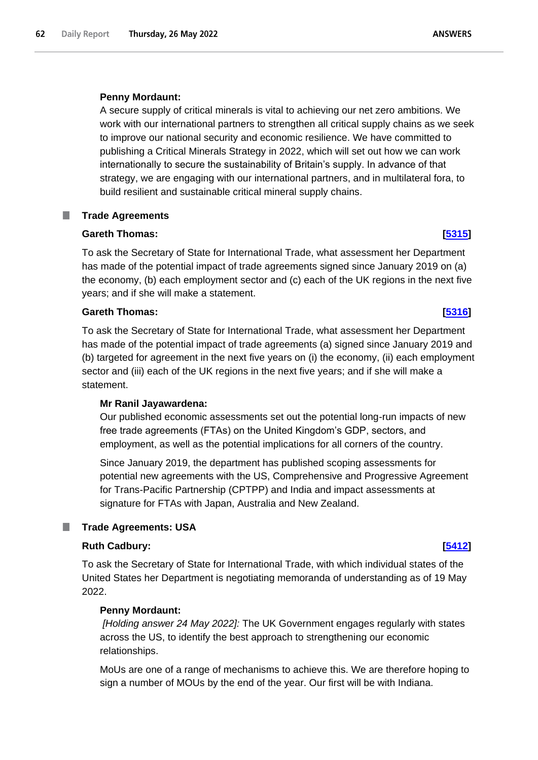**Penny Mordaunt:**

A secure supply of critical minerals is vital to achieving our net zero ambitions. We work with our international partners to strengthen all critical supply chains as we seek to improve our national security and economic resilience. We have committed to publishing a Critical Minerals Strategy in 2022, which will set out how we can work internationally to secure the sustainability of Britain's supply. In advance of that strategy, we are engaging with our international partners, and in multilateral fora, to build resilient and sustainable critical mineral supply chains.

## Trade Agreements

**Gareth Thomas:** **[5315]**

To ask the Secretary of State for International Trade, what assessment her Department has made of the potential impact of trade agreements signed since January 2019 on (a) the economy, (b) each employment sector and (c) each of the UK regions in the next five years; and if she will make a statement.

**Gareth Thomas:** **[5316]**

To ask the Secretary of State for International Trade, what assessment her Department has made of the potential impact of trade agreements (a) signed since January 2019 and (b) targeted for agreement in the next five years on (i) the economy, (ii) each employment sector and (iii) each of the UK regions in the next five years; and if she will make a statement.

**Mr Ranil Jayawardena:**

Our published economic assessments set out the potential long-run impacts of new free trade agreements (FTAs) on the United Kingdom's GDP, sectors, and employment, as well as the potential implications for all corners of the country.

Since January 2019, the department has published scoping assessments for potential new agreements with the US, Comprehensive and Progressive Agreement for Trans-Pacific Partnership (CPTPP) and India and impact assessments at signature for FTAs with Japan, Australia and New Zealand.

## Trade Agreements: USA

**Ruth Cadbury:** **[5412]**

To ask the Secretary of State for International Trade, with which individual states of the United States her Department is negotiating memoranda of understanding as of 19 May 2022.

**Penny Mordaunt:**

*[Holding answer 24 May 2022]:* The UK Government engages regularly with states across the US, to identify the best approach to strengthening our economic relationships.

MoUs are one of a range of mechanisms to achieve this. We are therefore hoping to sign a number of MOUs by the end of the year. Our first will be with Indiana.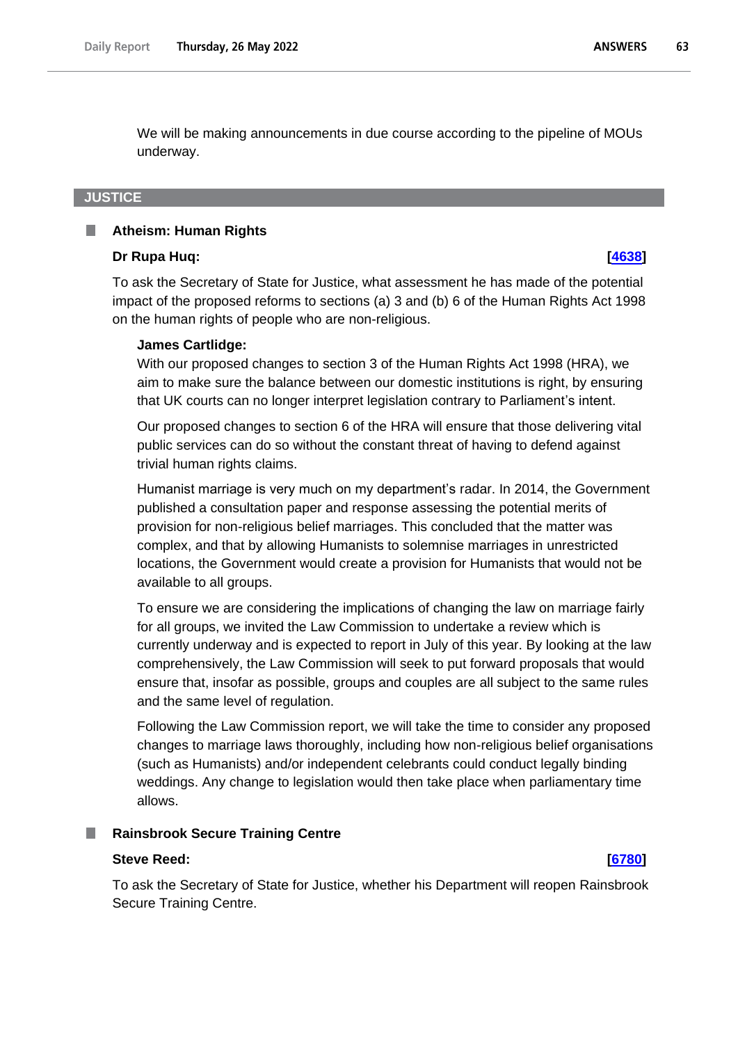We will be making announcements in due course according to the pipeline of MOUs underway.

## JUSTICE

### Atheism: Human Rights

**Dr Rupa Huq:** **[4638]**

To ask the Secretary of State for Justice, what assessment he has made of the potential impact of the proposed reforms to sections (a) 3 and (b) 6 of the Human Rights Act 1998 on the human rights of people who are non-religious.

**James Cartlidge:**

With our proposed changes to section 3 of the Human Rights Act 1998 (HRA), we aim to make sure the balance between our domestic institutions is right, by ensuring that UK courts can no longer interpret legislation contrary to Parliament's intent.

Our proposed changes to section 6 of the HRA will ensure that those delivering vital public services can do so without the constant threat of having to defend against trivial human rights claims.

Humanist marriage is very much on my department's radar. In 2014, the Government published a consultation paper and response assessing the potential merits of provision for non-religious belief marriages. This concluded that the matter was complex, and that by allowing Humanists to solemnise marriages in unrestricted locations, the Government would create a provision for Humanists that would not be available to all groups.

To ensure we are considering the implications of changing the law on marriage fairly for all groups, we invited the Law Commission to undertake a review which is currently underway and is expected to report in July of this year. By looking at the law comprehensively, the Law Commission will seek to put forward proposals that would ensure that, insofar as possible, groups and couples are all subject to the same rules and the same level of regulation.

Following the Law Commission report, we will take the time to consider any proposed changes to marriage laws thoroughly, including how non-religious belief organisations (such as Humanists) and/or independent celebrants could conduct legally binding weddings. Any change to legislation would then take place when parliamentary time allows.

### Rainsbrook Secure Training Centre

**Steve Reed:** **[6780]**

To ask the Secretary of State for Justice, whether his Department will reopen Rainsbrook Secure Training Centre.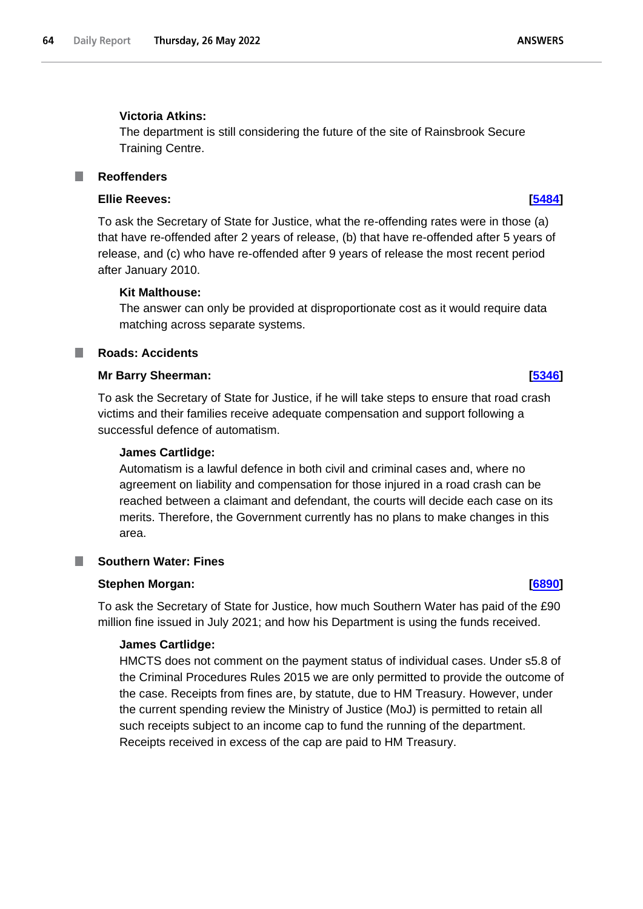**Victoria Atkins:**

The department is still considering the future of the site of Rainsbrook Secure Training Centre.

## Reoffenders

**Ellie Reeves:** **[5484]**

To ask the Secretary of State for Justice, what the re-offending rates were in those (a) that have re-offended after 2 years of release, (b) that have re-offended after 5 years of release, and (c) who have re-offended after 9 years of release the most recent period after January 2010.

**Kit Malthouse:**

The answer can only be provided at disproportionate cost as it would require data matching across separate systems.

## Roads: Accidents

**Mr Barry Sheerman:** **[5346]**

To ask the Secretary of State for Justice, if he will take steps to ensure that road crash victims and their families receive adequate compensation and support following a successful defence of automatism.

**James Cartlidge:**

Automatism is a lawful defence in both civil and criminal cases and, where no agreement on liability and compensation for those injured in a road crash can be reached between a claimant and defendant, the courts will decide each case on its merits. Therefore, the Government currently has no plans to make changes in this area.

## Southern Water: Fines

**Stephen Morgan:** **[6890]**

To ask the Secretary of State for Justice, how much Southern Water has paid of the £90 million fine issued in July 2021; and how his Department is using the funds received.

**James Cartlidge:**

HMCTS does not comment on the payment status of individual cases. Under s5.8 of the Criminal Procedures Rules 2015 we are only permitted to provide the outcome of the case. Receipts from fines are, by statute, due to HM Treasury. However, under the current spending review the Ministry of Justice (MoJ) is permitted to retain all such receipts subject to an income cap to fund the running of the department. Receipts received in excess of the cap are paid to HM Treasury.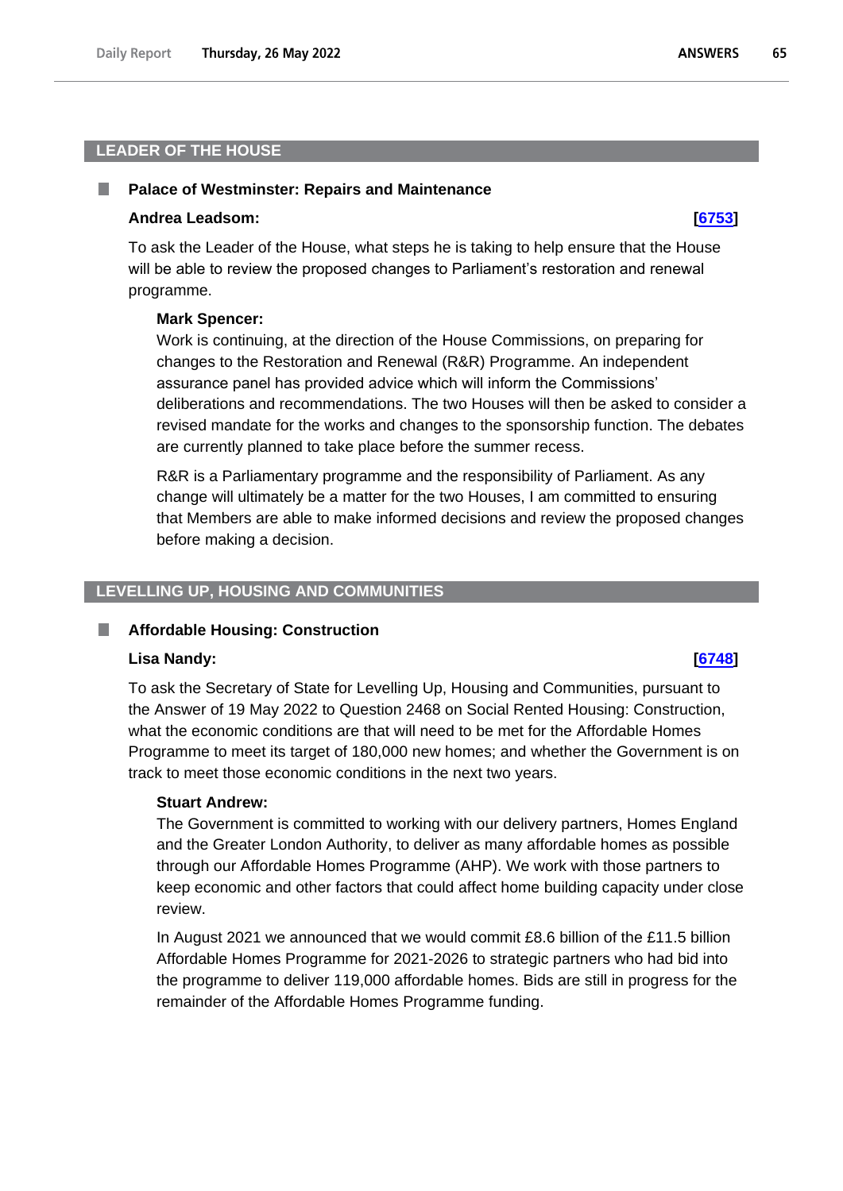## LEADER OF THE HOUSE

### Palace of Westminster: Repairs and Maintenance

**Andrea Leadsom:** **[6753]**

To ask the Leader of the House, what steps he is taking to help ensure that the House will be able to review the proposed changes to Parliament's restoration and renewal programme.

**Mark Spencer:**

Work is continuing, at the direction of the House Commissions, on preparing for changes to the Restoration and Renewal (R&R) Programme. An independent assurance panel has provided advice which will inform the Commissions' deliberations and recommendations. The two Houses will then be asked to consider a revised mandate for the works and changes to the sponsorship function. The debates are currently planned to take place before the summer recess.

R&R is a Parliamentary programme and the responsibility of Parliament. As any change will ultimately be a matter for the two Houses, I am committed to ensuring that Members are able to make informed decisions and review the proposed changes before making a decision.

## LEVELLING UP, HOUSING AND COMMUNITIES

### Affordable Housing: Construction

**Lisa Nandy:** **[6748]**

To ask the Secretary of State for Levelling Up, Housing and Communities, pursuant to the Answer of 19 May 2022 to Question 2468 on Social Rented Housing: Construction, what the economic conditions are that will need to be met for the Affordable Homes Programme to meet its target of 180,000 new homes; and whether the Government is on track to meet those economic conditions in the next two years.

**Stuart Andrew:**

The Government is committed to working with our delivery partners, Homes England and the Greater London Authority, to deliver as many affordable homes as possible through our Affordable Homes Programme (AHP). We work with those partners to keep economic and other factors that could affect home building capacity under close review.

In August 2021 we announced that we would commit £8.6 billion of the £11.5 billion Affordable Homes Programme for 2021-2026 to strategic partners who had bid into the programme to deliver 119,000 affordable homes. Bids are still in progress for the remainder of the Affordable Homes Programme funding.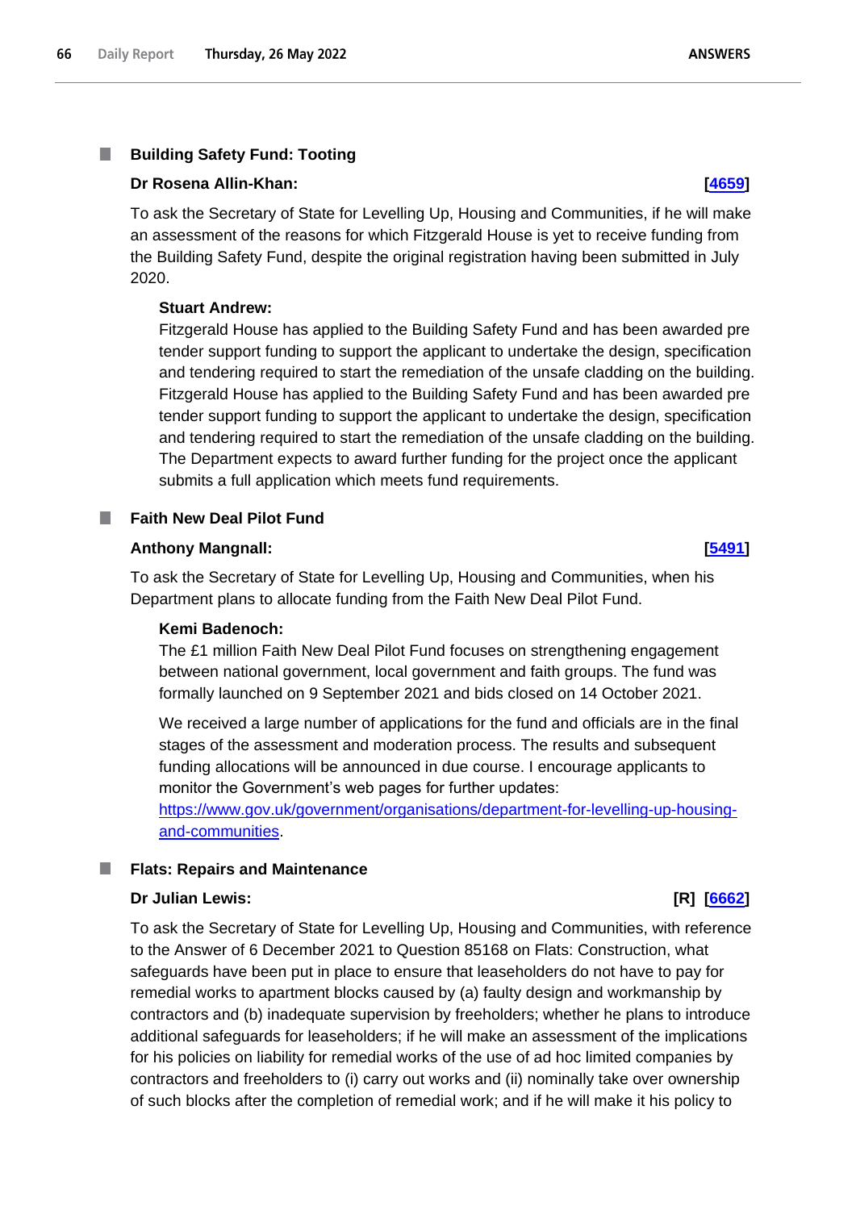### Building Safety Fund: Tooting

**Dr Rosena Allin-Khan:** **[4659]**

To ask the Secretary of State for Levelling Up, Housing and Communities, if he will make an assessment of the reasons for which Fitzgerald House is yet to receive funding from the Building Safety Fund, despite the original registration having been submitted in July 2020.

**Stuart Andrew:**

Fitzgerald House has applied to the Building Safety Fund and has been awarded pre tender support funding to support the applicant to undertake the design, specification and tendering required to start the remediation of the unsafe cladding on the building. Fitzgerald House has applied to the Building Safety Fund and has been awarded pre tender support funding to support the applicant to undertake the design, specification and tendering required to start the remediation of the unsafe cladding on the building. The Department expects to award further funding for the project once the applicant submits a full application which meets fund requirements.

### Faith New Deal Pilot Fund

**Anthony Mangnall:** **[5491]**

To ask the Secretary of State for Levelling Up, Housing and Communities, when his Department plans to allocate funding from the Faith New Deal Pilot Fund.

**Kemi Badenoch:**

The £1 million Faith New Deal Pilot Fund focuses on strengthening engagement between national government, local government and faith groups. The fund was formally launched on 9 September 2021 and bids closed on 14 October 2021.

We received a large number of applications for the fund and officials are in the final stages of the assessment and moderation process. The results and subsequent funding allocations will be announced in due course. I encourage applicants to monitor the Government's web pages for further updates: https://www.gov.uk/government/organisations/department-for-levelling-up-housing-and-communities.

### Flats: Repairs and Maintenance

**Dr Julian Lewis:** **[R] [6662]**

To ask the Secretary of State for Levelling Up, Housing and Communities, with reference to the Answer of 6 December 2021 to Question 85168 on Flats: Construction, what safeguards have been put in place to ensure that leaseholders do not have to pay for remedial works to apartment blocks caused by (a) faulty design and workmanship by contractors and (b) inadequate supervision by freeholders; whether he plans to introduce additional safeguards for leaseholders; if he will make an assessment of the implications for his policies on liability for remedial works of the use of ad hoc limited companies by contractors and freeholders to (i) carry out works and (ii) nominally take over ownership of such blocks after the completion of remedial work; and if he will make it his policy to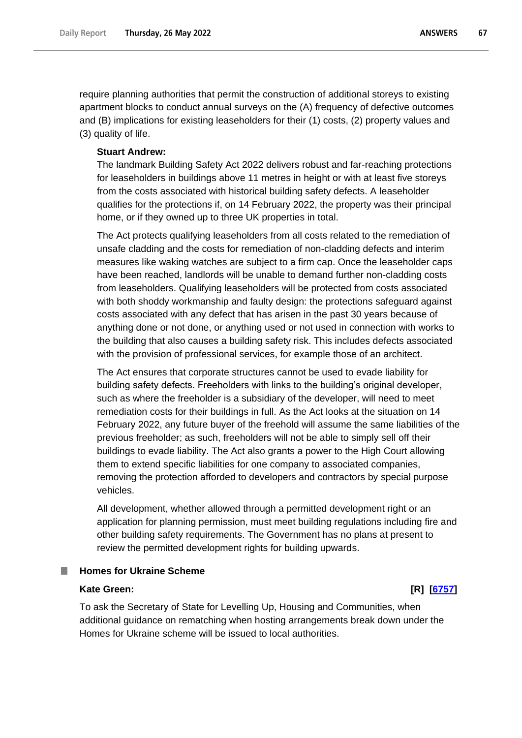require planning authorities that permit the construction of additional storeys to existing apartment blocks to conduct annual surveys on the (A) frequency of defective outcomes and (B) implications for existing leaseholders for their (1) costs, (2) property values and (3) quality of life.

**Stuart Andrew:**

The landmark Building Safety Act 2022 delivers robust and far-reaching protections for leaseholders in buildings above 11 metres in height or with at least five storeys from the costs associated with historical building safety defects. A leaseholder qualifies for the protections if, on 14 February 2022, the property was their principal home, or if they owned up to three UK properties in total.

The Act protects qualifying leaseholders from all costs related to the remediation of unsafe cladding and the costs for remediation of non-cladding defects and interim measures like waking watches are subject to a firm cap. Once the leaseholder caps have been reached, landlords will be unable to demand further non-cladding costs from leaseholders. Qualifying leaseholders will be protected from costs associated with both shoddy workmanship and faulty design: the protections safeguard against costs associated with any defect that has arisen in the past 30 years because of anything done or not done, or anything used or not used in connection with works to the building that also causes a building safety risk. This includes defects associated with the provision of professional services, for example those of an architect.

The Act ensures that corporate structures cannot be used to evade liability for building safety defects. Freeholders with links to the building's original developer, such as where the freeholder is a subsidiary of the developer, will need to meet remediation costs for their buildings in full. As the Act looks at the situation on 14 February 2022, any future buyer of the freehold will assume the same liabilities of the previous freeholder; as such, freeholders will not be able to simply sell off their buildings to evade liability. The Act also grants a power to the High Court allowing them to extend specific liabilities for one company to associated companies, removing the protection afforded to developers and contractors by special purpose vehicles.

All development, whether allowed through a permitted development right or an application for planning permission, must meet building regulations including fire and other building safety requirements. The Government has no plans at present to review the permitted development rights for building upwards.

### Homes for Ukraine Scheme

**Kate Green:** **[R] [6757]**

To ask the Secretary of State for Levelling Up, Housing and Communities, when additional guidance on rematching when hosting arrangements break down under the Homes for Ukraine scheme will be issued to local authorities.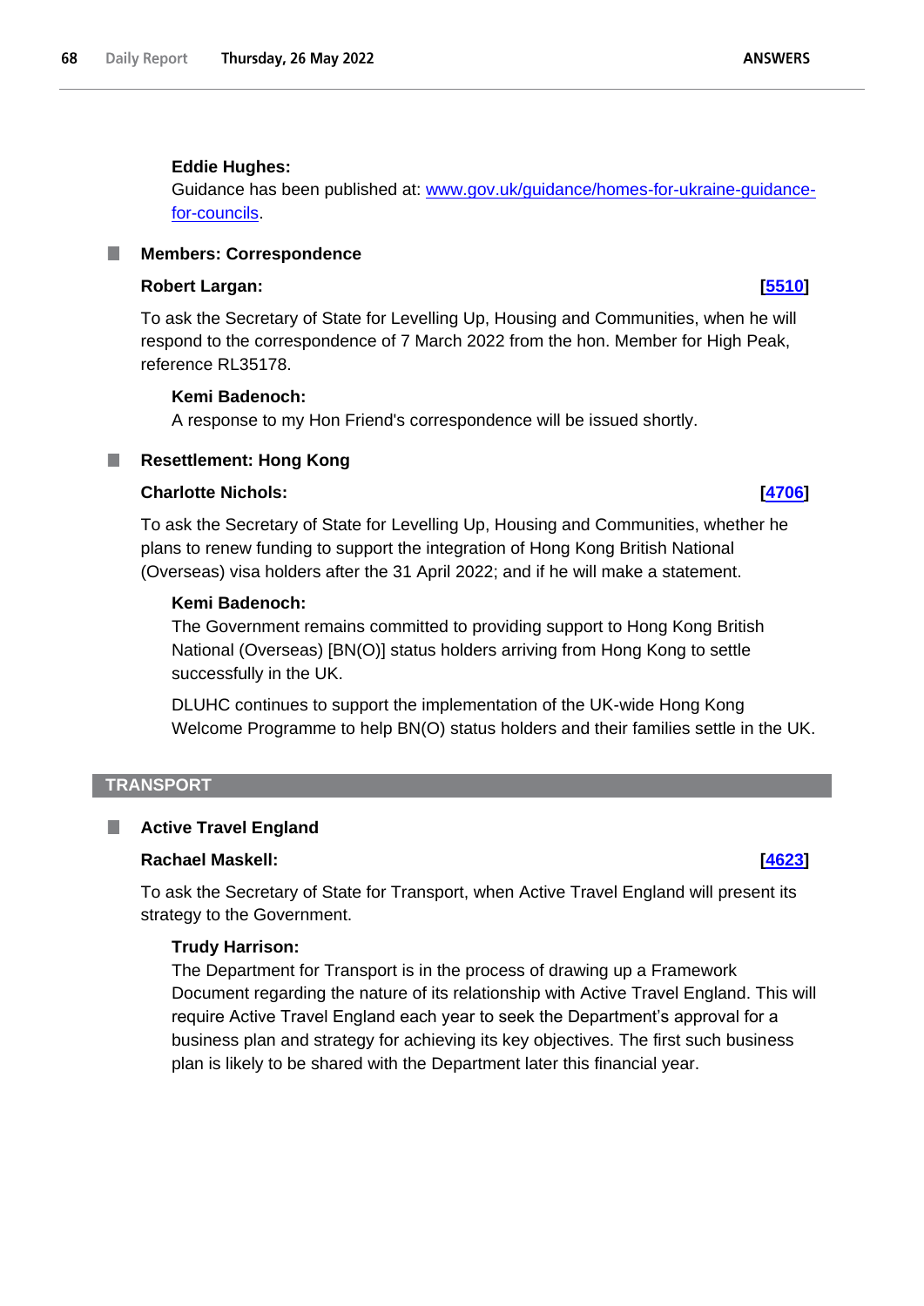**Eddie Hughes:**

Guidance has been published at: [www.gov.uk/guidance/homes-for-ukraine-guidance-for-councils](www.gov.uk/guidance/homes-for-ukraine-guidance-for-councils).

### Members: Correspondence

**Robert Largan:** **[5510]**

To ask the Secretary of State for Levelling Up, Housing and Communities, when he will respond to the correspondence of 7 March 2022 from the hon. Member for High Peak, reference RL35178.

**Kemi Badenoch:**

A response to my Hon Friend's correspondence will be issued shortly.

### Resettlement: Hong Kong

**Charlotte Nichols:** **[4706]**

To ask the Secretary of State for Levelling Up, Housing and Communities, whether he plans to renew funding to support the integration of Hong Kong British National (Overseas) visa holders after the 31 April 2022; and if he will make a statement.

**Kemi Badenoch:**

The Government remains committed to providing support to Hong Kong British National (Overseas) [BN(O)] status holders arriving from Hong Kong to settle successfully in the UK.

DLUHC continues to support the implementation of the UK-wide Hong Kong Welcome Programme to help BN(O) status holders and their families settle in the UK.

## TRANSPORT

### Active Travel England

**Rachael Maskell:** **[4623]**

To ask the Secretary of State for Transport, when Active Travel England will present its strategy to the Government.

**Trudy Harrison:**

The Department for Transport is in the process of drawing up a Framework Document regarding the nature of its relationship with Active Travel England. This will require Active Travel England each year to seek the Department's approval for a business plan and strategy for achieving its key objectives. The first such business plan is likely to be shared with the Department later this financial year.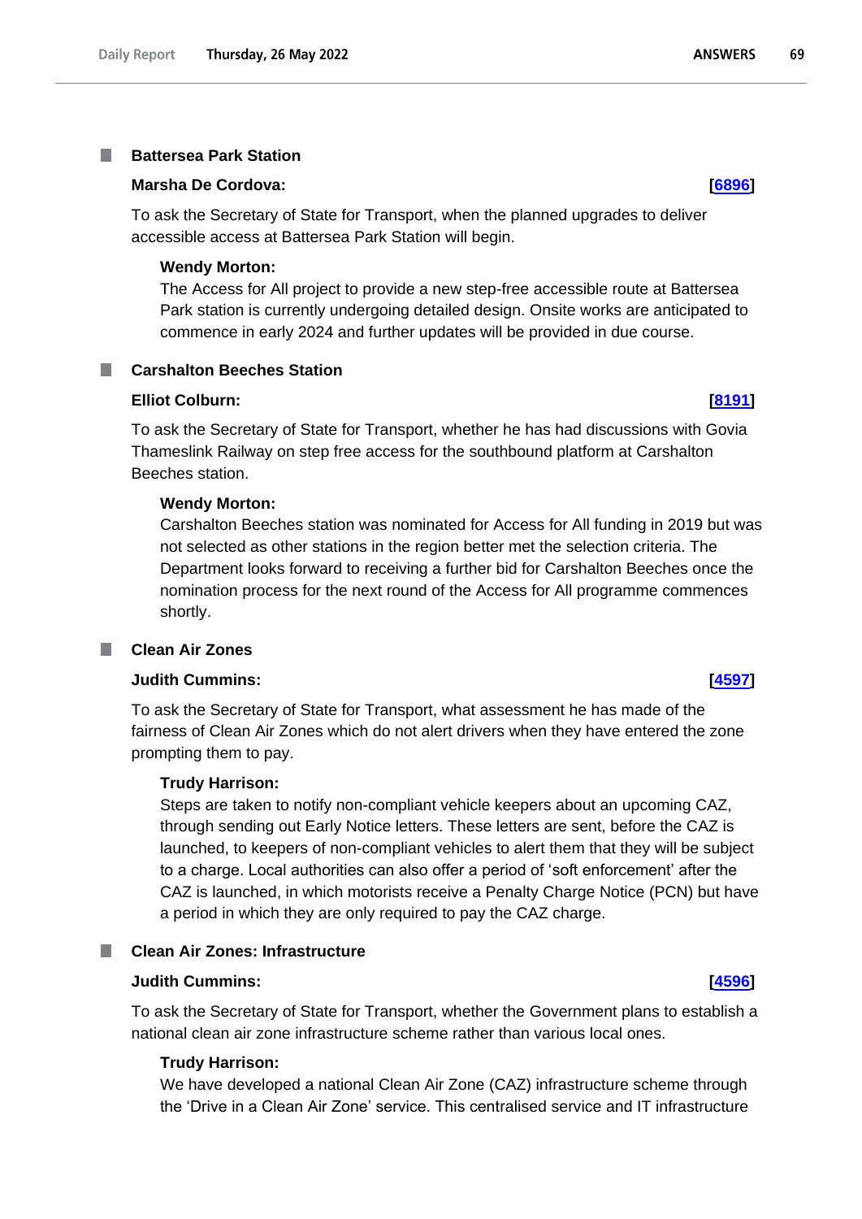## Battersea Park Station

**Marsha De Cordova:** **[6896]**

To ask the Secretary of State for Transport, when the planned upgrades to deliver accessible access at Battersea Park Station will begin.

**Wendy Morton:**

The Access for All project to provide a new step-free accessible route at Battersea Park station is currently undergoing detailed design. Onsite works are anticipated to commence in early 2024 and further updates will be provided in due course.

## Carshalton Beeches Station

**Elliot Colburn:** **[8191]**

To ask the Secretary of State for Transport, whether he has had discussions with Govia Thameslink Railway on step free access for the southbound platform at Carshalton Beeches station.

**Wendy Morton:**

Carshalton Beeches station was nominated for Access for All funding in 2019 but was not selected as other stations in the region better met the selection criteria. The Department looks forward to receiving a further bid for Carshalton Beeches once the nomination process for the next round of the Access for All programme commences shortly.

## Clean Air Zones

**Judith Cummins:** **[4597]**

To ask the Secretary of State for Transport, what assessment he has made of the fairness of Clean Air Zones which do not alert drivers when they have entered the zone prompting them to pay.

**Trudy Harrison:**

Steps are taken to notify non-compliant vehicle keepers about an upcoming CAZ, through sending out Early Notice letters. These letters are sent, before the CAZ is launched, to keepers of non-compliant vehicles to alert them that they will be subject to a charge. Local authorities can also offer a period of 'soft enforcement' after the CAZ is launched, in which motorists receive a Penalty Charge Notice (PCN) but have a period in which they are only required to pay the CAZ charge.

## Clean Air Zones: Infrastructure

**Judith Cummins:** **[4596]**

To ask the Secretary of State for Transport, whether the Government plans to establish a national clean air zone infrastructure scheme rather than various local ones.

**Trudy Harrison:**

We have developed a national Clean Air Zone (CAZ) infrastructure scheme through the 'Drive in a Clean Air Zone' service. This centralised service and IT infrastructure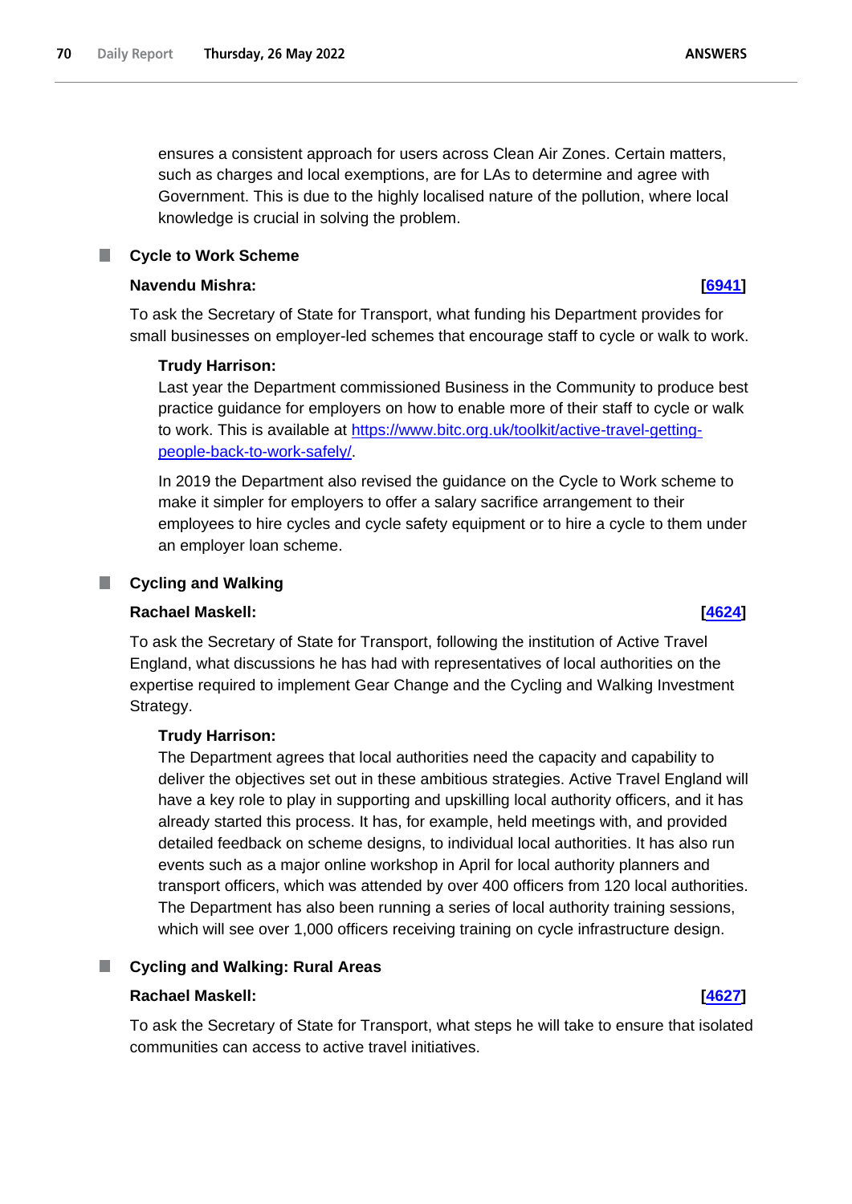ensures a consistent approach for users across Clean Air Zones. Certain matters, such as charges and local exemptions, are for LAs to determine and agree with Government. This is due to the highly localised nature of the pollution, where local knowledge is crucial in solving the problem.

### Cycle to Work Scheme

**Navendu Mishra:** **[6941]**

To ask the Secretary of State for Transport, what funding his Department provides for small businesses on employer-led schemes that encourage staff to cycle or walk to work.

**Trudy Harrison:**

Last year the Department commissioned Business in the Community to produce best practice guidance for employers on how to enable more of their staff to cycle or walk to work. This is available at https://www.bitc.org.uk/toolkit/active-travel-getting-people-back-to-work-safely/.

In 2019 the Department also revised the guidance on the Cycle to Work scheme to make it simpler for employers to offer a salary sacrifice arrangement to their employees to hire cycles and cycle safety equipment or to hire a cycle to them under an employer loan scheme.

### Cycling and Walking

**Rachael Maskell:** **[4624]**

To ask the Secretary of State for Transport, following the institution of Active Travel England, what discussions he has had with representatives of local authorities on the expertise required to implement Gear Change and the Cycling and Walking Investment Strategy.

**Trudy Harrison:**

The Department agrees that local authorities need the capacity and capability to deliver the objectives set out in these ambitious strategies. Active Travel England will have a key role to play in supporting and upskilling local authority officers, and it has already started this process. It has, for example, held meetings with, and provided detailed feedback on scheme designs, to individual local authorities. It has also run events such as a major online workshop in April for local authority planners and transport officers, which was attended by over 400 officers from 120 local authorities. The Department has also been running a series of local authority training sessions, which will see over 1,000 officers receiving training on cycle infrastructure design.

### Cycling and Walking: Rural Areas

**Rachael Maskell:** **[4627]**

To ask the Secretary of State for Transport, what steps he will take to ensure that isolated communities can access to active travel initiatives.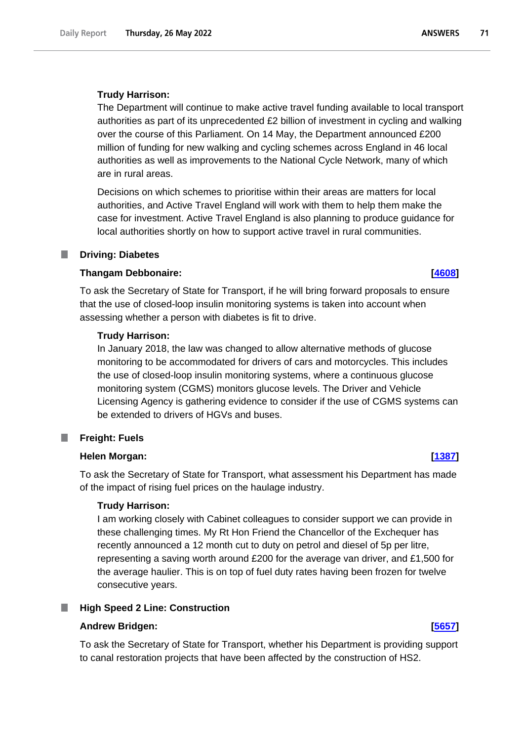**Trudy Harrison:**

The Department will continue to make active travel funding available to local transport authorities as part of its unprecedented £2 billion of investment in cycling and walking over the course of this Parliament. On 14 May, the Department announced £200 million of funding for new walking and cycling schemes across England in 46 local authorities as well as improvements to the National Cycle Network, many of which are in rural areas.

Decisions on which schemes to prioritise within their areas are matters for local authorities, and Active Travel England will work with them to help them make the case for investment. Active Travel England is also planning to produce guidance for local authorities shortly on how to support active travel in rural communities.

### Driving: Diabetes

**Thangam Debbonaire:** **[4608]**

To ask the Secretary of State for Transport, if he will bring forward proposals to ensure that the use of closed-loop insulin monitoring systems is taken into account when assessing whether a person with diabetes is fit to drive.

**Trudy Harrison:**

In January 2018, the law was changed to allow alternative methods of glucose monitoring to be accommodated for drivers of cars and motorcycles. This includes the use of closed-loop insulin monitoring systems, where a continuous glucose monitoring system (CGMS) monitors glucose levels. The Driver and Vehicle Licensing Agency is gathering evidence to consider if the use of CGMS systems can be extended to drivers of HGVs and buses.

### Freight: Fuels

**Helen Morgan:** **[1387]**

To ask the Secretary of State for Transport, what assessment his Department has made of the impact of rising fuel prices on the haulage industry.

**Trudy Harrison:**

I am working closely with Cabinet colleagues to consider support we can provide in these challenging times. My Rt Hon Friend the Chancellor of the Exchequer has recently announced a 12 month cut to duty on petrol and diesel of 5p per litre, representing a saving worth around £200 for the average van driver, and £1,500 for the average haulier. This is on top of fuel duty rates having been frozen for twelve consecutive years.

### High Speed 2 Line: Construction

**Andrew Bridgen:** **[5657]**

To ask the Secretary of State for Transport, whether his Department is providing support to canal restoration projects that have been affected by the construction of HS2.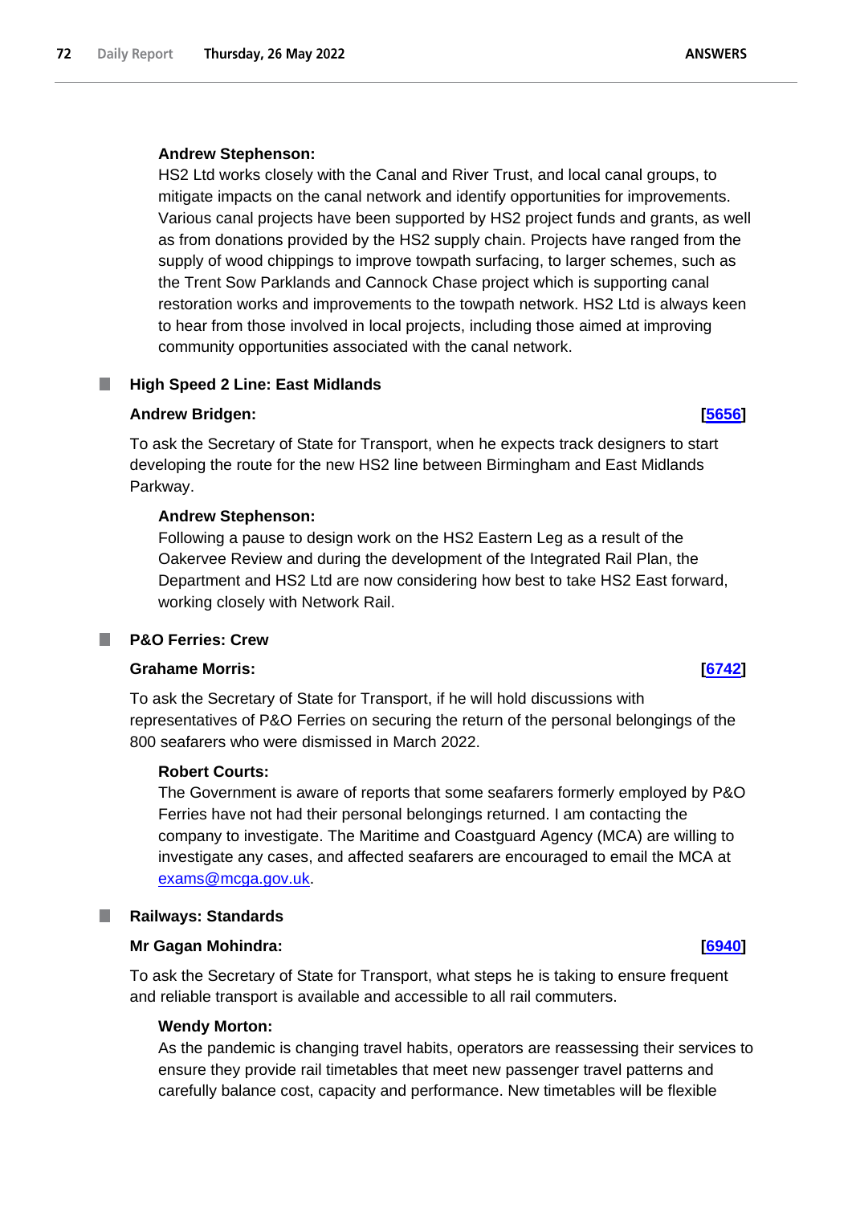**Andrew Stephenson:**

HS2 Ltd works closely with the Canal and River Trust, and local canal groups, to mitigate impacts on the canal network and identify opportunities for improvements. Various canal projects have been supported by HS2 project funds and grants, as well as from donations provided by the HS2 supply chain. Projects have ranged from the supply of wood chippings to improve towpath surfacing, to larger schemes, such as the Trent Sow Parklands and Cannock Chase project which is supporting canal restoration works and improvements to the towpath network. HS2 Ltd is always keen to hear from those involved in local projects, including those aimed at improving community opportunities associated with the canal network.

## High Speed 2 Line: East Midlands

**Andrew Bridgen:** **[5656]**

To ask the Secretary of State for Transport, when he expects track designers to start developing the route for the new HS2 line between Birmingham and East Midlands Parkway.

**Andrew Stephenson:**

Following a pause to design work on the HS2 Eastern Leg as a result of the Oakervee Review and during the development of the Integrated Rail Plan, the Department and HS2 Ltd are now considering how best to take HS2 East forward, working closely with Network Rail.

## P&O Ferries: Crew

**Grahame Morris:** **[6742]**

To ask the Secretary of State for Transport, if he will hold discussions with representatives of P&O Ferries on securing the return of the personal belongings of the 800 seafarers who were dismissed in March 2022.

**Robert Courts:**

The Government is aware of reports that some seafarers formerly employed by P&O Ferries have not had their personal belongings returned. I am contacting the company to investigate. The Maritime and Coastguard Agency (MCA) are willing to investigate any cases, and affected seafarers are encouraged to email the MCA at exams@mcga.gov.uk.

## Railways: Standards

**Mr Gagan Mohindra:** **[6940]**

To ask the Secretary of State for Transport, what steps he is taking to ensure frequent and reliable transport is available and accessible to all rail commuters.

**Wendy Morton:**

As the pandemic is changing travel habits, operators are reassessing their services to ensure they provide rail timetables that meet new passenger travel patterns and carefully balance cost, capacity and performance. New timetables will be flexible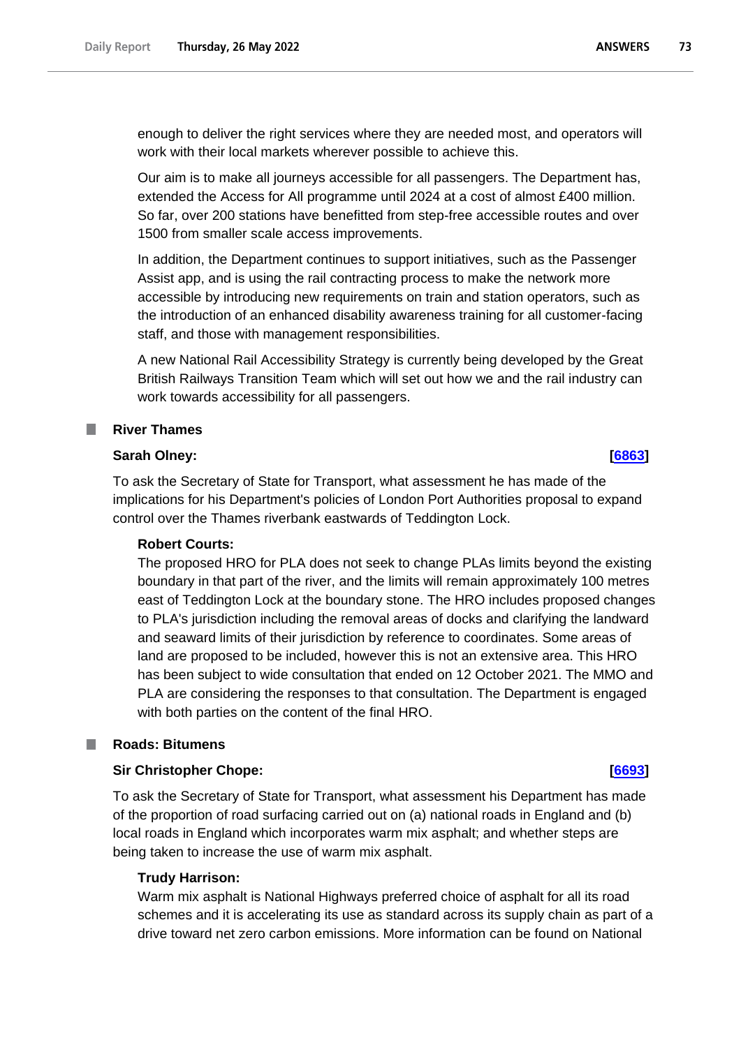enough to deliver the right services where they are needed most, and operators will work with their local markets wherever possible to achieve this.

Our aim is to make all journeys accessible for all passengers. The Department has, extended the Access for All programme until 2024 at a cost of almost £400 million. So far, over 200 stations have benefitted from step-free accessible routes and over 1500 from smaller scale access improvements.

In addition, the Department continues to support initiatives, such as the Passenger Assist app, and is using the rail contracting process to make the network more accessible by introducing new requirements on train and station operators, such as the introduction of an enhanced disability awareness training for all customer-facing staff, and those with management responsibilities.

A new National Rail Accessibility Strategy is currently being developed by the Great British Railways Transition Team which will set out how we and the rail industry can work towards accessibility for all passengers.

## River Thames

**Sarah Olney:** **[6863]**

To ask the Secretary of State for Transport, what assessment he has made of the implications for his Department's policies of London Port Authorities proposal to expand control over the Thames riverbank eastwards of Teddington Lock.

**Robert Courts:**

The proposed HRO for PLA does not seek to change PLAs limits beyond the existing boundary in that part of the river, and the limits will remain approximately 100 metres east of Teddington Lock at the boundary stone. The HRO includes proposed changes to PLA's jurisdiction including the removal areas of docks and clarifying the landward and seaward limits of their jurisdiction by reference to coordinates. Some areas of land are proposed to be included, however this is not an extensive area. This HRO has been subject to wide consultation that ended on 12 October 2021. The MMO and PLA are considering the responses to that consultation. The Department is engaged with both parties on the content of the final HRO.

## Roads: Bitumens

**Sir Christopher Chope:** **[6693]**

To ask the Secretary of State for Transport, what assessment his Department has made of the proportion of road surfacing carried out on (a) national roads in England and (b) local roads in England which incorporates warm mix asphalt; and whether steps are being taken to increase the use of warm mix asphalt.

**Trudy Harrison:**

Warm mix asphalt is National Highways preferred choice of asphalt for all its road schemes and it is accelerating its use as standard across its supply chain as part of a drive toward net zero carbon emissions. More information can be found on National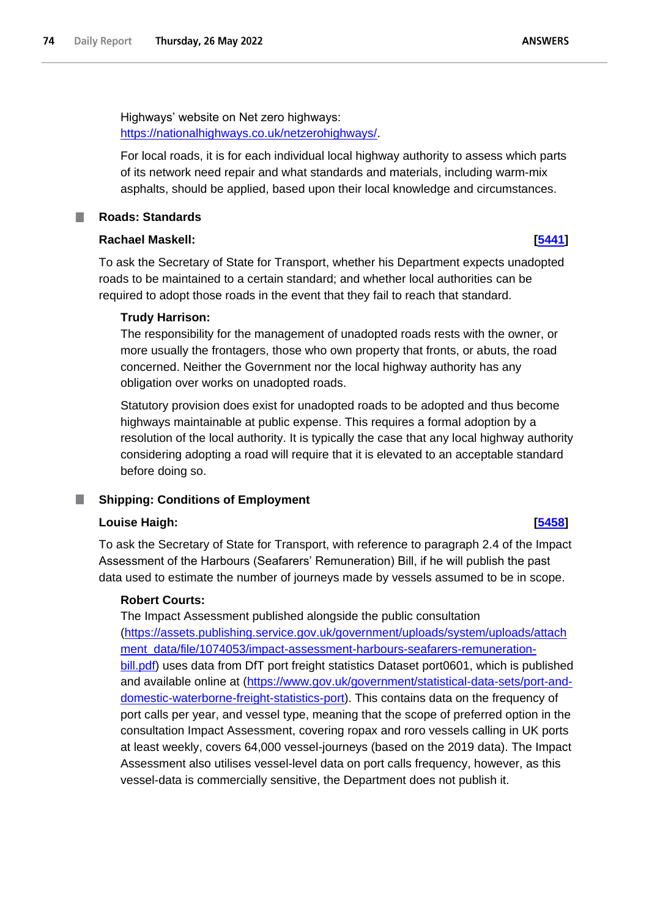Highways' website on Net zero highways: [https://nationalhighways.co.uk/netzerohighways/](https://nationalhighways.co.uk/netzerohighways/).

For local roads, it is for each individual local highway authority to assess which parts of its network need repair and what standards and materials, including warm-mix asphalts, should be applied, based upon their local knowledge and circumstances.

## Roads: Standards

**Rachael Maskell:** **[5441]**

To ask the Secretary of State for Transport, whether his Department expects unadopted roads to be maintained to a certain standard; and whether local authorities can be required to adopt those roads in the event that they fail to reach that standard.

**Trudy Harrison:**

The responsibility for the management of unadopted roads rests with the owner, or more usually the frontagers, those who own property that fronts, or abuts, the road concerned. Neither the Government nor the local highway authority has any obligation over works on unadopted roads.

Statutory provision does exist for unadopted roads to be adopted and thus become highways maintainable at public expense. This requires a formal adoption by a resolution of the local authority. It is typically the case that any local highway authority considering adopting a road will require that it is elevated to an acceptable standard before doing so.

## Shipping: Conditions of Employment

**Louise Haigh:** **[5458]**

To ask the Secretary of State for Transport, with reference to paragraph 2.4 of the Impact Assessment of the Harbours (Seafarers' Remuneration) Bill, if he will publish the past data used to estimate the number of journeys made by vessels assumed to be in scope.

**Robert Courts:**

The Impact Assessment published alongside the public consultation ([https://assets.publishing.service.gov.uk/government/uploads/system/uploads/attachment_data/file/1074053/impact-assessment-harbours-seafarers-remuneration-bill.pdf](https://assets.publishing.service.gov.uk/government/uploads/system/uploads/attachment_data/file/1074053/impact-assessment-harbours-seafarers-remuneration-bill.pdf)) uses data from DfT port freight statistics Dataset port0601, which is published and available online at ([https://www.gov.uk/government/statistical-data-sets/port-and-domestic-waterborne-freight-statistics-port](https://www.gov.uk/government/statistical-data-sets/port-and-domestic-waterborne-freight-statistics-port)). This contains data on the frequency of port calls per year, and vessel type, meaning that the scope of preferred option in the consultation Impact Assessment, covering ropax and roro vessels calling in UK ports at least weekly, covers 64,000 vessel-journeys (based on the 2019 data). The Impact Assessment also utilises vessel-level data on port calls frequency, however, as this vessel-data is commercially sensitive, the Department does not publish it.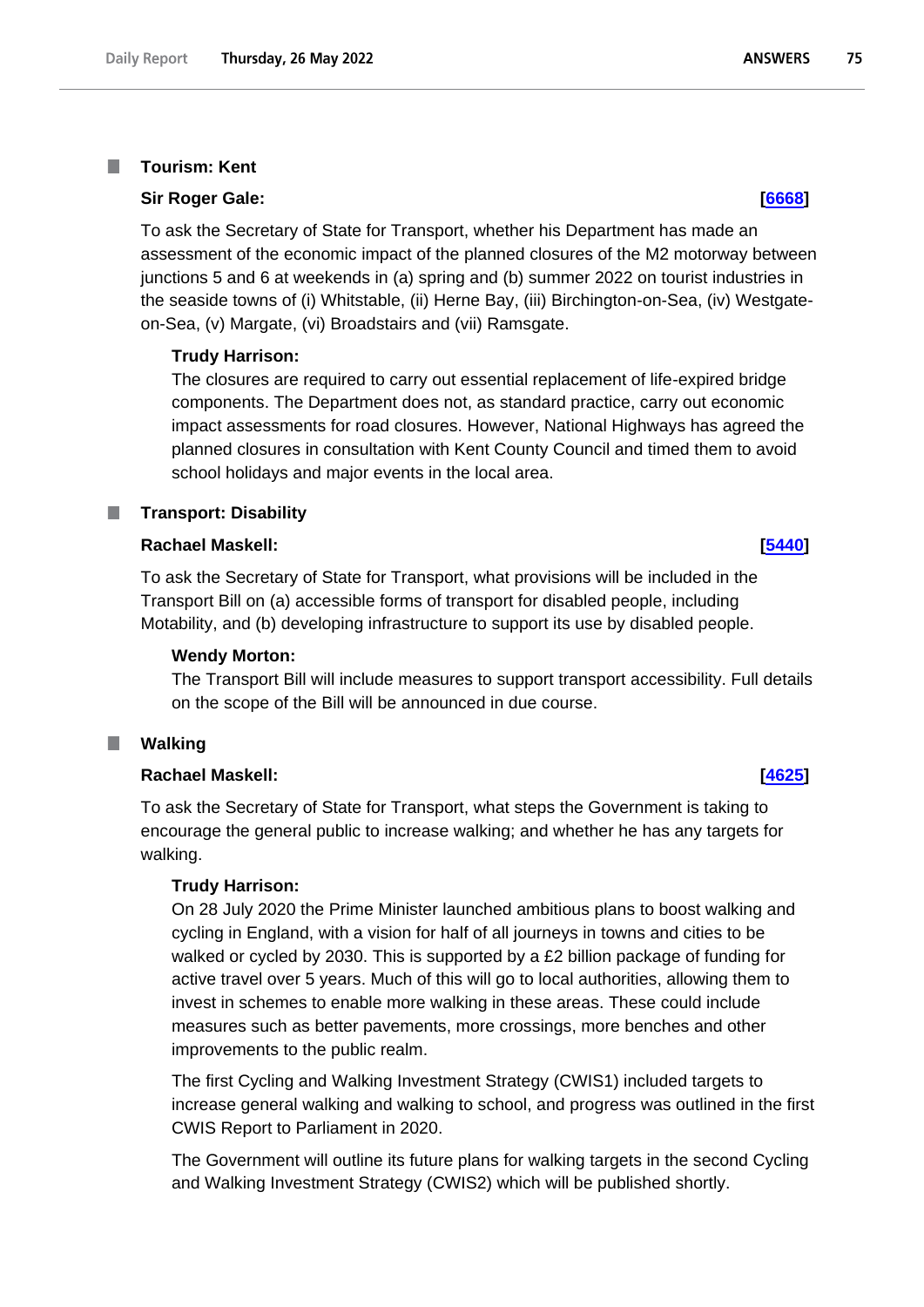### Tourism: Kent

**Sir Roger Gale:** **[6668]**

To ask the Secretary of State for Transport, whether his Department has made an assessment of the economic impact of the planned closures of the M2 motorway between junctions 5 and 6 at weekends in (a) spring and (b) summer 2022 on tourist industries in the seaside towns of (i) Whitstable, (ii) Herne Bay, (iii) Birchington-on-Sea, (iv) Westgate-on-Sea, (v) Margate, (vi) Broadstairs and (vii) Ramsgate.

**Trudy Harrison:**

The closures are required to carry out essential replacement of life-expired bridge components. The Department does not, as standard practice, carry out economic impact assessments for road closures. However, National Highways has agreed the planned closures in consultation with Kent County Council and timed them to avoid school holidays and major events in the local area.

### Transport: Disability

**Rachael Maskell:** **[5440]**

To ask the Secretary of State for Transport, what provisions will be included in the Transport Bill on (a) accessible forms of transport for disabled people, including Motability, and (b) developing infrastructure to support its use by disabled people.

**Wendy Morton:**

The Transport Bill will include measures to support transport accessibility. Full details on the scope of the Bill will be announced in due course.

### Walking

**Rachael Maskell:** **[4625]**

To ask the Secretary of State for Transport, what steps the Government is taking to encourage the general public to increase walking; and whether he has any targets for walking.

**Trudy Harrison:**

On 28 July 2020 the Prime Minister launched ambitious plans to boost walking and cycling in England, with a vision for half of all journeys in towns and cities to be walked or cycled by 2030. This is supported by a £2 billion package of funding for active travel over 5 years. Much of this will go to local authorities, allowing them to invest in schemes to enable more walking in these areas. These could include measures such as better pavements, more crossings, more benches and other improvements to the public realm.

The first Cycling and Walking Investment Strategy (CWIS1) included targets to increase general walking and walking to school, and progress was outlined in the first CWIS Report to Parliament in 2020.

The Government will outline its future plans for walking targets in the second Cycling and Walking Investment Strategy (CWIS2) which will be published shortly.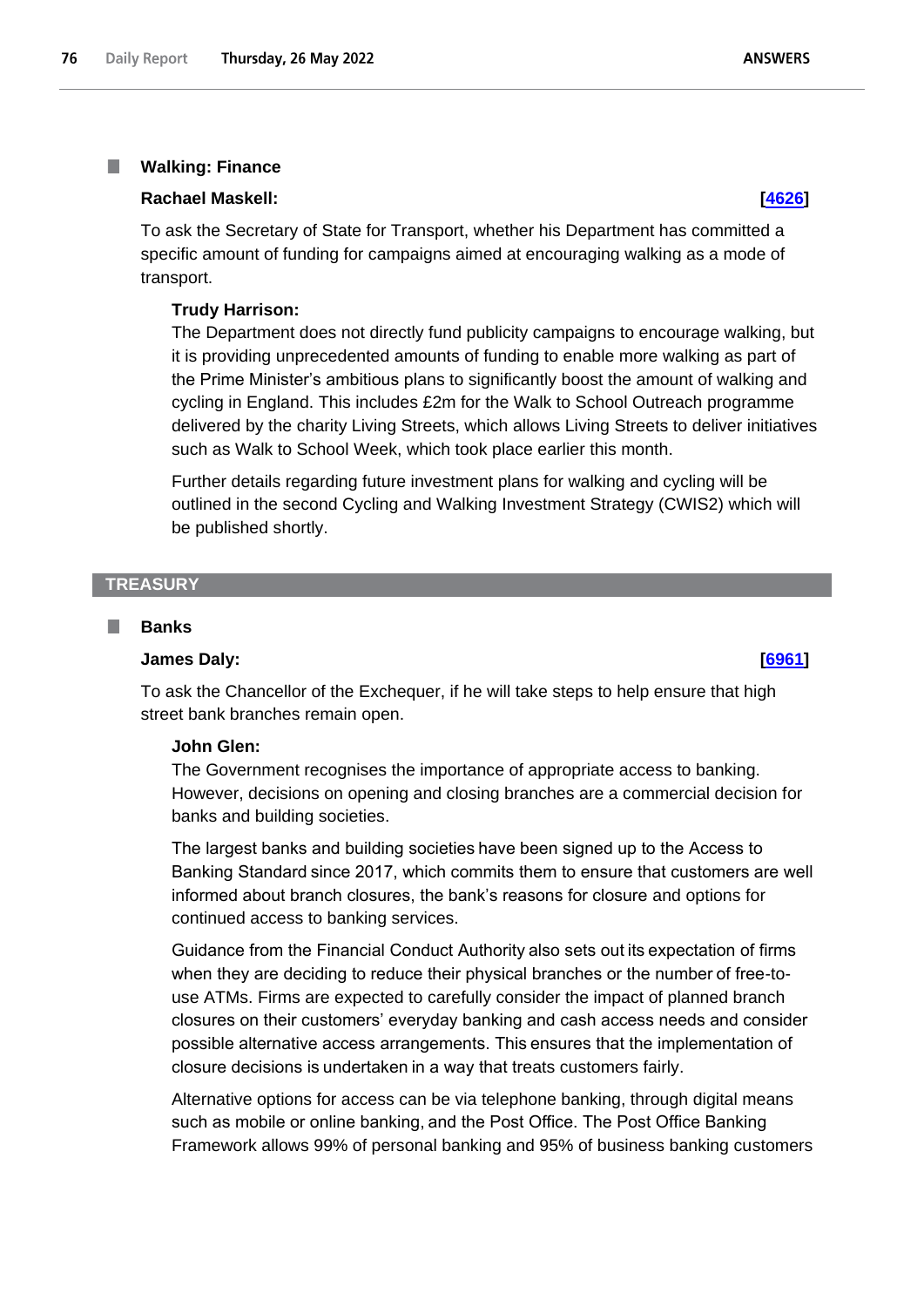### Walking: Finance

**Rachael Maskell:** **[4626]**

To ask the Secretary of State for Transport, whether his Department has committed a specific amount of funding for campaigns aimed at encouraging walking as a mode of transport.

**Trudy Harrison:**

The Department does not directly fund publicity campaigns to encourage walking, but it is providing unprecedented amounts of funding to enable more walking as part of the Prime Minister's ambitious plans to significantly boost the amount of walking and cycling in England. This includes £2m for the Walk to School Outreach programme delivered by the charity Living Streets, which allows Living Streets to deliver initiatives such as Walk to School Week, which took place earlier this month.

Further details regarding future investment plans for walking and cycling will be outlined in the second Cycling and Walking Investment Strategy (CWIS2) which will be published shortly.

## TREASURY

### Banks

**James Daly:** **[6961]**

To ask the Chancellor of the Exchequer, if he will take steps to help ensure that high street bank branches remain open.

**John Glen:**

The Government recognises the importance of appropriate access to banking. However, decisions on opening and closing branches are a commercial decision for banks and building societies.

The largest banks and building societies have been signed up to the Access to Banking Standard since 2017, which commits them to ensure that customers are well informed about branch closures, the bank's reasons for closure and options for continued access to banking services.

Guidance from the Financial Conduct Authority also sets out its expectation of firms when they are deciding to reduce their physical branches or the number of free-to-use ATMs. Firms are expected to carefully consider the impact of planned branch closures on their customers' everyday banking and cash access needs and consider possible alternative access arrangements. This ensures that the implementation of closure decisions is undertaken in a way that treats customers fairly.

Alternative options for access can be via telephone banking, through digital means such as mobile or online banking, and the Post Office. The Post Office Banking Framework allows 99% of personal banking and 95% of business banking customers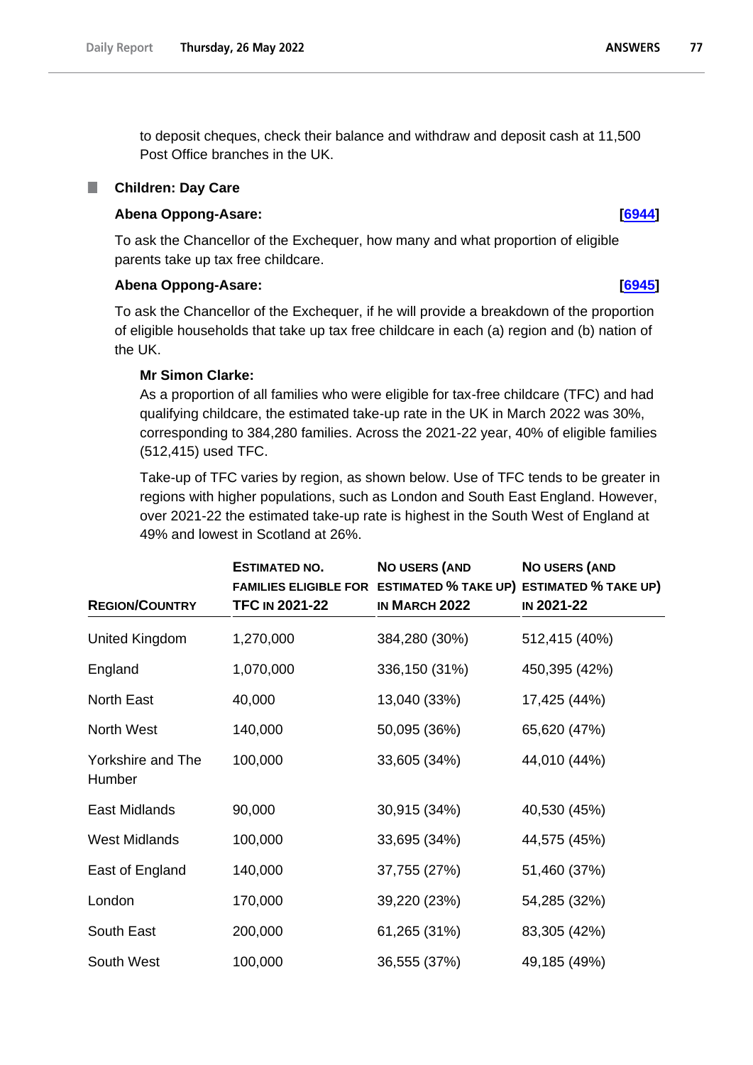to deposit cheques, check their balance and withdraw and deposit cash at 11,500 Post Office branches in the UK.

### Children: Day Care

**Abena Oppong-Asare:** **[6944]**

To ask the Chancellor of the Exchequer, how many and what proportion of eligible parents take up tax free childcare.

**Abena Oppong-Asare:** **[6945]**

To ask the Chancellor of the Exchequer, if he will provide a breakdown of the proportion of eligible households that take up tax free childcare in each (a) region and (b) nation of the UK.

**Mr Simon Clarke:**

As a proportion of all families who were eligible for tax-free childcare (TFC) and had qualifying childcare, the estimated take-up rate in the UK in March 2022 was 30%, corresponding to 384,280 families. Across the 2021-22 year, 40% of eligible families (512,415) used TFC.

Take-up of TFC varies by region, as shown below. Use of TFC tends to be greater in regions with higher populations, such as London and South East England. However, over 2021-22 the estimated take-up rate is highest in the South West of England at 49% and lowest in Scotland at 26%.

| Region/Country | Estimated no. families eligible for TFC in 2021-22 | No users (and estimated % take up) in March 2022 | No users (and estimated % take up) in 2021-22 |
|---|---|---|---|
| United Kingdom | 1,270,000 | 384,280 (30%) | 512,415 (40%) |
| England | 1,070,000 | 336,150 (31%) | 450,395 (42%) |
| North East | 40,000 | 13,040 (33%) | 17,425 (44%) |
| North West | 140,000 | 50,095 (36%) | 65,620 (47%) |
| Yorkshire and The Humber | 100,000 | 33,605 (34%) | 44,010 (44%) |
| East Midlands | 90,000 | 30,915 (34%) | 40,530 (45%) |
| West Midlands | 100,000 | 33,695 (34%) | 44,575 (45%) |
| East of England | 140,000 | 37,755 (27%) | 51,460 (37%) |
| London | 170,000 | 39,220 (23%) | 54,285 (32%) |
| South East | 200,000 | 61,265 (31%) | 83,305 (42%) |
| South West | 100,000 | 36,555 (37%) | 49,185 (49%) |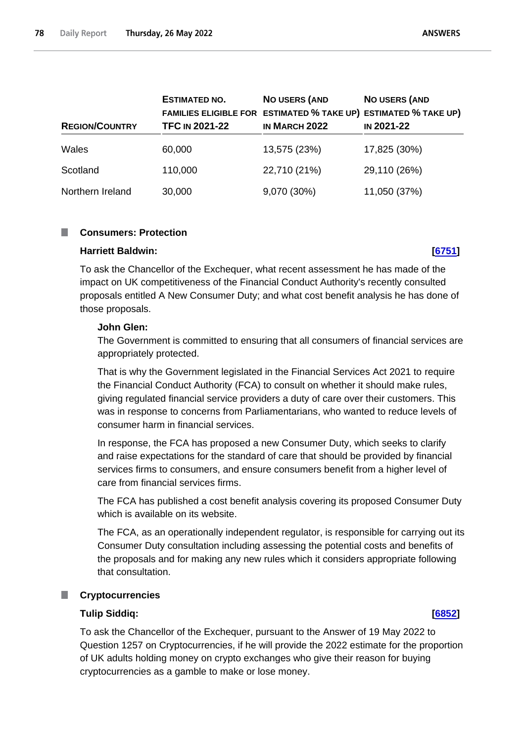| REGION/COUNTRY | ESTIMATED NO. FAMILIES ELIGIBLE FOR TFC IN 2021-22 | NO USERS (AND ESTIMATED % TAKE UP) IN MARCH 2022 | NO USERS (AND ESTIMATED % TAKE UP) IN 2021-22 |
|---|---|---|---|
| Wales | 60,000 | 13,575 (23%) | 17,825 (30%) |
| Scotland | 110,000 | 22,710 (21%) | 29,110 (26%) |
| Northern Ireland | 30,000 | 9,070 (30%) | 11,050 (37%) |

## Consumers: Protection

**Harriett Baldwin:** [6751]

To ask the Chancellor of the Exchequer, what recent assessment he has made of the impact on UK competitiveness of the Financial Conduct Authority's recently consulted proposals entitled A New Consumer Duty; and what cost benefit analysis he has done of those proposals.

**John Glen:**

The Government is committed to ensuring that all consumers of financial services are appropriately protected.

That is why the Government legislated in the Financial Services Act 2021 to require the Financial Conduct Authority (FCA) to consult on whether it should make rules, giving regulated financial service providers a duty of care over their customers. This was in response to concerns from Parliamentarians, who wanted to reduce levels of consumer harm in financial services.

In response, the FCA has proposed a new Consumer Duty, which seeks to clarify and raise expectations for the standard of care that should be provided by financial services firms to consumers, and ensure consumers benefit from a higher level of care from financial services firms.

The FCA has published a cost benefit analysis covering its proposed Consumer Duty which is available on its website.

The FCA, as an operationally independent regulator, is responsible for carrying out its Consumer Duty consultation including assessing the potential costs and benefits of the proposals and for making any new rules which it considers appropriate following that consultation.

## Cryptocurrencies

**Tulip Siddiq:** [6852]

To ask the Chancellor of the Exchequer, pursuant to the Answer of 19 May 2022 to Question 1257 on Cryptocurrencies, if he will provide the 2022 estimate for the proportion of UK adults holding money on crypto exchanges who give their reason for buying cryptocurrencies as a gamble to make or lose money.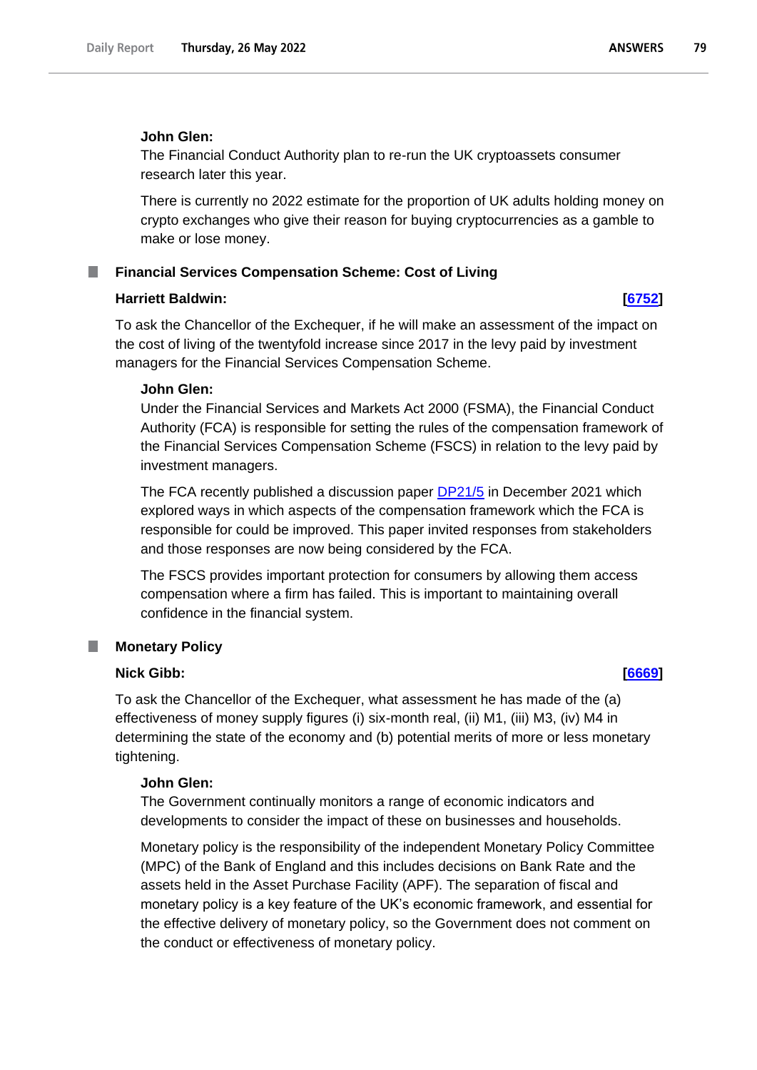**John Glen:**

The Financial Conduct Authority plan to re-run the UK cryptoassets consumer research later this year.

There is currently no 2022 estimate for the proportion of UK adults holding money on crypto exchanges who give their reason for buying cryptocurrencies as a gamble to make or lose money.

## Financial Services Compensation Scheme: Cost of Living

**Harriett Baldwin:** **[6752]**

To ask the Chancellor of the Exchequer, if he will make an assessment of the impact on the cost of living of the twentyfold increase since 2017 in the levy paid by investment managers for the Financial Services Compensation Scheme.

**John Glen:**

Under the Financial Services and Markets Act 2000 (FSMA), the Financial Conduct Authority (FCA) is responsible for setting the rules of the compensation framework of the Financial Services Compensation Scheme (FSCS) in relation to the levy paid by investment managers.

The FCA recently published a discussion paper DP21/5 in December 2021 which explored ways in which aspects of the compensation framework which the FCA is responsible for could be improved. This paper invited responses from stakeholders and those responses are now being considered by the FCA.

The FSCS provides important protection for consumers by allowing them access compensation where a firm has failed. This is important to maintaining overall confidence in the financial system.

## Monetary Policy

**Nick Gibb:** **[6669]**

To ask the Chancellor of the Exchequer, what assessment he has made of the (a) effectiveness of money supply figures (i) six-month real, (ii) M1, (iii) M3, (iv) M4 in determining the state of the economy and (b) potential merits of more or less monetary tightening.

**John Glen:**

The Government continually monitors a range of economic indicators and developments to consider the impact of these on businesses and households.

Monetary policy is the responsibility of the independent Monetary Policy Committee (MPC) of the Bank of England and this includes decisions on Bank Rate and the assets held in the Asset Purchase Facility (APF). The separation of fiscal and monetary policy is a key feature of the UK's economic framework, and essential for the effective delivery of monetary policy, so the Government does not comment on the conduct or effectiveness of monetary policy.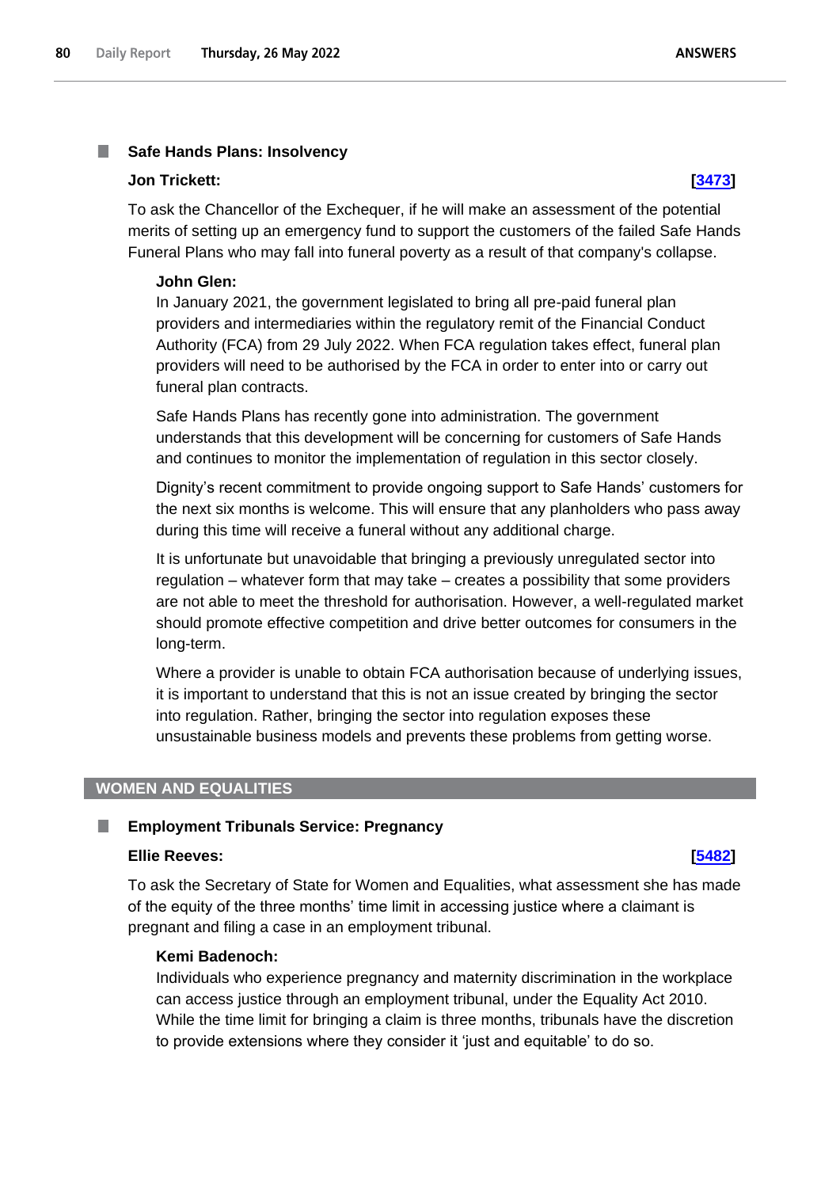### Safe Hands Plans: Insolvency

**Jon Trickett:** **[3473]**

To ask the Chancellor of the Exchequer, if he will make an assessment of the potential merits of setting up an emergency fund to support the customers of the failed Safe Hands Funeral Plans who may fall into funeral poverty as a result of that company's collapse.

**John Glen:**

In January 2021, the government legislated to bring all pre-paid funeral plan providers and intermediaries within the regulatory remit of the Financial Conduct Authority (FCA) from 29 July 2022. When FCA regulation takes effect, funeral plan providers will need to be authorised by the FCA in order to enter into or carry out funeral plan contracts.

Safe Hands Plans has recently gone into administration. The government understands that this development will be concerning for customers of Safe Hands and continues to monitor the implementation of regulation in this sector closely.

Dignity's recent commitment to provide ongoing support to Safe Hands' customers for the next six months is welcome. This will ensure that any planholders who pass away during this time will receive a funeral without any additional charge.

It is unfortunate but unavoidable that bringing a previously unregulated sector into regulation – whatever form that may take – creates a possibility that some providers are not able to meet the threshold for authorisation. However, a well-regulated market should promote effective competition and drive better outcomes for consumers in the long-term.

Where a provider is unable to obtain FCA authorisation because of underlying issues, it is important to understand that this is not an issue created by bringing the sector into regulation. Rather, bringing the sector into regulation exposes these unsustainable business models and prevents these problems from getting worse.

## WOMEN AND EQUALITIES

### Employment Tribunals Service: Pregnancy

**Ellie Reeves:** **[5482]**

To ask the Secretary of State for Women and Equalities, what assessment she has made of the equity of the three months' time limit in accessing justice where a claimant is pregnant and filing a case in an employment tribunal.

**Kemi Badenoch:**

Individuals who experience pregnancy and maternity discrimination in the workplace can access justice through an employment tribunal, under the Equality Act 2010. While the time limit for bringing a claim is three months, tribunals have the discretion to provide extensions where they consider it 'just and equitable' to do so.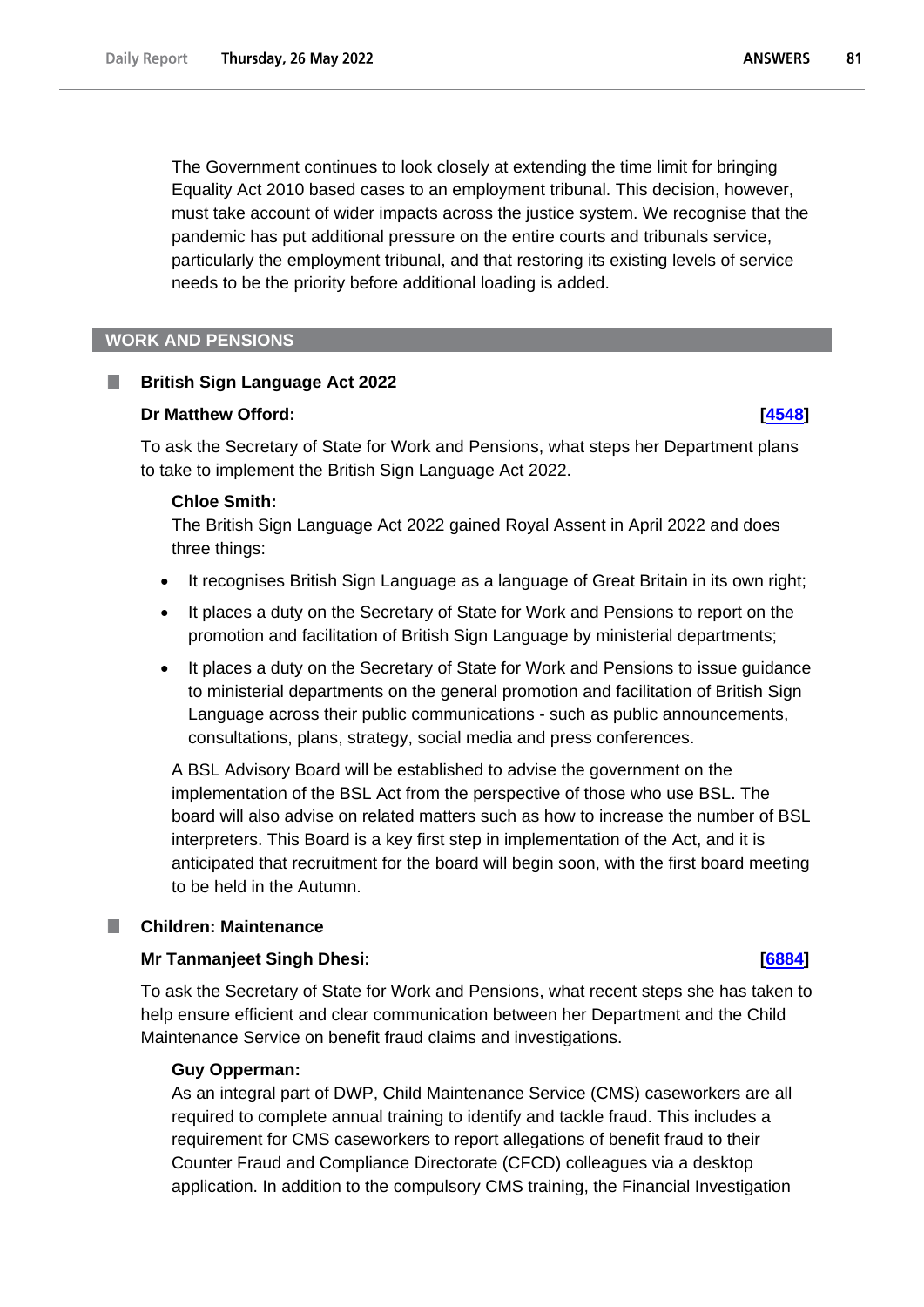The Government continues to look closely at extending the time limit for bringing Equality Act 2010 based cases to an employment tribunal. This decision, however, must take account of wider impacts across the justice system. We recognise that the pandemic has put additional pressure on the entire courts and tribunals service, particularly the employment tribunal, and that restoring its existing levels of service needs to be the priority before additional loading is added.

## WORK AND PENSIONS

### British Sign Language Act 2022

**Dr Matthew Offord:** **[4548]**

To ask the Secretary of State for Work and Pensions, what steps her Department plans to take to implement the British Sign Language Act 2022.

**Chloe Smith:**

The British Sign Language Act 2022 gained Royal Assent in April 2022 and does three things:

- It recognises British Sign Language as a language of Great Britain in its own right;
- It places a duty on the Secretary of State for Work and Pensions to report on the promotion and facilitation of British Sign Language by ministerial departments;
- It places a duty on the Secretary of State for Work and Pensions to issue guidance to ministerial departments on the general promotion and facilitation of British Sign Language across their public communications - such as public announcements, consultations, plans, strategy, social media and press conferences.

A BSL Advisory Board will be established to advise the government on the implementation of the BSL Act from the perspective of those who use BSL. The board will also advise on related matters such as how to increase the number of BSL interpreters. This Board is a key first step in implementation of the Act, and it is anticipated that recruitment for the board will begin soon, with the first board meeting to be held in the Autumn.

### Children: Maintenance

**Mr Tanmanjeet Singh Dhesi:** **[6884]**

To ask the Secretary of State for Work and Pensions, what recent steps she has taken to help ensure efficient and clear communication between her Department and the Child Maintenance Service on benefit fraud claims and investigations.

**Guy Opperman:**

As an integral part of DWP, Child Maintenance Service (CMS) caseworkers are all required to complete annual training to identify and tackle fraud. This includes a requirement for CMS caseworkers to report allegations of benefit fraud to their Counter Fraud and Compliance Directorate (CFCD) colleagues via a desktop application. In addition to the compulsory CMS training, the Financial Investigation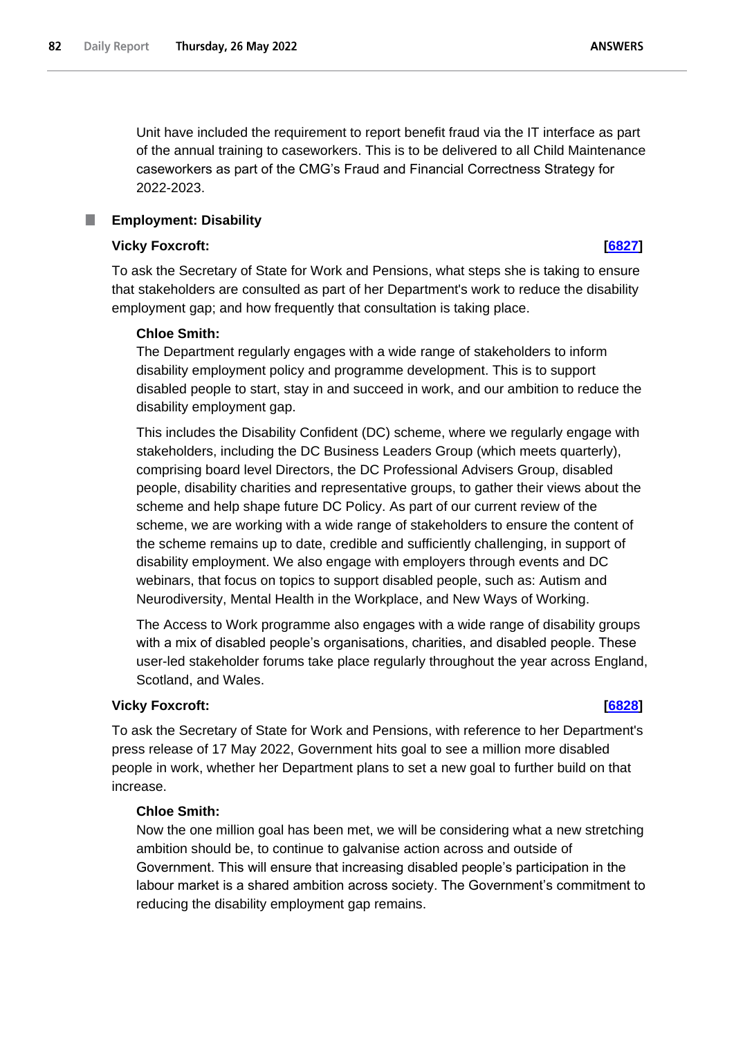Unit have included the requirement to report benefit fraud via the IT interface as part of the annual training to caseworkers. This is to be delivered to all Child Maintenance caseworkers as part of the CMG's Fraud and Financial Correctness Strategy for 2022-2023.

### Employment: Disability

**Vicky Foxcroft:** **[6827]**

To ask the Secretary of State for Work and Pensions, what steps she is taking to ensure that stakeholders are consulted as part of her Department's work to reduce the disability employment gap; and how frequently that consultation is taking place.

**Chloe Smith:**

The Department regularly engages with a wide range of stakeholders to inform disability employment policy and programme development. This is to support disabled people to start, stay in and succeed in work, and our ambition to reduce the disability employment gap.

This includes the Disability Confident (DC) scheme, where we regularly engage with stakeholders, including the DC Business Leaders Group (which meets quarterly), comprising board level Directors, the DC Professional Advisers Group, disabled people, disability charities and representative groups, to gather their views about the scheme and help shape future DC Policy. As part of our current review of the scheme, we are working with a wide range of stakeholders to ensure the content of the scheme remains up to date, credible and sufficiently challenging, in support of disability employment. We also engage with employers through events and DC webinars, that focus on topics to support disabled people, such as: Autism and Neurodiversity, Mental Health in the Workplace, and New Ways of Working.

The Access to Work programme also engages with a wide range of disability groups with a mix of disabled people's organisations, charities, and disabled people. These user-led stakeholder forums take place regularly throughout the year across England, Scotland, and Wales.

**Vicky Foxcroft:** **[6828]**

To ask the Secretary of State for Work and Pensions, with reference to her Department's press release of 17 May 2022, Government hits goal to see a million more disabled people in work, whether her Department plans to set a new goal to further build on that increase.

**Chloe Smith:**

Now the one million goal has been met, we will be considering what a new stretching ambition should be, to continue to galvanise action across and outside of Government. This will ensure that increasing disabled people's participation in the labour market is a shared ambition across society. The Government's commitment to reducing the disability employment gap remains.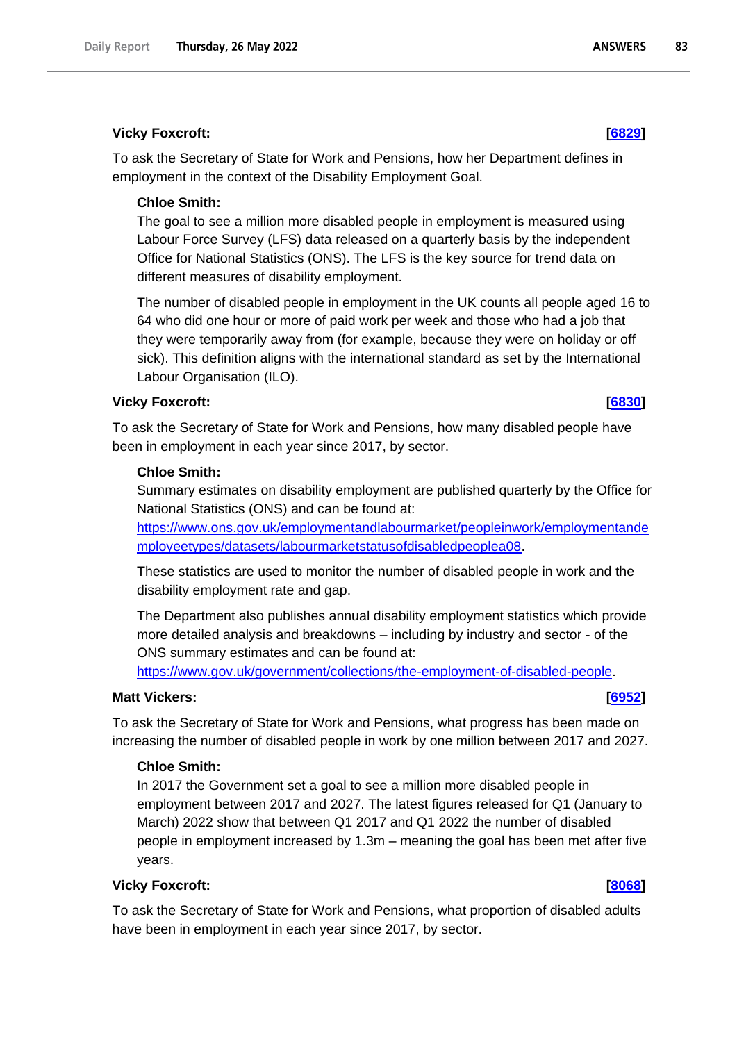**Vicky Foxcroft:** **[6829]**

To ask the Secretary of State for Work and Pensions, how her Department defines in employment in the context of the Disability Employment Goal.

**Chloe Smith:**

The goal to see a million more disabled people in employment is measured using Labour Force Survey (LFS) data released on a quarterly basis by the independent Office for National Statistics (ONS). The LFS is the key source for trend data on different measures of disability employment.

The number of disabled people in employment in the UK counts all people aged 16 to 64 who did one hour or more of paid work per week and those who had a job that they were temporarily away from (for example, because they were on holiday or off sick). This definition aligns with the international standard as set by the International Labour Organisation (ILO).

**Vicky Foxcroft:** **[6830]**

To ask the Secretary of State for Work and Pensions, how many disabled people have been in employment in each year since 2017, by sector.

**Chloe Smith:**

Summary estimates on disability employment are published quarterly by the Office for National Statistics (ONS) and can be found at: https://www.ons.gov.uk/employmentandlabourmarket/peopleinwork/employmentandemployeetypes/datasets/labourmarketstatusofdisabledpeoplea08.

These statistics are used to monitor the number of disabled people in work and the disability employment rate and gap.

The Department also publishes annual disability employment statistics which provide more detailed analysis and breakdowns – including by industry and sector - of the ONS summary estimates and can be found at: https://www.gov.uk/government/collections/the-employment-of-disabled-people.

**Matt Vickers:** **[6952]**

To ask the Secretary of State for Work and Pensions, what progress has been made on increasing the number of disabled people in work by one million between 2017 and 2027.

**Chloe Smith:**

In 2017 the Government set a goal to see a million more disabled people in employment between 2017 and 2027. The latest figures released for Q1 (January to March) 2022 show that between Q1 2017 and Q1 2022 the number of disabled people in employment increased by 1.3m – meaning the goal has been met after five years.

**Vicky Foxcroft:** **[8068]**

To ask the Secretary of State for Work and Pensions, what proportion of disabled adults have been in employment in each year since 2017, by sector.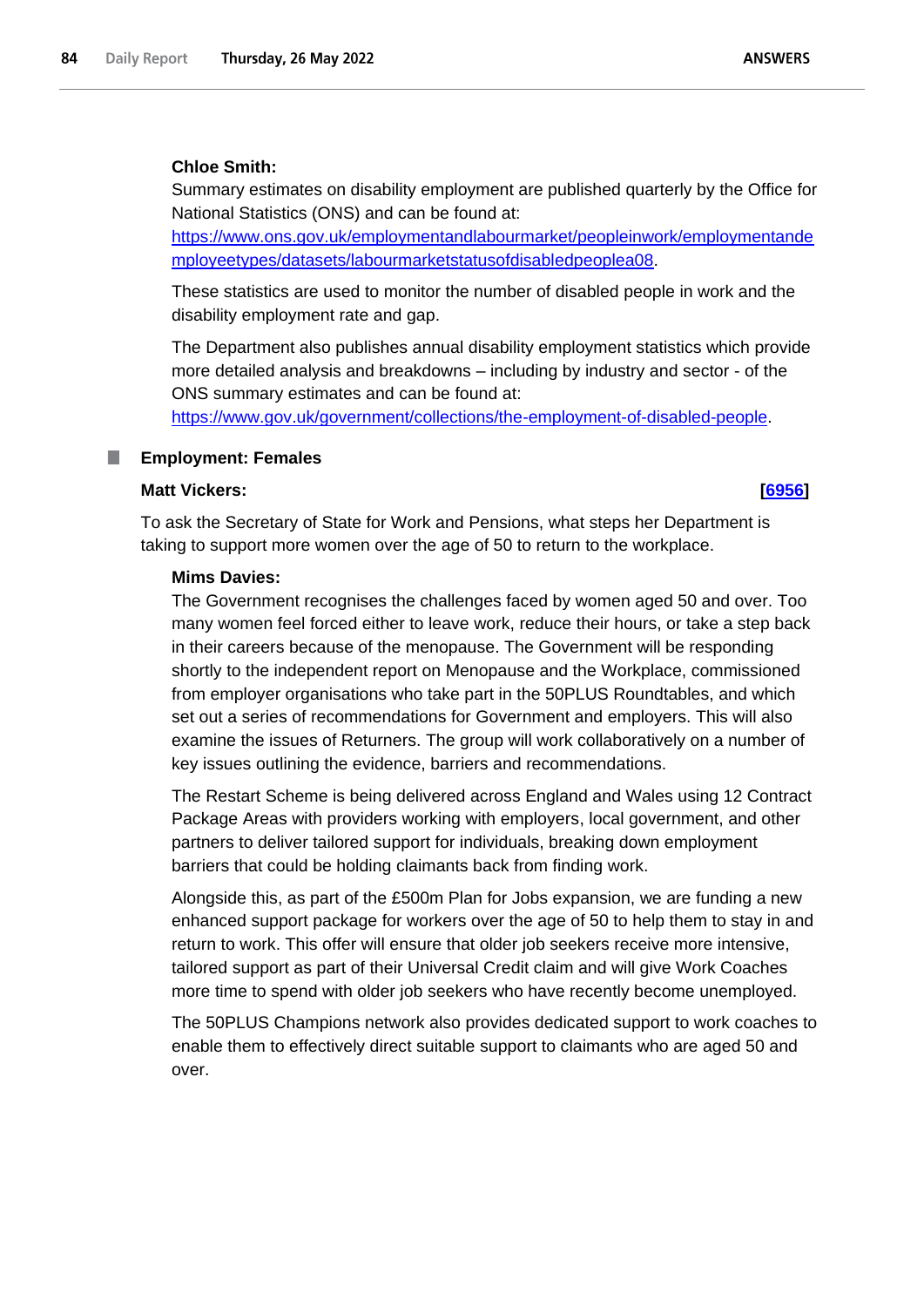**Chloe Smith:**

Summary estimates on disability employment are published quarterly by the Office for National Statistics (ONS) and can be found at: https://www.ons.gov.uk/employmentandlabourmarket/peopleinwork/employmentandemployeetypes/datasets/labourmarketstatusofdisabledpeoplea08.

These statistics are used to monitor the number of disabled people in work and the disability employment rate and gap.

The Department also publishes annual disability employment statistics which provide more detailed analysis and breakdowns – including by industry and sector - of the ONS summary estimates and can be found at: https://www.gov.uk/government/collections/the-employment-of-disabled-people.

## Employment: Females

**Matt Vickers:** **[6956]**

To ask the Secretary of State for Work and Pensions, what steps her Department is taking to support more women over the age of 50 to return to the workplace.

**Mims Davies:**

The Government recognises the challenges faced by women aged 50 and over. Too many women feel forced either to leave work, reduce their hours, or take a step back in their careers because of the menopause. The Government will be responding shortly to the independent report on Menopause and the Workplace, commissioned from employer organisations who take part in the 50PLUS Roundtables, and which set out a series of recommendations for Government and employers. This will also examine the issues of Returners. The group will work collaboratively on a number of key issues outlining the evidence, barriers and recommendations.

The Restart Scheme is being delivered across England and Wales using 12 Contract Package Areas with providers working with employers, local government, and other partners to deliver tailored support for individuals, breaking down employment barriers that could be holding claimants back from finding work.

Alongside this, as part of the £500m Plan for Jobs expansion, we are funding a new enhanced support package for workers over the age of 50 to help them to stay in and return to work. This offer will ensure that older job seekers receive more intensive, tailored support as part of their Universal Credit claim and will give Work Coaches more time to spend with older job seekers who have recently become unemployed.

The 50PLUS Champions network also provides dedicated support to work coaches to enable them to effectively direct suitable support to claimants who are aged 50 and over.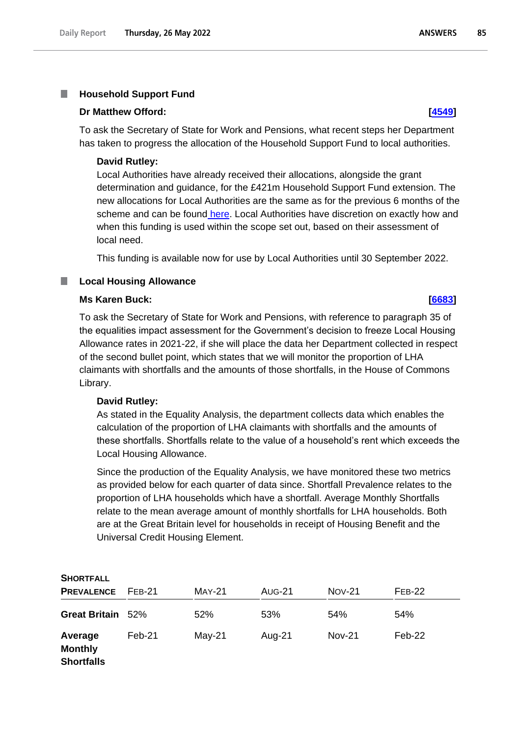### Household Support Fund

**Dr Matthew Offord:** **[4549]**

To ask the Secretary of State for Work and Pensions, what recent steps her Department has taken to progress the allocation of the Household Support Fund to local authorities.

**David Rutley:**

Local Authorities have already received their allocations, alongside the grant determination and guidance, for the £421m Household Support Fund extension. The new allocations for Local Authorities are the same as for the previous 6 months of the scheme and can be found here. Local Authorities have discretion on exactly how and when this funding is used within the scope set out, based on their assessment of local need.

This funding is available now for use by Local Authorities until 30 September 2022.

### Local Housing Allowance

**Ms Karen Buck:** **[6683]**

To ask the Secretary of State for Work and Pensions, with reference to paragraph 35 of the equalities impact assessment for the Government's decision to freeze Local Housing Allowance rates in 2021-22, if she will place the data her Department collected in respect of the second bullet point, which states that we will monitor the proportion of LHA claimants with shortfalls and the amounts of those shortfalls, in the House of Commons Library.

**David Rutley:**

As stated in the Equality Analysis, the department collects data which enables the calculation of the proportion of LHA claimants with shortfalls and the amounts of these shortfalls. Shortfalls relate to the value of a household's rent which exceeds the Local Housing Allowance.

Since the production of the Equality Analysis, we have monitored these two metrics as provided below for each quarter of data since. Shortfall Prevalence relates to the proportion of LHA households which have a shortfall. Average Monthly Shortfalls relate to the mean average amount of monthly shortfalls for LHA households. Both are at the Great Britain level for households in receipt of Housing Benefit and the Universal Credit Housing Element.

| **Shortfall Prevalence** | Feb-21 | May-21 | Aug-21 | Nov-21 | Feb-22 |
|---|---|---|---|---|---|
| **Great Britain** | 52% | 52% | 53% | 54% | 54% |
| **Average Monthly Shortfalls** | Feb-21 | May-21 | Aug-21 | Nov-21 | Feb-22 |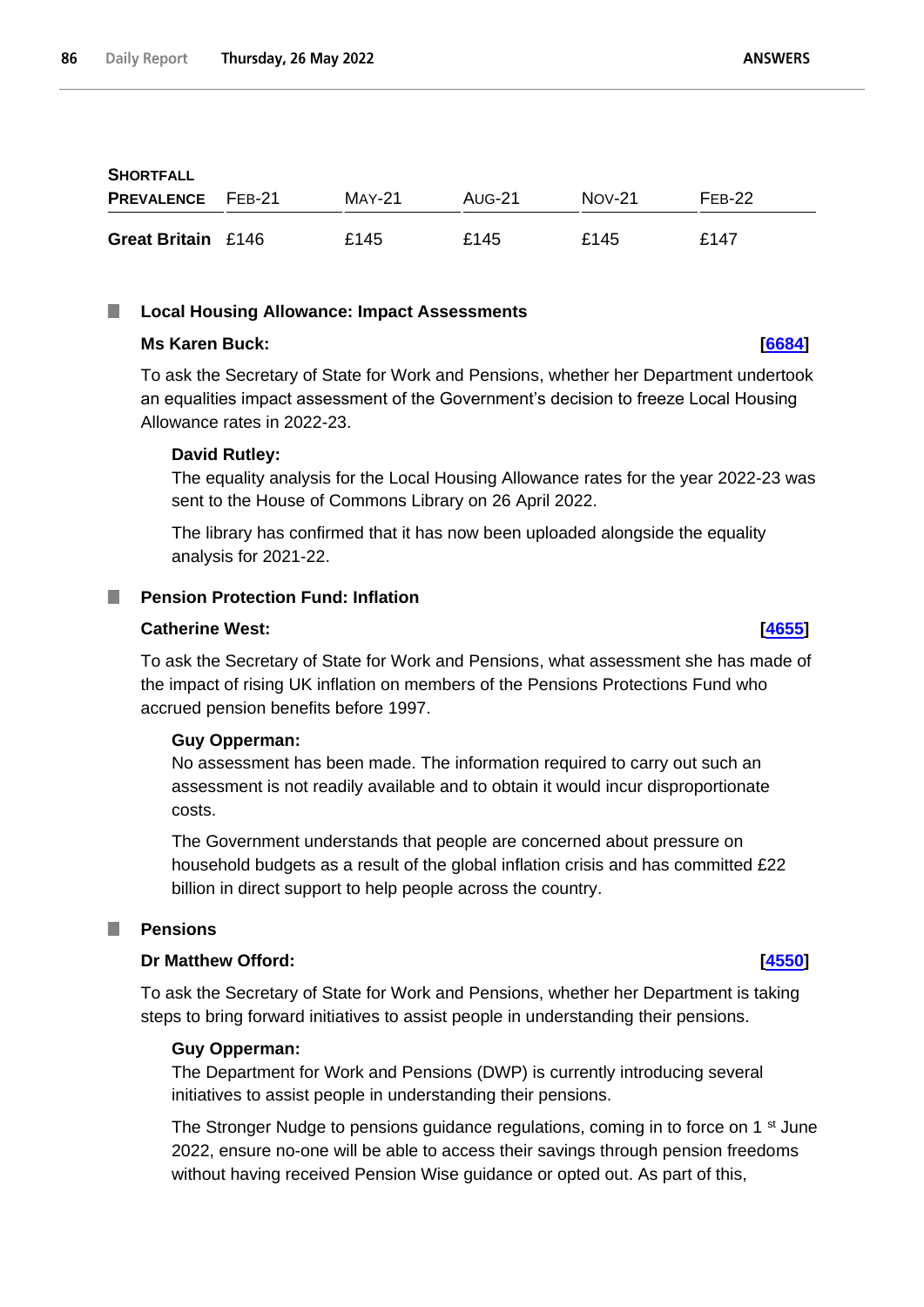| SHORTFALL PREVALENCE | FEB-21 | MAY-21 | AUG-21 | NOV-21 | FEB-22 |
|---|---|---|---|---|---|
| **Great Britain** | £146 | £145 | £145 | £145 | £147 |

## Local Housing Allowance: Impact Assessments

**Ms Karen Buck:** **[6684]**

To ask the Secretary of State for Work and Pensions, whether her Department undertook an equalities impact assessment of the Government's decision to freeze Local Housing Allowance rates in 2022-23.

**David Rutley:**

The equality analysis for the Local Housing Allowance rates for the year 2022-23 was sent to the House of Commons Library on 26 April 2022.

The library has confirmed that it has now been uploaded alongside the equality analysis for 2021-22.

## Pension Protection Fund: Inflation

**Catherine West:** **[4655]**

To ask the Secretary of State for Work and Pensions, what assessment she has made of the impact of rising UK inflation on members of the Pensions Protections Fund who accrued pension benefits before 1997.

**Guy Opperman:**

No assessment has been made. The information required to carry out such an assessment is not readily available and to obtain it would incur disproportionate costs.

The Government understands that people are concerned about pressure on household budgets as a result of the global inflation crisis and has committed £22 billion in direct support to help people across the country.

## Pensions

**Dr Matthew Offord:** **[4550]**

To ask the Secretary of State for Work and Pensions, whether her Department is taking steps to bring forward initiatives to assist people in understanding their pensions.

**Guy Opperman:**

The Department for Work and Pensions (DWP) is currently introducing several initiatives to assist people in understanding their pensions.

The Stronger Nudge to pensions guidance regulations, coming in to force on 1st June 2022, ensure no-one will be able to access their savings through pension freedoms without having received Pension Wise guidance or opted out. As part of this,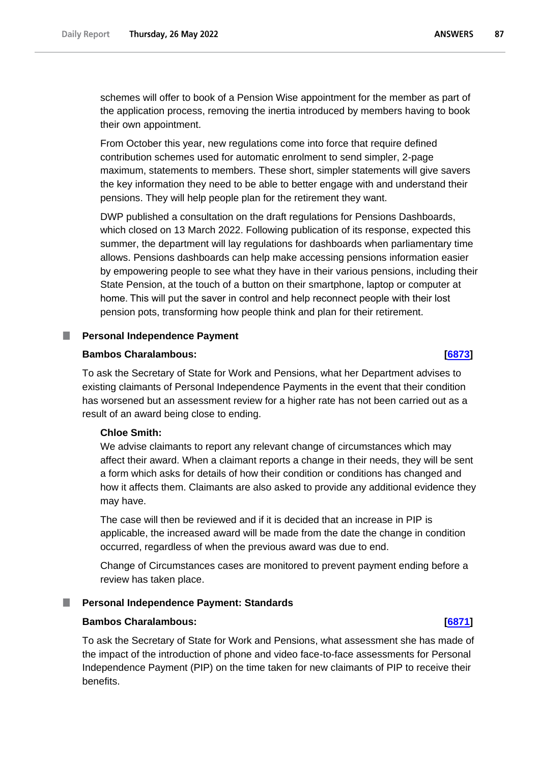schemes will offer to book of a Pension Wise appointment for the member as part of the application process, removing the inertia introduced by members having to book their own appointment.

From October this year, new regulations come into force that require defined contribution schemes used for automatic enrolment to send simpler, 2-page maximum, statements to members. These short, simpler statements will give savers the key information they need to be able to better engage with and understand their pensions. They will help people plan for the retirement they want.

DWP published a consultation on the draft regulations for Pensions Dashboards, which closed on 13 March 2022. Following publication of its response, expected this summer, the department will lay regulations for dashboards when parliamentary time allows. Pensions dashboards can help make accessing pensions information easier by empowering people to see what they have in their various pensions, including their State Pension, at the touch of a button on their smartphone, laptop or computer at home. This will put the saver in control and help reconnect people with their lost pension pots, transforming how people think and plan for their retirement.

## Personal Independence Payment

**Bambos Charalambous:** **[6873]**

To ask the Secretary of State for Work and Pensions, what her Department advises to existing claimants of Personal Independence Payments in the event that their condition has worsened but an assessment review for a higher rate has not been carried out as a result of an award being close to ending.

**Chloe Smith:**

We advise claimants to report any relevant change of circumstances which may affect their award. When a claimant reports a change in their needs, they will be sent a form which asks for details of how their condition or conditions has changed and how it affects them. Claimants are also asked to provide any additional evidence they may have.

The case will then be reviewed and if it is decided that an increase in PIP is applicable, the increased award will be made from the date the change in condition occurred, regardless of when the previous award was due to end.

Change of Circumstances cases are monitored to prevent payment ending before a review has taken place.

## Personal Independence Payment: Standards

**Bambos Charalambous:** **[6871]**

To ask the Secretary of State for Work and Pensions, what assessment she has made of the impact of the introduction of phone and video face-to-face assessments for Personal Independence Payment (PIP) on the time taken for new claimants of PIP to receive their benefits.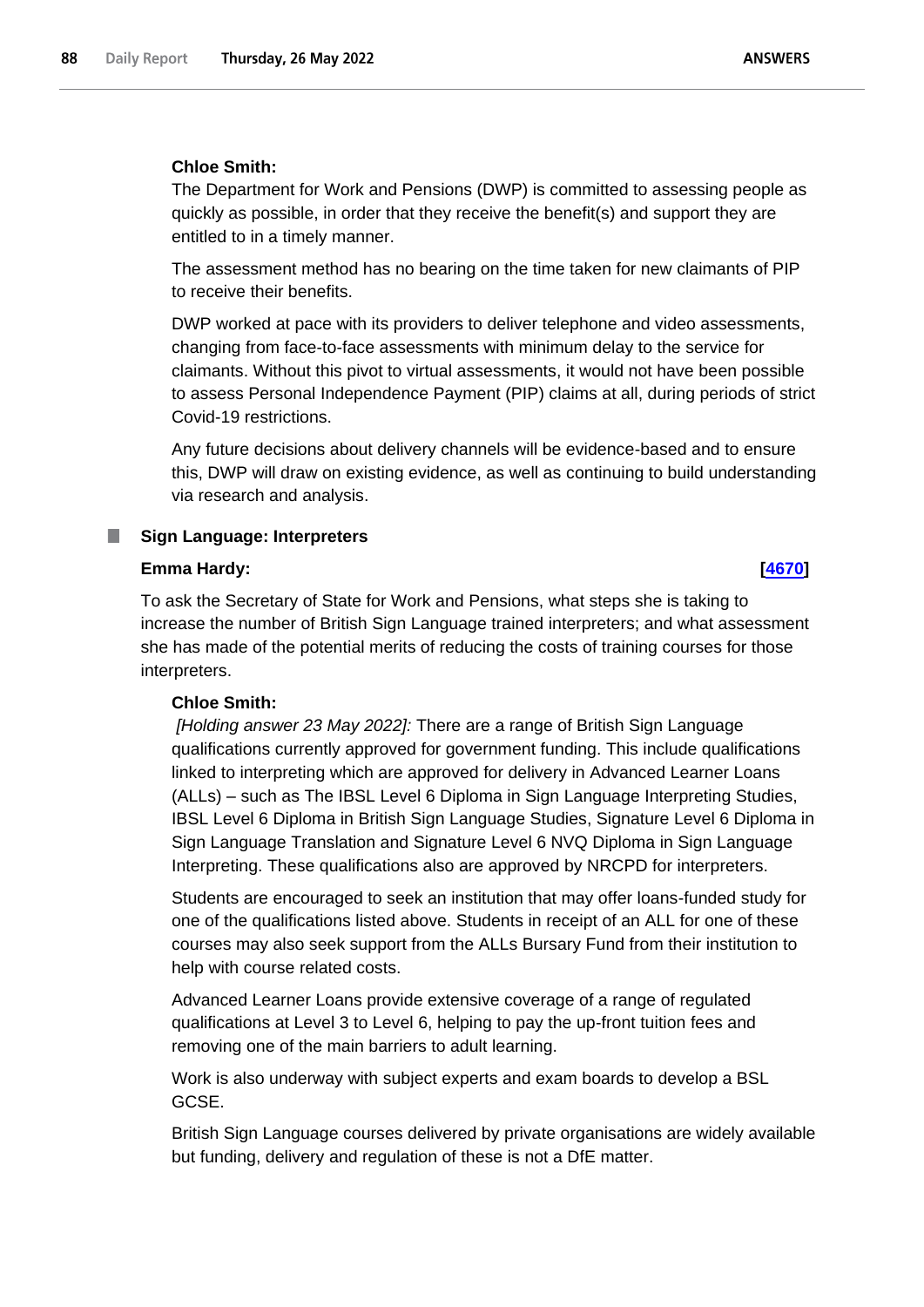**Chloe Smith:**

The Department for Work and Pensions (DWP) is committed to assessing people as quickly as possible, in order that they receive the benefit(s) and support they are entitled to in a timely manner.

The assessment method has no bearing on the time taken for new claimants of PIP to receive their benefits.

DWP worked at pace with its providers to deliver telephone and video assessments, changing from face-to-face assessments with minimum delay to the service for claimants. Without this pivot to virtual assessments, it would not have been possible to assess Personal Independence Payment (PIP) claims at all, during periods of strict Covid-19 restrictions.

Any future decisions about delivery channels will be evidence-based and to ensure this, DWP will draw on existing evidence, as well as continuing to build understanding via research and analysis.

### Sign Language: Interpreters

**Emma Hardy:** **[4670]**

To ask the Secretary of State for Work and Pensions, what steps she is taking to increase the number of British Sign Language trained interpreters; and what assessment she has made of the potential merits of reducing the costs of training courses for those interpreters.

**Chloe Smith:**

*[Holding answer 23 May 2022]:* There are a range of British Sign Language qualifications currently approved for government funding. This include qualifications linked to interpreting which are approved for delivery in Advanced Learner Loans (ALLs) – such as The IBSL Level 6 Diploma in Sign Language Interpreting Studies, IBSL Level 6 Diploma in British Sign Language Studies, Signature Level 6 Diploma in Sign Language Translation and Signature Level 6 NVQ Diploma in Sign Language Interpreting. These qualifications also are approved by NRCPD for interpreters.

Students are encouraged to seek an institution that may offer loans-funded study for one of the qualifications listed above. Students in receipt of an ALL for one of these courses may also seek support from the ALLs Bursary Fund from their institution to help with course related costs.

Advanced Learner Loans provide extensive coverage of a range of regulated qualifications at Level 3 to Level 6, helping to pay the up-front tuition fees and removing one of the main barriers to adult learning.

Work is also underway with subject experts and exam boards to develop a BSL GCSE.

British Sign Language courses delivered by private organisations are widely available but funding, delivery and regulation of these is not a DfE matter.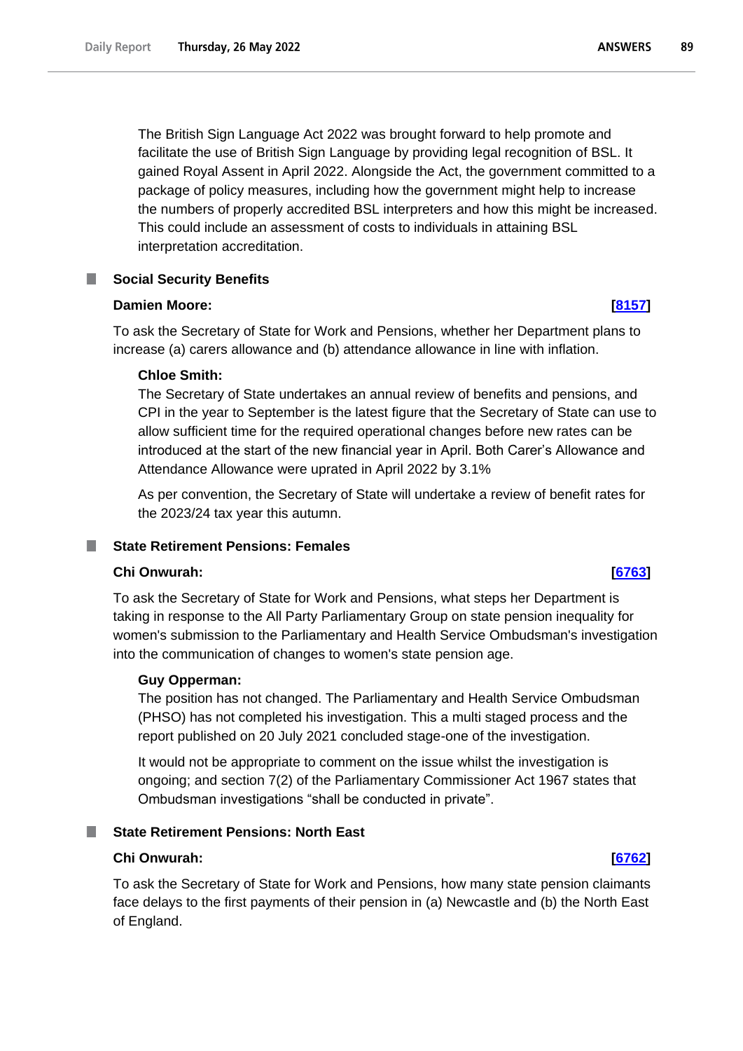The British Sign Language Act 2022 was brought forward to help promote and facilitate the use of British Sign Language by providing legal recognition of BSL. It gained Royal Assent in April 2022. Alongside the Act, the government committed to a package of policy measures, including how the government might help to increase the numbers of properly accredited BSL interpreters and how this might be increased. This could include an assessment of costs to individuals in attaining BSL interpretation accreditation.

### Social Security Benefits

**Damien Moore:** **[8157]**

To ask the Secretary of State for Work and Pensions, whether her Department plans to increase (a) carers allowance and (b) attendance allowance in line with inflation.

**Chloe Smith:**

The Secretary of State undertakes an annual review of benefits and pensions, and CPI in the year to September is the latest figure that the Secretary of State can use to allow sufficient time for the required operational changes before new rates can be introduced at the start of the new financial year in April. Both Carer's Allowance and Attendance Allowance were uprated in April 2022 by 3.1%

As per convention, the Secretary of State will undertake a review of benefit rates for the 2023/24 tax year this autumn.

### State Retirement Pensions: Females

**Chi Onwurah:** **[6763]**

To ask the Secretary of State for Work and Pensions, what steps her Department is taking in response to the All Party Parliamentary Group on state pension inequality for women's submission to the Parliamentary and Health Service Ombudsman's investigation into the communication of changes to women's state pension age.

**Guy Opperman:**

The position has not changed. The Parliamentary and Health Service Ombudsman (PHSO) has not completed his investigation. This a multi staged process and the report published on 20 July 2021 concluded stage-one of the investigation.

It would not be appropriate to comment on the issue whilst the investigation is ongoing; and section 7(2) of the Parliamentary Commissioner Act 1967 states that Ombudsman investigations "shall be conducted in private".

### State Retirement Pensions: North East

**Chi Onwurah:** **[6762]**

To ask the Secretary of State for Work and Pensions, how many state pension claimants face delays to the first payments of their pension in (a) Newcastle and (b) the North East of England.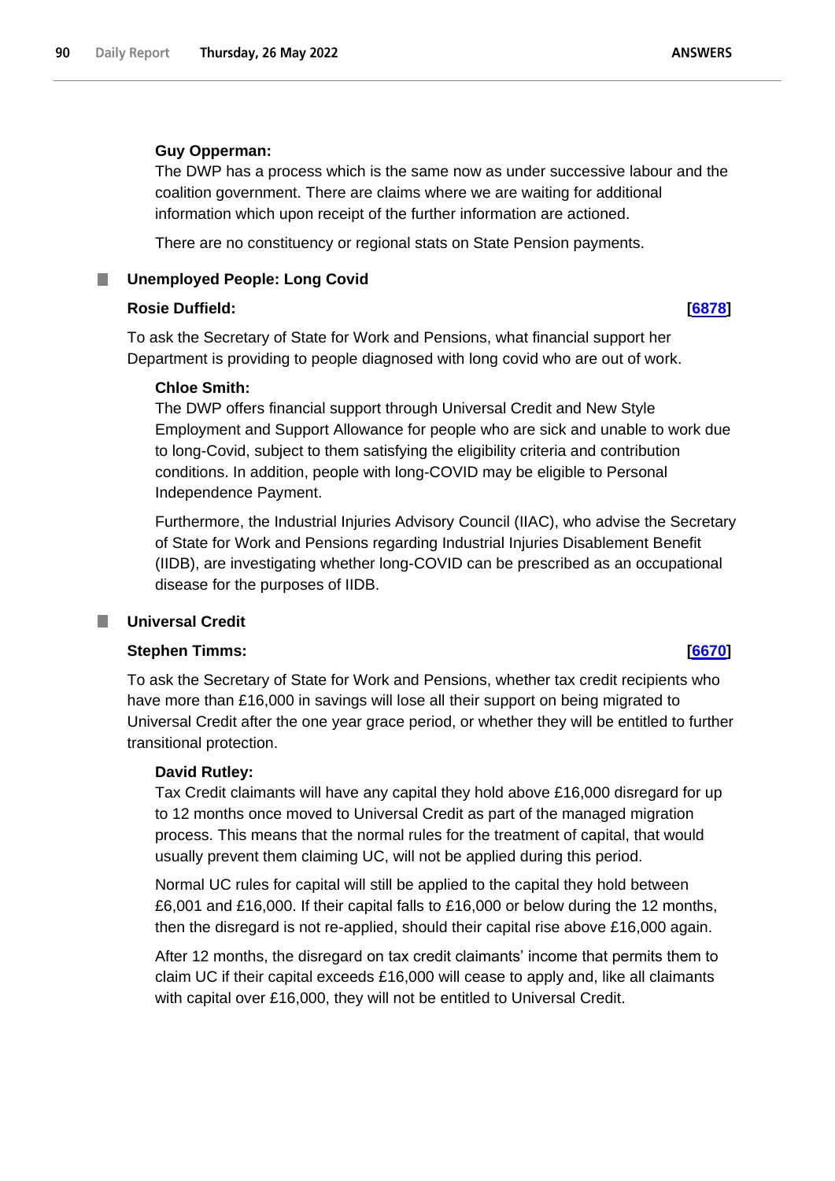**Guy Opperman:**

The DWP has a process which is the same now as under successive labour and the coalition government. There are claims where we are waiting for additional information which upon receipt of the further information are actioned.

There are no constituency or regional stats on State Pension payments.

## Unemployed People: Long Covid

**Rosie Duffield:** **[6878]**

To ask the Secretary of State for Work and Pensions, what financial support her Department is providing to people diagnosed with long covid who are out of work.

**Chloe Smith:**

The DWP offers financial support through Universal Credit and New Style Employment and Support Allowance for people who are sick and unable to work due to long-Covid, subject to them satisfying the eligibility criteria and contribution conditions. In addition, people with long-COVID may be eligible to Personal Independence Payment.

Furthermore, the Industrial Injuries Advisory Council (IIAC), who advise the Secretary of State for Work and Pensions regarding Industrial Injuries Disablement Benefit (IIDB), are investigating whether long-COVID can be prescribed as an occupational disease for the purposes of IIDB.

## Universal Credit

**Stephen Timms:** **[6670]**

To ask the Secretary of State for Work and Pensions, whether tax credit recipients who have more than £16,000 in savings will lose all their support on being migrated to Universal Credit after the one year grace period, or whether they will be entitled to further transitional protection.

**David Rutley:**

Tax Credit claimants will have any capital they hold above £16,000 disregard for up to 12 months once moved to Universal Credit as part of the managed migration process. This means that the normal rules for the treatment of capital, that would usually prevent them claiming UC, will not be applied during this period.

Normal UC rules for capital will still be applied to the capital they hold between £6,001 and £16,000. If their capital falls to £16,000 or below during the 12 months, then the disregard is not re-applied, should their capital rise above £16,000 again.

After 12 months, the disregard on tax credit claimants' income that permits them to claim UC if their capital exceeds £16,000 will cease to apply and, like all claimants with capital over £16,000, they will not be entitled to Universal Credit.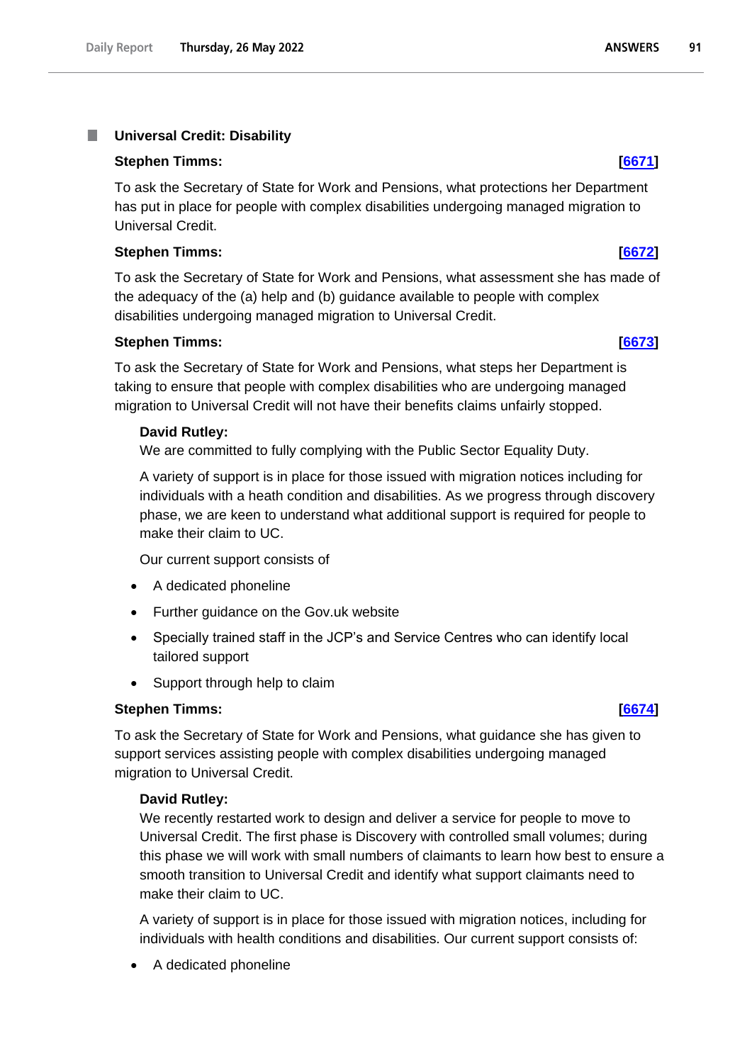### Universal Credit: Disability

**Stephen Timms:** **[6671]**

To ask the Secretary of State for Work and Pensions, what protections her Department has put in place for people with complex disabilities undergoing managed migration to Universal Credit.

**Stephen Timms:** **[6672]**

To ask the Secretary of State for Work and Pensions, what assessment she has made of the adequacy of the (a) help and (b) guidance available to people with complex disabilities undergoing managed migration to Universal Credit.

**Stephen Timms:** **[6673]**

To ask the Secretary of State for Work and Pensions, what steps her Department is taking to ensure that people with complex disabilities who are undergoing managed migration to Universal Credit will not have their benefits claims unfairly stopped.

**David Rutley:**
We are committed to fully complying with the Public Sector Equality Duty.

A variety of support is in place for those issued with migration notices including for individuals with a heath condition and disabilities. As we progress through discovery phase, we are keen to understand what additional support is required for people to make their claim to UC.

Our current support consists of

- A dedicated phoneline
- Further guidance on the Gov.uk website
- Specially trained staff in the JCP's and Service Centres who can identify local tailored support
- Support through help to claim

**Stephen Timms:** **[6674]**

To ask the Secretary of State for Work and Pensions, what guidance she has given to support services assisting people with complex disabilities undergoing managed migration to Universal Credit.

**David Rutley:**
We recently restarted work to design and deliver a service for people to move to Universal Credit. The first phase is Discovery with controlled small volumes; during this phase we will work with small numbers of claimants to learn how best to ensure a smooth transition to Universal Credit and identify what support claimants need to make their claim to UC.

A variety of support is in place for those issued with migration notices, including for individuals with health conditions and disabilities. Our current support consists of:

- A dedicated phoneline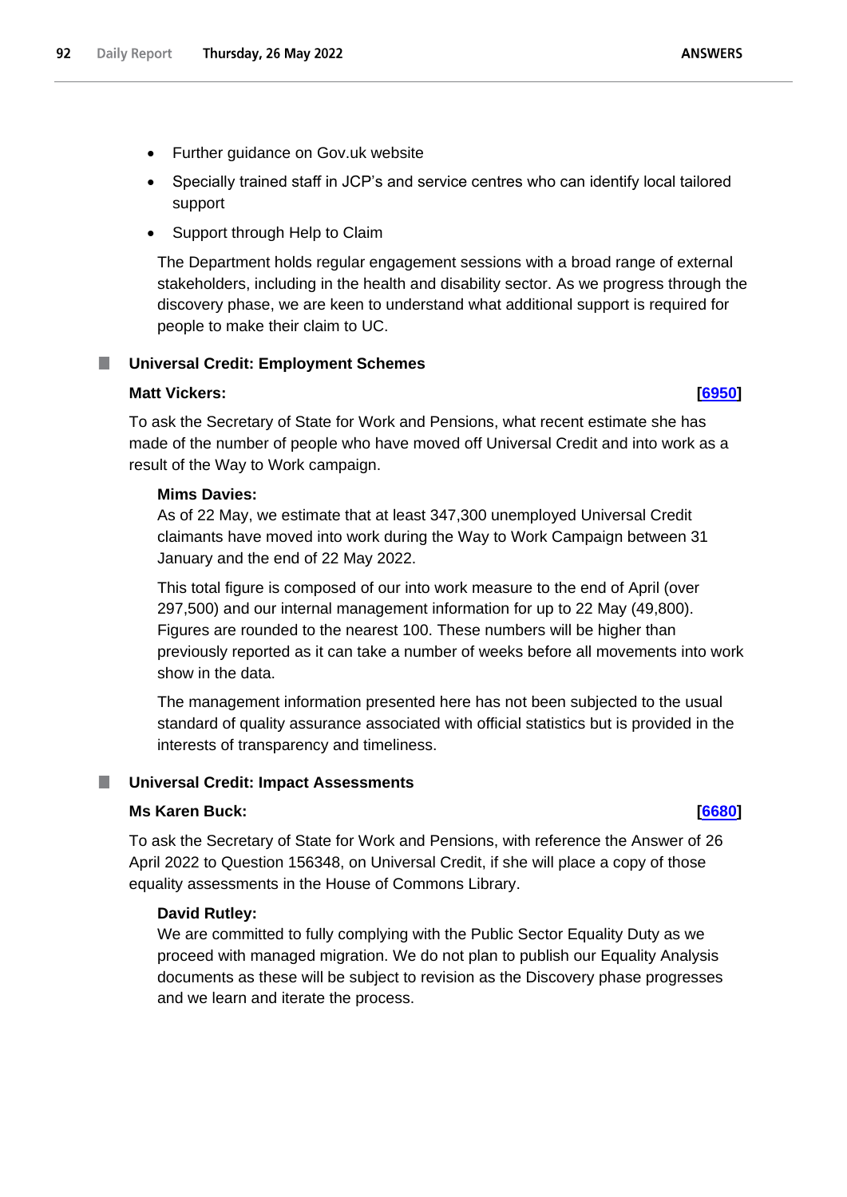- Further guidance on Gov.uk website
- Specially trained staff in JCP's and service centres who can identify local tailored support
- Support through Help to Claim

The Department holds regular engagement sessions with a broad range of external stakeholders, including in the health and disability sector. As we progress through the discovery phase, we are keen to understand what additional support is required for people to make their claim to UC.

## Universal Credit: Employment Schemes

**Matt Vickers:** **[6950]**

To ask the Secretary of State for Work and Pensions, what recent estimate she has made of the number of people who have moved off Universal Credit and into work as a result of the Way to Work campaign.

**Mims Davies:**

As of 22 May, we estimate that at least 347,300 unemployed Universal Credit claimants have moved into work during the Way to Work Campaign between 31 January and the end of 22 May 2022.

This total figure is composed of our into work measure to the end of April (over 297,500) and our internal management information for up to 22 May (49,800). Figures are rounded to the nearest 100. These numbers will be higher than previously reported as it can take a number of weeks before all movements into work show in the data.

The management information presented here has not been subjected to the usual standard of quality assurance associated with official statistics but is provided in the interests of transparency and timeliness.

## Universal Credit: Impact Assessments

**Ms Karen Buck:** **[6680]**

To ask the Secretary of State for Work and Pensions, with reference the Answer of 26 April 2022 to Question 156348, on Universal Credit, if she will place a copy of those equality assessments in the House of Commons Library.

**David Rutley:**

We are committed to fully complying with the Public Sector Equality Duty as we proceed with managed migration. We do not plan to publish our Equality Analysis documents as these will be subject to revision as the Discovery phase progresses and we learn and iterate the process.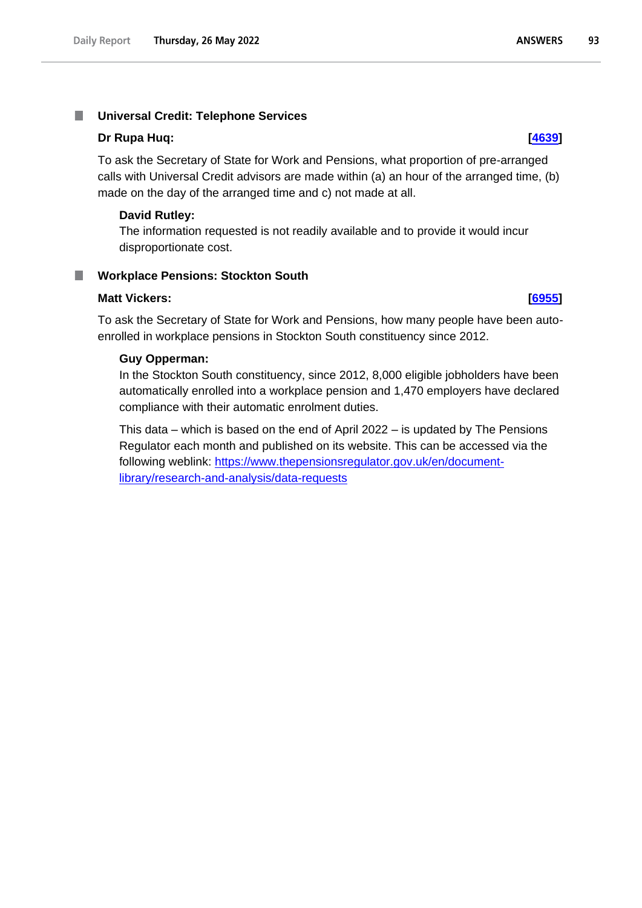### Universal Credit: Telephone Services

**Dr Rupa Huq:** **[4639]**

To ask the Secretary of State for Work and Pensions, what proportion of pre-arranged calls with Universal Credit advisors are made within (a) an hour of the arranged time, (b) made on the day of the arranged time and c) not made at all.

**David Rutley:**

The information requested is not readily available and to provide it would incur disproportionate cost.

### Workplace Pensions: Stockton South

**Matt Vickers:** **[6955]**

To ask the Secretary of State for Work and Pensions, how many people have been auto-enrolled in workplace pensions in Stockton South constituency since 2012.

**Guy Opperman:**

In the Stockton South constituency, since 2012, 8,000 eligible jobholders have been automatically enrolled into a workplace pension and 1,470 employers have declared compliance with their automatic enrolment duties.

This data – which is based on the end of April 2022 – is updated by The Pensions Regulator each month and published on its website. This can be accessed via the following weblink: https://www.thepensionsregulator.gov.uk/en/document-library/research-and-analysis/data-requests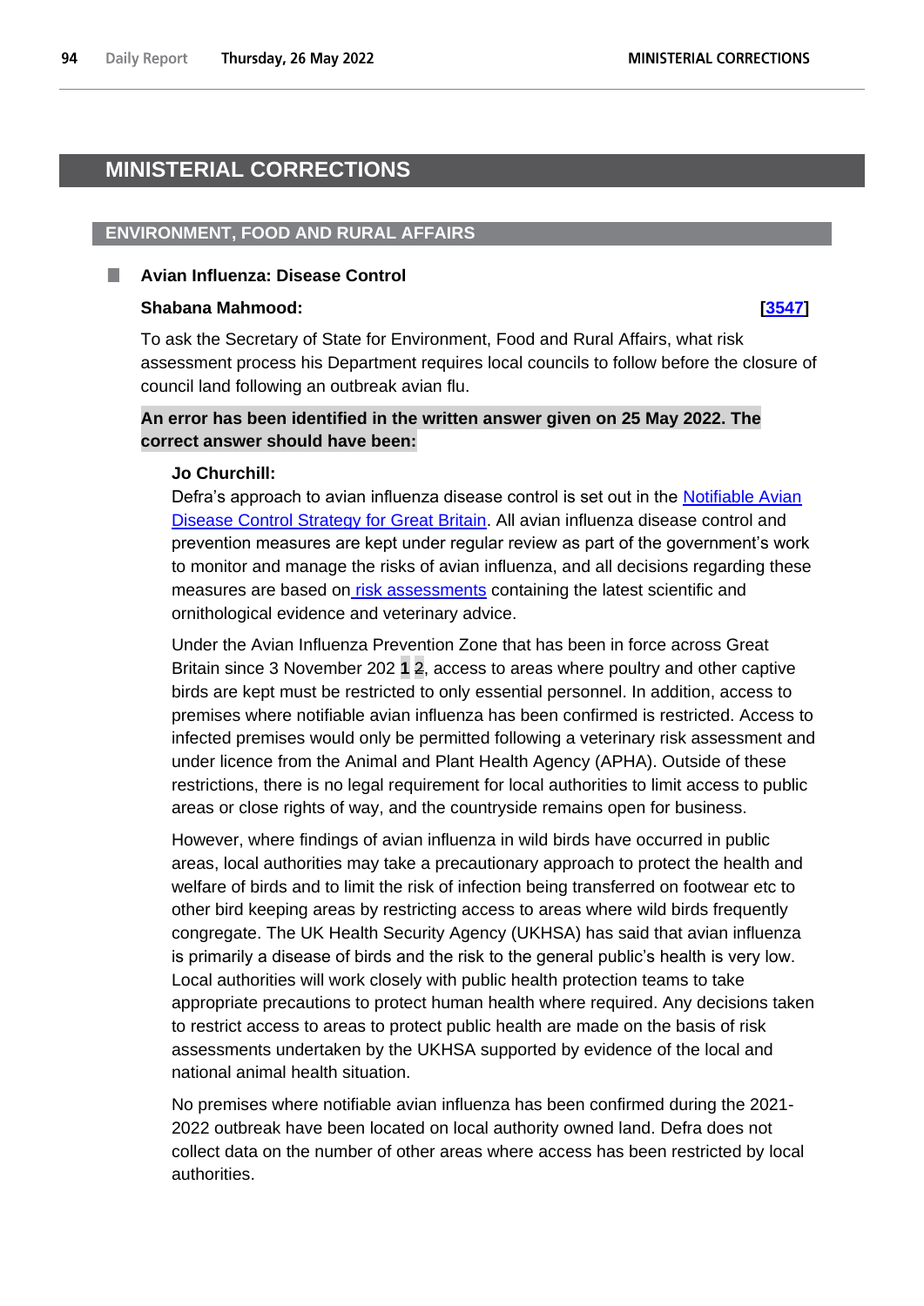# MINISTERIAL CORRECTIONS

## ENVIRONMENT, FOOD AND RURAL AFFAIRS

### Avian Influenza: Disease Control

**Shabana Mahmood:** **[3547]**

To ask the Secretary of State for Environment, Food and Rural Affairs, what risk assessment process his Department requires local councils to follow before the closure of council land following an outbreak avian flu.

**An error has been identified in the written answer given on 25 May 2022. The correct answer should have been:**

**Jo Churchill:**

Defra's approach to avian influenza disease control is set out in the Notifiable Avian Disease Control Strategy for Great Britain. All avian influenza disease control and prevention measures are kept under regular review as part of the government's work to monitor and manage the risks of avian influenza, and all decisions regarding these measures are based on risk assessments containing the latest scientific and ornithological evidence and veterinary advice.

Under the Avian Influenza Prevention Zone that has been in force across Great Britain since 3 November 202 **1** 2, access to areas where poultry and other captive birds are kept must be restricted to only essential personnel. In addition, access to premises where notifiable avian influenza has been confirmed is restricted. Access to infected premises would only be permitted following a veterinary risk assessment and under licence from the Animal and Plant Health Agency (APHA). Outside of these restrictions, there is no legal requirement for local authorities to limit access to public areas or close rights of way, and the countryside remains open for business.

However, where findings of avian influenza in wild birds have occurred in public areas, local authorities may take a precautionary approach to protect the health and welfare of birds and to limit the risk of infection being transferred on footwear etc to other bird keeping areas by restricting access to areas where wild birds frequently congregate. The UK Health Security Agency (UKHSA) has said that avian influenza is primarily a disease of birds and the risk to the general public's health is very low. Local authorities will work closely with public health protection teams to take appropriate precautions to protect human health where required. Any decisions taken to restrict access to areas to protect public health are made on the basis of risk assessments undertaken by the UKHSA supported by evidence of the local and national animal health situation.

No premises where notifiable avian influenza has been confirmed during the 2021-2022 outbreak have been located on local authority owned land. Defra does not collect data on the number of other areas where access has been restricted by local authorities.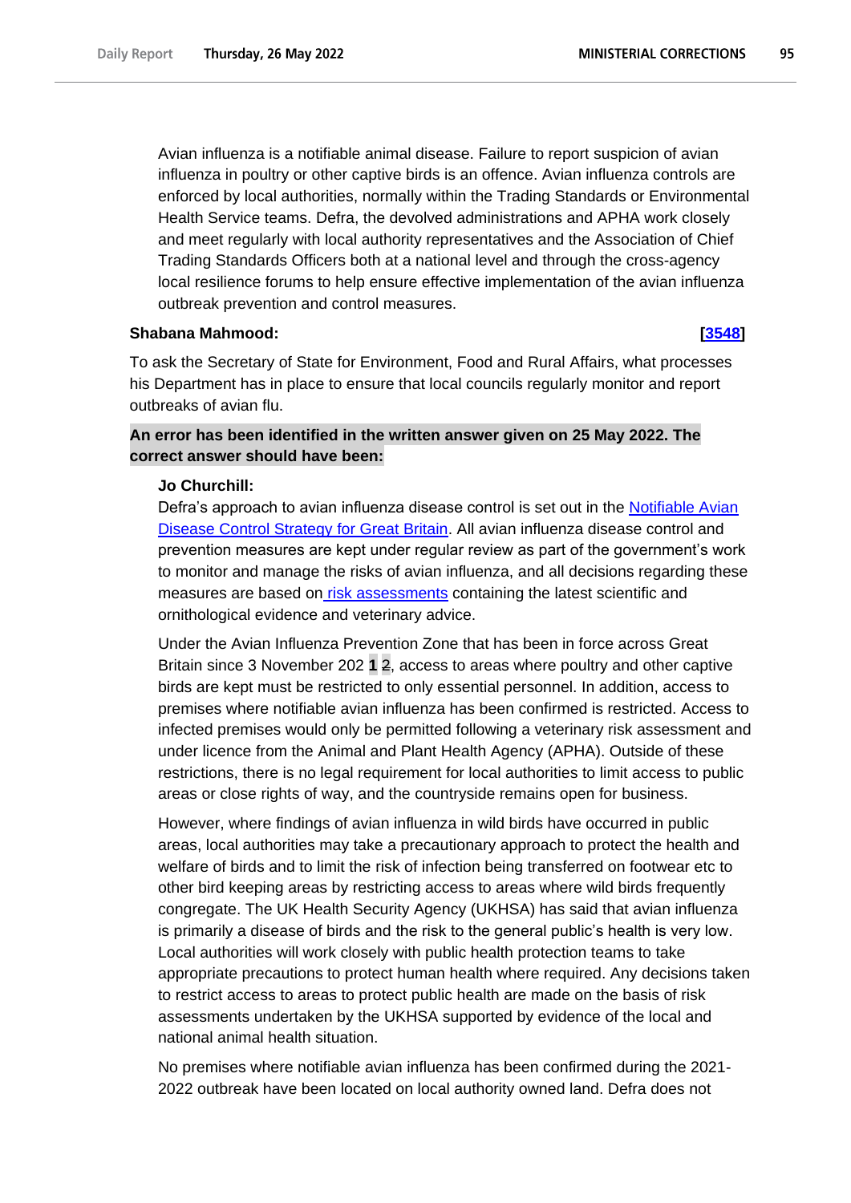Avian influenza is a notifiable animal disease. Failure to report suspicion of avian influenza in poultry or other captive birds is an offence. Avian influenza controls are enforced by local authorities, normally within the Trading Standards or Environmental Health Service teams. Defra, the devolved administrations and APHA work closely and meet regularly with local authority representatives and the Association of Chief Trading Standards Officers both at a national level and through the cross-agency local resilience forums to help ensure effective implementation of the avian influenza outbreak prevention and control measures.

**Shabana Mahmood:** **[3548]**

To ask the Secretary of State for Environment, Food and Rural Affairs, what processes his Department has in place to ensure that local councils regularly monitor and report outbreaks of avian flu.

**An error has been identified in the written answer given on 25 May 2022. The correct answer should have been:**

**Jo Churchill:**

Defra's approach to avian influenza disease control is set out in the Notifiable Avian Disease Control Strategy for Great Britain. All avian influenza disease control and prevention measures are kept under regular review as part of the government's work to monitor and manage the risks of avian influenza, and all decisions regarding these measures are based on risk assessments containing the latest scientific and ornithological evidence and veterinary advice.

Under the Avian Influenza Prevention Zone that has been in force across Great Britain since 3 November 202 **1** ~~2~~, access to areas where poultry and other captive birds are kept must be restricted to only essential personnel. In addition, access to premises where notifiable avian influenza has been confirmed is restricted. Access to infected premises would only be permitted following a veterinary risk assessment and under licence from the Animal and Plant Health Agency (APHA). Outside of these restrictions, there is no legal requirement for local authorities to limit access to public areas or close rights of way, and the countryside remains open for business.

However, where findings of avian influenza in wild birds have occurred in public areas, local authorities may take a precautionary approach to protect the health and welfare of birds and to limit the risk of infection being transferred on footwear etc to other bird keeping areas by restricting access to areas where wild birds frequently congregate. The UK Health Security Agency (UKHSA) has said that avian influenza is primarily a disease of birds and the risk to the general public's health is very low. Local authorities will work closely with public health protection teams to take appropriate precautions to protect human health where required. Any decisions taken to restrict access to areas to protect public health are made on the basis of risk assessments undertaken by the UKHSA supported by evidence of the local and national animal health situation.

No premises where notifiable avian influenza has been confirmed during the 2021-2022 outbreak have been located on local authority owned land. Defra does not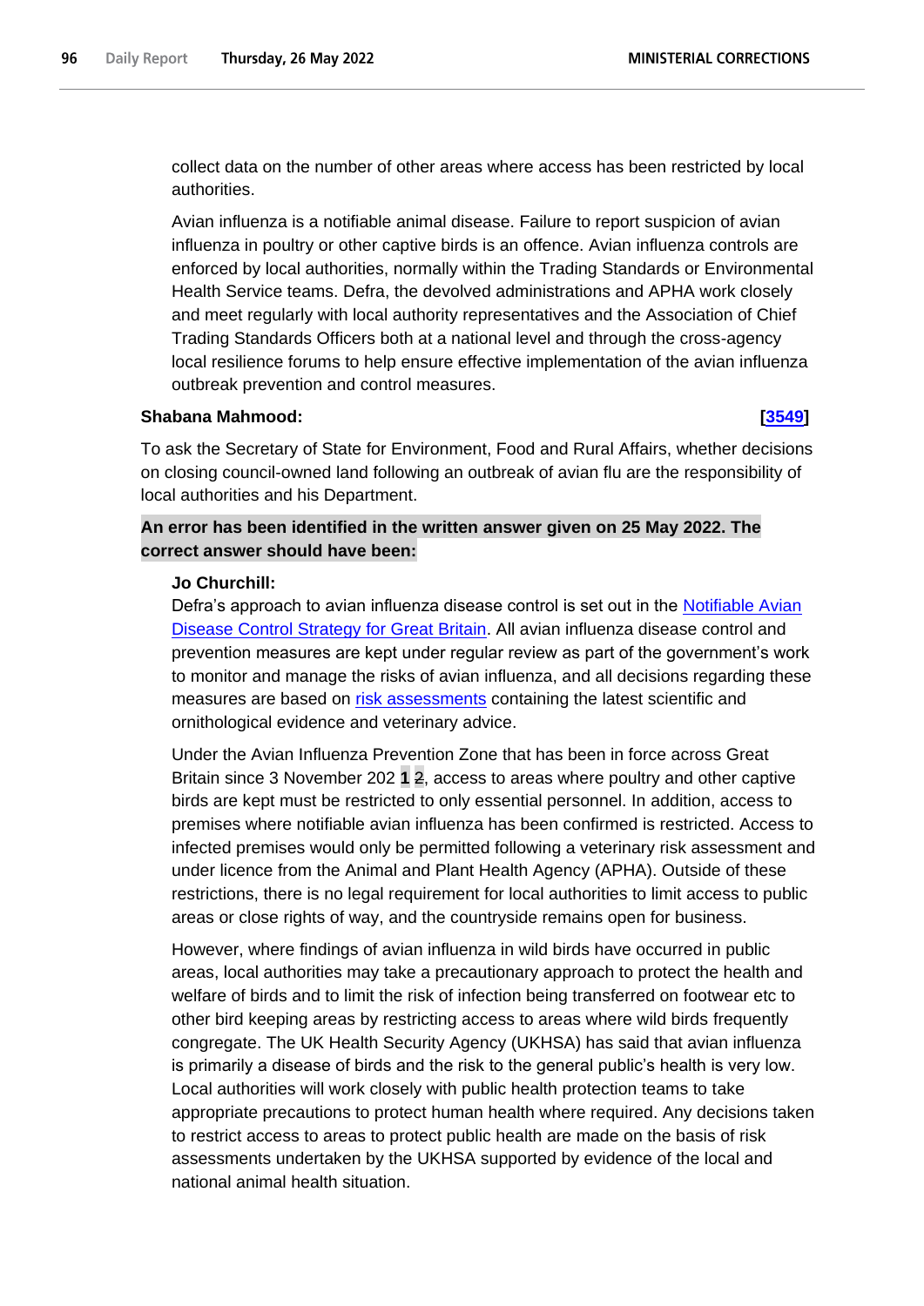collect data on the number of other areas where access has been restricted by local authorities.

Avian influenza is a notifiable animal disease. Failure to report suspicion of avian influenza in poultry or other captive birds is an offence. Avian influenza controls are enforced by local authorities, normally within the Trading Standards or Environmental Health Service teams. Defra, the devolved administrations and APHA work closely and meet regularly with local authority representatives and the Association of Chief Trading Standards Officers both at a national level and through the cross-agency local resilience forums to help ensure effective implementation of the avian influenza outbreak prevention and control measures.

**Shabana Mahmood:** **[3549]**

To ask the Secretary of State for Environment, Food and Rural Affairs, whether decisions on closing council-owned land following an outbreak of avian flu are the responsibility of local authorities and his Department.

**An error has been identified in the written answer given on 25 May 2022. The correct answer should have been:**

**Jo Churchill:**
Defra's approach to avian influenza disease control is set out in the Notifiable Avian Disease Control Strategy for Great Britain. All avian influenza disease control and prevention measures are kept under regular review as part of the government's work to monitor and manage the risks of avian influenza, and all decisions regarding these measures are based on risk assessments containing the latest scientific and ornithological evidence and veterinary advice.

Under the Avian Influenza Prevention Zone that has been in force across Great Britain since 3 November 202 **1** 2, access to areas where poultry and other captive birds are kept must be restricted to only essential personnel. In addition, access to premises where notifiable avian influenza has been confirmed is restricted. Access to infected premises would only be permitted following a veterinary risk assessment and under licence from the Animal and Plant Health Agency (APHA). Outside of these restrictions, there is no legal requirement for local authorities to limit access to public areas or close rights of way, and the countryside remains open for business.

However, where findings of avian influenza in wild birds have occurred in public areas, local authorities may take a precautionary approach to protect the health and welfare of birds and to limit the risk of infection being transferred on footwear etc to other bird keeping areas by restricting access to areas where wild birds frequently congregate. The UK Health Security Agency (UKHSA) has said that avian influenza is primarily a disease of birds and the risk to the general public's health is very low. Local authorities will work closely with public health protection teams to take appropriate precautions to protect human health where required. Any decisions taken to restrict access to areas to protect public health are made on the basis of risk assessments undertaken by the UKHSA supported by evidence of the local and national animal health situation.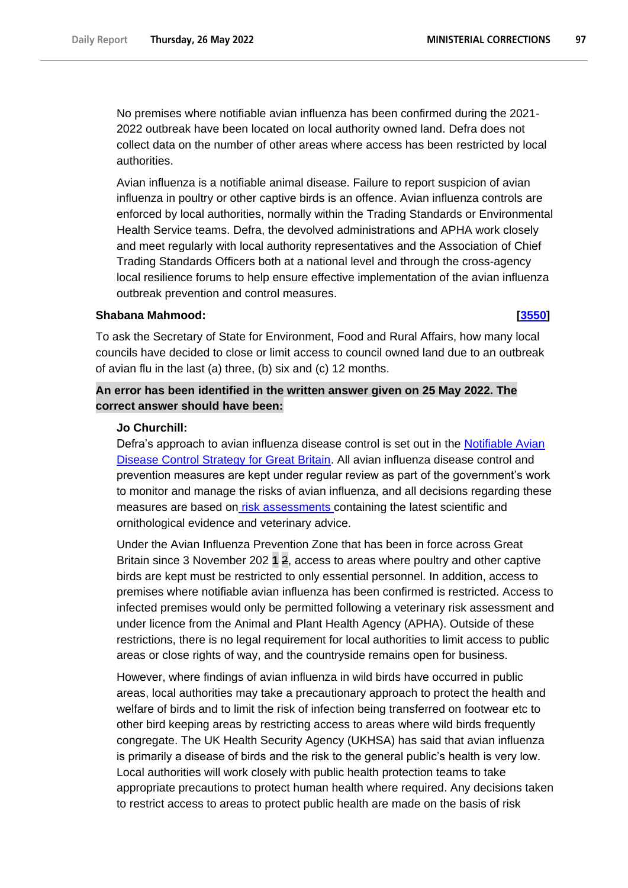No premises where notifiable avian influenza has been confirmed during the 2021-2022 outbreak have been located on local authority owned land. Defra does not collect data on the number of other areas where access has been restricted by local authorities.

Avian influenza is a notifiable animal disease. Failure to report suspicion of avian influenza in poultry or other captive birds is an offence. Avian influenza controls are enforced by local authorities, normally within the Trading Standards or Environmental Health Service teams. Defra, the devolved administrations and APHA work closely and meet regularly with local authority representatives and the Association of Chief Trading Standards Officers both at a national level and through the cross-agency local resilience forums to help ensure effective implementation of the avian influenza outbreak prevention and control measures.

**Shabana Mahmood:** **[3550]**

To ask the Secretary of State for Environment, Food and Rural Affairs, how many local councils have decided to close or limit access to council owned land due to an outbreak of avian flu in the last (a) three, (b) six and (c) 12 months.

**An error has been identified in the written answer given on 25 May 2022. The correct answer should have been:**

**Jo Churchill:**

Defra's approach to avian influenza disease control is set out in the Notifiable Avian Disease Control Strategy for Great Britain. All avian influenza disease control and prevention measures are kept under regular review as part of the government's work to monitor and manage the risks of avian influenza, and all decisions regarding these measures are based on risk assessments containing the latest scientific and ornithological evidence and veterinary advice.

Under the Avian Influenza Prevention Zone that has been in force across Great Britain since 3 November 202 **1** ~~2~~, access to areas where poultry and other captive birds are kept must be restricted to only essential personnel. In addition, access to premises where notifiable avian influenza has been confirmed is restricted. Access to infected premises would only be permitted following a veterinary risk assessment and under licence from the Animal and Plant Health Agency (APHA). Outside of these restrictions, there is no legal requirement for local authorities to limit access to public areas or close rights of way, and the countryside remains open for business.

However, where findings of avian influenza in wild birds have occurred in public areas, local authorities may take a precautionary approach to protect the health and welfare of birds and to limit the risk of infection being transferred on footwear etc to other bird keeping areas by restricting access to areas where wild birds frequently congregate. The UK Health Security Agency (UKHSA) has said that avian influenza is primarily a disease of birds and the risk to the general public's health is very low. Local authorities will work closely with public health protection teams to take appropriate precautions to protect human health where required. Any decisions taken to restrict access to areas to protect public health are made on the basis of risk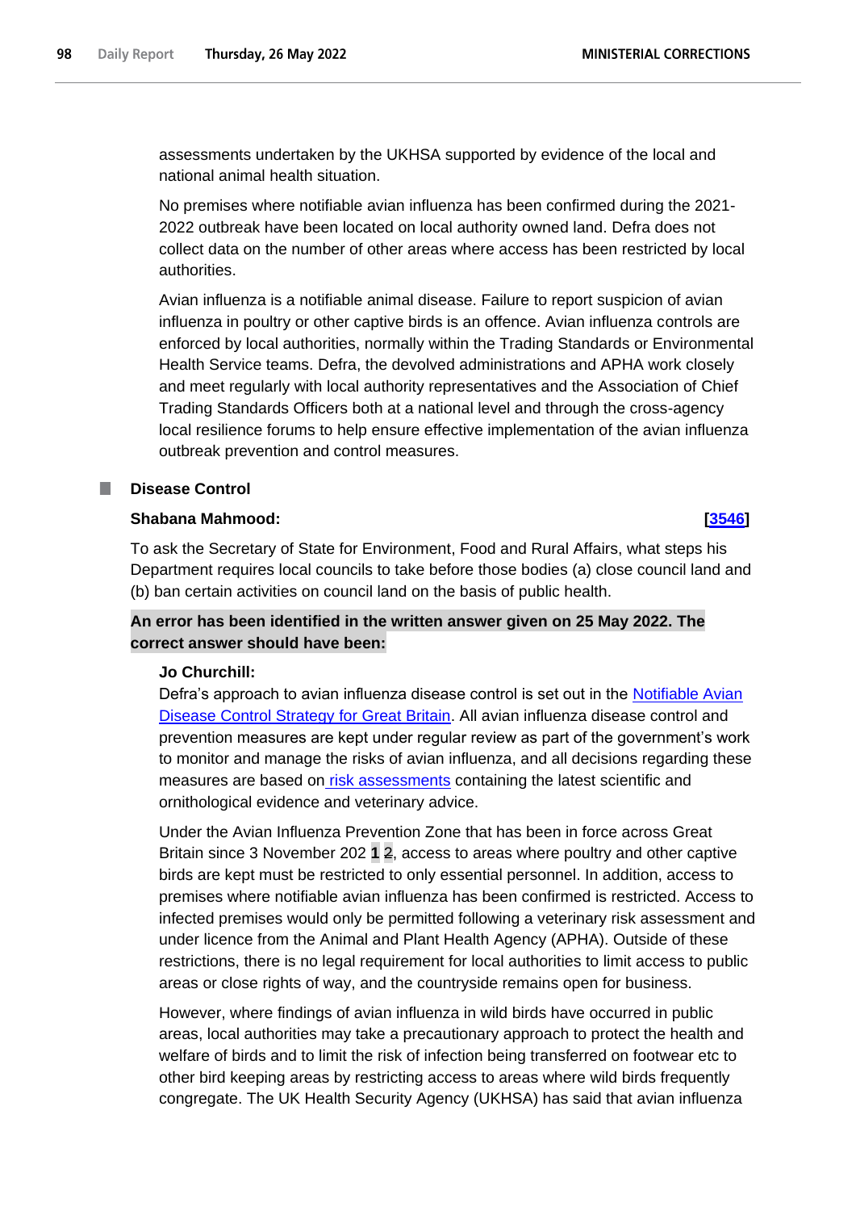assessments undertaken by the UKHSA supported by evidence of the local and national animal health situation.

No premises where notifiable avian influenza has been confirmed during the 2021-2022 outbreak have been located on local authority owned land. Defra does not collect data on the number of other areas where access has been restricted by local authorities.

Avian influenza is a notifiable animal disease. Failure to report suspicion of avian influenza in poultry or other captive birds is an offence. Avian influenza controls are enforced by local authorities, normally within the Trading Standards or Environmental Health Service teams. Defra, the devolved administrations and APHA work closely and meet regularly with local authority representatives and the Association of Chief Trading Standards Officers both at a national level and through the cross-agency local resilience forums to help ensure effective implementation of the avian influenza outbreak prevention and control measures.

## Disease Control

**Shabana Mahmood:** **[3546]**

To ask the Secretary of State for Environment, Food and Rural Affairs, what steps his Department requires local councils to take before those bodies (a) close council land and (b) ban certain activities on council land on the basis of public health.

**An error has been identified in the written answer given on 25 May 2022. The correct answer should have been:**

**Jo Churchill:**

Defra's approach to avian influenza disease control is set out in the Notifiable Avian Disease Control Strategy for Great Britain. All avian influenza disease control and prevention measures are kept under regular review as part of the government's work to monitor and manage the risks of avian influenza, and all decisions regarding these measures are based on risk assessments containing the latest scientific and ornithological evidence and veterinary advice.

Under the Avian Influenza Prevention Zone that has been in force across Great Britain since 3 November 202 **1** ~~2~~, access to areas where poultry and other captive birds are kept must be restricted to only essential personnel. In addition, access to premises where notifiable avian influenza has been confirmed is restricted. Access to infected premises would only be permitted following a veterinary risk assessment and under licence from the Animal and Plant Health Agency (APHA). Outside of these restrictions, there is no legal requirement for local authorities to limit access to public areas or close rights of way, and the countryside remains open for business.

However, where findings of avian influenza in wild birds have occurred in public areas, local authorities may take a precautionary approach to protect the health and welfare of birds and to limit the risk of infection being transferred on footwear etc to other bird keeping areas by restricting access to areas where wild birds frequently congregate. The UK Health Security Agency (UKHSA) has said that avian influenza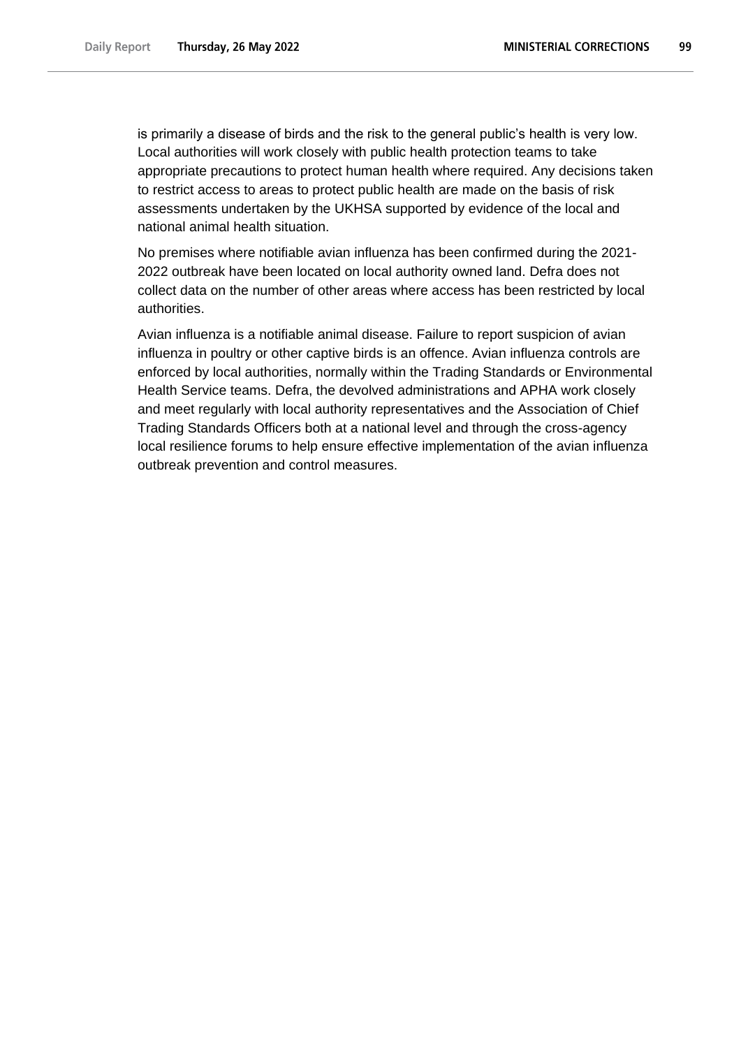is primarily a disease of birds and the risk to the general public's health is very low. Local authorities will work closely with public health protection teams to take appropriate precautions to protect human health where required. Any decisions taken to restrict access to areas to protect public health are made on the basis of risk assessments undertaken by the UKHSA supported by evidence of the local and national animal health situation.

No premises where notifiable avian influenza has been confirmed during the 2021-2022 outbreak have been located on local authority owned land. Defra does not collect data on the number of other areas where access has been restricted by local authorities.

Avian influenza is a notifiable animal disease. Failure to report suspicion of avian influenza in poultry or other captive birds is an offence. Avian influenza controls are enforced by local authorities, normally within the Trading Standards or Environmental Health Service teams. Defra, the devolved administrations and APHA work closely and meet regularly with local authority representatives and the Association of Chief Trading Standards Officers both at a national level and through the cross-agency local resilience forums to help ensure effective implementation of the avian influenza outbreak prevention and control measures.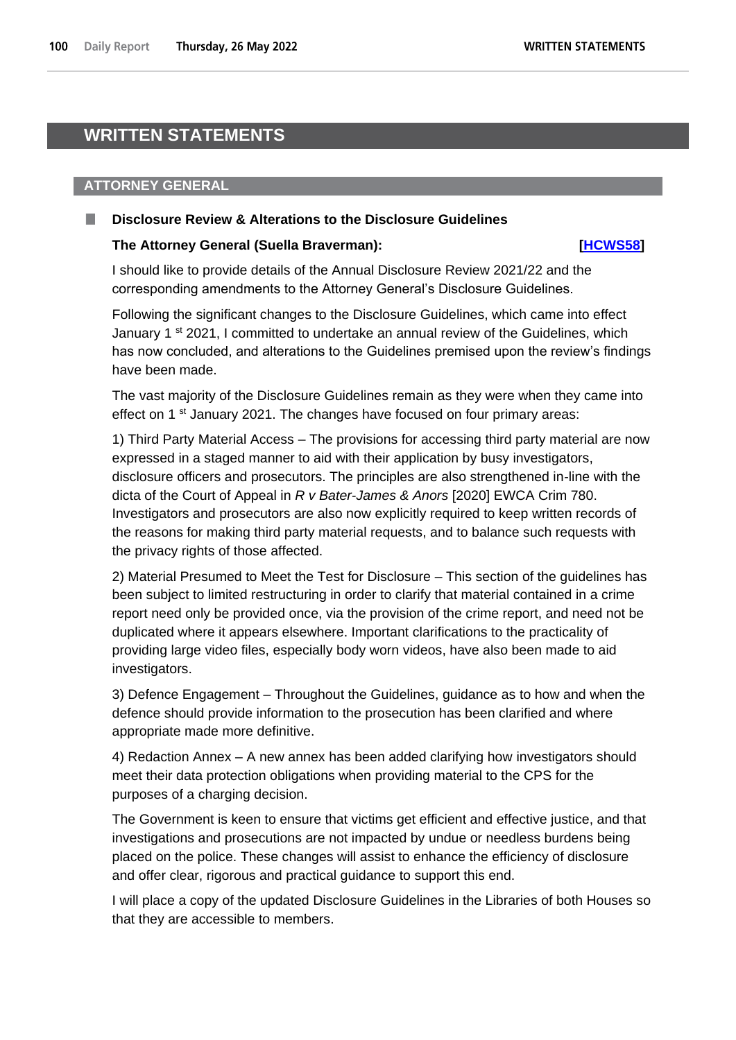# WRITTEN STATEMENTS

## ATTORNEY GENERAL

### Disclosure Review & Alterations to the Disclosure Guidelines

**The Attorney General (Suella Braverman):** **[HCWS58]**

I should like to provide details of the Annual Disclosure Review 2021/22 and the corresponding amendments to the Attorney General's Disclosure Guidelines.

Following the significant changes to the Disclosure Guidelines, which came into effect January 1st 2021, I committed to undertake an annual review of the Guidelines, which has now concluded, and alterations to the Guidelines premised upon the review's findings have been made.

The vast majority of the Disclosure Guidelines remain as they were when they came into effect on 1st January 2021. The changes have focused on four primary areas:

1) Third Party Material Access – The provisions for accessing third party material are now expressed in a staged manner to aid with their application by busy investigators, disclosure officers and prosecutors. The principles are also strengthened in-line with the dicta of the Court of Appeal in *R v Bater-James & Anors* [2020] EWCA Crim 780. Investigators and prosecutors are also now explicitly required to keep written records of the reasons for making third party material requests, and to balance such requests with the privacy rights of those affected.

2) Material Presumed to Meet the Test for Disclosure – This section of the guidelines has been subject to limited restructuring in order to clarify that material contained in a crime report need only be provided once, via the provision of the crime report, and need not be duplicated where it appears elsewhere. Important clarifications to the practicality of providing large video files, especially body worn videos, have also been made to aid investigators.

3) Defence Engagement – Throughout the Guidelines, guidance as to how and when the defence should provide information to the prosecution has been clarified and where appropriate made more definitive.

4) Redaction Annex – A new annex has been added clarifying how investigators should meet their data protection obligations when providing material to the CPS for the purposes of a charging decision.

The Government is keen to ensure that victims get efficient and effective justice, and that investigations and prosecutions are not impacted by undue or needless burdens being placed on the police. These changes will assist to enhance the efficiency of disclosure and offer clear, rigorous and practical guidance to support this end.

I will place a copy of the updated Disclosure Guidelines in the Libraries of both Houses so that they are accessible to members.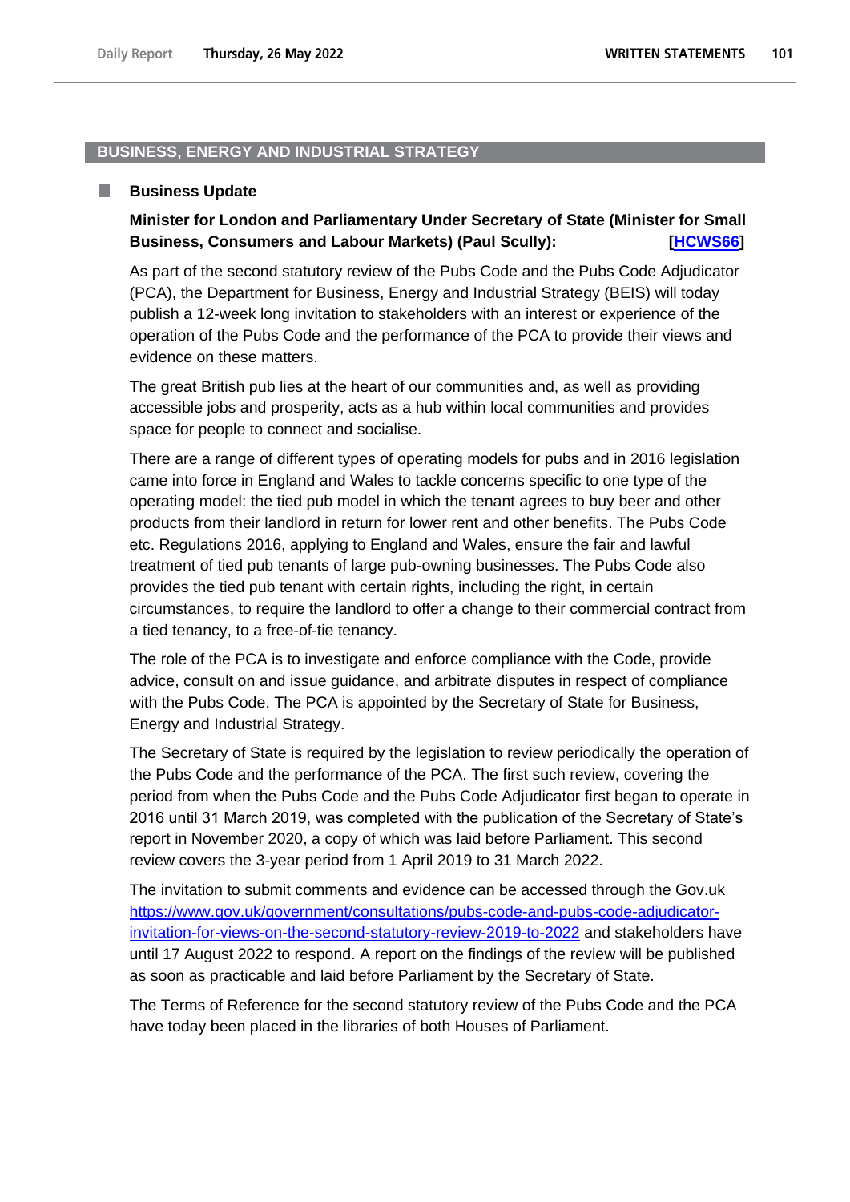## BUSINESS, ENERGY AND INDUSTRIAL STRATEGY

### Business Update

**Minister for London and Parliamentary Under Secretary of State (Minister for Small Business, Consumers and Labour Markets) (Paul Scully): [HCWS66]**

As part of the second statutory review of the Pubs Code and the Pubs Code Adjudicator (PCA), the Department for Business, Energy and Industrial Strategy (BEIS) will today publish a 12-week long invitation to stakeholders with an interest or experience of the operation of the Pubs Code and the performance of the PCA to provide their views and evidence on these matters.

The great British pub lies at the heart of our communities and, as well as providing accessible jobs and prosperity, acts as a hub within local communities and provides space for people to connect and socialise.

There are a range of different types of operating models for pubs and in 2016 legislation came into force in England and Wales to tackle concerns specific to one type of the operating model: the tied pub model in which the tenant agrees to buy beer and other products from their landlord in return for lower rent and other benefits. The Pubs Code etc. Regulations 2016, applying to England and Wales, ensure the fair and lawful treatment of tied pub tenants of large pub-owning businesses. The Pubs Code also provides the tied pub tenant with certain rights, including the right, in certain circumstances, to require the landlord to offer a change to their commercial contract from a tied tenancy, to a free-of-tie tenancy.

The role of the PCA is to investigate and enforce compliance with the Code, provide advice, consult on and issue guidance, and arbitrate disputes in respect of compliance with the Pubs Code. The PCA is appointed by the Secretary of State for Business, Energy and Industrial Strategy.

The Secretary of State is required by the legislation to review periodically the operation of the Pubs Code and the performance of the PCA. The first such review, covering the period from when the Pubs Code and the Pubs Code Adjudicator first began to operate in 2016 until 31 March 2019, was completed with the publication of the Secretary of State's report in November 2020, a copy of which was laid before Parliament. This second review covers the 3-year period from 1 April 2019 to 31 March 2022.

The invitation to submit comments and evidence can be accessed through the Gov.uk https://www.gov.uk/government/consultations/pubs-code-and-pubs-code-adjudicator-invitation-for-views-on-the-second-statutory-review-2019-to-2022 and stakeholders have until 17 August 2022 to respond. A report on the findings of the review will be published as soon as practicable and laid before Parliament by the Secretary of State.

The Terms of Reference for the second statutory review of the Pubs Code and the PCA have today been placed in the libraries of both Houses of Parliament.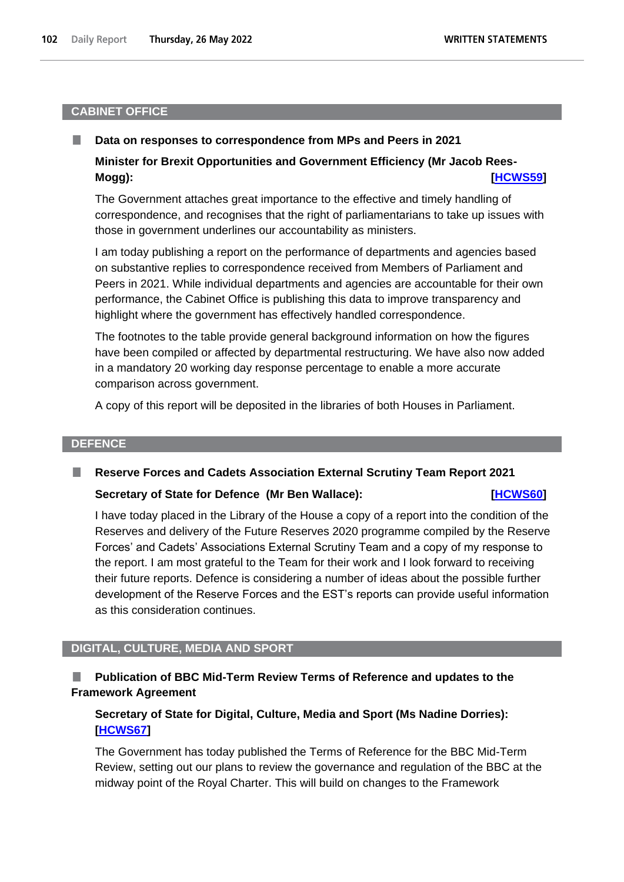## CABINET OFFICE

### Data on responses to correspondence from MPs and Peers in 2021

**Minister for Brexit Opportunities and Government Efficiency (Mr Jacob Rees-Mogg):** **[HCWS59]**

The Government attaches great importance to the effective and timely handling of correspondence, and recognises that the right of parliamentarians to take up issues with those in government underlines our accountability as ministers.

I am today publishing a report on the performance of departments and agencies based on substantive replies to correspondence received from Members of Parliament and Peers in 2021. While individual departments and agencies are accountable for their own performance, the Cabinet Office is publishing this data to improve transparency and highlight where the government has effectively handled correspondence.

The footnotes to the table provide general background information on how the figures have been compiled or affected by departmental restructuring. We have also now added in a mandatory 20 working day response percentage to enable a more accurate comparison across government.

A copy of this report will be deposited in the libraries of both Houses in Parliament.

## DEFENCE

### Reserve Forces and Cadets Association External Scrutiny Team Report 2021

**Secretary of State for Defence (Mr Ben Wallace):** **[HCWS60]**

I have today placed in the Library of the House a copy of a report into the condition of the Reserves and delivery of the Future Reserves 2020 programme compiled by the Reserve Forces' and Cadets' Associations External Scrutiny Team and a copy of my response to the report. I am most grateful to the Team for their work and I look forward to receiving their future reports. Defence is considering a number of ideas about the possible further development of the Reserve Forces and the EST's reports can provide useful information as this consideration continues.

## DIGITAL, CULTURE, MEDIA AND SPORT

### Publication of BBC Mid-Term Review Terms of Reference and updates to the Framework Agreement

**Secretary of State for Digital, Culture, Media and Sport (Ms Nadine Dorries):** **[HCWS67]**

The Government has today published the Terms of Reference for the BBC Mid-Term Review, setting out our plans to review the governance and regulation of the BBC at the midway point of the Royal Charter. This will build on changes to the Framework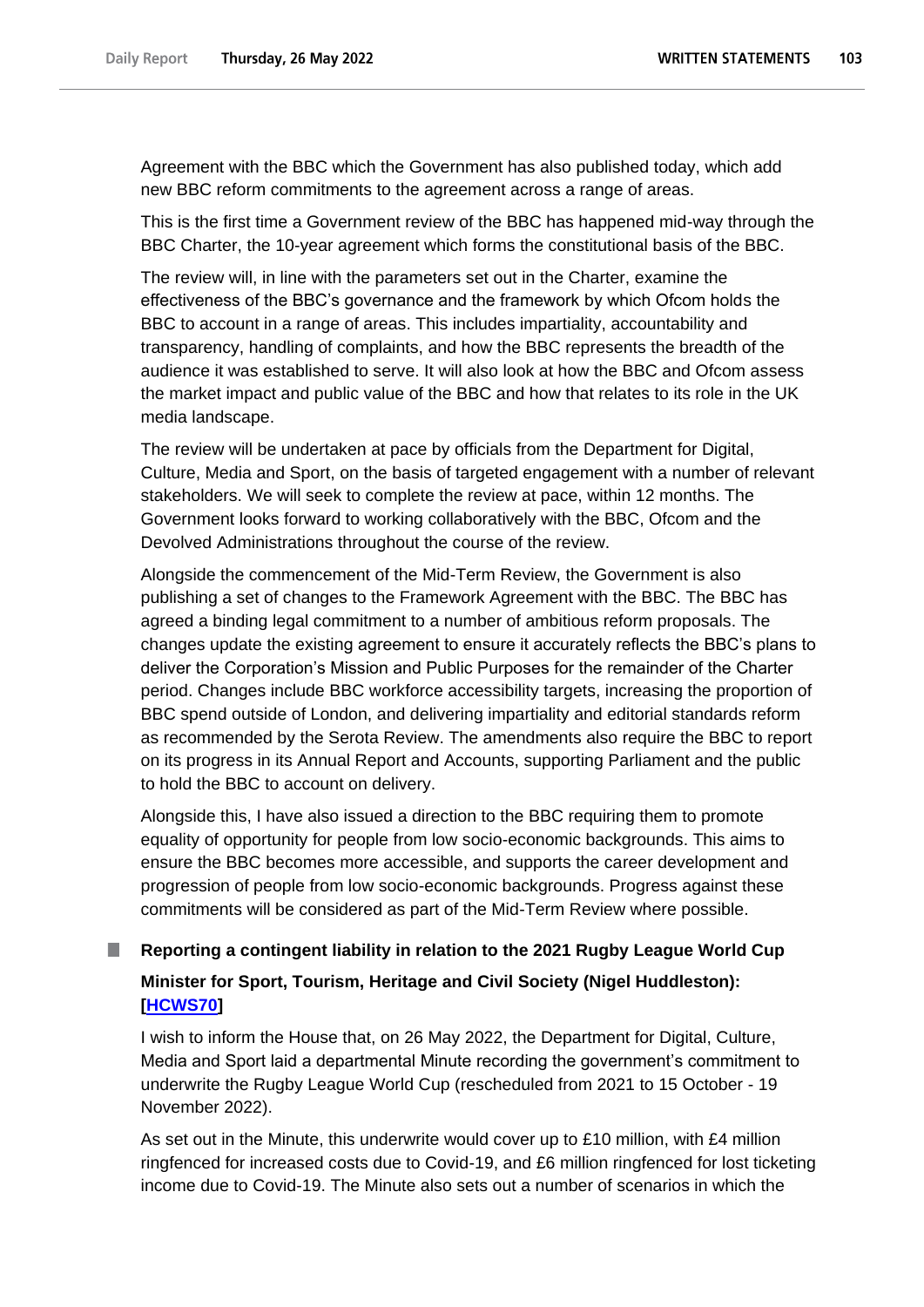Agreement with the BBC which the Government has also published today, which add new BBC reform commitments to the agreement across a range of areas.

This is the first time a Government review of the BBC has happened mid-way through the BBC Charter, the 10-year agreement which forms the constitutional basis of the BBC.

The review will, in line with the parameters set out in the Charter, examine the effectiveness of the BBC's governance and the framework by which Ofcom holds the BBC to account in a range of areas. This includes impartiality, accountability and transparency, handling of complaints, and how the BBC represents the breadth of the audience it was established to serve. It will also look at how the BBC and Ofcom assess the market impact and public value of the BBC and how that relates to its role in the UK media landscape.

The review will be undertaken at pace by officials from the Department for Digital, Culture, Media and Sport, on the basis of targeted engagement with a number of relevant stakeholders. We will seek to complete the review at pace, within 12 months. The Government looks forward to working collaboratively with the BBC, Ofcom and the Devolved Administrations throughout the course of the review.

Alongside the commencement of the Mid-Term Review, the Government is also publishing a set of changes to the Framework Agreement with the BBC. The BBC has agreed a binding legal commitment to a number of ambitious reform proposals. The changes update the existing agreement to ensure it accurately reflects the BBC's plans to deliver the Corporation's Mission and Public Purposes for the remainder of the Charter period. Changes include BBC workforce accessibility targets, increasing the proportion of BBC spend outside of London, and delivering impartiality and editorial standards reform as recommended by the Serota Review. The amendments also require the BBC to report on its progress in its Annual Report and Accounts, supporting Parliament and the public to hold the BBC to account on delivery.

Alongside this, I have also issued a direction to the BBC requiring them to promote equality of opportunity for people from low socio-economic backgrounds. This aims to ensure the BBC becomes more accessible, and supports the career development and progression of people from low socio-economic backgrounds. Progress against these commitments will be considered as part of the Mid-Term Review where possible.

## Reporting a contingent liability in relation to the 2021 Rugby League World Cup

**Minister for Sport, Tourism, Heritage and Civil Society (Nigel Huddleston): [HCWS70]**

I wish to inform the House that, on 26 May 2022, the Department for Digital, Culture, Media and Sport laid a departmental Minute recording the government's commitment to underwrite the Rugby League World Cup (rescheduled from 2021 to 15 October - 19 November 2022).

As set out in the Minute, this underwrite would cover up to £10 million, with £4 million ringfenced for increased costs due to Covid-19, and £6 million ringfenced for lost ticketing income due to Covid-19. The Minute also sets out a number of scenarios in which the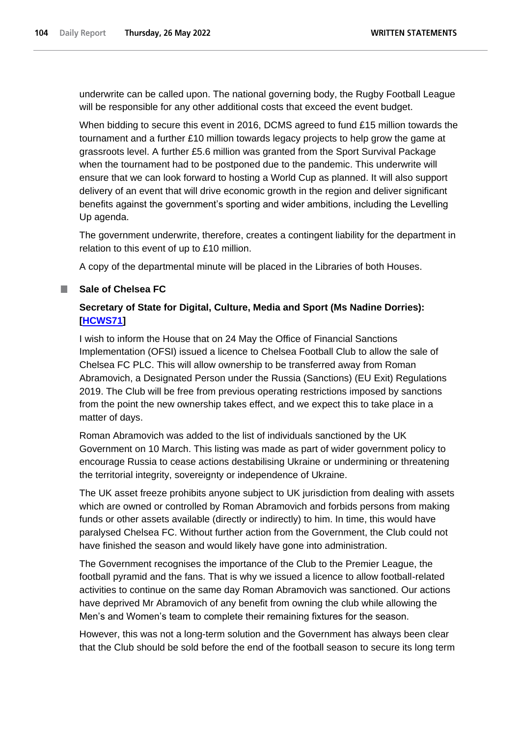underwrite can be called upon. The national governing body, the Rugby Football League will be responsible for any other additional costs that exceed the event budget.

When bidding to secure this event in 2016, DCMS agreed to fund £15 million towards the tournament and a further £10 million towards legacy projects to help grow the game at grassroots level. A further £5.6 million was granted from the Sport Survival Package when the tournament had to be postponed due to the pandemic. This underwrite will ensure that we can look forward to hosting a World Cup as planned. It will also support delivery of an event that will drive economic growth in the region and deliver significant benefits against the government's sporting and wider ambitions, including the Levelling Up agenda.

The government underwrite, therefore, creates a contingent liability for the department in relation to this event of up to £10 million.

A copy of the departmental minute will be placed in the Libraries of both Houses.

## Sale of Chelsea FC

### Secretary of State for Digital, Culture, Media and Sport (Ms Nadine Dorries): [HCWS71]

I wish to inform the House that on 24 May the Office of Financial Sanctions Implementation (OFSI) issued a licence to Chelsea Football Club to allow the sale of Chelsea FC PLC. This will allow ownership to be transferred away from Roman Abramovich, a Designated Person under the Russia (Sanctions) (EU Exit) Regulations 2019. The Club will be free from previous operating restrictions imposed by sanctions from the point the new ownership takes effect, and we expect this to take place in a matter of days.

Roman Abramovich was added to the list of individuals sanctioned by the UK Government on 10 March. This listing was made as part of wider government policy to encourage Russia to cease actions destabilising Ukraine or undermining or threatening the territorial integrity, sovereignty or independence of Ukraine.

The UK asset freeze prohibits anyone subject to UK jurisdiction from dealing with assets which are owned or controlled by Roman Abramovich and forbids persons from making funds or other assets available (directly or indirectly) to him. In time, this would have paralysed Chelsea FC. Without further action from the Government, the Club could not have finished the season and would likely have gone into administration.

The Government recognises the importance of the Club to the Premier League, the football pyramid and the fans. That is why we issued a licence to allow football-related activities to continue on the same day Roman Abramovich was sanctioned. Our actions have deprived Mr Abramovich of any benefit from owning the club while allowing the Men's and Women's team to complete their remaining fixtures for the season.

However, this was not a long-term solution and the Government has always been clear that the Club should be sold before the end of the football season to secure its long term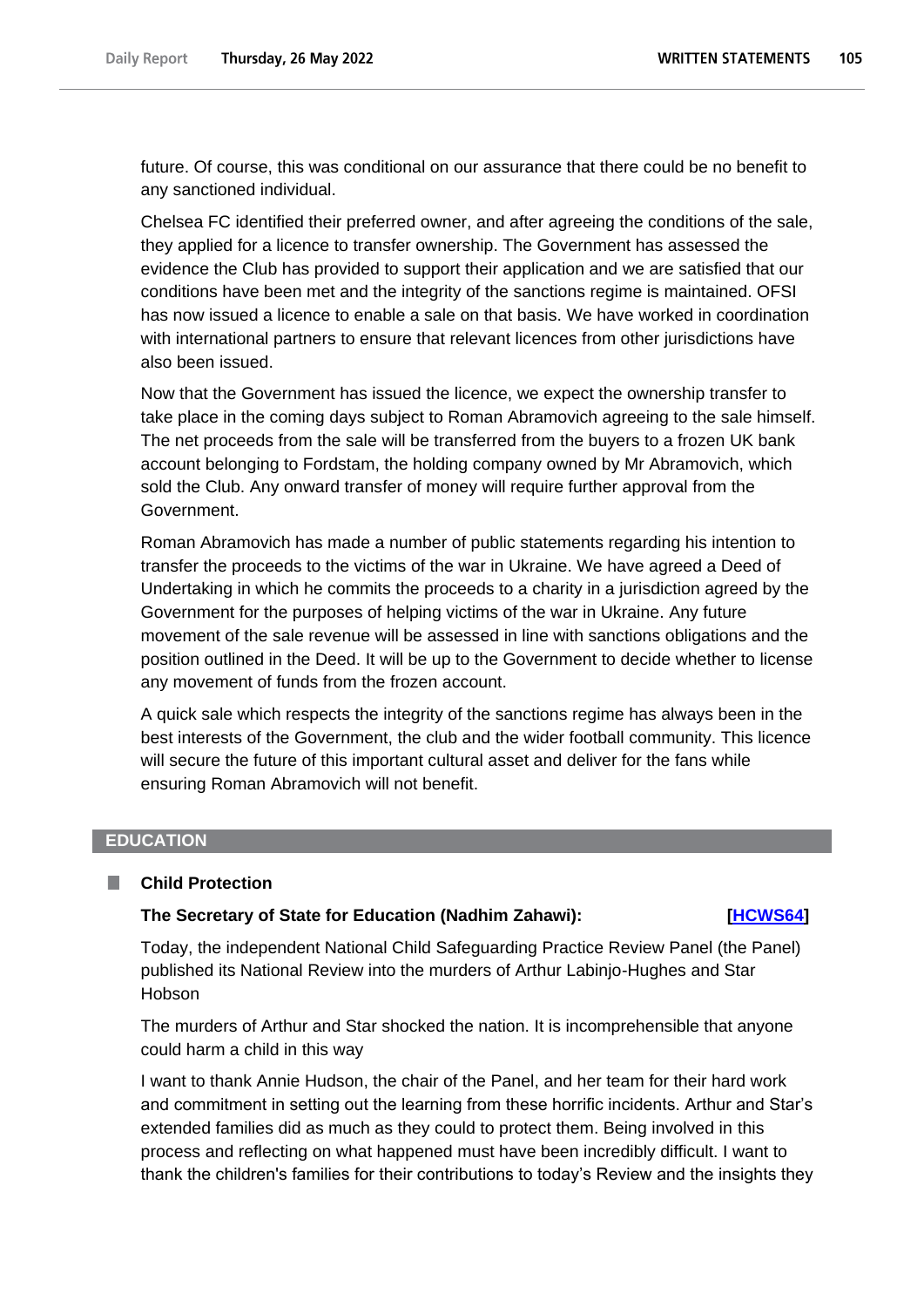future. Of course, this was conditional on our assurance that there could be no benefit to any sanctioned individual.

Chelsea FC identified their preferred owner, and after agreeing the conditions of the sale, they applied for a licence to transfer ownership. The Government has assessed the evidence the Club has provided to support their application and we are satisfied that our conditions have been met and the integrity of the sanctions regime is maintained. OFSI has now issued a licence to enable a sale on that basis. We have worked in coordination with international partners to ensure that relevant licences from other jurisdictions have also been issued.

Now that the Government has issued the licence, we expect the ownership transfer to take place in the coming days subject to Roman Abramovich agreeing to the sale himself. The net proceeds from the sale will be transferred from the buyers to a frozen UK bank account belonging to Fordstam, the holding company owned by Mr Abramovich, which sold the Club. Any onward transfer of money will require further approval from the Government.

Roman Abramovich has made a number of public statements regarding his intention to transfer the proceeds to the victims of the war in Ukraine. We have agreed a Deed of Undertaking in which he commits the proceeds to a charity in a jurisdiction agreed by the Government for the purposes of helping victims of the war in Ukraine. Any future movement of the sale revenue will be assessed in line with sanctions obligations and the position outlined in the Deed. It will be up to the Government to decide whether to license any movement of funds from the frozen account.

A quick sale which respects the integrity of the sanctions regime has always been in the best interests of the Government, the club and the wider football community. This licence will secure the future of this important cultural asset and deliver for the fans while ensuring Roman Abramovich will not benefit.

## EDUCATION

### Child Protection

**The Secretary of State for Education (Nadhim Zahawi): [HCWS64]**

Today, the independent National Child Safeguarding Practice Review Panel (the Panel) published its National Review into the murders of Arthur Labinjo-Hughes and Star Hobson

The murders of Arthur and Star shocked the nation. It is incomprehensible that anyone could harm a child in this way

I want to thank Annie Hudson, the chair of the Panel, and her team for their hard work and commitment in setting out the learning from these horrific incidents. Arthur and Star's extended families did as much as they could to protect them. Being involved in this process and reflecting on what happened must have been incredibly difficult. I want to thank the children's families for their contributions to today's Review and the insights they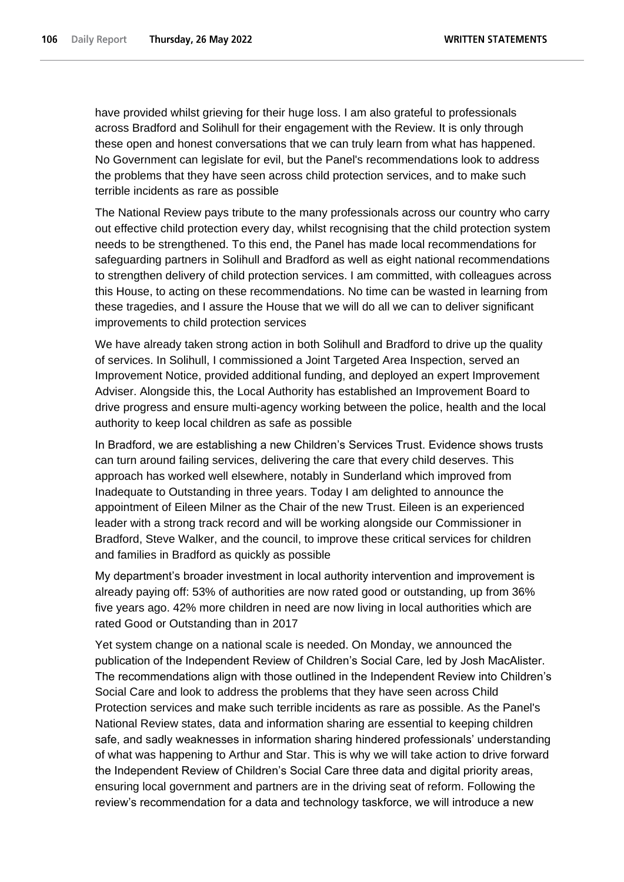have provided whilst grieving for their huge loss. I am also grateful to professionals across Bradford and Solihull for their engagement with the Review. It is only through these open and honest conversations that we can truly learn from what has happened. No Government can legislate for evil, but the Panel's recommendations look to address the problems that they have seen across child protection services, and to make such terrible incidents as rare as possible

The National Review pays tribute to the many professionals across our country who carry out effective child protection every day, whilst recognising that the child protection system needs to be strengthened. To this end, the Panel has made local recommendations for safeguarding partners in Solihull and Bradford as well as eight national recommendations to strengthen delivery of child protection services. I am committed, with colleagues across this House, to acting on these recommendations. No time can be wasted in learning from these tragedies, and I assure the House that we will do all we can to deliver significant improvements to child protection services

We have already taken strong action in both Solihull and Bradford to drive up the quality of services. In Solihull, I commissioned a Joint Targeted Area Inspection, served an Improvement Notice, provided additional funding, and deployed an expert Improvement Adviser. Alongside this, the Local Authority has established an Improvement Board to drive progress and ensure multi-agency working between the police, health and the local authority to keep local children as safe as possible

In Bradford, we are establishing a new Children's Services Trust. Evidence shows trusts can turn around failing services, delivering the care that every child deserves. This approach has worked well elsewhere, notably in Sunderland which improved from Inadequate to Outstanding in three years. Today I am delighted to announce the appointment of Eileen Milner as the Chair of the new Trust. Eileen is an experienced leader with a strong track record and will be working alongside our Commissioner in Bradford, Steve Walker, and the council, to improve these critical services for children and families in Bradford as quickly as possible

My department's broader investment in local authority intervention and improvement is already paying off: 53% of authorities are now rated good or outstanding, up from 36% five years ago. 42% more children in need are now living in local authorities which are rated Good or Outstanding than in 2017

Yet system change on a national scale is needed. On Monday, we announced the publication of the Independent Review of Children's Social Care, led by Josh MacAlister. The recommendations align with those outlined in the Independent Review into Children's Social Care and look to address the problems that they have seen across Child Protection services and make such terrible incidents as rare as possible. As the Panel's National Review states, data and information sharing are essential to keeping children safe, and sadly weaknesses in information sharing hindered professionals' understanding of what was happening to Arthur and Star. This is why we will take action to drive forward the Independent Review of Children's Social Care three data and digital priority areas, ensuring local government and partners are in the driving seat of reform. Following the review's recommendation for a data and technology taskforce, we will introduce a new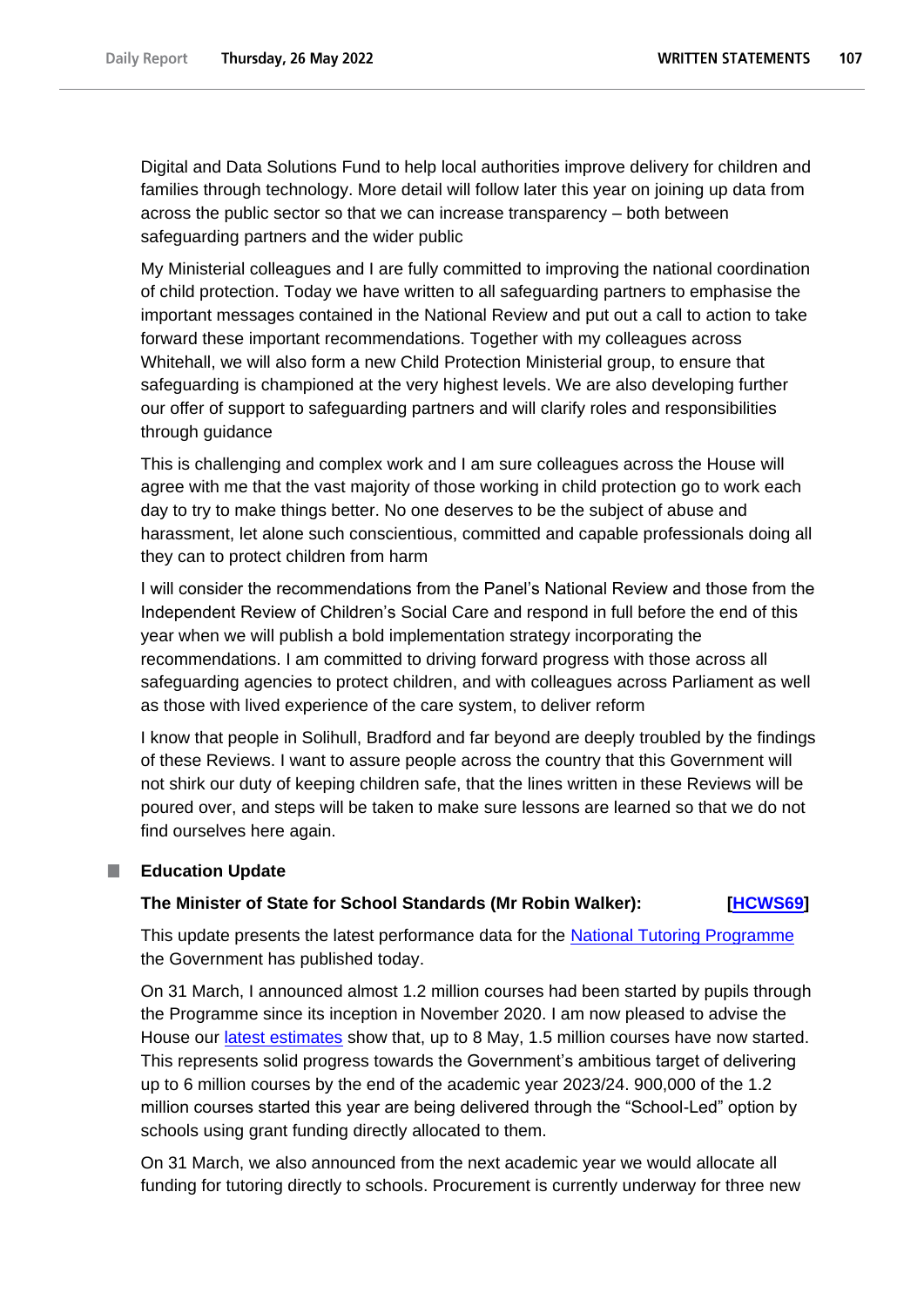Digital and Data Solutions Fund to help local authorities improve delivery for children and families through technology. More detail will follow later this year on joining up data from across the public sector so that we can increase transparency – both between safeguarding partners and the wider public

My Ministerial colleagues and I are fully committed to improving the national coordination of child protection. Today we have written to all safeguarding partners to emphasise the important messages contained in the National Review and put out a call to action to take forward these important recommendations. Together with my colleagues across Whitehall, we will also form a new Child Protection Ministerial group, to ensure that safeguarding is championed at the very highest levels. We are also developing further our offer of support to safeguarding partners and will clarify roles and responsibilities through guidance

This is challenging and complex work and I am sure colleagues across the House will agree with me that the vast majority of those working in child protection go to work each day to try to make things better. No one deserves to be the subject of abuse and harassment, let alone such conscientious, committed and capable professionals doing all they can to protect children from harm

I will consider the recommendations from the Panel's National Review and those from the Independent Review of Children's Social Care and respond in full before the end of this year when we will publish a bold implementation strategy incorporating the recommendations. I am committed to driving forward progress with those across all safeguarding agencies to protect children, and with colleagues across Parliament as well as those with lived experience of the care system, to deliver reform

I know that people in Solihull, Bradford and far beyond are deeply troubled by the findings of these Reviews. I want to assure people across the country that this Government will not shirk our duty of keeping children safe, that the lines written in these Reviews will be poured over, and steps will be taken to make sure lessons are learned so that we do not find ourselves here again.

## Education Update

**The Minister of State for School Standards (Mr Robin Walker): [HCWS69]**

This update presents the latest performance data for the National Tutoring Programme the Government has published today.

On 31 March, I announced almost 1.2 million courses had been started by pupils through the Programme since its inception in November 2020. I am now pleased to advise the House our latest estimates show that, up to 8 May, 1.5 million courses have now started. This represents solid progress towards the Government's ambitious target of delivering up to 6 million courses by the end of the academic year 2023/24. 900,000 of the 1.2 million courses started this year are being delivered through the "School-Led" option by schools using grant funding directly allocated to them.

On 31 March, we also announced from the next academic year we would allocate all funding for tutoring directly to schools. Procurement is currently underway for three new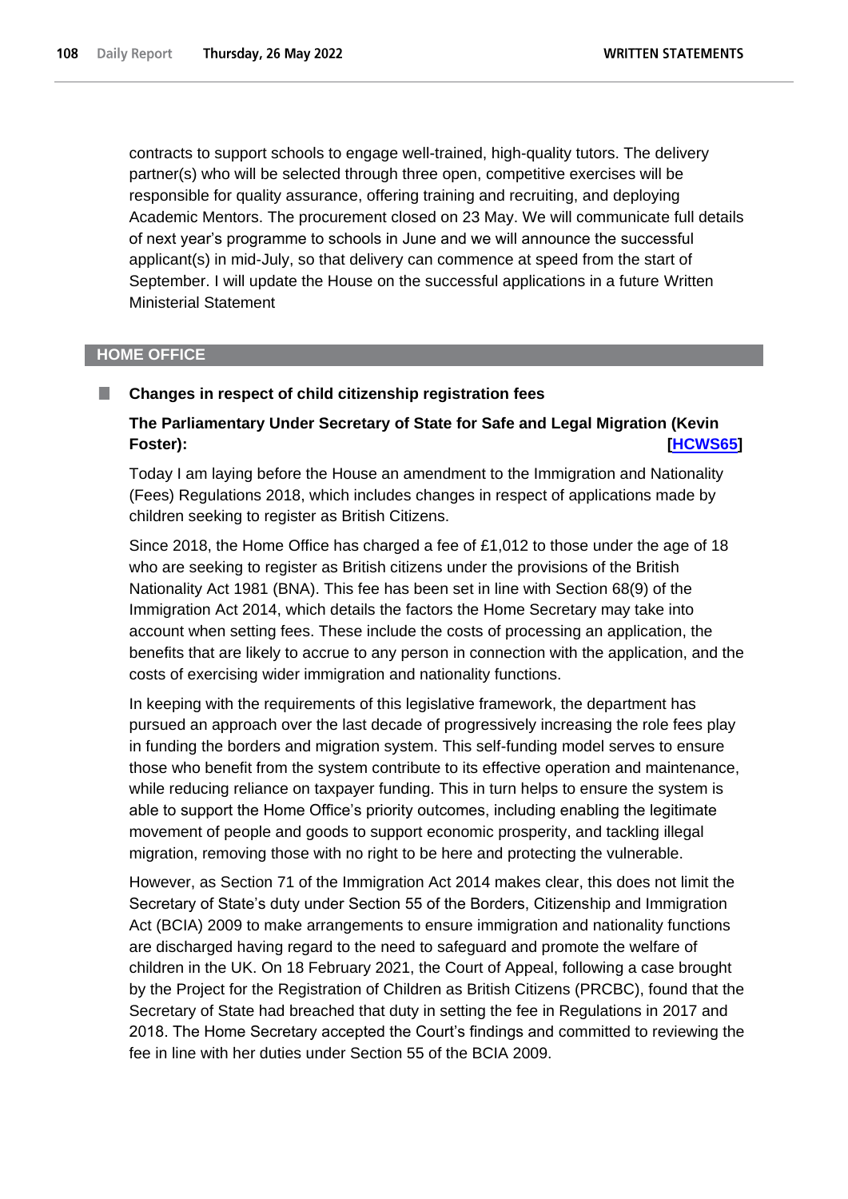contracts to support schools to engage well-trained, high-quality tutors. The delivery partner(s) who will be selected through three open, competitive exercises will be responsible for quality assurance, offering training and recruiting, and deploying Academic Mentors. The procurement closed on 23 May. We will communicate full details of next year's programme to schools in June and we will announce the successful applicant(s) in mid-July, so that delivery can commence at speed from the start of September. I will update the House on the successful applications in a future Written Ministerial Statement

## HOME OFFICE

### Changes in respect of child citizenship registration fees

**The Parliamentary Under Secretary of State for Safe and Legal Migration (Kevin Foster): [HCWS65]**

Today I am laying before the House an amendment to the Immigration and Nationality (Fees) Regulations 2018, which includes changes in respect of applications made by children seeking to register as British Citizens.

Since 2018, the Home Office has charged a fee of £1,012 to those under the age of 18 who are seeking to register as British citizens under the provisions of the British Nationality Act 1981 (BNA). This fee has been set in line with Section 68(9) of the Immigration Act 2014, which details the factors the Home Secretary may take into account when setting fees. These include the costs of processing an application, the benefits that are likely to accrue to any person in connection with the application, and the costs of exercising wider immigration and nationality functions.

In keeping with the requirements of this legislative framework, the department has pursued an approach over the last decade of progressively increasing the role fees play in funding the borders and migration system. This self-funding model serves to ensure those who benefit from the system contribute to its effective operation and maintenance, while reducing reliance on taxpayer funding. This in turn helps to ensure the system is able to support the Home Office's priority outcomes, including enabling the legitimate movement of people and goods to support economic prosperity, and tackling illegal migration, removing those with no right to be here and protecting the vulnerable.

However, as Section 71 of the Immigration Act 2014 makes clear, this does not limit the Secretary of State's duty under Section 55 of the Borders, Citizenship and Immigration Act (BCIA) 2009 to make arrangements to ensure immigration and nationality functions are discharged having regard to the need to safeguard and promote the welfare of children in the UK. On 18 February 2021, the Court of Appeal, following a case brought by the Project for the Registration of Children as British Citizens (PRCBC), found that the Secretary of State had breached that duty in setting the fee in Regulations in 2017 and 2018. The Home Secretary accepted the Court's findings and committed to reviewing the fee in line with her duties under Section 55 of the BCIA 2009.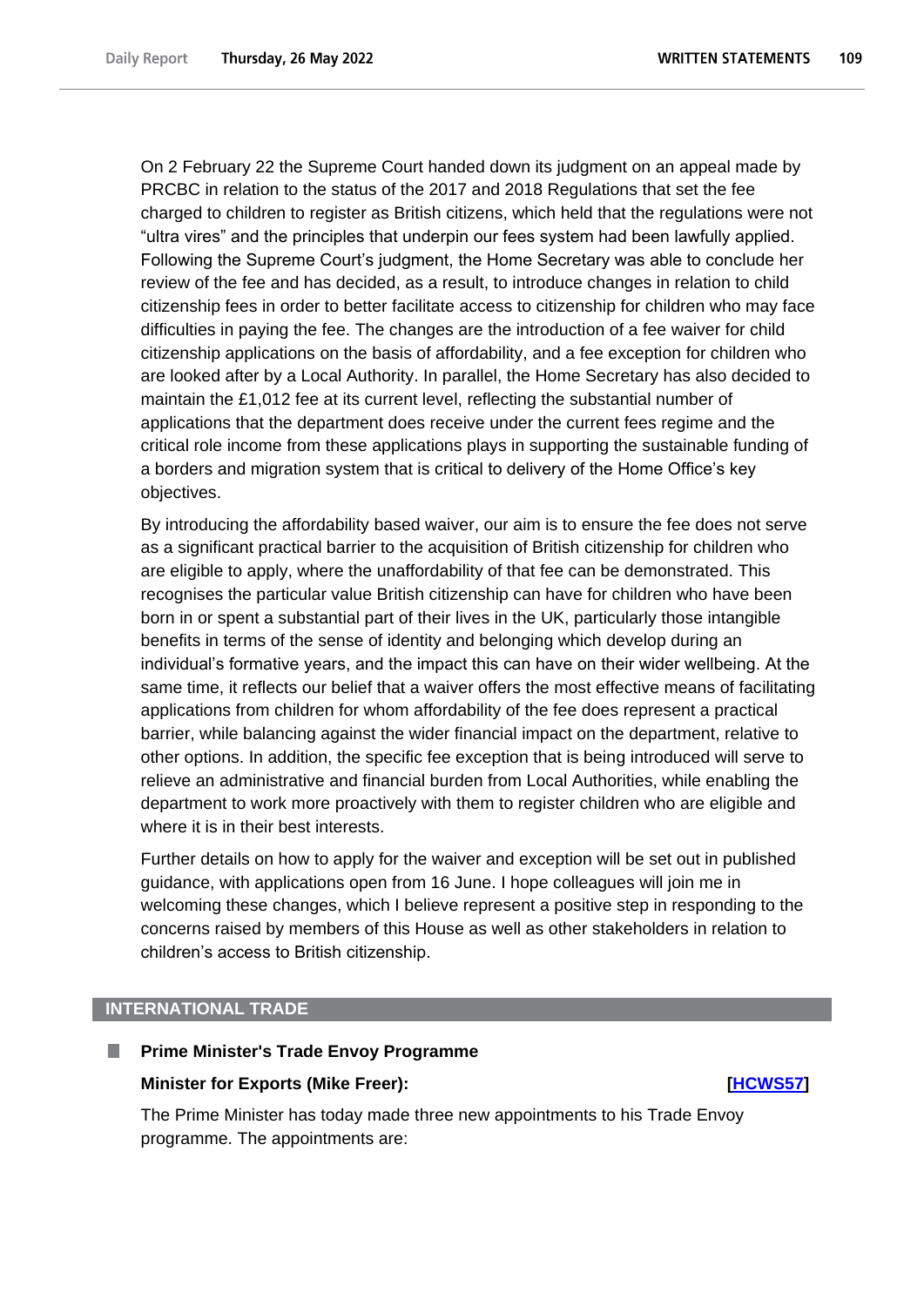On 2 February 22 the Supreme Court handed down its judgment on an appeal made by PRCBC in relation to the status of the 2017 and 2018 Regulations that set the fee charged to children to register as British citizens, which held that the regulations were not "ultra vires" and the principles that underpin our fees system had been lawfully applied. Following the Supreme Court's judgment, the Home Secretary was able to conclude her review of the fee and has decided, as a result, to introduce changes in relation to child citizenship fees in order to better facilitate access to citizenship for children who may face difficulties in paying the fee. The changes are the introduction of a fee waiver for child citizenship applications on the basis of affordability, and a fee exception for children who are looked after by a Local Authority. In parallel, the Home Secretary has also decided to maintain the £1,012 fee at its current level, reflecting the substantial number of applications that the department does receive under the current fees regime and the critical role income from these applications plays in supporting the sustainable funding of a borders and migration system that is critical to delivery of the Home Office's key objectives.

By introducing the affordability based waiver, our aim is to ensure the fee does not serve as a significant practical barrier to the acquisition of British citizenship for children who are eligible to apply, where the unaffordability of that fee can be demonstrated. This recognises the particular value British citizenship can have for children who have been born in or spent a substantial part of their lives in the UK, particularly those intangible benefits in terms of the sense of identity and belonging which develop during an individual's formative years, and the impact this can have on their wider wellbeing. At the same time, it reflects our belief that a waiver offers the most effective means of facilitating applications from children for whom affordability of the fee does represent a practical barrier, while balancing against the wider financial impact on the department, relative to other options. In addition, the specific fee exception that is being introduced will serve to relieve an administrative and financial burden from Local Authorities, while enabling the department to work more proactively with them to register children who are eligible and where it is in their best interests.

Further details on how to apply for the waiver and exception will be set out in published guidance, with applications open from 16 June. I hope colleagues will join me in welcoming these changes, which I believe represent a positive step in responding to the concerns raised by members of this House as well as other stakeholders in relation to children's access to British citizenship.

## INTERNATIONAL TRADE

### Prime Minister's Trade Envoy Programme

**Minister for Exports (Mike Freer):** **[HCWS57]**

The Prime Minister has today made three new appointments to his Trade Envoy programme. The appointments are: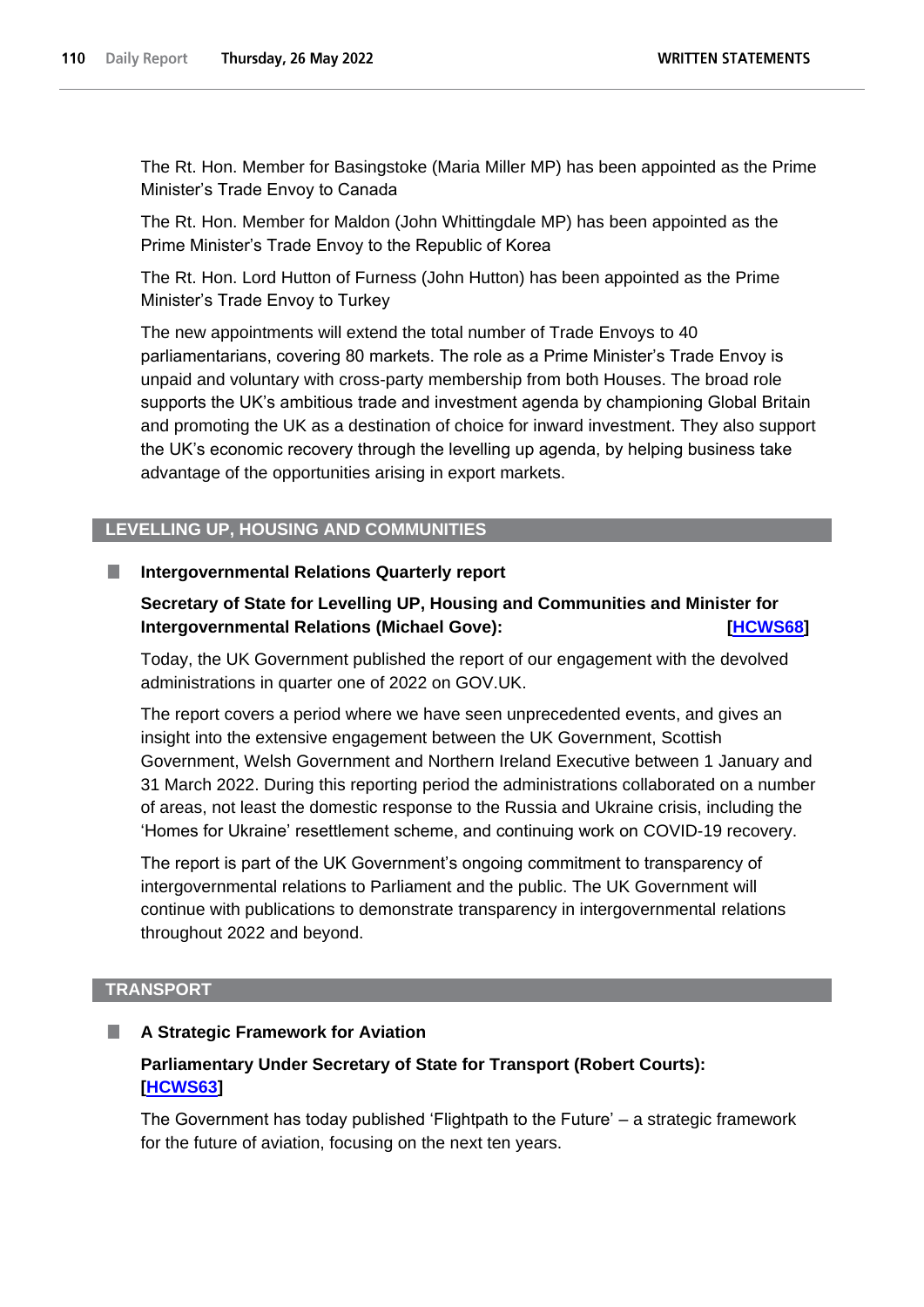The Rt. Hon. Member for Basingstoke (Maria Miller MP) has been appointed as the Prime Minister's Trade Envoy to Canada

The Rt. Hon. Member for Maldon (John Whittingdale MP) has been appointed as the Prime Minister's Trade Envoy to the Republic of Korea

The Rt. Hon. Lord Hutton of Furness (John Hutton) has been appointed as the Prime Minister's Trade Envoy to Turkey

The new appointments will extend the total number of Trade Envoys to 40 parliamentarians, covering 80 markets. The role as a Prime Minister's Trade Envoy is unpaid and voluntary with cross-party membership from both Houses. The broad role supports the UK's ambitious trade and investment agenda by championing Global Britain and promoting the UK as a destination of choice for inward investment. They also support the UK's economic recovery through the levelling up agenda, by helping business take advantage of the opportunities arising in export markets.

## LEVELLING UP, HOUSING AND COMMUNITIES

### Intergovernmental Relations Quarterly report

**Secretary of State for Levelling UP, Housing and Communities and Minister for Intergovernmental Relations (Michael Gove): [HCWS68]**

Today, the UK Government published the report of our engagement with the devolved administrations in quarter one of 2022 on GOV.UK.

The report covers a period where we have seen unprecedented events, and gives an insight into the extensive engagement between the UK Government, Scottish Government, Welsh Government and Northern Ireland Executive between 1 January and 31 March 2022. During this reporting period the administrations collaborated on a number of areas, not least the domestic response to the Russia and Ukraine crisis, including the 'Homes for Ukraine' resettlement scheme, and continuing work on COVID-19 recovery.

The report is part of the UK Government's ongoing commitment to transparency of intergovernmental relations to Parliament and the public. The UK Government will continue with publications to demonstrate transparency in intergovernmental relations throughout 2022 and beyond.

## TRANSPORT

### A Strategic Framework for Aviation

**Parliamentary Under Secretary of State for Transport (Robert Courts): [HCWS63]**

The Government has today published 'Flightpath to the Future' – a strategic framework for the future of aviation, focusing on the next ten years.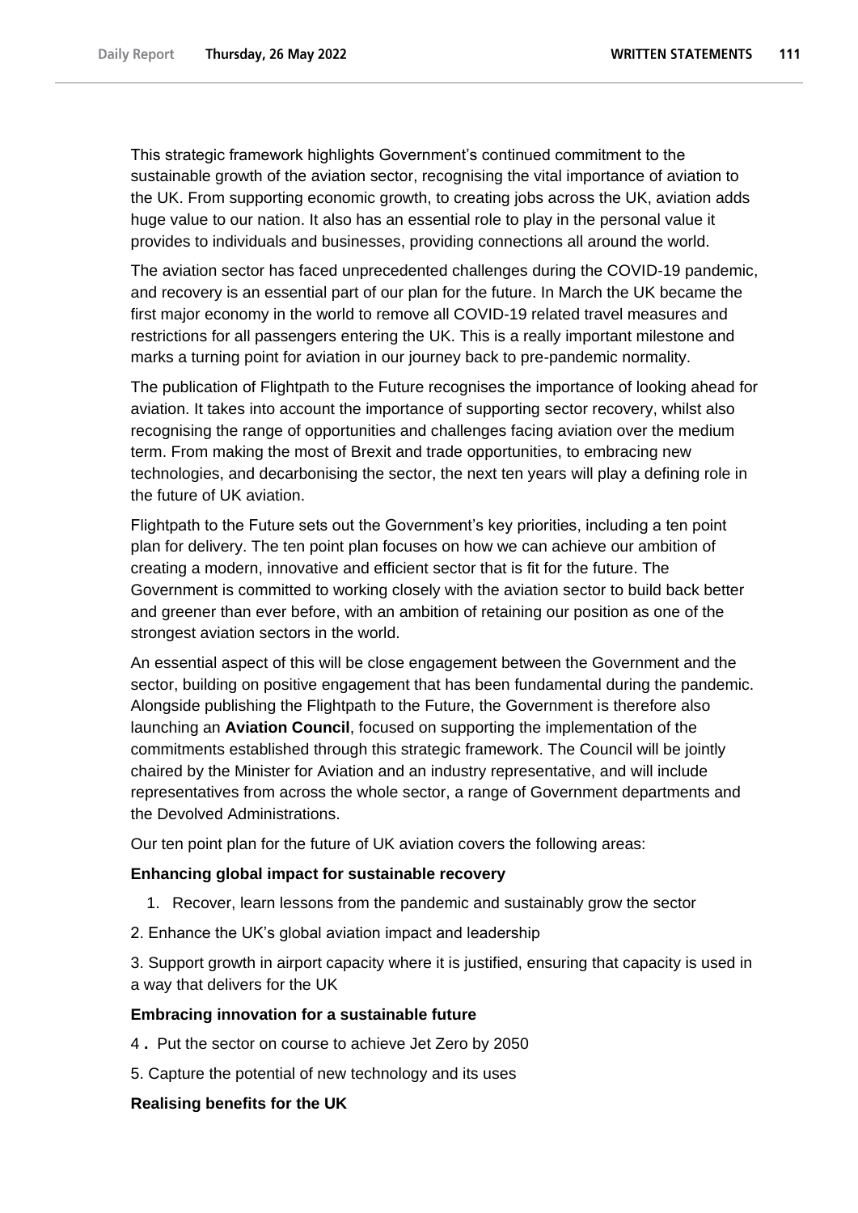This strategic framework highlights Government's continued commitment to the sustainable growth of the aviation sector, recognising the vital importance of aviation to the UK. From supporting economic growth, to creating jobs across the UK, aviation adds huge value to our nation. It also has an essential role to play in the personal value it provides to individuals and businesses, providing connections all around the world.

The aviation sector has faced unprecedented challenges during the COVID-19 pandemic, and recovery is an essential part of our plan for the future. In March the UK became the first major economy in the world to remove all COVID-19 related travel measures and restrictions for all passengers entering the UK. This is a really important milestone and marks a turning point for aviation in our journey back to pre-pandemic normality.

The publication of Flightpath to the Future recognises the importance of looking ahead for aviation. It takes into account the importance of supporting sector recovery, whilst also recognising the range of opportunities and challenges facing aviation over the medium term. From making the most of Brexit and trade opportunities, to embracing new technologies, and decarbonising the sector, the next ten years will play a defining role in the future of UK aviation.

Flightpath to the Future sets out the Government's key priorities, including a ten point plan for delivery. The ten point plan focuses on how we can achieve our ambition of creating a modern, innovative and efficient sector that is fit for the future. The Government is committed to working closely with the aviation sector to build back better and greener than ever before, with an ambition of retaining our position as one of the strongest aviation sectors in the world.

An essential aspect of this will be close engagement between the Government and the sector, building on positive engagement that has been fundamental during the pandemic. Alongside publishing the Flightpath to the Future, the Government is therefore also launching an **Aviation Council**, focused on supporting the implementation of the commitments established through this strategic framework. The Council will be jointly chaired by the Minister for Aviation and an industry representative, and will include representatives from across the whole sector, a range of Government departments and the Devolved Administrations.

Our ten point plan for the future of UK aviation covers the following areas:

**Enhancing global impact for sustainable recovery**

1. Recover, learn lessons from the pandemic and sustainably grow the sector

2. Enhance the UK's global aviation impact and leadership

3. Support growth in airport capacity where it is justified, ensuring that capacity is used in a way that delivers for the UK

**Embracing innovation for a sustainable future**

4. Put the sector on course to achieve Jet Zero by 2050

5. Capture the potential of new technology and its uses

**Realising benefits for the UK**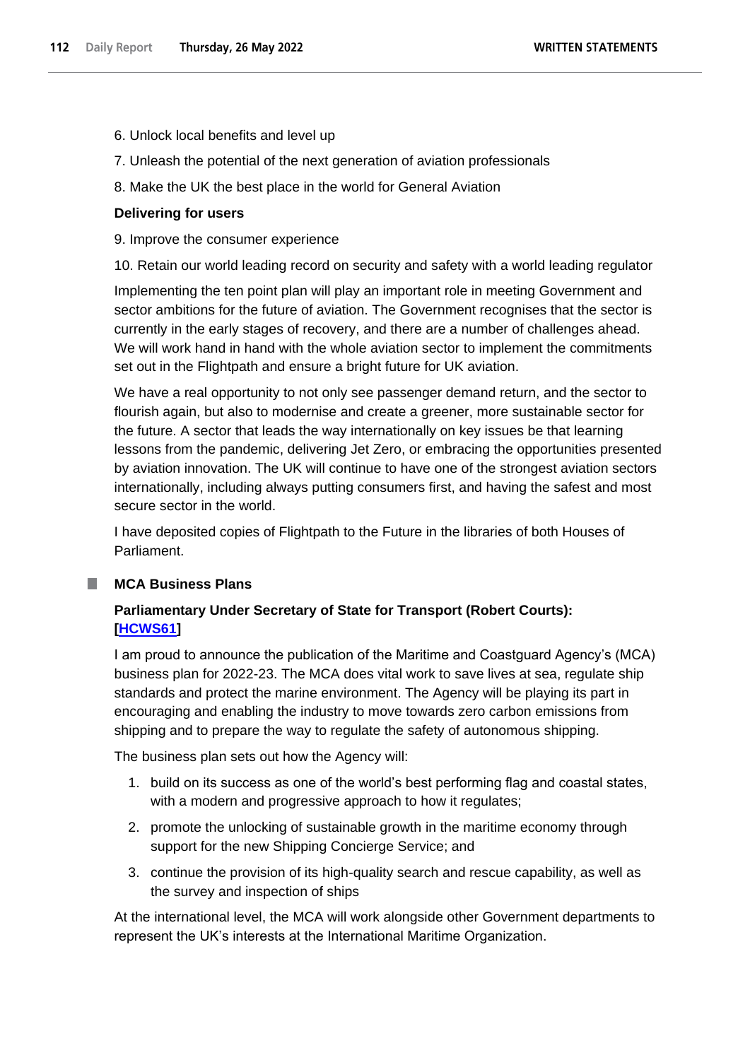6. Unlock local benefits and level up

7. Unleash the potential of the next generation of aviation professionals

8. Make the UK the best place in the world for General Aviation

**Delivering for users**

9. Improve the consumer experience

10. Retain our world leading record on security and safety with a world leading regulator

Implementing the ten point plan will play an important role in meeting Government and sector ambitions for the future of aviation. The Government recognises that the sector is currently in the early stages of recovery, and there are a number of challenges ahead. We will work hand in hand with the whole aviation sector to implement the commitments set out in the Flightpath and ensure a bright future for UK aviation.

We have a real opportunity to not only see passenger demand return, and the sector to flourish again, but also to modernise and create a greener, more sustainable sector for the future. A sector that leads the way internationally on key issues be that learning lessons from the pandemic, delivering Jet Zero, or embracing the opportunities presented by aviation innovation. The UK will continue to have one of the strongest aviation sectors internationally, including always putting consumers first, and having the safest and most secure sector in the world.

I have deposited copies of Flightpath to the Future in the libraries of both Houses of Parliament.

## MCA Business Plans

**Parliamentary Under Secretary of State for Transport (Robert Courts): [HCWS61]**

I am proud to announce the publication of the Maritime and Coastguard Agency's (MCA) business plan for 2022-23. The MCA does vital work to save lives at sea, regulate ship standards and protect the marine environment. The Agency will be playing its part in encouraging and enabling the industry to move towards zero carbon emissions from shipping and to prepare the way to regulate the safety of autonomous shipping.

The business plan sets out how the Agency will:

1. build on its success as one of the world's best performing flag and coastal states, with a modern and progressive approach to how it regulates;
2. promote the unlocking of sustainable growth in the maritime economy through support for the new Shipping Concierge Service; and
3. continue the provision of its high-quality search and rescue capability, as well as the survey and inspection of ships

At the international level, the MCA will work alongside other Government departments to represent the UK's interests at the International Maritime Organization.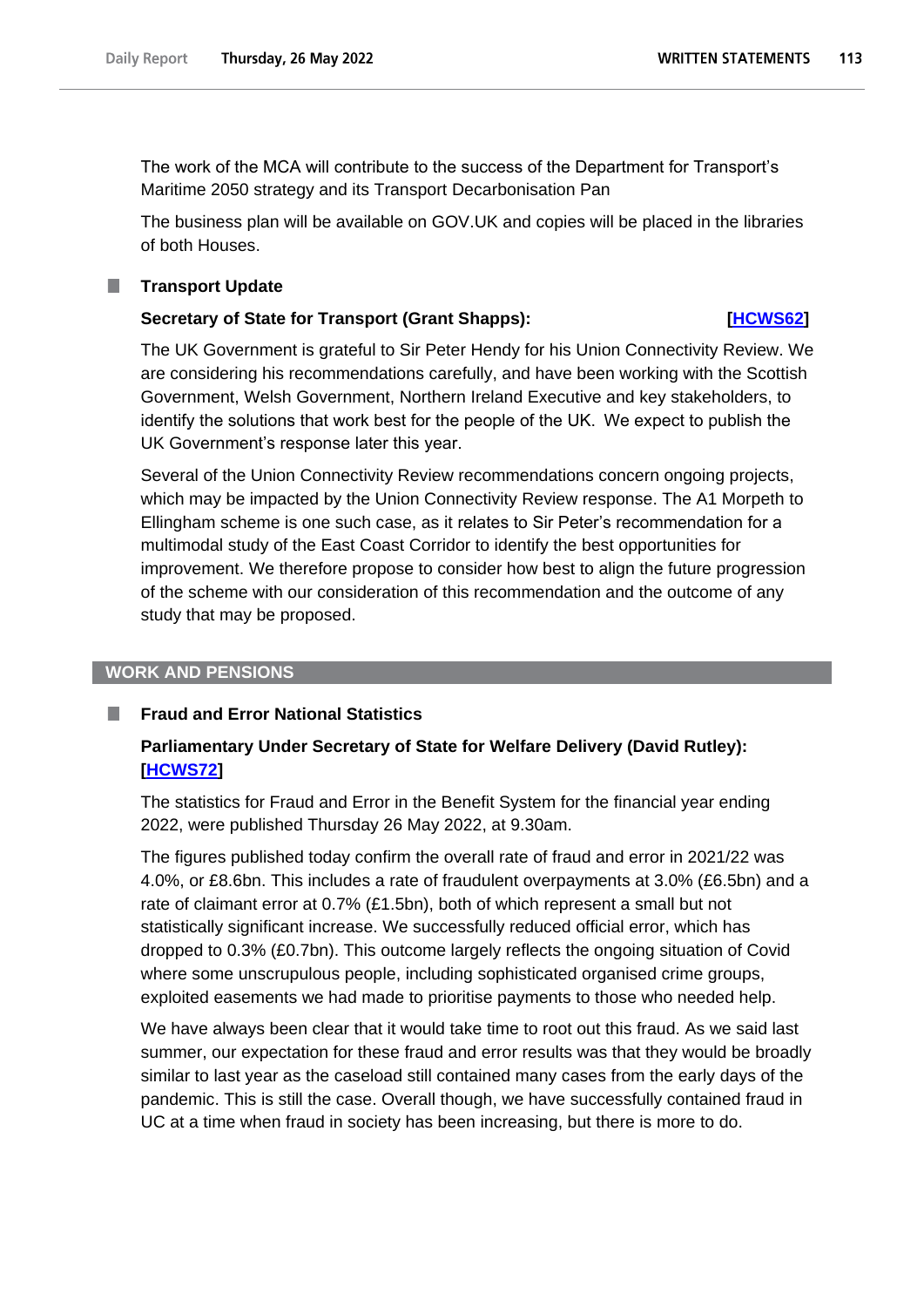The work of the MCA will contribute to the success of the Department for Transport's Maritime 2050 strategy and its Transport Decarbonisation Pan

The business plan will be available on GOV.UK and copies will be placed in the libraries of both Houses.

### Transport Update

**Secretary of State for Transport (Grant Shapps): [HCWS62]**

The UK Government is grateful to Sir Peter Hendy for his Union Connectivity Review. We are considering his recommendations carefully, and have been working with the Scottish Government, Welsh Government, Northern Ireland Executive and key stakeholders, to identify the solutions that work best for the people of the UK. We expect to publish the UK Government's response later this year.

Several of the Union Connectivity Review recommendations concern ongoing projects, which may be impacted by the Union Connectivity Review response. The A1 Morpeth to Ellingham scheme is one such case, as it relates to Sir Peter's recommendation for a multimodal study of the East Coast Corridor to identify the best opportunities for improvement. We therefore propose to consider how best to align the future progression of the scheme with our consideration of this recommendation and the outcome of any study that may be proposed.

## WORK AND PENSIONS

### Fraud and Error National Statistics

**Parliamentary Under Secretary of State for Welfare Delivery (David Rutley): [HCWS72]**

The statistics for Fraud and Error in the Benefit System for the financial year ending 2022, were published Thursday 26 May 2022, at 9.30am.

The figures published today confirm the overall rate of fraud and error in 2021/22 was 4.0%, or £8.6bn. This includes a rate of fraudulent overpayments at 3.0% (£6.5bn) and a rate of claimant error at 0.7% (£1.5bn), both of which represent a small but not statistically significant increase. We successfully reduced official error, which has dropped to 0.3% (£0.7bn). This outcome largely reflects the ongoing situation of Covid where some unscrupulous people, including sophisticated organised crime groups, exploited easements we had made to prioritise payments to those who needed help.

We have always been clear that it would take time to root out this fraud. As we said last summer, our expectation for these fraud and error results was that they would be broadly similar to last year as the caseload still contained many cases from the early days of the pandemic. This is still the case. Overall though, we have successfully contained fraud in UC at a time when fraud in society has been increasing, but there is more to do.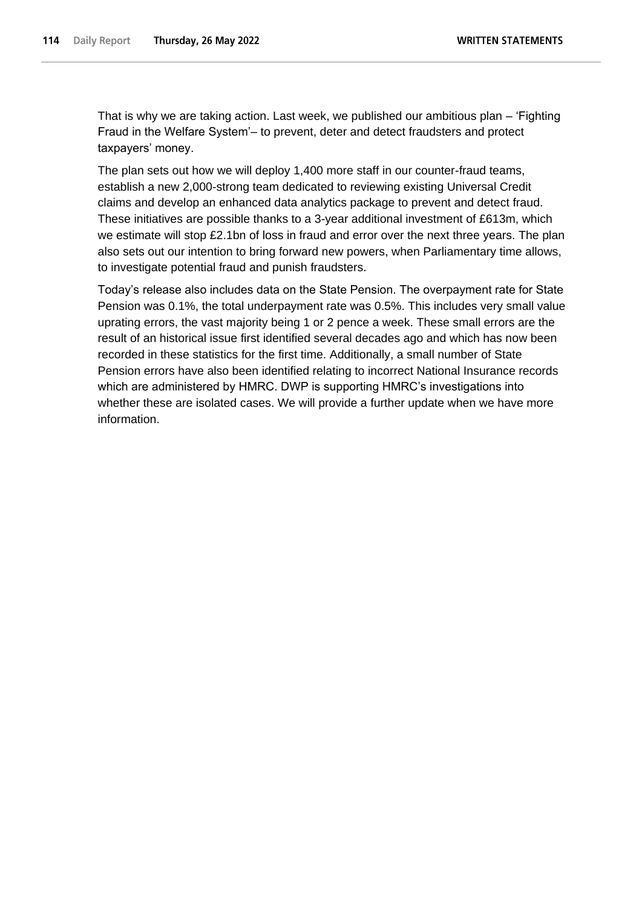That is why we are taking action. Last week, we published our ambitious plan – 'Fighting Fraud in the Welfare System'– to prevent, deter and detect fraudsters and protect taxpayers' money.

The plan sets out how we will deploy 1,400 more staff in our counter-fraud teams, establish a new 2,000-strong team dedicated to reviewing existing Universal Credit claims and develop an enhanced data analytics package to prevent and detect fraud. These initiatives are possible thanks to a 3-year additional investment of £613m, which we estimate will stop £2.1bn of loss in fraud and error over the next three years. The plan also sets out our intention to bring forward new powers, when Parliamentary time allows, to investigate potential fraud and punish fraudsters.

Today's release also includes data on the State Pension. The overpayment rate for State Pension was 0.1%, the total underpayment rate was 0.5%. This includes very small value uprating errors, the vast majority being 1 or 2 pence a week. These small errors are the result of an historical issue first identified several decades ago and which has now been recorded in these statistics for the first time. Additionally, a small number of State Pension errors have also been identified relating to incorrect National Insurance records which are administered by HMRC. DWP is supporting HMRC's investigations into whether these are isolated cases. We will provide a further update when we have more information.